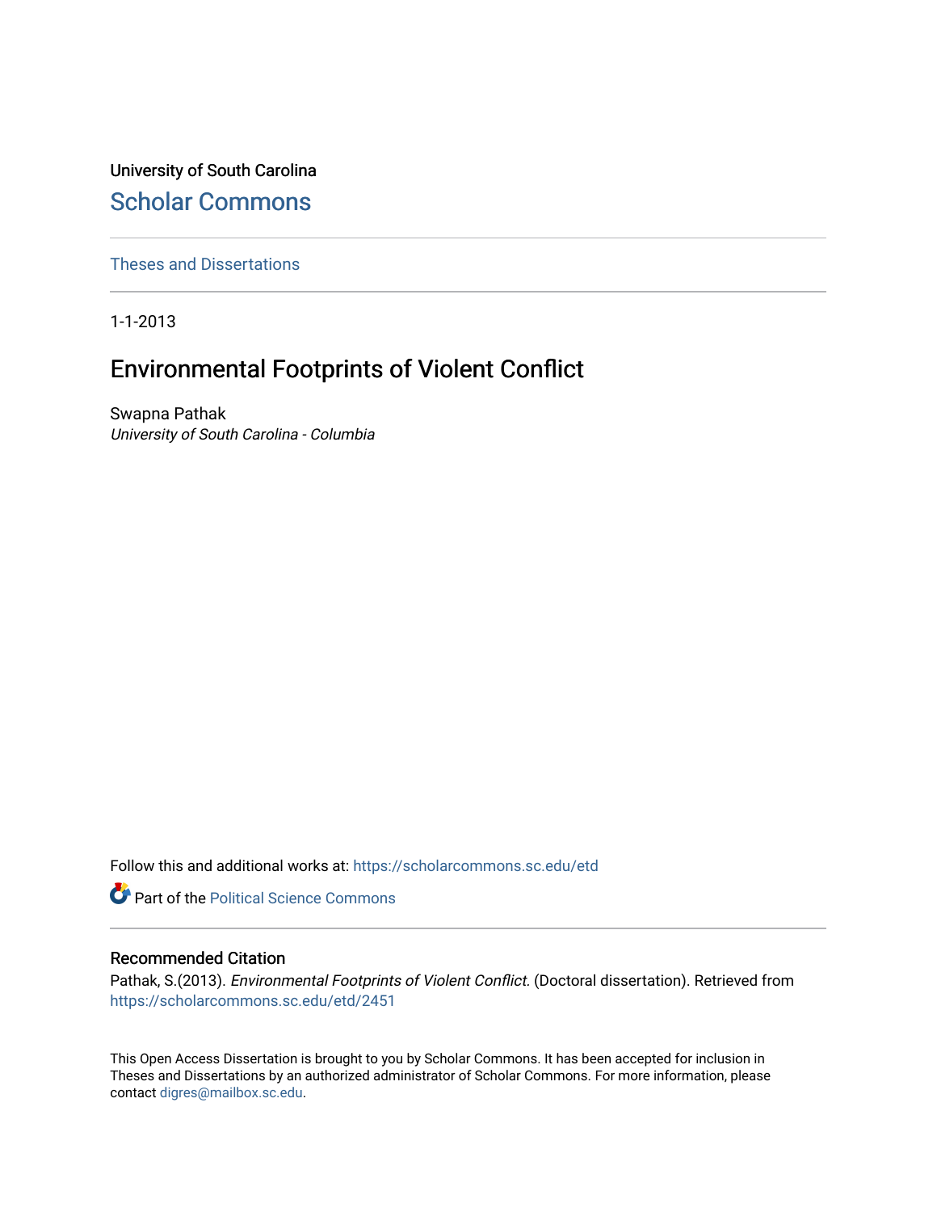University of South Carolina

## Scholar Commons

Theses and Dissertations

1-1-2013

# Environmental Footprints of Violent Conflict

Swapna Pathak

*University of South Carolina - Columbia*

Follow this and additional works at: https://scholarcommons.sc.edu/etd

Part of the Political Science Commons

### Recommended Citation

Pathak, S.(2013). *Environmental Footprints of Violent Conflict.* (Doctoral dissertation). Retrieved from https://scholarcommons.sc.edu/etd/2451

This Open Access Dissertation is brought to you by Scholar Commons. It has been accepted for inclusion in Theses and Dissertations by an authorized administrator of Scholar Commons. For more information, please contact digres@mailbox.sc.edu.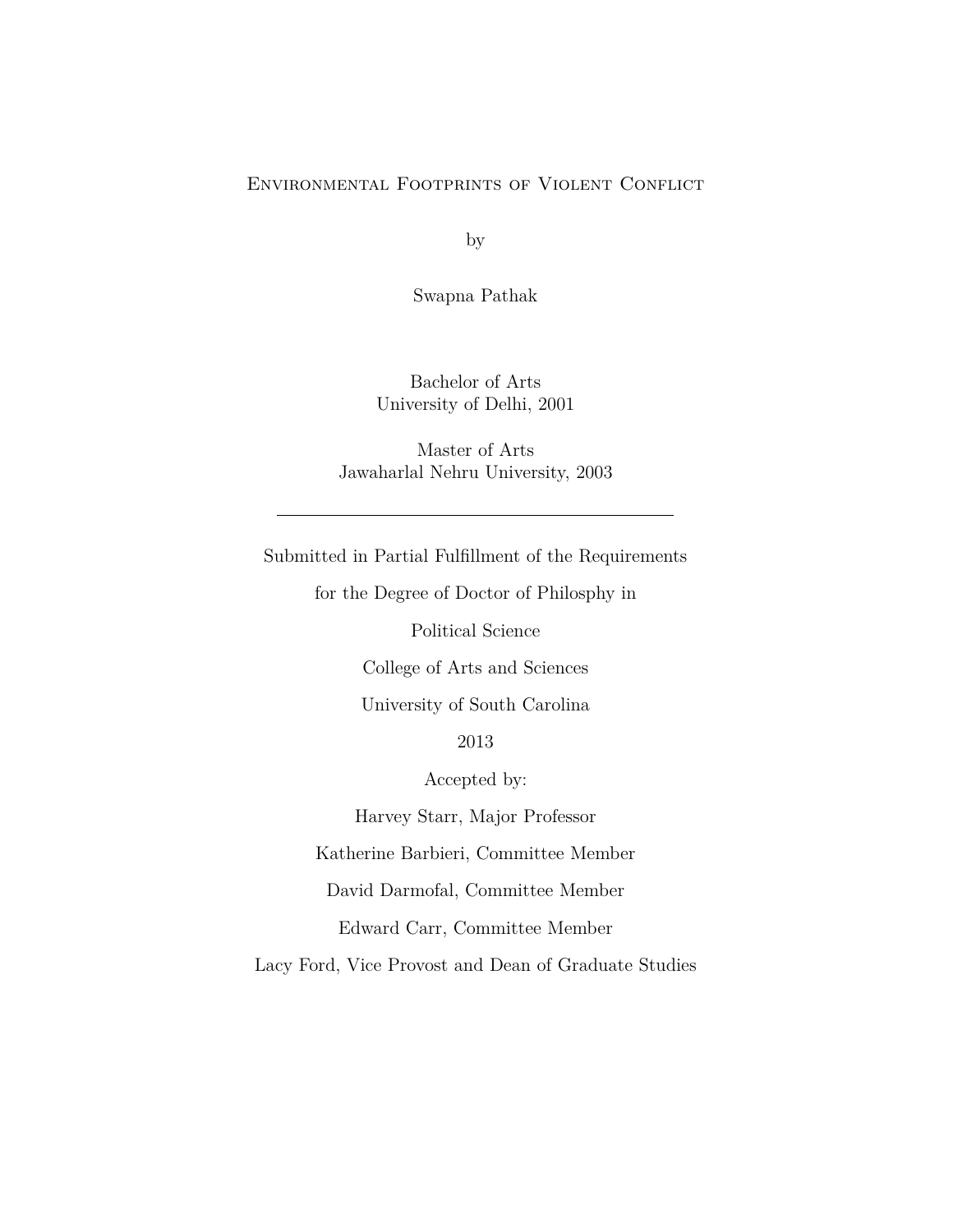# Environmental Footprints of Violent Conflict

by

Swapna Pathak

Bachelor of Arts
University of Delhi, 2001

Master of Arts
Jawaharlal Nehru University, 2003

---

Submitted in Partial Fulfillment of the Requirements

for the Degree of Doctor of Philosphy in

Political Science

College of Arts and Sciences

University of South Carolina

2013

Accepted by:

Harvey Starr, Major Professor

Katherine Barbieri, Committee Member

David Darmofal, Committee Member

Edward Carr, Committee Member

Lacy Ford, Vice Provost and Dean of Graduate Studies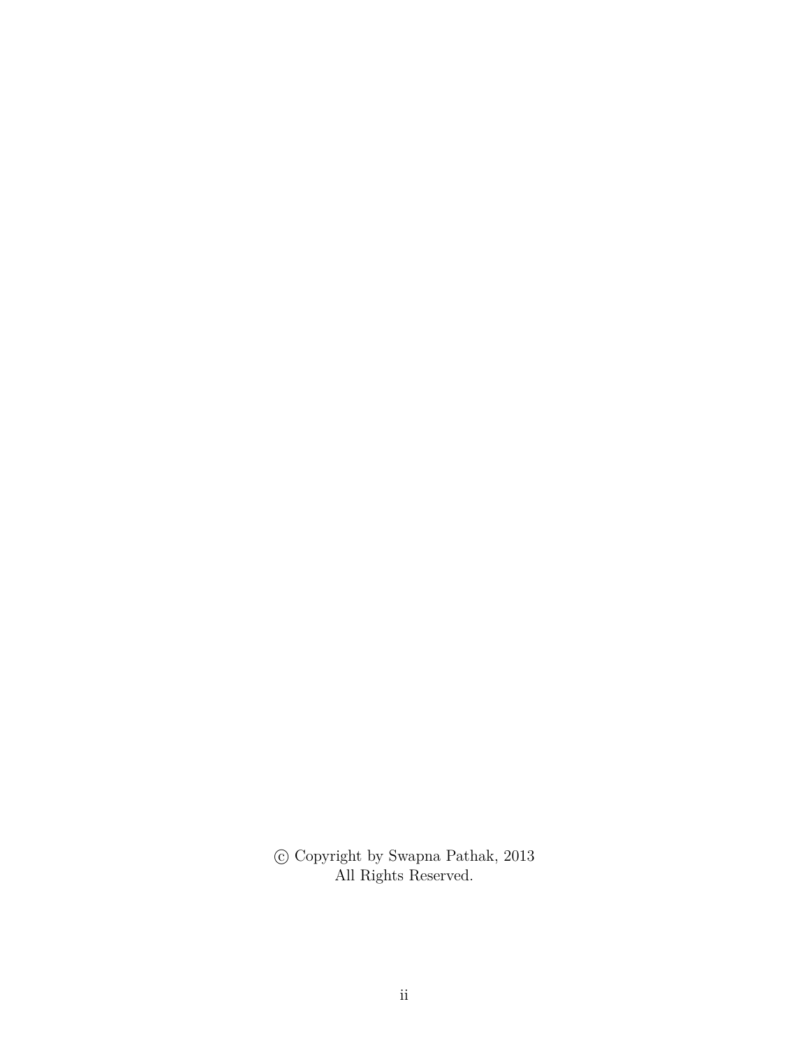© Copyright by Swapna Pathak, 2013
All Rights Reserved.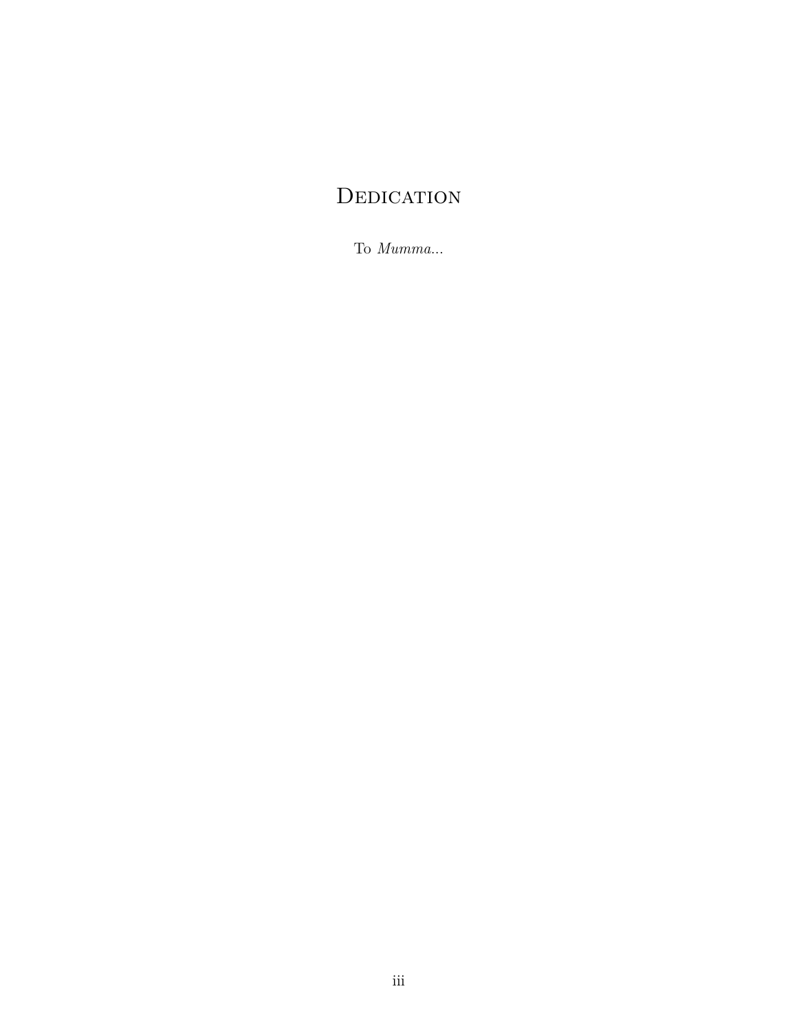# Dedication

To *Mumma...*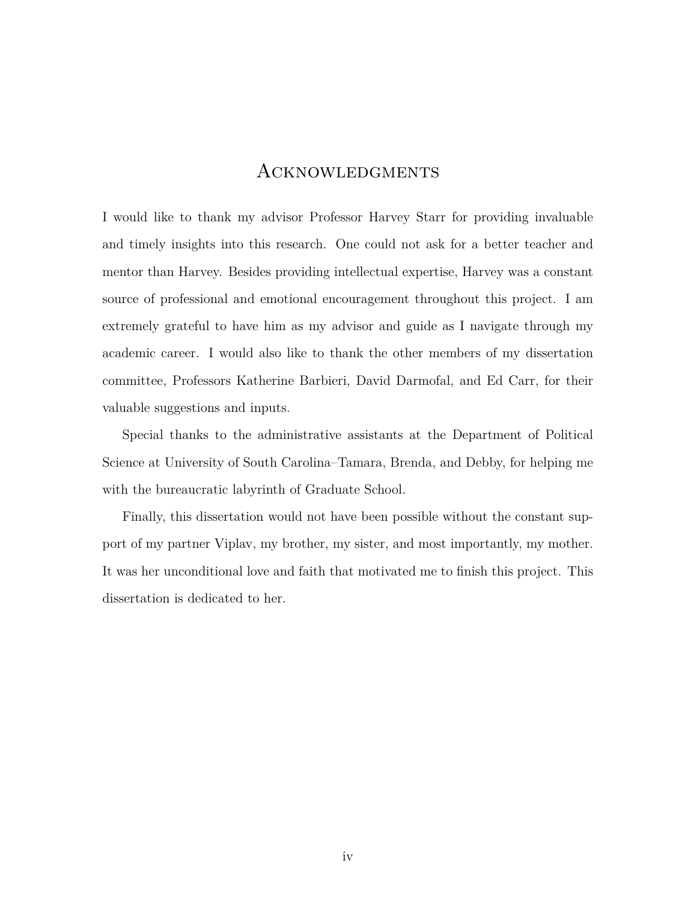# Acknowledgments

I would like to thank my advisor Professor Harvey Starr for providing invaluable and timely insights into this research. One could not ask for a better teacher and mentor than Harvey. Besides providing intellectual expertise, Harvey was a constant source of professional and emotional encouragement throughout this project. I am extremely grateful to have him as my advisor and guide as I navigate through my academic career. I would also like to thank the other members of my dissertation committee, Professors Katherine Barbieri, David Darmofal, and Ed Carr, for their valuable suggestions and inputs.

Special thanks to the administrative assistants at the Department of Political Science at University of South Carolina–Tamara, Brenda, and Debby, for helping me with the bureaucratic labyrinth of Graduate School.

Finally, this dissertation would not have been possible without the constant support of my partner Viplav, my brother, my sister, and most importantly, my mother. It was her unconditional love and faith that motivated me to finish this project. This dissertation is dedicated to her.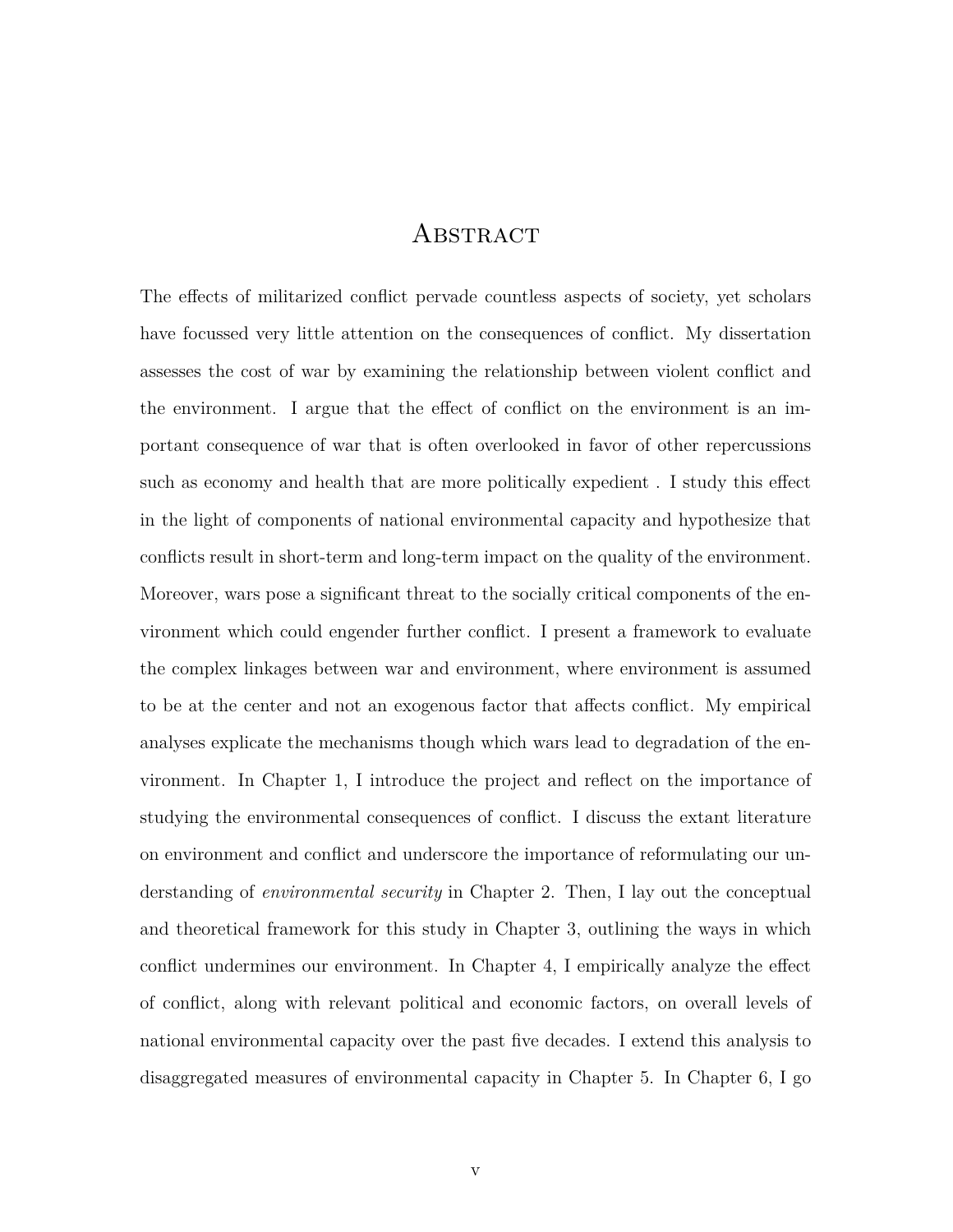# Abstract

The effects of militarized conflict pervade countless aspects of society, yet scholars have focussed very little attention on the consequences of conflict. My dissertation assesses the cost of war by examining the relationship between violent conflict and the environment. I argue that the effect of conflict on the environment is an important consequence of war that is often overlooked in favor of other repercussions such as economy and health that are more politically expedient . I study this effect in the light of components of national environmental capacity and hypothesize that conflicts result in short-term and long-term impact on the quality of the environment. Moreover, wars pose a significant threat to the socially critical components of the environment which could engender further conflict. I present a framework to evaluate the complex linkages between war and environment, where environment is assumed to be at the center and not an exogenous factor that affects conflict. My empirical analyses explicate the mechanisms though which wars lead to degradation of the environment. In Chapter 1, I introduce the project and reflect on the importance of studying the environmental consequences of conflict. I discuss the extant literature on environment and conflict and underscore the importance of reformulating our understanding of *environmental security* in Chapter 2. Then, I lay out the conceptual and theoretical framework for this study in Chapter 3, outlining the ways in which conflict undermines our environment. In Chapter 4, I empirically analyze the effect of conflict, along with relevant political and economic factors, on overall levels of national environmental capacity over the past five decades. I extend this analysis to disaggregated measures of environmental capacity in Chapter 5. In Chapter 6, I go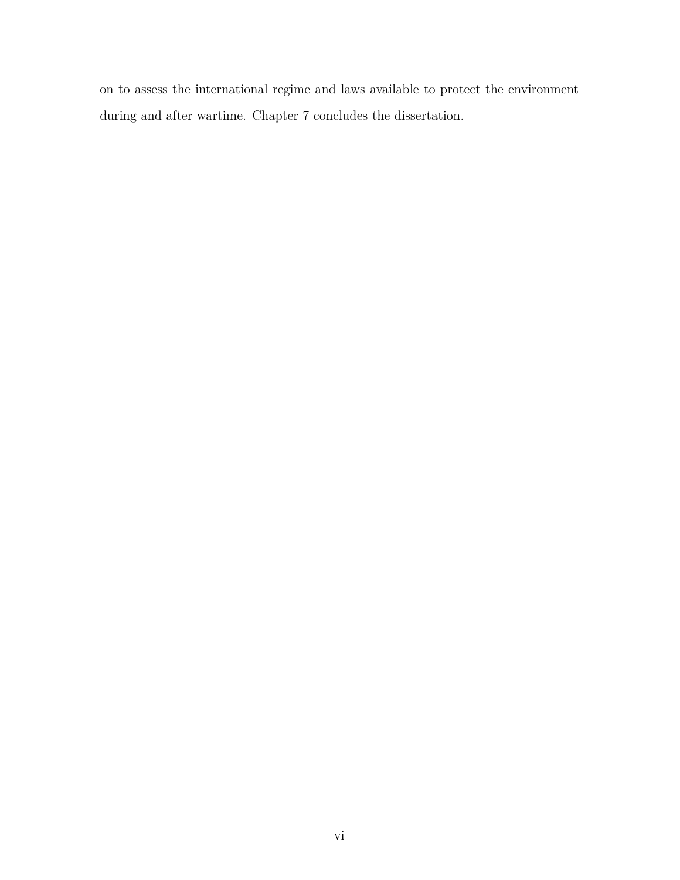on to assess the international regime and laws available to protect the environment during and after wartime. Chapter 7 concludes the dissertation.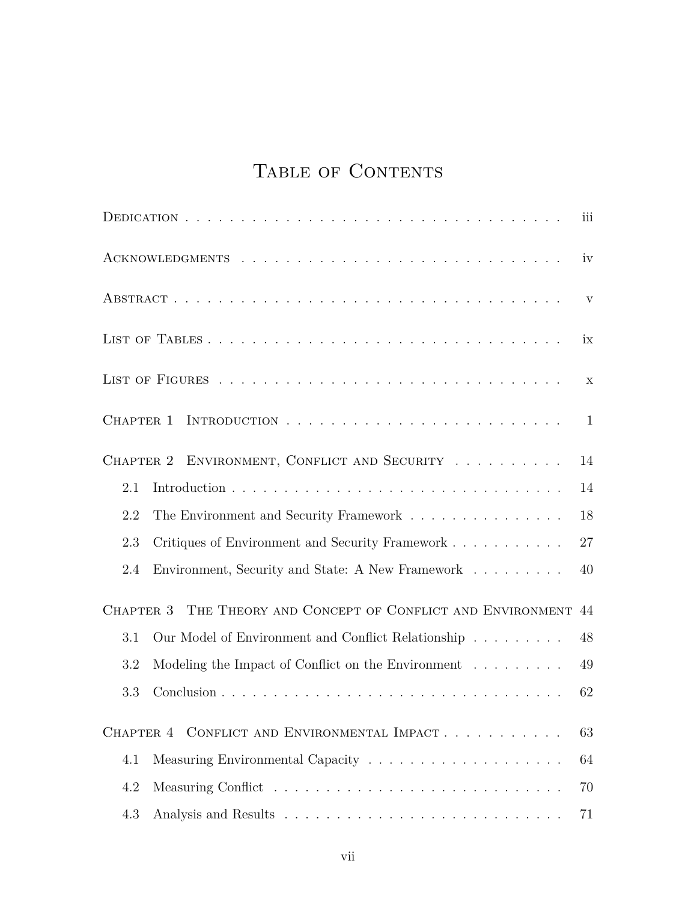# Table of Contents

Dedication . . . . . . . . . . . . . . . . . . . . . . . . . . . . . . . . . . . iii

Acknowledgments . . . . . . . . . . . . . . . . . . . . . . . . . . . . . . iv

Abstract . . . . . . . . . . . . . . . . . . . . . . . . . . . . . . . . . . . v

List of Tables . . . . . . . . . . . . . . . . . . . . . . . . . . . . . . . . ix

List of Figures . . . . . . . . . . . . . . . . . . . . . . . . . . . . . . . x

Chapter 1 Introduction . . . . . . . . . . . . . . . . . . . . . . . . . . 1

Chapter 2 Environment, Conflict and Security . . . . . . . . . . . 14

- 2.1 Introduction . . . . . . . . . . . . . . . . . . . . . . . . . . . . . . . 14
- 2.2 The Environment and Security Framework . . . . . . . . . . . . . . . 18
- 2.3 Critiques of Environment and Security Framework . . . . . . . . . . . 27
- 2.4 Environment, Security and State: A New Framework . . . . . . . . . 40

Chapter 3 The Theory and Concept of Conflict and Environment 44

- 3.1 Our Model of Environment and Conflict Relationship . . . . . . . . . 48
- 3.2 Modeling the Impact of Conflict on the Environment . . . . . . . . . 49
- 3.3 Conclusion . . . . . . . . . . . . . . . . . . . . . . . . . . . . . . . . 62

Chapter 4 Conflict and Environmental Impact . . . . . . . . . . . 63

- 4.1 Measuring Environmental Capacity . . . . . . . . . . . . . . . . . . 64
- 4.2 Measuring Conflict . . . . . . . . . . . . . . . . . . . . . . . . . . . 70
- 4.3 Analysis and Results . . . . . . . . . . . . . . . . . . . . . . . . . . 71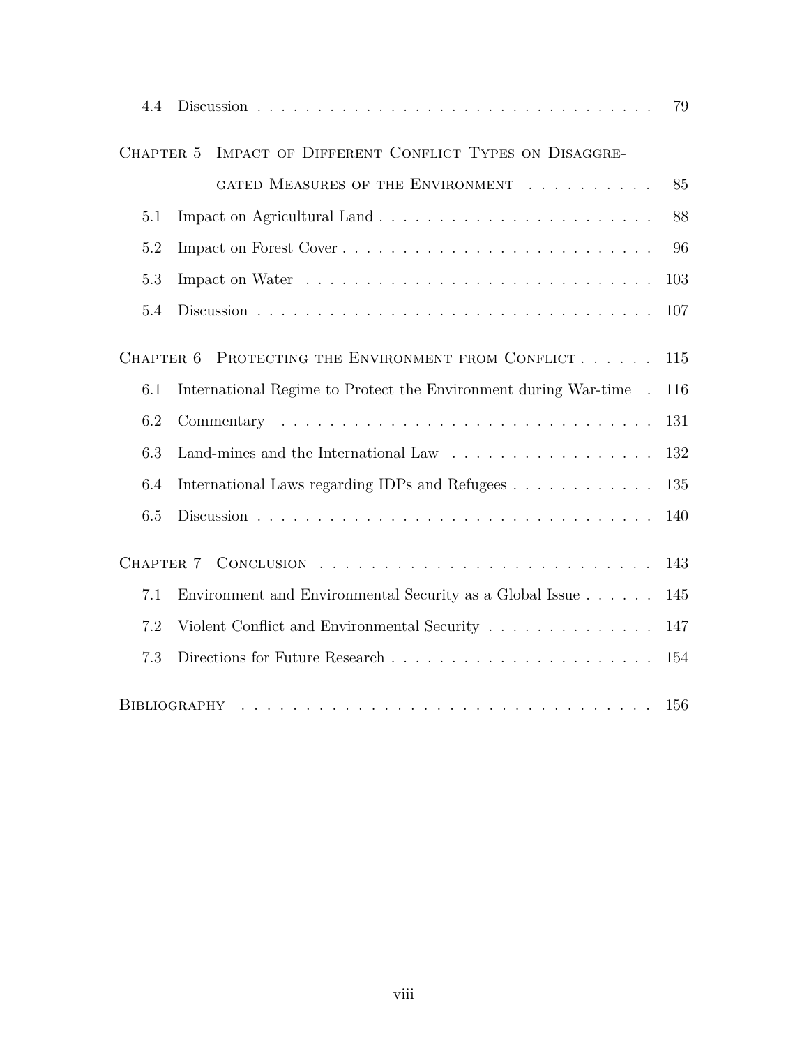| | | |
|---|---|---|
| 4.4 | Discussion | 79 |
| Chapter 5 | Impact of Different Conflict Types on Disaggregated Measures of the Environment | 85 |
| 5.1 | Impact on Agricultural Land | 88 |
| 5.2 | Impact on Forest Cover | 96 |
| 5.3 | Impact on Water | 103 |
| 5.4 | Discussion | 107 |
| Chapter 6 | Protecting the Environment from Conflict | 115 |
| 6.1 | International Regime to Protect the Environment during War-time | 116 |
| 6.2 | Commentary | 131 |
| 6.3 | Land-mines and the International Law | 132 |
| 6.4 | International Laws regarding IDPs and Refugees | 135 |
| 6.5 | Discussion | 140 |
| Chapter 7 | Conclusion | 143 |
| 7.1 | Environment and Environmental Security as a Global Issue | 145 |
| 7.2 | Violent Conflict and Environmental Security | 147 |
| 7.3 | Directions for Future Research | 154 |
| Bibliography | | 156 |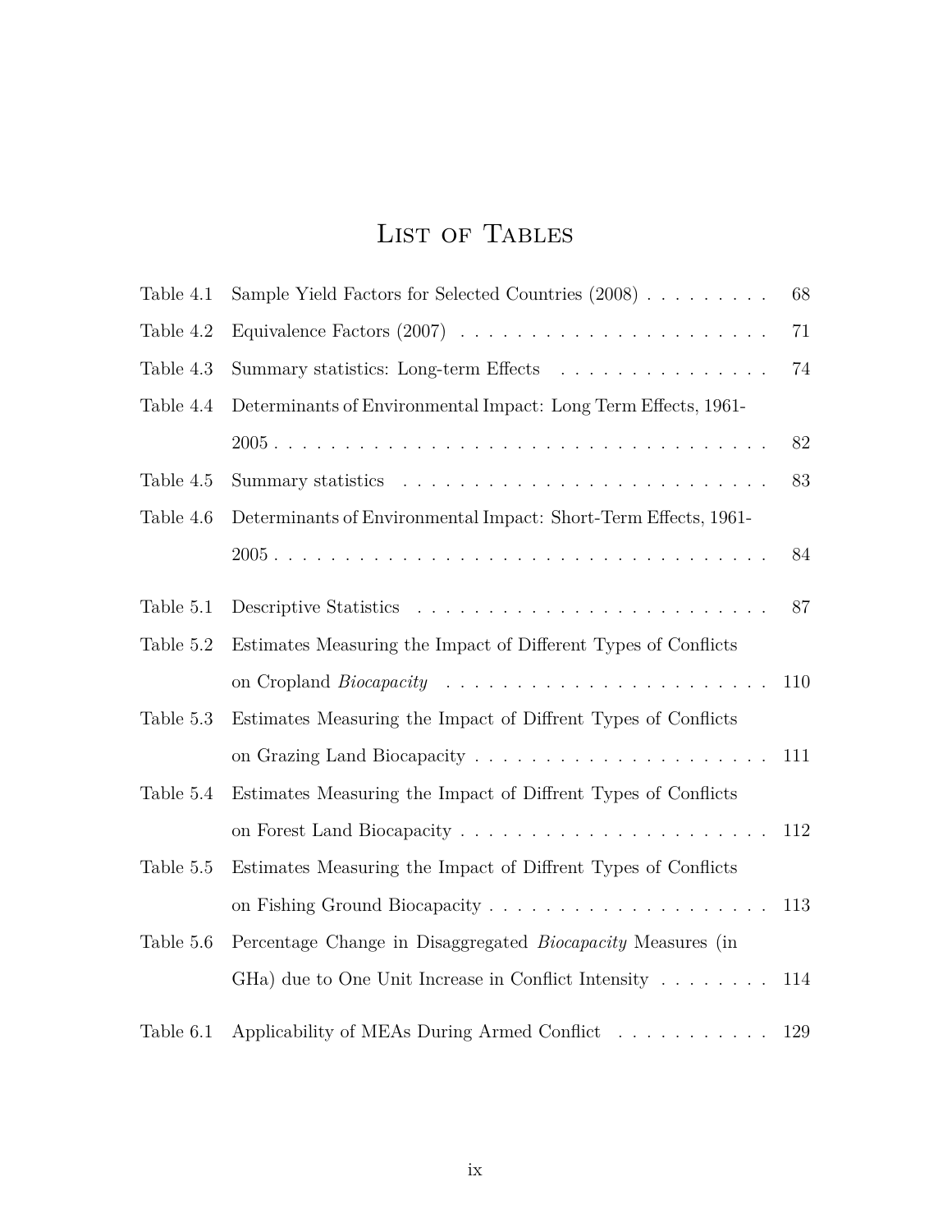# List of Tables

| | | |
|---|---|---|
| Table 4.1 | Sample Yield Factors for Selected Countries (2008) | 68 |
| Table 4.2 | Equivalence Factors (2007) | 71 |
| Table 4.3 | Summary statistics: Long-term Effects | 74 |
| Table 4.4 | Determinants of Environmental Impact: Long Term Effects, 1961-2005 | 82 |
| Table 4.5 | Summary statistics | 83 |
| Table 4.6 | Determinants of Environmental Impact: Short-Term Effects, 1961-2005 | 84 |
| Table 5.1 | Descriptive Statistics | 87 |
| Table 5.2 | Estimates Measuring the Impact of Different Types of Conflicts on Cropland *Biocapacity* | 110 |
| Table 5.3 | Estimates Measuring the Impact of Diffrent Types of Conflicts on Grazing Land Biocapacity | 111 |
| Table 5.4 | Estimates Measuring the Impact of Diffrent Types of Conflicts on Forest Land Biocapacity | 112 |
| Table 5.5 | Estimates Measuring the Impact of Diffrent Types of Conflicts on Fishing Ground Biocapacity | 113 |
| Table 5.6 | Percentage Change in Disaggregated *Biocapacity* Measures (in GHa) due to One Unit Increase in Conflict Intensity | 114 |
| Table 6.1 | Applicability of MEAs During Armed Conflict | 129 |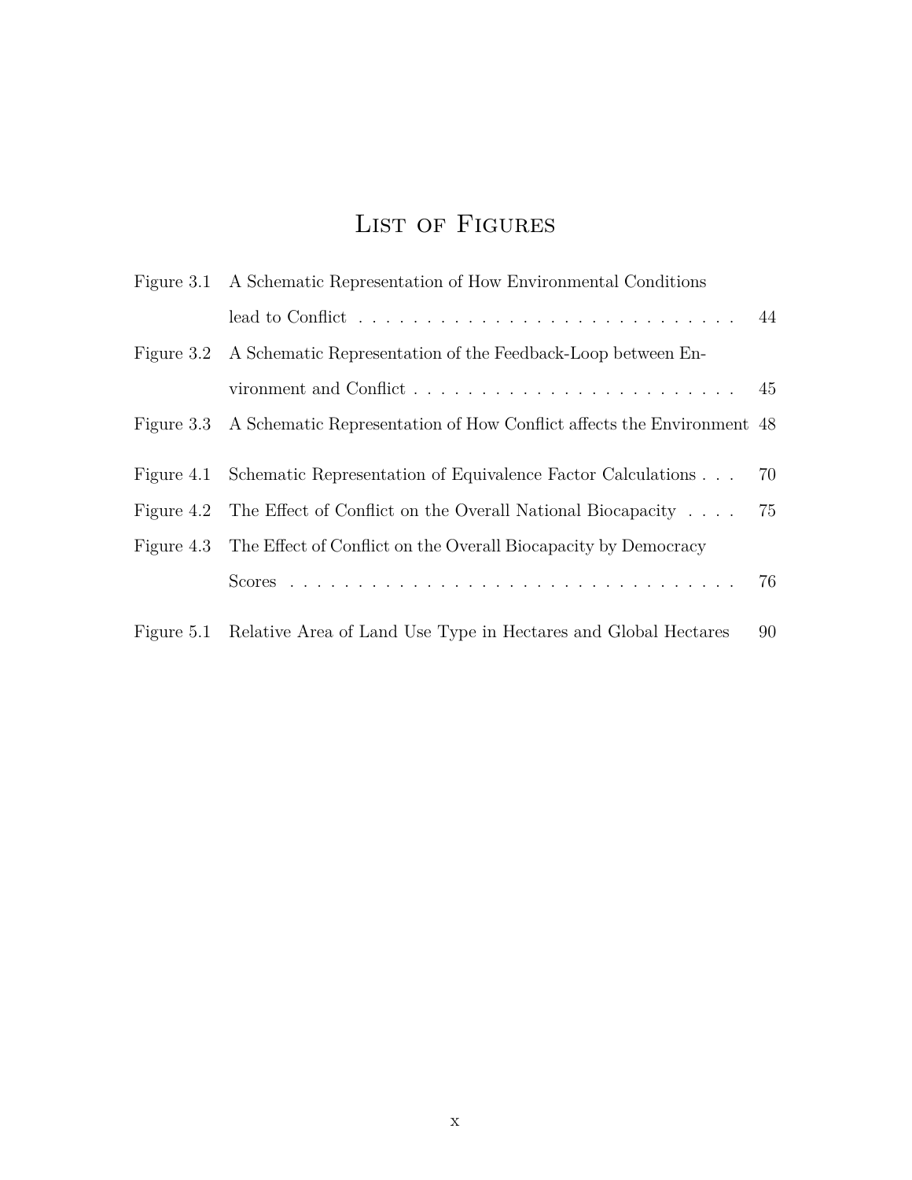# List of Figures

| | | |
|---|---|---|
| Figure 3.1 | A Schematic Representation of How Environmental Conditions lead to Conflict | 44 |
| Figure 3.2 | A Schematic Representation of the Feedback-Loop between Environment and Conflict | 45 |
| Figure 3.3 | A Schematic Representation of How Conflict affects the Environment | 48 |
| Figure 4.1 | Schematic Representation of Equivalence Factor Calculations | 70 |
| Figure 4.2 | The Effect of Conflict on the Overall National Biocapacity | 75 |
| Figure 4.3 | The Effect of Conflict on the Overall Biocapacity by Democracy Scores | 76 |
| Figure 5.1 | Relative Area of Land Use Type in Hectares and Global Hectares | 90 |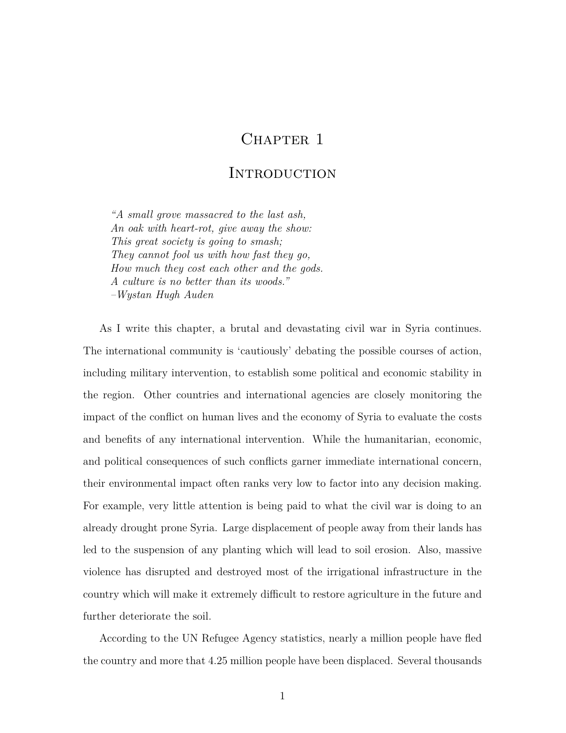# Chapter 1

# Introduction

> *"A small grove massacred to the last ash,*
> *An oak with heart-rot, give away the show:*
> *This great society is going to smash;*
> *They cannot fool us with how fast they go,*
> *How much they cost each other and the gods.*
> *A culture is no better than its woods."*
> *–Wystan Hugh Auden*

As I write this chapter, a brutal and devastating civil war in Syria continues. The international community is 'cautiously' debating the possible courses of action, including military intervention, to establish some political and economic stability in the region. Other countries and international agencies are closely monitoring the impact of the conflict on human lives and the economy of Syria to evaluate the costs and benefits of any international intervention. While the humanitarian, economic, and political consequences of such conflicts garner immediate international concern, their environmental impact often ranks very low to factor into any decision making. For example, very little attention is being paid to what the civil war is doing to an already drought prone Syria. Large displacement of people away from their lands has led to the suspension of any planting which will lead to soil erosion. Also, massive violence has disrupted and destroyed most of the irrigational infrastructure in the country which will make it extremely difficult to restore agriculture in the future and further deteriorate the soil.

According to the UN Refugee Agency statistics, nearly a million people have fled the country and more that 4.25 million people have been displaced. Several thousands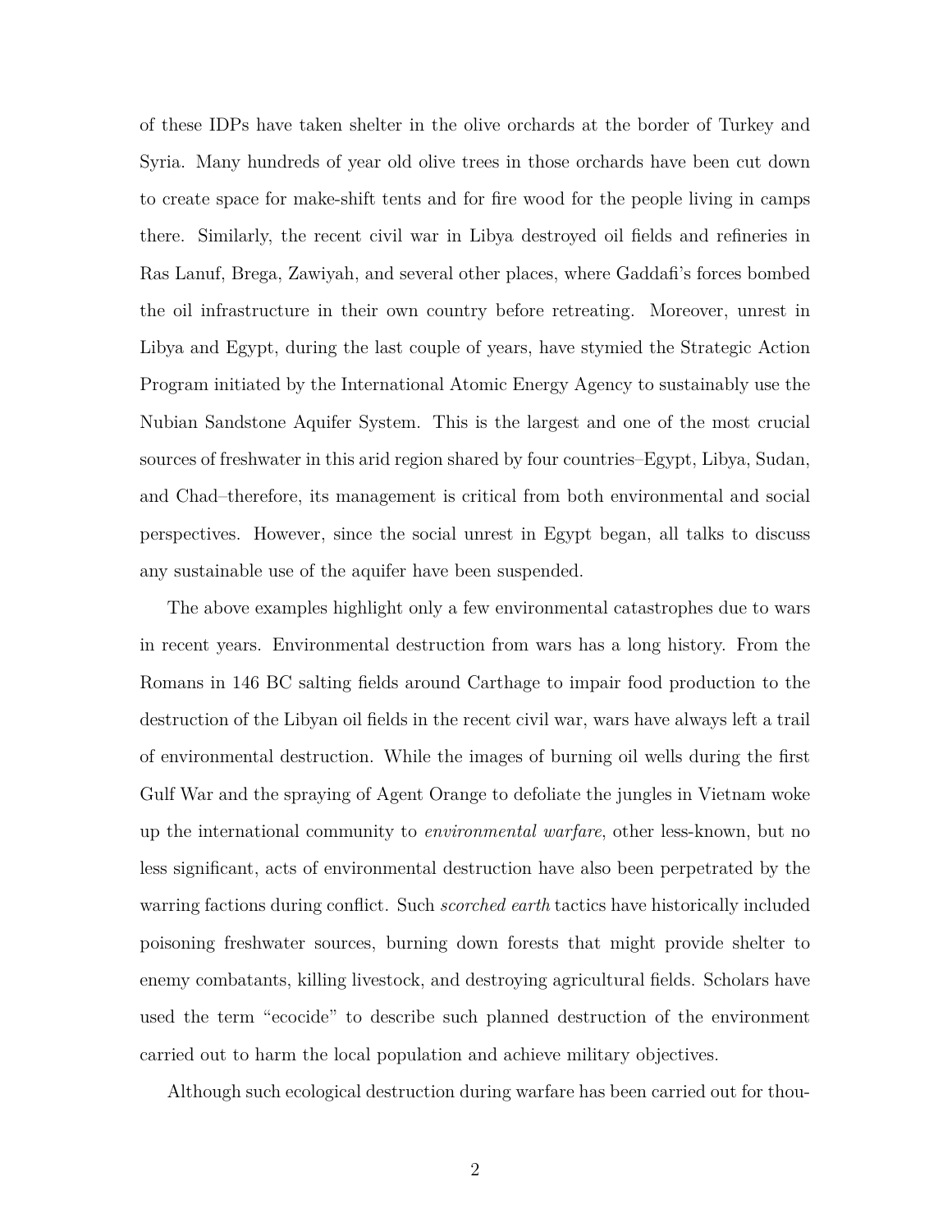of these IDPs have taken shelter in the olive orchards at the border of Turkey and Syria. Many hundreds of year old olive trees in those orchards have been cut down to create space for make-shift tents and for fire wood for the people living in camps there. Similarly, the recent civil war in Libya destroyed oil fields and refineries in Ras Lanuf, Brega, Zawiyah, and several other places, where Gaddafi's forces bombed the oil infrastructure in their own country before retreating. Moreover, unrest in Libya and Egypt, during the last couple of years, have stymied the Strategic Action Program initiated by the International Atomic Energy Agency to sustainably use the Nubian Sandstone Aquifer System. This is the largest and one of the most crucial sources of freshwater in this arid region shared by four countries–Egypt, Libya, Sudan, and Chad–therefore, its management is critical from both environmental and social perspectives. However, since the social unrest in Egypt began, all talks to discuss any sustainable use of the aquifer have been suspended.

The above examples highlight only a few environmental catastrophes due to wars in recent years. Environmental destruction from wars has a long history. From the Romans in 146 BC salting fields around Carthage to impair food production to the destruction of the Libyan oil fields in the recent civil war, wars have always left a trail of environmental destruction. While the images of burning oil wells during the first Gulf War and the spraying of Agent Orange to defoliate the jungles in Vietnam woke up the international community to *environmental warfare*, other less-known, but no less significant, acts of environmental destruction have also been perpetrated by the warring factions during conflict. Such *scorched earth* tactics have historically included poisoning freshwater sources, burning down forests that might provide shelter to enemy combatants, killing livestock, and destroying agricultural fields. Scholars have used the term "ecocide" to describe such planned destruction of the environment carried out to harm the local population and achieve military objectives.

Although such ecological destruction during warfare has been carried out for thou-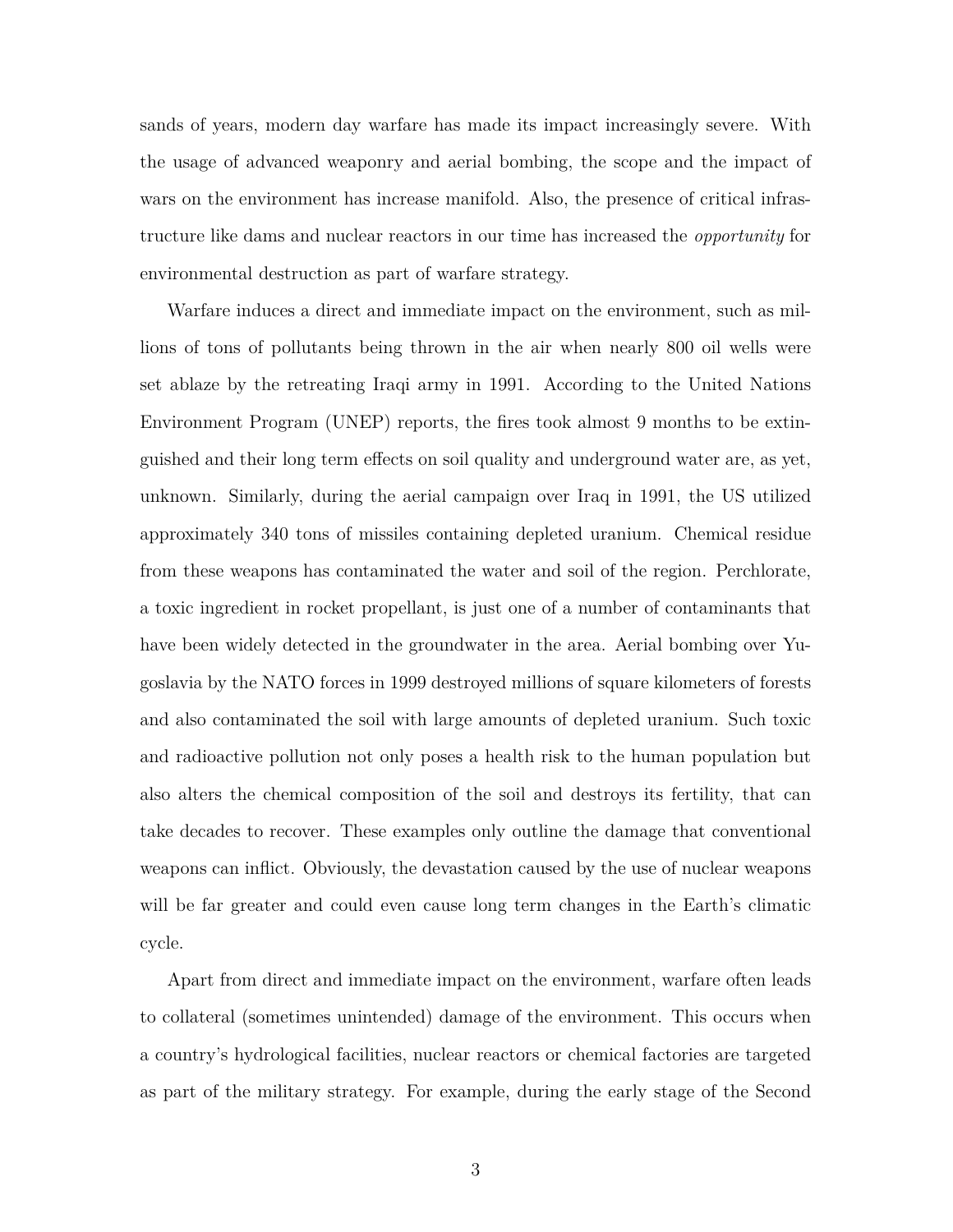sands of years, modern day warfare has made its impact increasingly severe. With the usage of advanced weaponry and aerial bombing, the scope and the impact of wars on the environment has increase manifold. Also, the presence of critical infrastructure like dams and nuclear reactors in our time has increased the *opportunity* for environmental destruction as part of warfare strategy.

Warfare induces a direct and immediate impact on the environment, such as millions of tons of pollutants being thrown in the air when nearly 800 oil wells were set ablaze by the retreating Iraqi army in 1991. According to the United Nations Environment Program (UNEP) reports, the fires took almost 9 months to be extinguished and their long term effects on soil quality and underground water are, as yet, unknown. Similarly, during the aerial campaign over Iraq in 1991, the US utilized approximately 340 tons of missiles containing depleted uranium. Chemical residue from these weapons has contaminated the water and soil of the region. Perchlorate, a toxic ingredient in rocket propellant, is just one of a number of contaminants that have been widely detected in the groundwater in the area. Aerial bombing over Yugoslavia by the NATO forces in 1999 destroyed millions of square kilometers of forests and also contaminated the soil with large amounts of depleted uranium. Such toxic and radioactive pollution not only poses a health risk to the human population but also alters the chemical composition of the soil and destroys its fertility, that can take decades to recover. These examples only outline the damage that conventional weapons can inflict. Obviously, the devastation caused by the use of nuclear weapons will be far greater and could even cause long term changes in the Earth's climatic cycle.

Apart from direct and immediate impact on the environment, warfare often leads to collateral (sometimes unintended) damage of the environment. This occurs when a country's hydrological facilities, nuclear reactors or chemical factories are targeted as part of the military strategy. For example, during the early stage of the Second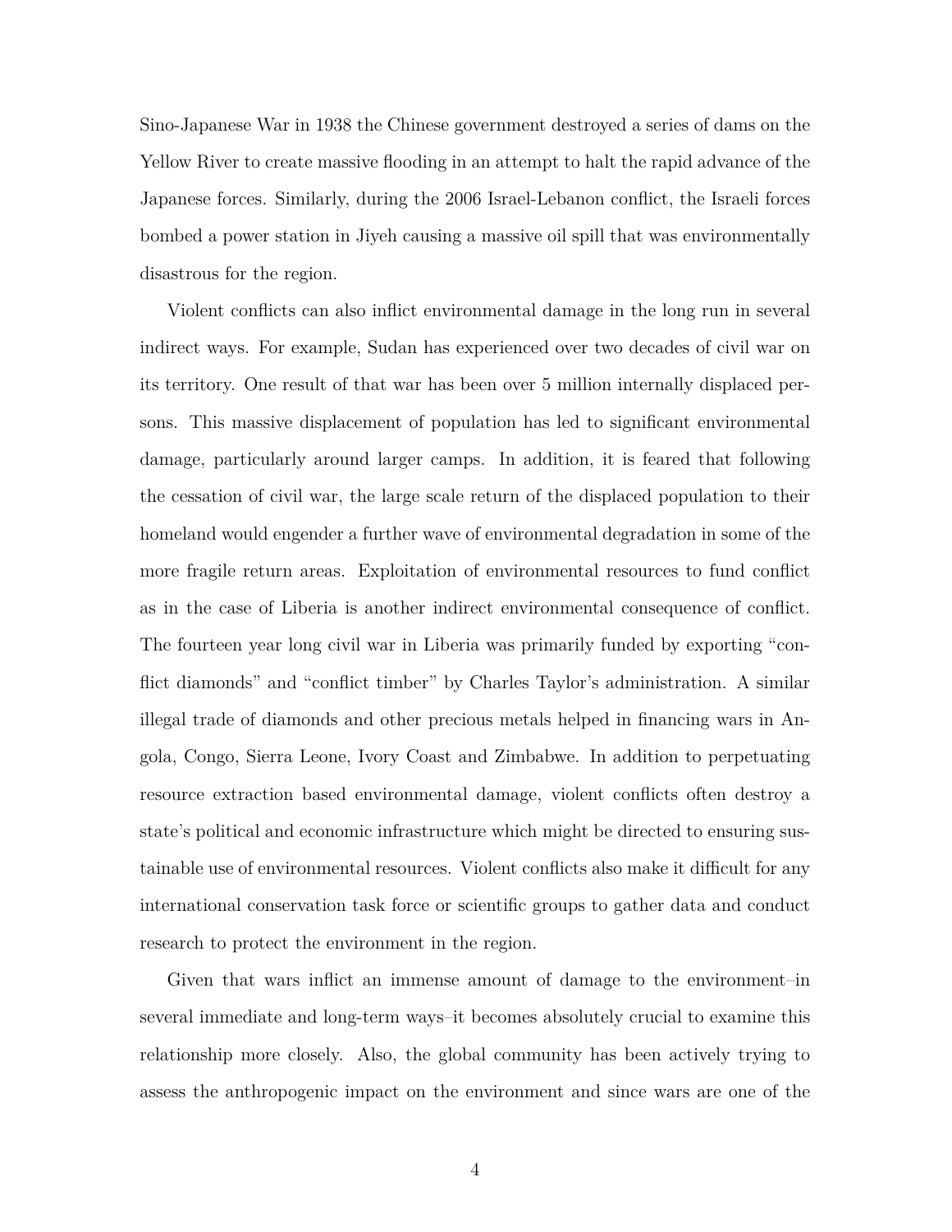Sino-Japanese War in 1938 the Chinese government destroyed a series of dams on the Yellow River to create massive flooding in an attempt to halt the rapid advance of the Japanese forces. Similarly, during the 2006 Israel-Lebanon conflict, the Israeli forces bombed a power station in Jiyeh causing a massive oil spill that was environmentally disastrous for the region.

Violent conflicts can also inflict environmental damage in the long run in several indirect ways. For example, Sudan has experienced over two decades of civil war on its territory. One result of that war has been over 5 million internally displaced persons. This massive displacement of population has led to significant environmental damage, particularly around larger camps. In addition, it is feared that following the cessation of civil war, the large scale return of the displaced population to their homeland would engender a further wave of environmental degradation in some of the more fragile return areas. Exploitation of environmental resources to fund conflict as in the case of Liberia is another indirect environmental consequence of conflict. The fourteen year long civil war in Liberia was primarily funded by exporting "conflict diamonds" and "conflict timber" by Charles Taylor's administration. A similar illegal trade of diamonds and other precious metals helped in financing wars in Angola, Congo, Sierra Leone, Ivory Coast and Zimbabwe. In addition to perpetuating resource extraction based environmental damage, violent conflicts often destroy a state's political and economic infrastructure which might be directed to ensuring sustainable use of environmental resources. Violent conflicts also make it difficult for any international conservation task force or scientific groups to gather data and conduct research to protect the environment in the region.

Given that wars inflict an immense amount of damage to the environment–in several immediate and long-term ways–it becomes absolutely crucial to examine this relationship more closely. Also, the global community has been actively trying to assess the anthropogenic impact on the environment and since wars are one of the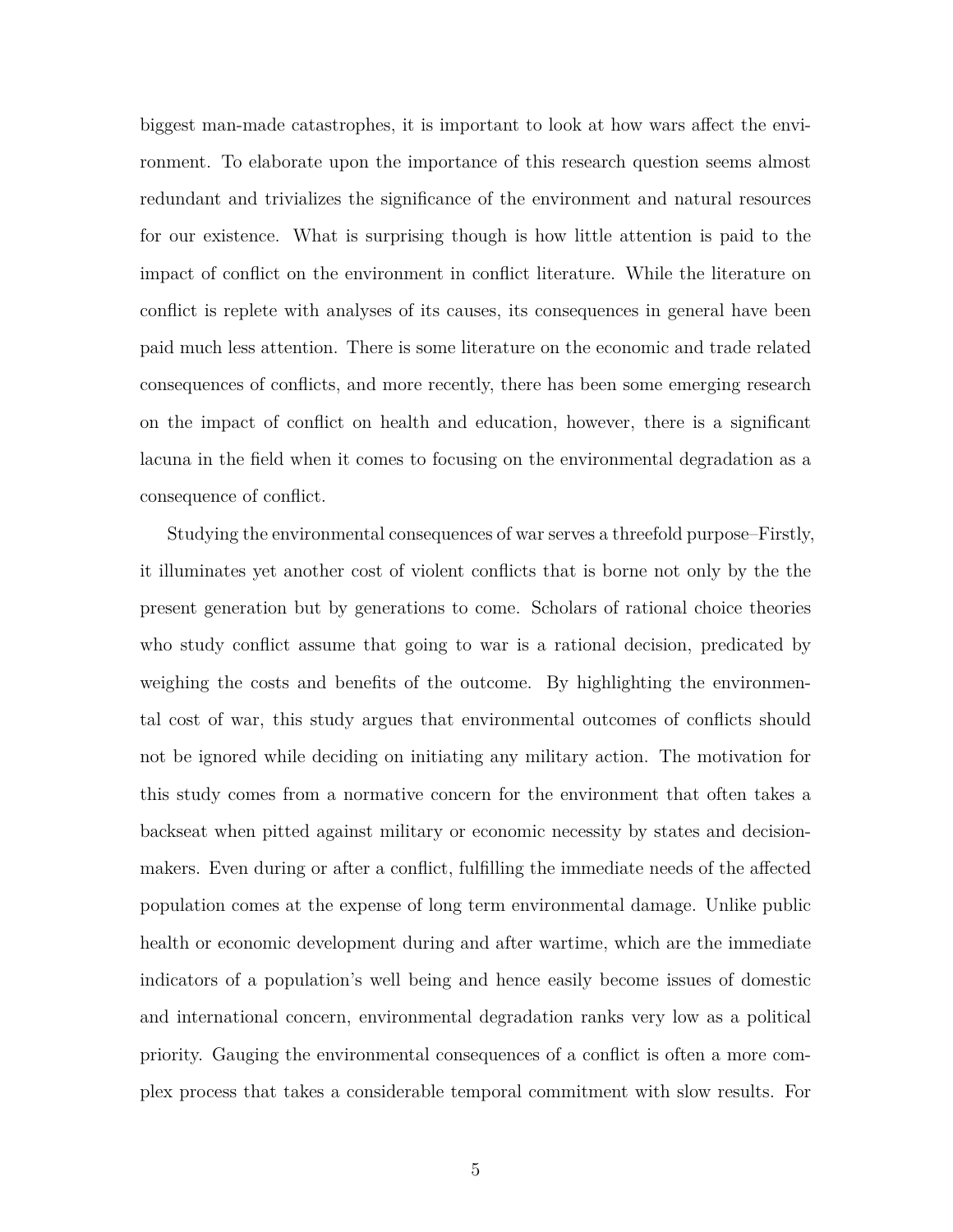biggest man-made catastrophes, it is important to look at how wars affect the environment. To elaborate upon the importance of this research question seems almost redundant and trivializes the significance of the environment and natural resources for our existence. What is surprising though is how little attention is paid to the impact of conflict on the environment in conflict literature. While the literature on conflict is replete with analyses of its causes, its consequences in general have been paid much less attention. There is some literature on the economic and trade related consequences of conflicts, and more recently, there has been some emerging research on the impact of conflict on health and education, however, there is a significant lacuna in the field when it comes to focusing on the environmental degradation as a consequence of conflict.

Studying the environmental consequences of war serves a threefold purpose–Firstly, it illuminates yet another cost of violent conflicts that is borne not only by the the present generation but by generations to come. Scholars of rational choice theories who study conflict assume that going to war is a rational decision, predicated by weighing the costs and benefits of the outcome. By highlighting the environmental cost of war, this study argues that environmental outcomes of conflicts should not be ignored while deciding on initiating any military action. The motivation for this study comes from a normative concern for the environment that often takes a backseat when pitted against military or economic necessity by states and decision-makers. Even during or after a conflict, fulfilling the immediate needs of the affected population comes at the expense of long term environmental damage. Unlike public health or economic development during and after wartime, which are the immediate indicators of a population's well being and hence easily become issues of domestic and international concern, environmental degradation ranks very low as a political priority. Gauging the environmental consequences of a conflict is often a more complex process that takes a considerable temporal commitment with slow results. For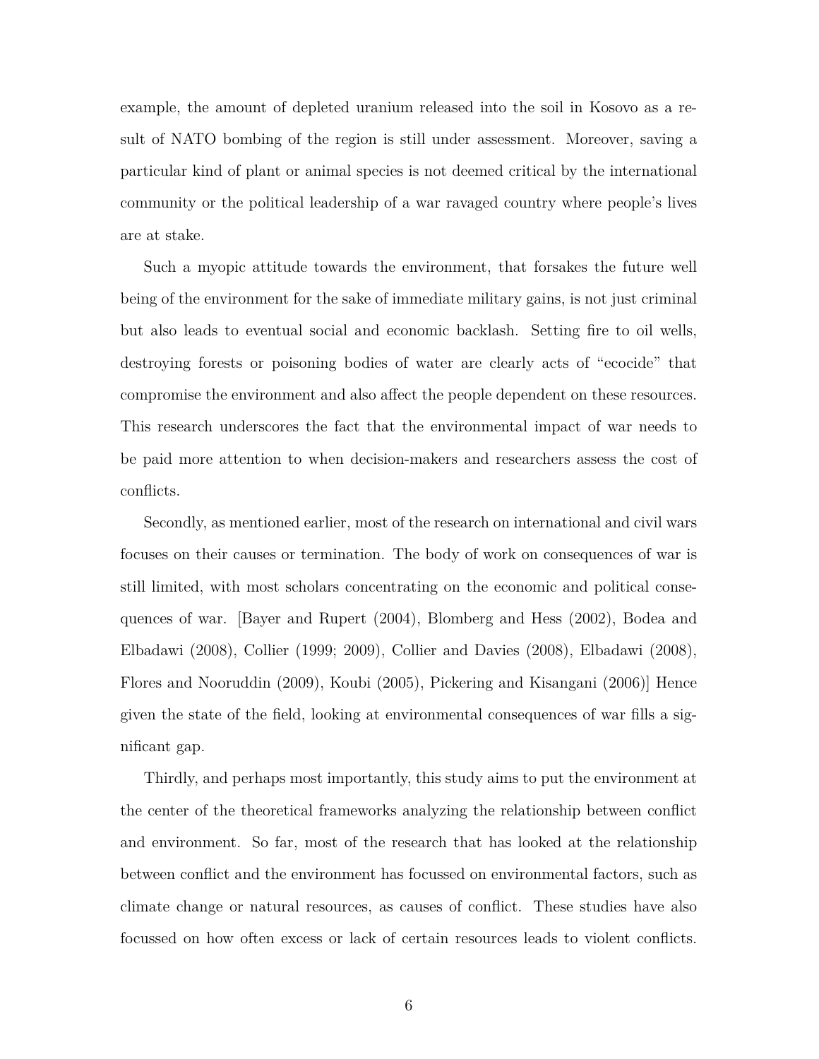example, the amount of depleted uranium released into the soil in Kosovo as a result of NATO bombing of the region is still under assessment. Moreover, saving a particular kind of plant or animal species is not deemed critical by the international community or the political leadership of a war ravaged country where people's lives are at stake.

Such a myopic attitude towards the environment, that forsakes the future well being of the environment for the sake of immediate military gains, is not just criminal but also leads to eventual social and economic backlash. Setting fire to oil wells, destroying forests or poisoning bodies of water are clearly acts of "ecocide" that compromise the environment and also affect the people dependent on these resources. This research underscores the fact that the environmental impact of war needs to be paid more attention to when decision-makers and researchers assess the cost of conflicts.

Secondly, as mentioned earlier, most of the research on international and civil wars focuses on their causes or termination. The body of work on consequences of war is still limited, with most scholars concentrating on the economic and political consequences of war. [Bayer and Rupert (2004), Blomberg and Hess (2002), Bodea and Elbadawi (2008), Collier (1999; 2009), Collier and Davies (2008), Elbadawi (2008), Flores and Nooruddin (2009), Koubi (2005), Pickering and Kisangani (2006)] Hence given the state of the field, looking at environmental consequences of war fills a significant gap.

Thirdly, and perhaps most importantly, this study aims to put the environment at the center of the theoretical frameworks analyzing the relationship between conflict and environment. So far, most of the research that has looked at the relationship between conflict and the environment has focussed on environmental factors, such as climate change or natural resources, as causes of conflict. These studies have also focussed on how often excess or lack of certain resources leads to violent conflicts.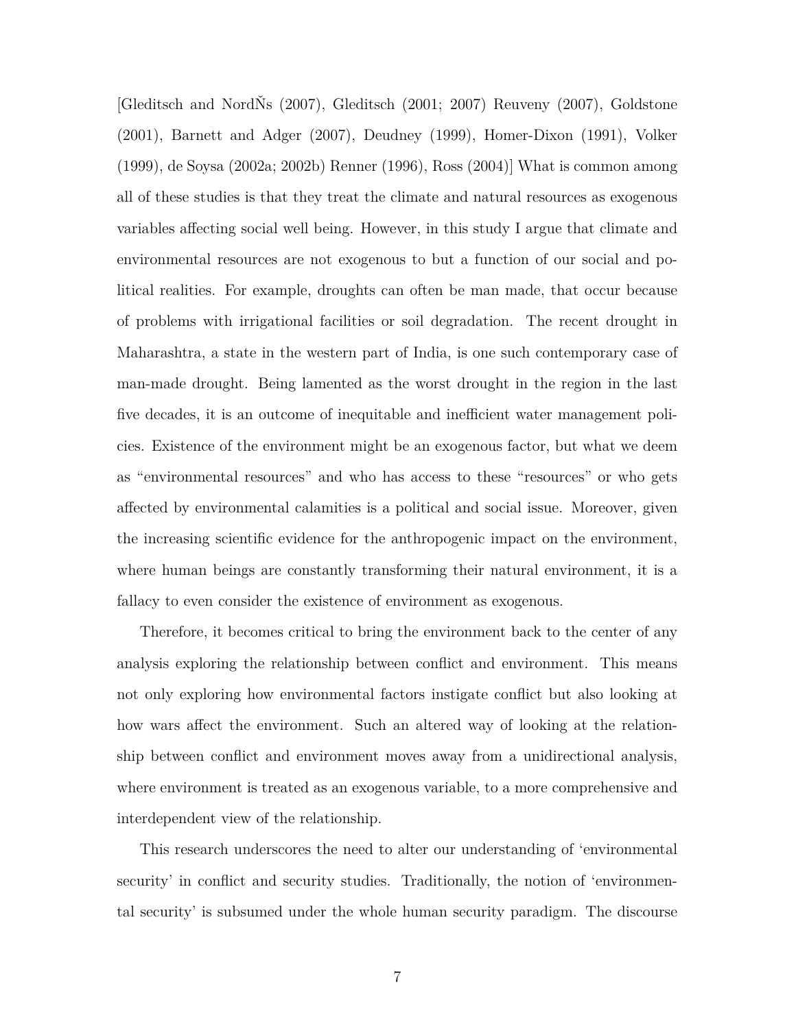[Gleditsch and NordŇs (2007), Gleditsch (2001; 2007) Reuveny (2007), Goldstone (2001), Barnett and Adger (2007), Deudney (1999), Homer-Dixon (1991), Volker (1999), de Soysa (2002a; 2002b) Renner (1996), Ross (2004)] What is common among all of these studies is that they treat the climate and natural resources as exogenous variables affecting social well being. However, in this study I argue that climate and environmental resources are not exogenous to but a function of our social and political realities. For example, droughts can often be man made, that occur because of problems with irrigational facilities or soil degradation. The recent drought in Maharashtra, a state in the western part of India, is one such contemporary case of man-made drought. Being lamented as the worst drought in the region in the last five decades, it is an outcome of inequitable and inefficient water management policies. Existence of the environment might be an exogenous factor, but what we deem as "environmental resources" and who has access to these "resources" or who gets affected by environmental calamities is a political and social issue. Moreover, given the increasing scientific evidence for the anthropogenic impact on the environment, where human beings are constantly transforming their natural environment, it is a fallacy to even consider the existence of environment as exogenous.

Therefore, it becomes critical to bring the environment back to the center of any analysis exploring the relationship between conflict and environment. This means not only exploring how environmental factors instigate conflict but also looking at how wars affect the environment. Such an altered way of looking at the relationship between conflict and environment moves away from a unidirectional analysis, where environment is treated as an exogenous variable, to a more comprehensive and interdependent view of the relationship.

This research underscores the need to alter our understanding of 'environmental security' in conflict and security studies. Traditionally, the notion of 'environmental security' is subsumed under the whole human security paradigm. The discourse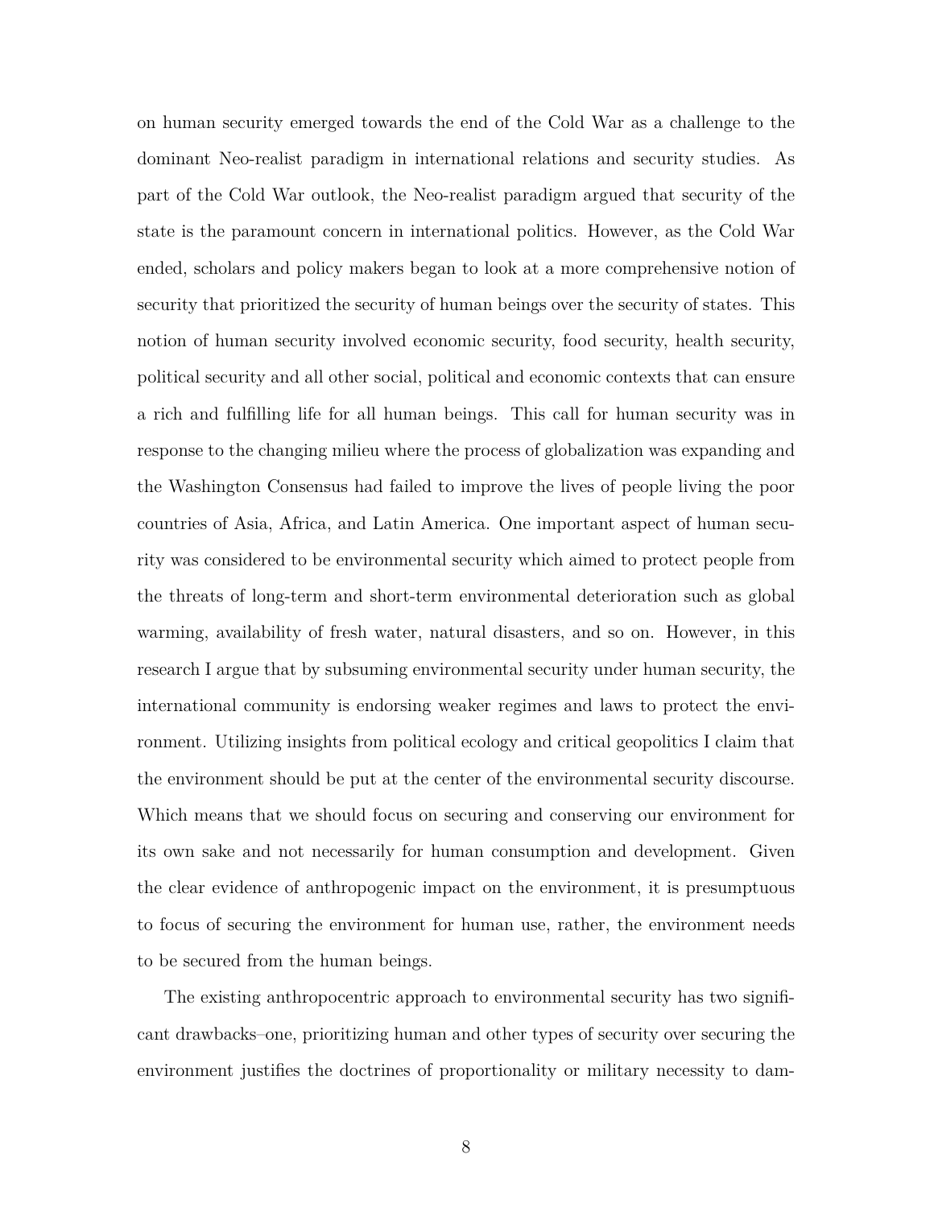on human security emerged towards the end of the Cold War as a challenge to the dominant Neo-realist paradigm in international relations and security studies. As part of the Cold War outlook, the Neo-realist paradigm argued that security of the state is the paramount concern in international politics. However, as the Cold War ended, scholars and policy makers began to look at a more comprehensive notion of security that prioritized the security of human beings over the security of states. This notion of human security involved economic security, food security, health security, political security and all other social, political and economic contexts that can ensure a rich and fulfilling life for all human beings. This call for human security was in response to the changing milieu where the process of globalization was expanding and the Washington Consensus had failed to improve the lives of people living the poor countries of Asia, Africa, and Latin America. One important aspect of human security was considered to be environmental security which aimed to protect people from the threats of long-term and short-term environmental deterioration such as global warming, availability of fresh water, natural disasters, and so on. However, in this research I argue that by subsuming environmental security under human security, the international community is endorsing weaker regimes and laws to protect the environment. Utilizing insights from political ecology and critical geopolitics I claim that the environment should be put at the center of the environmental security discourse. Which means that we should focus on securing and conserving our environment for its own sake and not necessarily for human consumption and development. Given the clear evidence of anthropogenic impact on the environment, it is presumptuous to focus of securing the environment for human use, rather, the environment needs to be secured from the human beings.

The existing anthropocentric approach to environmental security has two significant drawbacks–one, prioritizing human and other types of security over securing the environment justifies the doctrines of proportionality or military necessity to dam-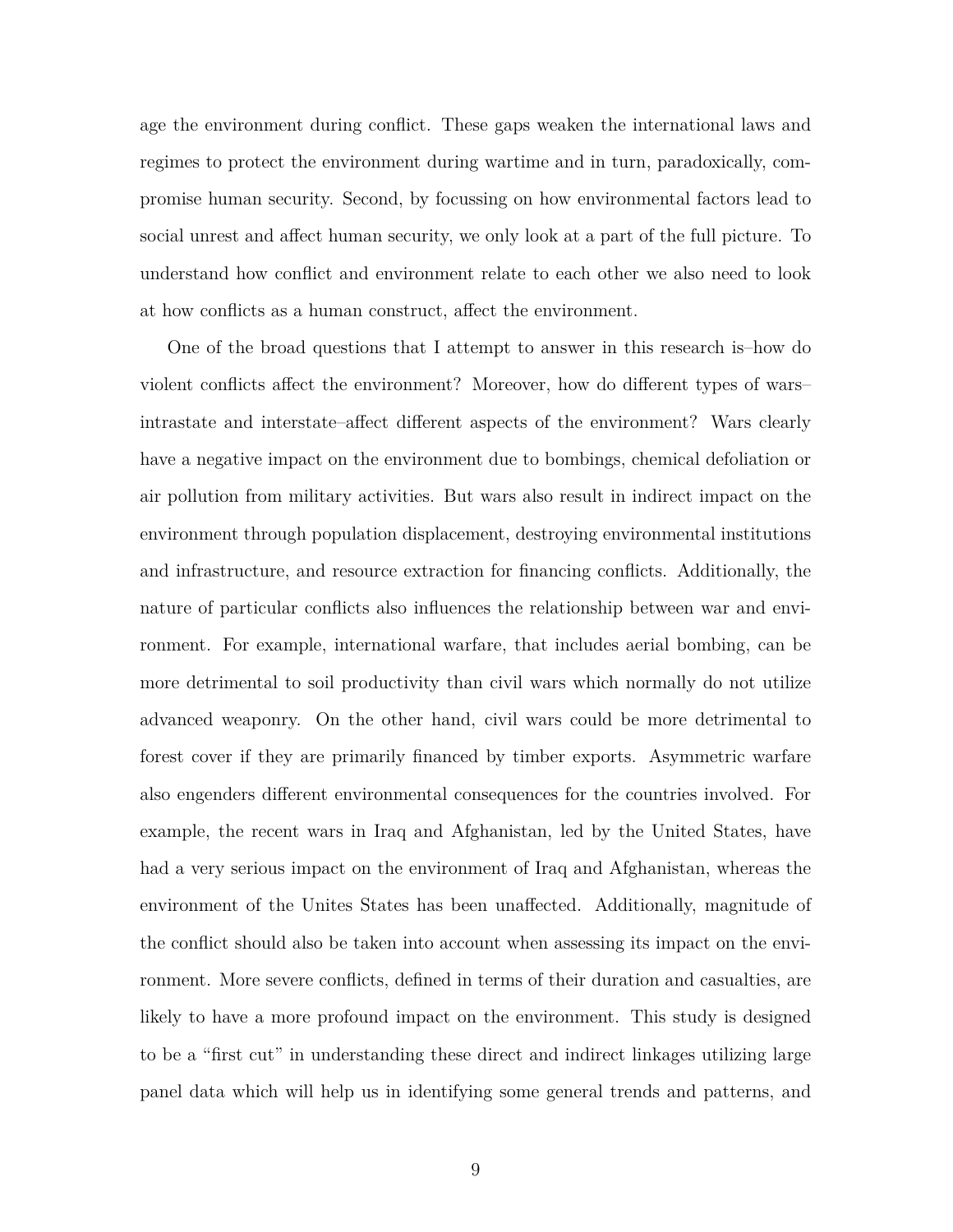age the environment during conflict. These gaps weaken the international laws and regimes to protect the environment during wartime and in turn, paradoxically, compromise human security. Second, by focussing on how environmental factors lead to social unrest and affect human security, we only look at a part of the full picture. To understand how conflict and environment relate to each other we also need to look at how conflicts as a human construct, affect the environment.

One of the broad questions that I attempt to answer in this research is–how do violent conflicts affect the environment? Moreover, how do different types of wars–intrastate and interstate–affect different aspects of the environment? Wars clearly have a negative impact on the environment due to bombings, chemical defoliation or air pollution from military activities. But wars also result in indirect impact on the environment through population displacement, destroying environmental institutions and infrastructure, and resource extraction for financing conflicts. Additionally, the nature of particular conflicts also influences the relationship between war and environment. For example, international warfare, that includes aerial bombing, can be more detrimental to soil productivity than civil wars which normally do not utilize advanced weaponry. On the other hand, civil wars could be more detrimental to forest cover if they are primarily financed by timber exports. Asymmetric warfare also engenders different environmental consequences for the countries involved. For example, the recent wars in Iraq and Afghanistan, led by the United States, have had a very serious impact on the environment of Iraq and Afghanistan, whereas the environment of the Unites States has been unaffected. Additionally, magnitude of the conflict should also be taken into account when assessing its impact on the environment. More severe conflicts, defined in terms of their duration and casualties, are likely to have a more profound impact on the environment. This study is designed to be a "first cut" in understanding these direct and indirect linkages utilizing large panel data which will help us in identifying some general trends and patterns, and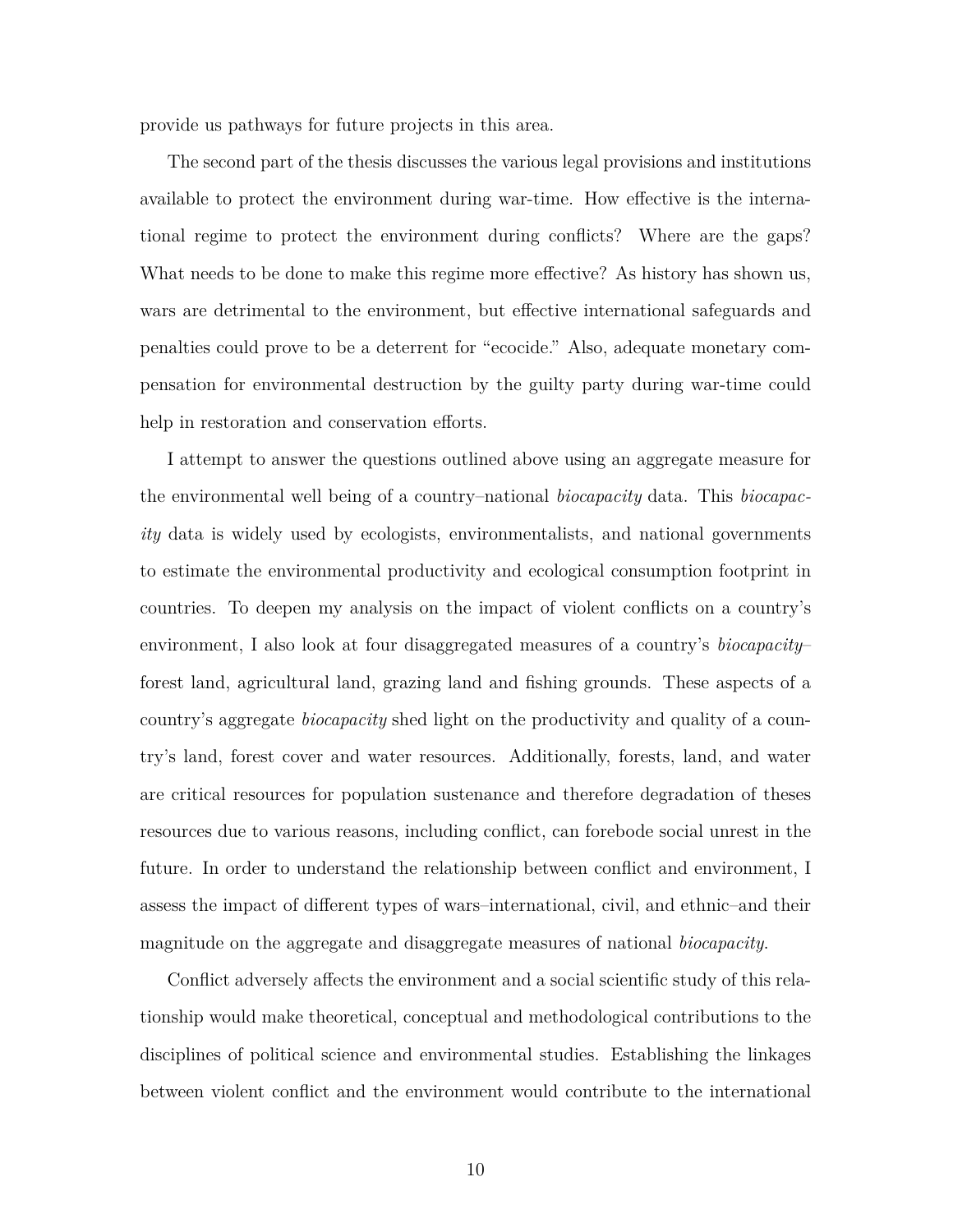provide us pathways for future projects in this area.

The second part of the thesis discusses the various legal provisions and institutions available to protect the environment during war-time. How effective is the international regime to protect the environment during conflicts? Where are the gaps? What needs to be done to make this regime more effective? As history has shown us, wars are detrimental to the environment, but effective international safeguards and penalties could prove to be a deterrent for "ecocide." Also, adequate monetary compensation for environmental destruction by the guilty party during war-time could help in restoration and conservation efforts.

I attempt to answer the questions outlined above using an aggregate measure for the environmental well being of a country–national *biocapacity* data. This *biocapacity* data is widely used by ecologists, environmentalists, and national governments to estimate the environmental productivity and ecological consumption footprint in countries. To deepen my analysis on the impact of violent conflicts on a country's environment, I also look at four disaggregated measures of a country's *biocapacity*–forest land, agricultural land, grazing land and fishing grounds. These aspects of a country's aggregate *biocapacity* shed light on the productivity and quality of a country's land, forest cover and water resources. Additionally, forests, land, and water are critical resources for population sustenance and therefore degradation of theses resources due to various reasons, including conflict, can forebode social unrest in the future. In order to understand the relationship between conflict and environment, I assess the impact of different types of wars–international, civil, and ethnic–and their magnitude on the aggregate and disaggregate measures of national *biocapacity*.

Conflict adversely affects the environment and a social scientific study of this relationship would make theoretical, conceptual and methodological contributions to the disciplines of political science and environmental studies. Establishing the linkages between violent conflict and the environment would contribute to the international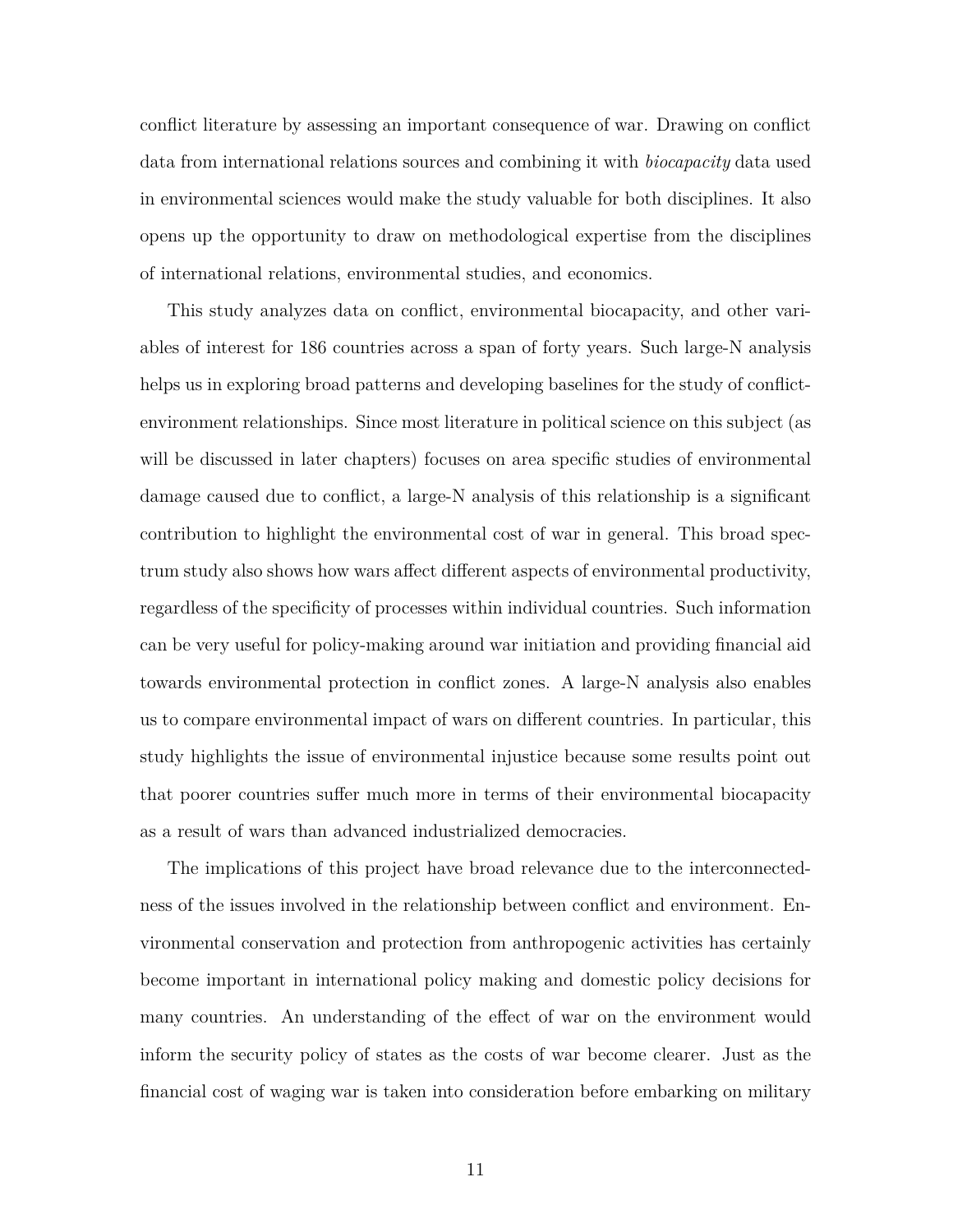conflict literature by assessing an important consequence of war. Drawing on conflict data from international relations sources and combining it with *biocapacity* data used in environmental sciences would make the study valuable for both disciplines. It also opens up the opportunity to draw on methodological expertise from the disciplines of international relations, environmental studies, and economics.

This study analyzes data on conflict, environmental biocapacity, and other variables of interest for 186 countries across a span of forty years. Such large-N analysis helps us in exploring broad patterns and developing baselines for the study of conflict-environment relationships. Since most literature in political science on this subject (as will be discussed in later chapters) focuses on area specific studies of environmental damage caused due to conflict, a large-N analysis of this relationship is a significant contribution to highlight the environmental cost of war in general. This broad spectrum study also shows how wars affect different aspects of environmental productivity, regardless of the specificity of processes within individual countries. Such information can be very useful for policy-making around war initiation and providing financial aid towards environmental protection in conflict zones. A large-N analysis also enables us to compare environmental impact of wars on different countries. In particular, this study highlights the issue of environmental injustice because some results point out that poorer countries suffer much more in terms of their environmental biocapacity as a result of wars than advanced industrialized democracies.

The implications of this project have broad relevance due to the interconnectedness of the issues involved in the relationship between conflict and environment. Environmental conservation and protection from anthropogenic activities has certainly become important in international policy making and domestic policy decisions for many countries. An understanding of the effect of war on the environment would inform the security policy of states as the costs of war become clearer. Just as the financial cost of waging war is taken into consideration before embarking on military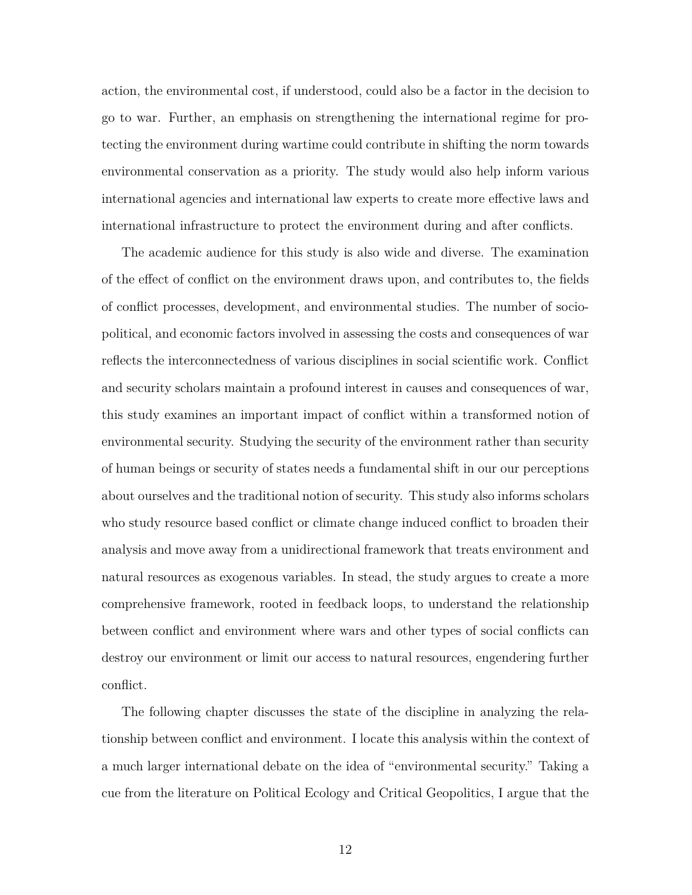action, the environmental cost, if understood, could also be a factor in the decision to go to war. Further, an emphasis on strengthening the international regime for protecting the environment during wartime could contribute in shifting the norm towards environmental conservation as a priority. The study would also help inform various international agencies and international law experts to create more effective laws and international infrastructure to protect the environment during and after conflicts.

The academic audience for this study is also wide and diverse. The examination of the effect of conflict on the environment draws upon, and contributes to, the fields of conflict processes, development, and environmental studies. The number of socio-political, and economic factors involved in assessing the costs and consequences of war reflects the interconnectedness of various disciplines in social scientific work. Conflict and security scholars maintain a profound interest in causes and consequences of war, this study examines an important impact of conflict within a transformed notion of environmental security. Studying the security of the environment rather than security of human beings or security of states needs a fundamental shift in our our perceptions about ourselves and the traditional notion of security. This study also informs scholars who study resource based conflict or climate change induced conflict to broaden their analysis and move away from a unidirectional framework that treats environment and natural resources as exogenous variables. In stead, the study argues to create a more comprehensive framework, rooted in feedback loops, to understand the relationship between conflict and environment where wars and other types of social conflicts can destroy our environment or limit our access to natural resources, engendering further conflict.

The following chapter discusses the state of the discipline in analyzing the relationship between conflict and environment. I locate this analysis within the context of a much larger international debate on the idea of "environmental security." Taking a cue from the literature on Political Ecology and Critical Geopolitics, I argue that the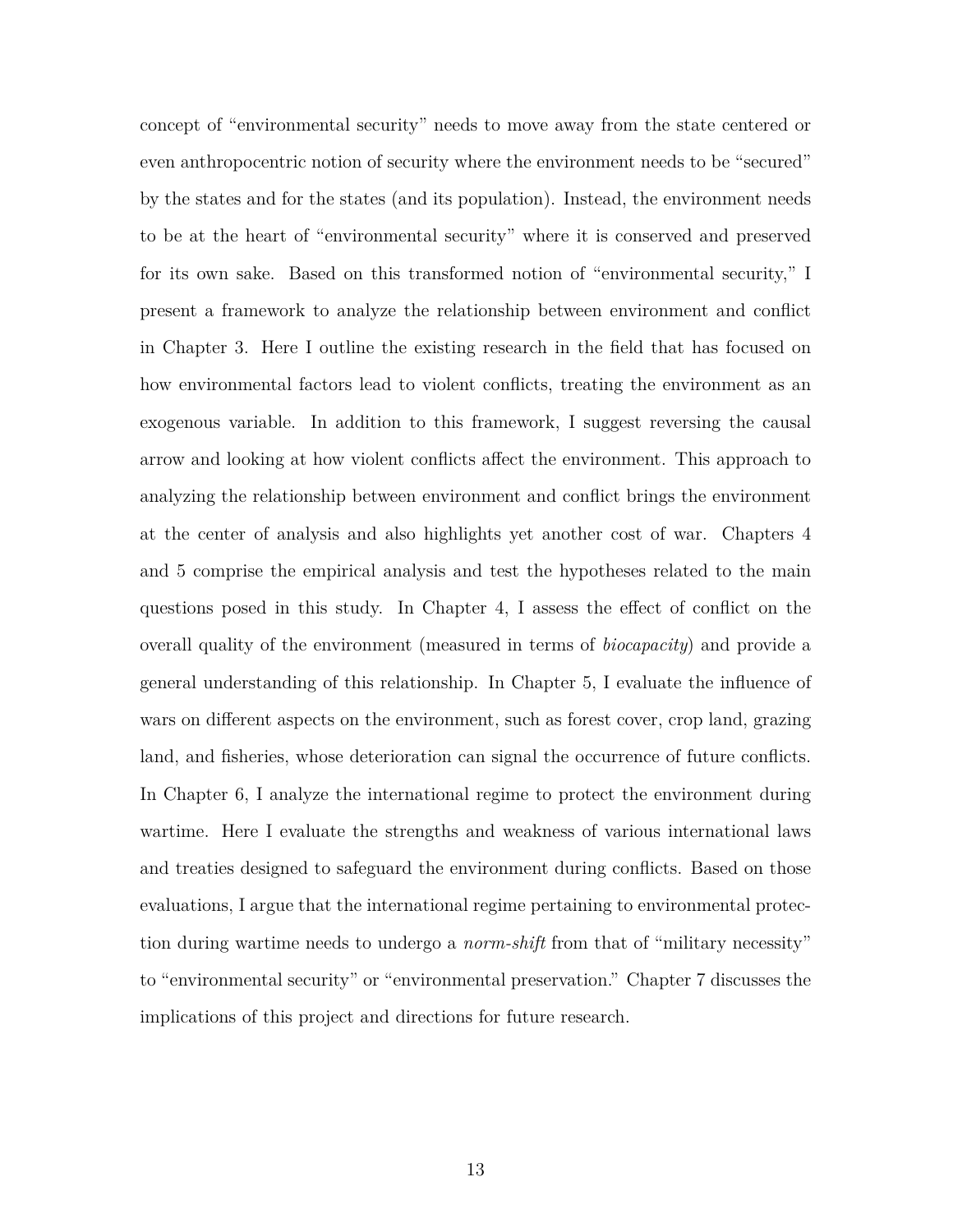concept of "environmental security" needs to move away from the state centered or even anthropocentric notion of security where the environment needs to be "secured" by the states and for the states (and its population). Instead, the environment needs to be at the heart of "environmental security" where it is conserved and preserved for its own sake. Based on this transformed notion of "environmental security," I present a framework to analyze the relationship between environment and conflict in Chapter 3. Here I outline the existing research in the field that has focused on how environmental factors lead to violent conflicts, treating the environment as an exogenous variable. In addition to this framework, I suggest reversing the causal arrow and looking at how violent conflicts affect the environment. This approach to analyzing the relationship between environment and conflict brings the environment at the center of analysis and also highlights yet another cost of war. Chapters 4 and 5 comprise the empirical analysis and test the hypotheses related to the main questions posed in this study. In Chapter 4, I assess the effect of conflict on the overall quality of the environment (measured in terms of *biocapacity*) and provide a general understanding of this relationship. In Chapter 5, I evaluate the influence of wars on different aspects on the environment, such as forest cover, crop land, grazing land, and fisheries, whose deterioration can signal the occurrence of future conflicts. In Chapter 6, I analyze the international regime to protect the environment during wartime. Here I evaluate the strengths and weakness of various international laws and treaties designed to safeguard the environment during conflicts. Based on those evaluations, I argue that the international regime pertaining to environmental protection during wartime needs to undergo a *norm-shift* from that of "military necessity" to "environmental security" or "environmental preservation." Chapter 7 discusses the implications of this project and directions for future research.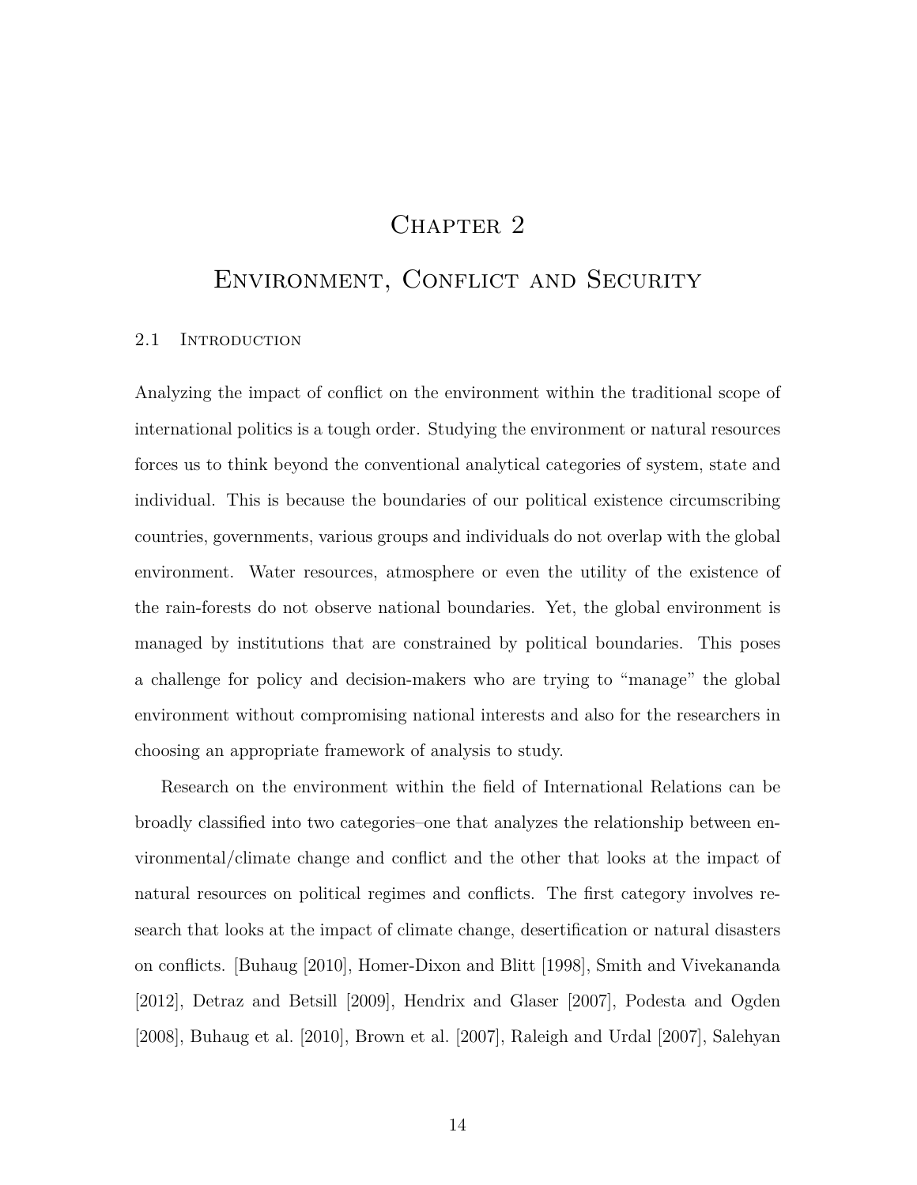# Chapter 2

# Environment, Conflict and Security

## 2.1 Introduction

Analyzing the impact of conflict on the environment within the traditional scope of international politics is a tough order. Studying the environment or natural resources forces us to think beyond the conventional analytical categories of system, state and individual. This is because the boundaries of our political existence circumscribing countries, governments, various groups and individuals do not overlap with the global environment. Water resources, atmosphere or even the utility of the existence of the rain-forests do not observe national boundaries. Yet, the global environment is managed by institutions that are constrained by political boundaries. This poses a challenge for policy and decision-makers who are trying to "manage" the global environment without compromising national interests and also for the researchers in choosing an appropriate framework of analysis to study.

Research on the environment within the field of International Relations can be broadly classified into two categories–one that analyzes the relationship between environmental/climate change and conflict and the other that looks at the impact of natural resources on political regimes and conflicts. The first category involves research that looks at the impact of climate change, desertification or natural disasters on conflicts. [Buhaug [2010], Homer-Dixon and Blitt [1998], Smith and Vivekananda [2012], Detraz and Betsill [2009], Hendrix and Glaser [2007], Podesta and Ogden [2008], Buhaug et al. [2010], Brown et al. [2007], Raleigh and Urdal [2007], Salehyan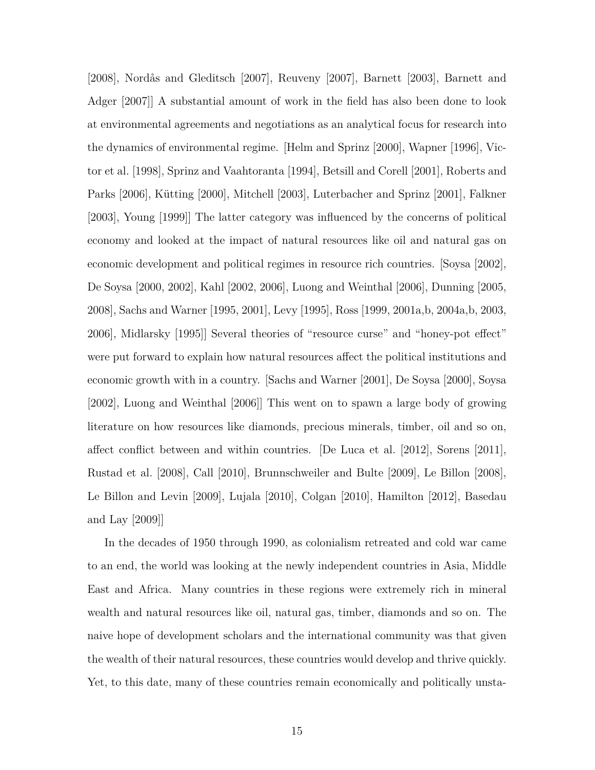[2008], Nordås and Gleditsch [2007], Reuveny [2007], Barnett [2003], Barnett and Adger [2007]] A substantial amount of work in the field has also been done to look at environmental agreements and negotiations as an analytical focus for research into the dynamics of environmental regime. [Helm and Sprinz [2000], Wapner [1996], Victor et al. [1998], Sprinz and Vaahtoranta [1994], Betsill and Corell [2001], Roberts and Parks [2006], Kütting [2000], Mitchell [2003], Luterbacher and Sprinz [2001], Falkner [2003], Young [1999]] The latter category was influenced by the concerns of political economy and looked at the impact of natural resources like oil and natural gas on economic development and political regimes in resource rich countries. [Soysa [2002], De Soysa [2000, 2002], Kahl [2002, 2006], Luong and Weinthal [2006], Dunning [2005, 2008], Sachs and Warner [1995, 2001], Levy [1995], Ross [1999, 2001a,b, 2004a,b, 2003, 2006], Midlarsky [1995]] Several theories of "resource curse" and "honey-pot effect" were put forward to explain how natural resources affect the political institutions and economic growth with in a country. [Sachs and Warner [2001], De Soysa [2000], Soysa [2002], Luong and Weinthal [2006]] This went on to spawn a large body of growing literature on how resources like diamonds, precious minerals, timber, oil and so on, affect conflict between and within countries. [De Luca et al. [2012], Sorens [2011], Rustad et al. [2008], Call [2010], Brunnschweiler and Bulte [2009], Le Billon [2008], Le Billon and Levin [2009], Lujala [2010], Colgan [2010], Hamilton [2012], Basedau and Lay [2009]]

In the decades of 1950 through 1990, as colonialism retreated and cold war came to an end, the world was looking at the newly independent countries in Asia, Middle East and Africa. Many countries in these regions were extremely rich in mineral wealth and natural resources like oil, natural gas, timber, diamonds and so on. The naive hope of development scholars and the international community was that given the wealth of their natural resources, these countries would develop and thrive quickly. Yet, to this date, many of these countries remain economically and politically unsta-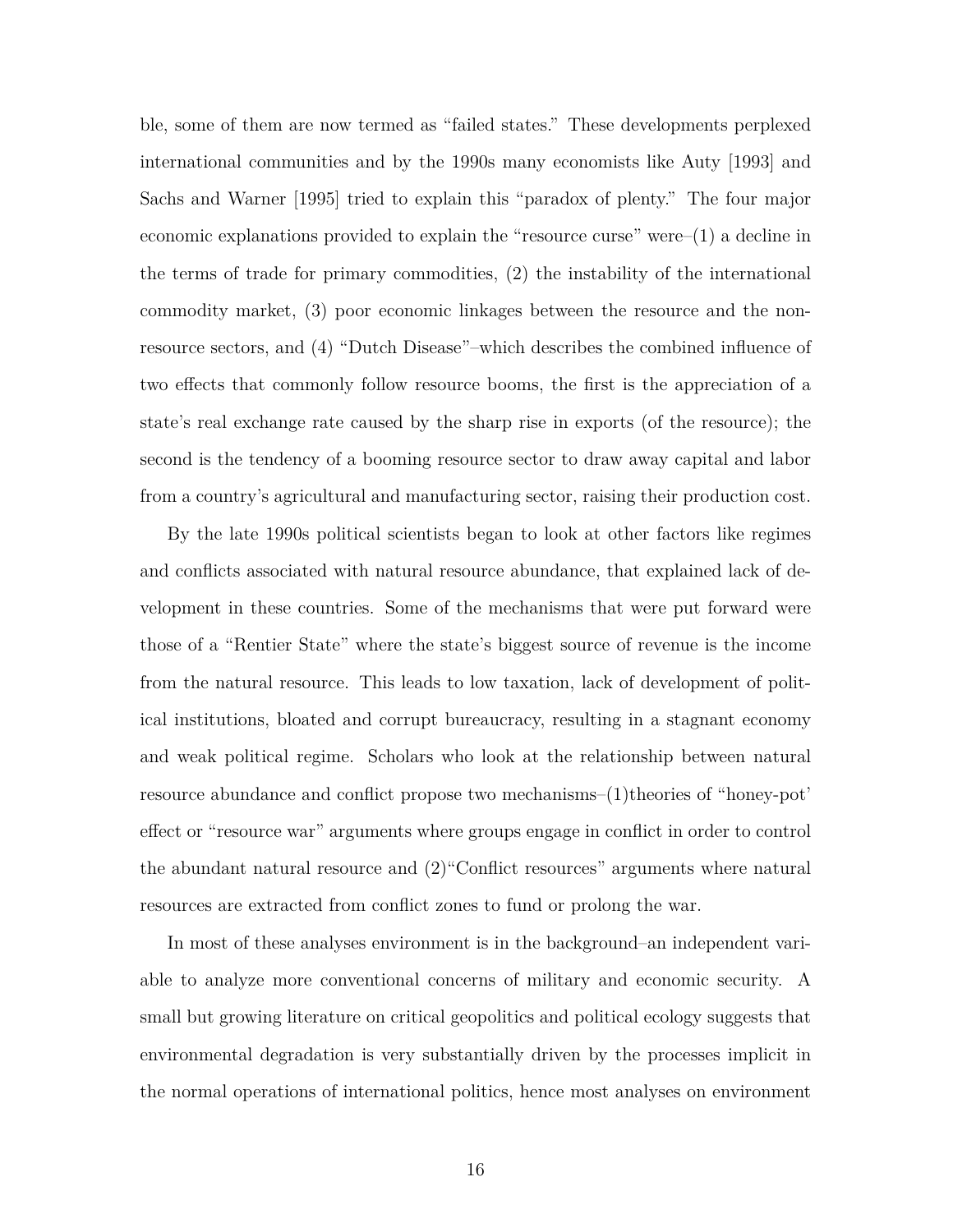ble, some of them are now termed as "failed states." These developments perplexed international communities and by the 1990s many economists like Auty [1993] and Sachs and Warner [1995] tried to explain this "paradox of plenty." The four major economic explanations provided to explain the "resource curse" were–(1) a decline in the terms of trade for primary commodities, (2) the instability of the international commodity market, (3) poor economic linkages between the resource and the non-resource sectors, and (4) "Dutch Disease"–which describes the combined influence of two effects that commonly follow resource booms, the first is the appreciation of a state's real exchange rate caused by the sharp rise in exports (of the resource); the second is the tendency of a booming resource sector to draw away capital and labor from a country's agricultural and manufacturing sector, raising their production cost.

By the late 1990s political scientists began to look at other factors like regimes and conflicts associated with natural resource abundance, that explained lack of development in these countries. Some of the mechanisms that were put forward were those of a "Rentier State" where the state's biggest source of revenue is the income from the natural resource. This leads to low taxation, lack of development of political institutions, bloated and corrupt bureaucracy, resulting in a stagnant economy and weak political regime. Scholars who look at the relationship between natural resource abundance and conflict propose two mechanisms–(1)theories of "honey-pot' effect or "resource war" arguments where groups engage in conflict in order to control the abundant natural resource and (2)"Conflict resources" arguments where natural resources are extracted from conflict zones to fund or prolong the war.

In most of these analyses environment is in the background–an independent variable to analyze more conventional concerns of military and economic security. A small but growing literature on critical geopolitics and political ecology suggests that environmental degradation is very substantially driven by the processes implicit in the normal operations of international politics, hence most analyses on environment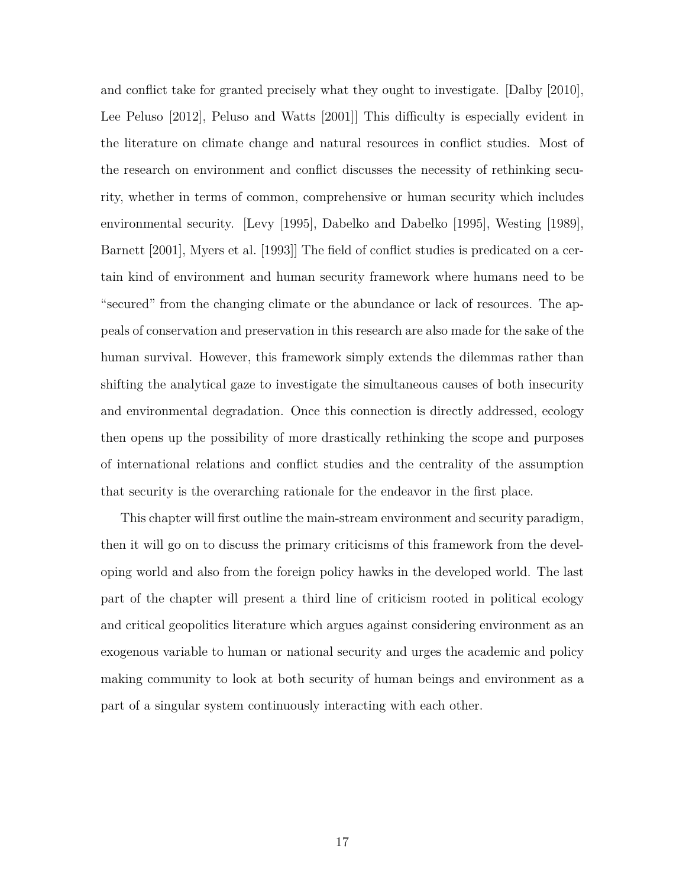and conflict take for granted precisely what they ought to investigate. [Dalby [2010], Lee Peluso [2012], Peluso and Watts [2001]] This difficulty is especially evident in the literature on climate change and natural resources in conflict studies. Most of the research on environment and conflict discusses the necessity of rethinking security, whether in terms of common, comprehensive or human security which includes environmental security. [Levy [1995], Dabelko and Dabelko [1995], Westing [1989], Barnett [2001], Myers et al. [1993]] The field of conflict studies is predicated on a certain kind of environment and human security framework where humans need to be "secured" from the changing climate or the abundance or lack of resources. The appeals of conservation and preservation in this research are also made for the sake of the human survival. However, this framework simply extends the dilemmas rather than shifting the analytical gaze to investigate the simultaneous causes of both insecurity and environmental degradation. Once this connection is directly addressed, ecology then opens up the possibility of more drastically rethinking the scope and purposes of international relations and conflict studies and the centrality of the assumption that security is the overarching rationale for the endeavor in the first place.

This chapter will first outline the main-stream environment and security paradigm, then it will go on to discuss the primary criticisms of this framework from the developing world and also from the foreign policy hawks in the developed world. The last part of the chapter will present a third line of criticism rooted in political ecology and critical geopolitics literature which argues against considering environment as an exogenous variable to human or national security and urges the academic and policy making community to look at both security of human beings and environment as a part of a singular system continuously interacting with each other.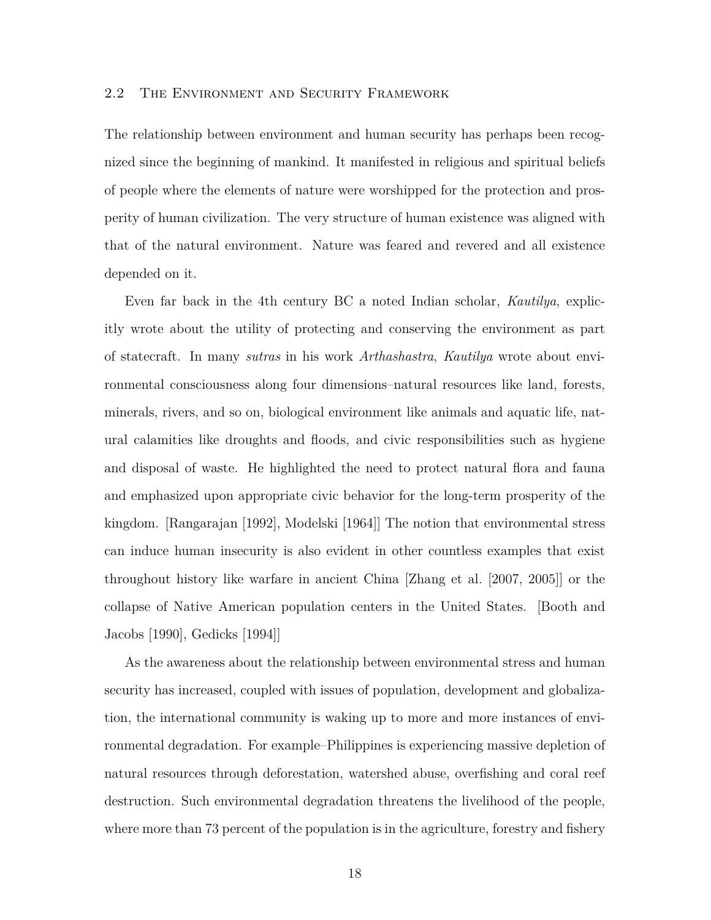## 2.2 The Environment and Security Framework

The relationship between environment and human security has perhaps been recognized since the beginning of mankind. It manifested in religious and spiritual beliefs of people where the elements of nature were worshipped for the protection and prosperity of human civilization. The very structure of human existence was aligned with that of the natural environment. Nature was feared and revered and all existence depended on it.

Even far back in the 4th century BC a noted Indian scholar, *Kautilya*, explicitly wrote about the utility of protecting and conserving the environment as part of statecraft. In many *sutras* in his work *Arthashastra*, *Kautilya* wrote about environmental consciousness along four dimensions–natural resources like land, forests, minerals, rivers, and so on, biological environment like animals and aquatic life, natural calamities like droughts and floods, and civic responsibilities such as hygiene and disposal of waste. He highlighted the need to protect natural flora and fauna and emphasized upon appropriate civic behavior for the long-term prosperity of the kingdom. [Rangarajan [1992], Modelski [1964]] The notion that environmental stress can induce human insecurity is also evident in other countless examples that exist throughout history like warfare in ancient China [Zhang et al. [2007, 2005]] or the collapse of Native American population centers in the United States. [Booth and Jacobs [1990], Gedicks [1994]]

As the awareness about the relationship between environmental stress and human security has increased, coupled with issues of population, development and globalization, the international community is waking up to more and more instances of environmental degradation. For example–Philippines is experiencing massive depletion of natural resources through deforestation, watershed abuse, overfishing and coral reef destruction. Such environmental degradation threatens the livelihood of the people, where more than 73 percent of the population is in the agriculture, forestry and fishery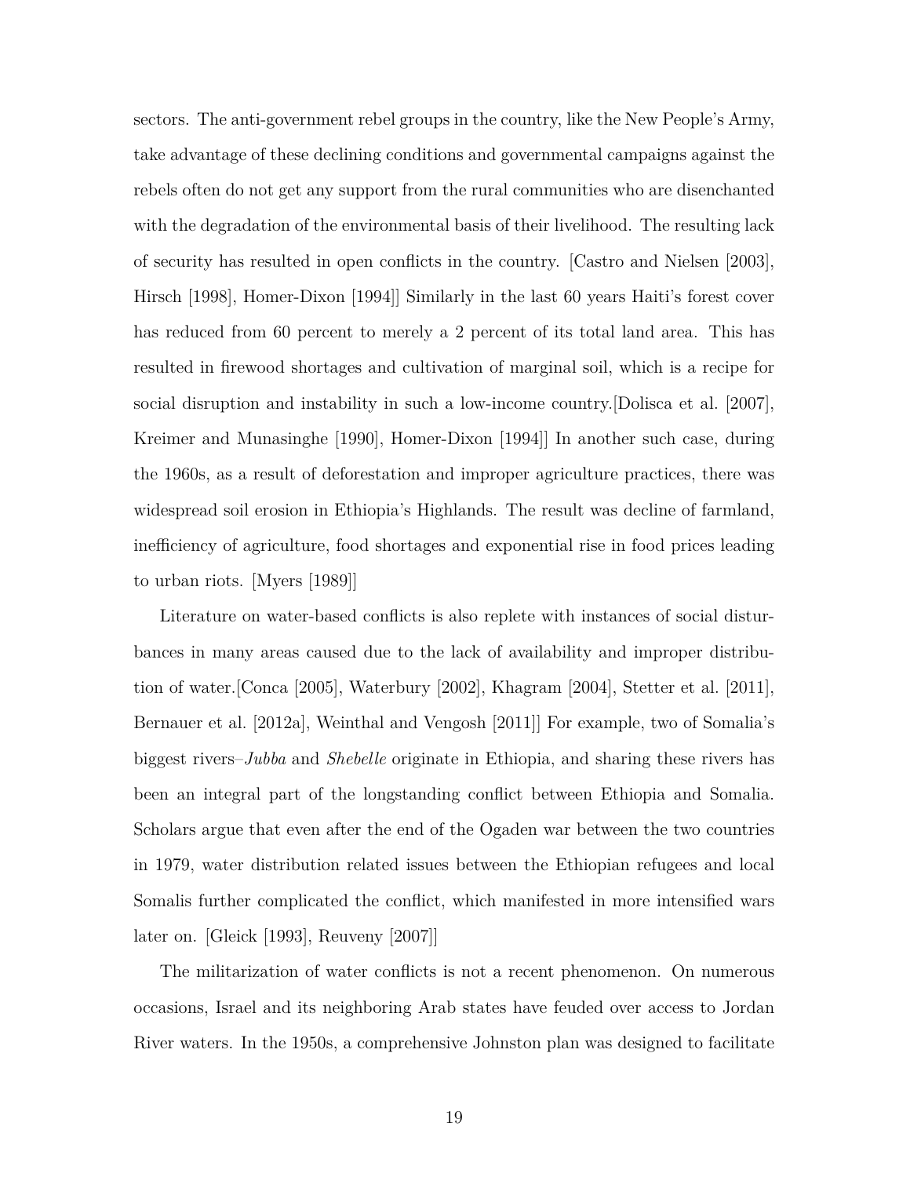sectors. The anti-government rebel groups in the country, like the New People's Army, take advantage of these declining conditions and governmental campaigns against the rebels often do not get any support from the rural communities who are disenchanted with the degradation of the environmental basis of their livelihood. The resulting lack of security has resulted in open conflicts in the country. [Castro and Nielsen [2003], Hirsch [1998], Homer-Dixon [1994]] Similarly in the last 60 years Haiti's forest cover has reduced from 60 percent to merely a 2 percent of its total land area. This has resulted in firewood shortages and cultivation of marginal soil, which is a recipe for social disruption and instability in such a low-income country.[Dolisca et al. [2007], Kreimer and Munasinghe [1990], Homer-Dixon [1994]] In another such case, during the 1960s, as a result of deforestation and improper agriculture practices, there was widespread soil erosion in Ethiopia's Highlands. The result was decline of farmland, inefficiency of agriculture, food shortages and exponential rise in food prices leading to urban riots. [Myers [1989]]

Literature on water-based conflicts is also replete with instances of social disturbances in many areas caused due to the lack of availability and improper distribution of water.[Conca [2005], Waterbury [2002], Khagram [2004], Stetter et al. [2011], Bernauer et al. [2012a], Weinthal and Vengosh [2011]] For example, two of Somalia's biggest rivers–*Jubba* and *Shebelle* originate in Ethiopia, and sharing these rivers has been an integral part of the longstanding conflict between Ethiopia and Somalia. Scholars argue that even after the end of the Ogaden war between the two countries in 1979, water distribution related issues between the Ethiopian refugees and local Somalis further complicated the conflict, which manifested in more intensified wars later on. [Gleick [1993], Reuveny [2007]]

The militarization of water conflicts is not a recent phenomenon. On numerous occasions, Israel and its neighboring Arab states have feuded over access to Jordan River waters. In the 1950s, a comprehensive Johnston plan was designed to facilitate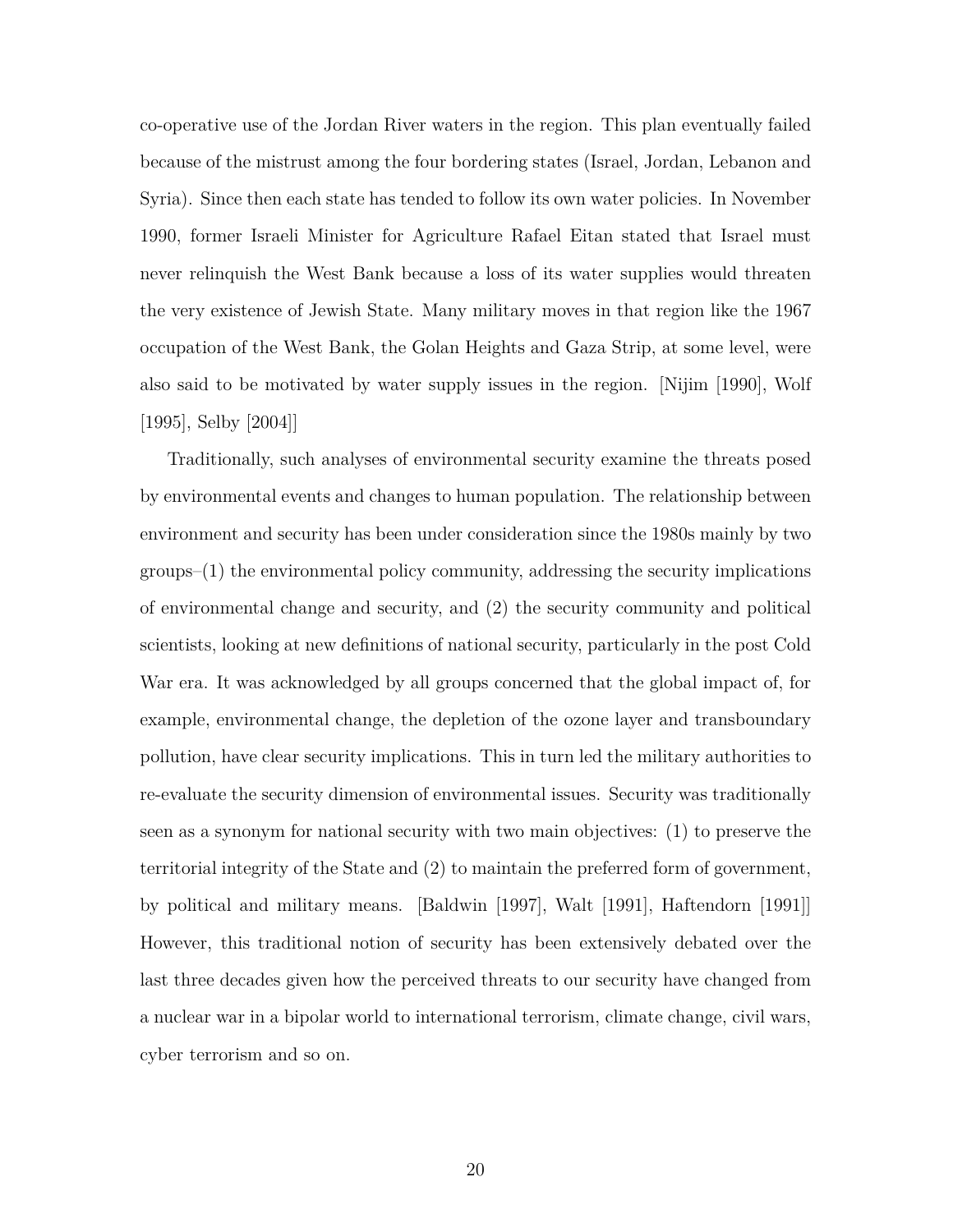co-operative use of the Jordan River waters in the region. This plan eventually failed because of the mistrust among the four bordering states (Israel, Jordan, Lebanon and Syria). Since then each state has tended to follow its own water policies. In November 1990, former Israeli Minister for Agriculture Rafael Eitan stated that Israel must never relinquish the West Bank because a loss of its water supplies would threaten the very existence of Jewish State. Many military moves in that region like the 1967 occupation of the West Bank, the Golan Heights and Gaza Strip, at some level, were also said to be motivated by water supply issues in the region. [Nijim [1990], Wolf [1995], Selby [2004]]

Traditionally, such analyses of environmental security examine the threats posed by environmental events and changes to human population. The relationship between environment and security has been under consideration since the 1980s mainly by two groups–(1) the environmental policy community, addressing the security implications of environmental change and security, and (2) the security community and political scientists, looking at new definitions of national security, particularly in the post Cold War era. It was acknowledged by all groups concerned that the global impact of, for example, environmental change, the depletion of the ozone layer and transboundary pollution, have clear security implications. This in turn led the military authorities to re-evaluate the security dimension of environmental issues. Security was traditionally seen as a synonym for national security with two main objectives: (1) to preserve the territorial integrity of the State and (2) to maintain the preferred form of government, by political and military means. [Baldwin [1997], Walt [1991], Haftendorn [1991]] However, this traditional notion of security has been extensively debated over the last three decades given how the perceived threats to our security have changed from a nuclear war in a bipolar world to international terrorism, climate change, civil wars, cyber terrorism and so on.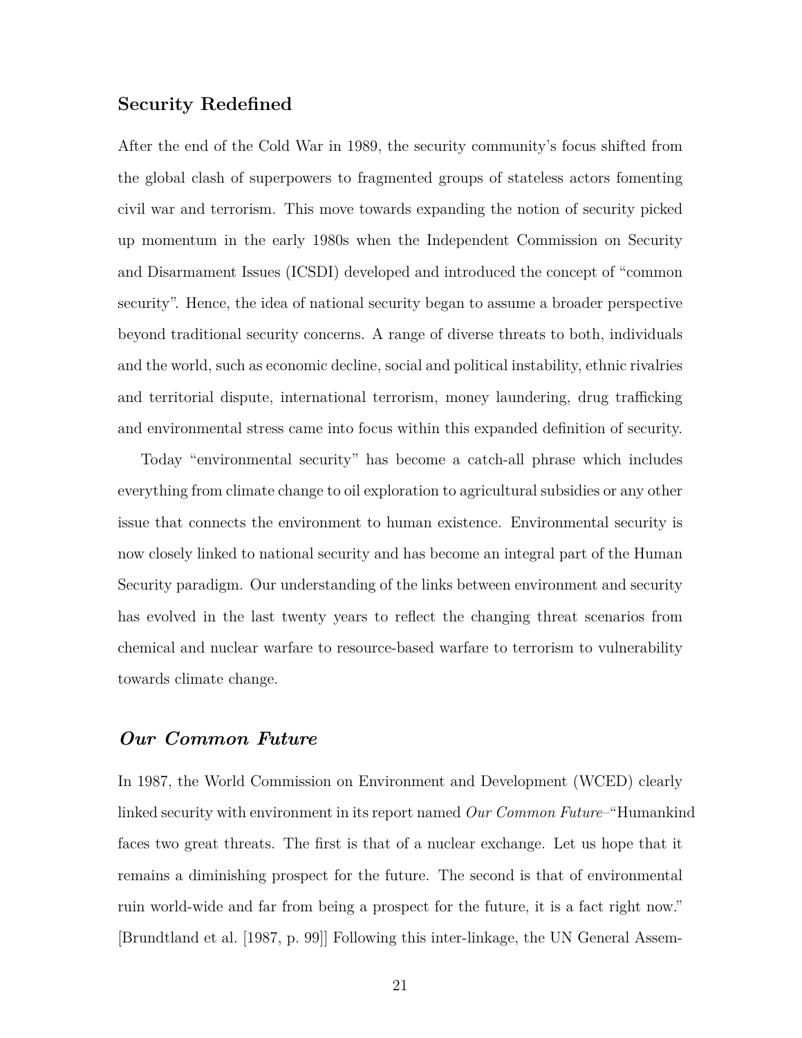## Security Redefined

After the end of the Cold War in 1989, the security community's focus shifted from the global clash of superpowers to fragmented groups of stateless actors fomenting civil war and terrorism. This move towards expanding the notion of security picked up momentum in the early 1980s when the Independent Commission on Security and Disarmament Issues (ICSDI) developed and introduced the concept of "common security". Hence, the idea of national security began to assume a broader perspective beyond traditional security concerns. A range of diverse threats to both, individuals and the world, such as economic decline, social and political instability, ethnic rivalries and territorial dispute, international terrorism, money laundering, drug trafficking and environmental stress came into focus within this expanded definition of security.

Today "environmental security" has become a catch-all phrase which includes everything from climate change to oil exploration to agricultural subsidies or any other issue that connects the environment to human existence. Environmental security is now closely linked to national security and has become an integral part of the Human Security paradigm. Our understanding of the links between environment and security has evolved in the last twenty years to reflect the changing threat scenarios from chemical and nuclear warfare to resource-based warfare to terrorism to vulnerability towards climate change.

## *Our Common Future*

In 1987, the World Commission on Environment and Development (WCED) clearly linked security with environment in its report named *Our Common Future*–"Humankind faces two great threats. The first is that of a nuclear exchange. Let us hope that it remains a diminishing prospect for the future. The second is that of environmental ruin world-wide and far from being a prospect for the future, it is a fact right now." [Brundtland et al. [1987, p. 99]] Following this inter-linkage, the UN General Assem-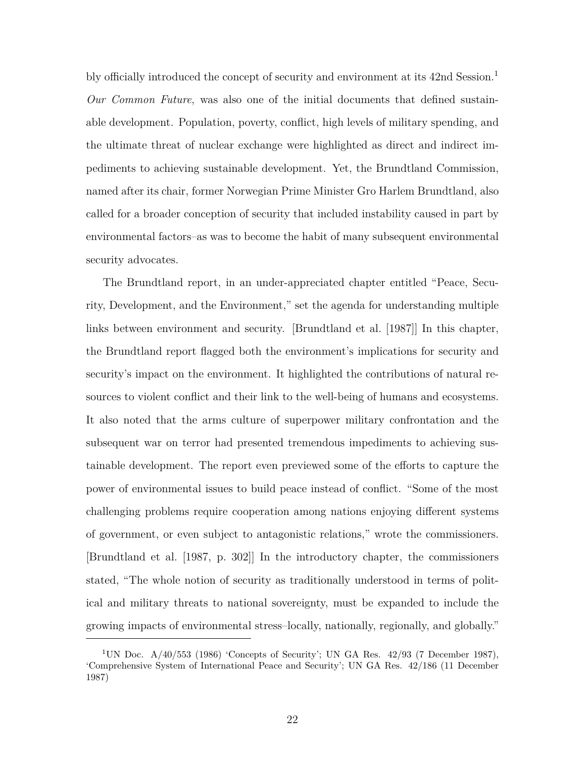bly officially introduced the concept of security and environment at its 42nd Session.[1] *Our Common Future*, was also one of the initial documents that defined sustainable development. Population, poverty, conflict, high levels of military spending, and the ultimate threat of nuclear exchange were highlighted as direct and indirect impediments to achieving sustainable development. Yet, the Brundtland Commission, named after its chair, former Norwegian Prime Minister Gro Harlem Brundtland, also called for a broader conception of security that included instability caused in part by environmental factors–as was to become the habit of many subsequent environmental security advocates.

The Brundtland report, in an under-appreciated chapter entitled "Peace, Security, Development, and the Environment," set the agenda for understanding multiple links between environment and security. [Brundtland et al. [1987]] In this chapter, the Brundtland report flagged both the environment's implications for security and security's impact on the environment. It highlighted the contributions of natural resources to violent conflict and their link to the well-being of humans and ecosystems. It also noted that the arms culture of superpower military confrontation and the subsequent war on terror had presented tremendous impediments to achieving sustainable development. The report even previewed some of the efforts to capture the power of environmental issues to build peace instead of conflict. "Some of the most challenging problems require cooperation among nations enjoying different systems of government, or even subject to antagonistic relations," wrote the commissioners. [Brundtland et al. [1987, p. 302]] In the introductory chapter, the commissioners stated, "The whole notion of security as traditionally understood in terms of political and military threats to national sovereignty, must be expanded to include the growing impacts of environmental stress–locally, nationally, regionally, and globally."

[1] UN Doc. A/40/553 (1986) 'Concepts of Security'; UN GA Res. 42/93 (7 December 1987), 'Comprehensive System of International Peace and Security'; UN GA Res. 42/186 (11 December 1987)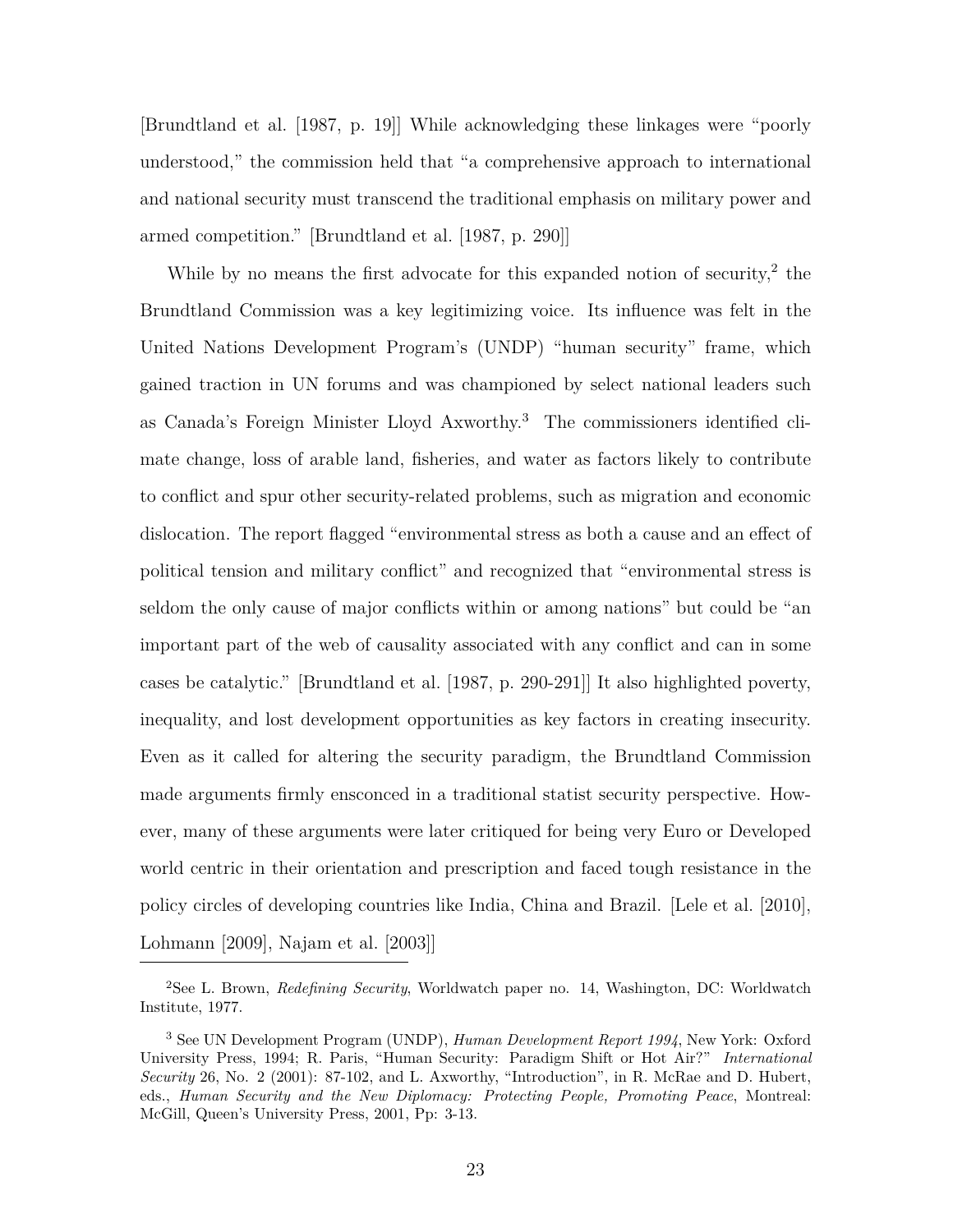[Brundtland et al. [1987, p. 19]] While acknowledging these linkages were "poorly understood," the commission held that "a comprehensive approach to international and national security must transcend the traditional emphasis on military power and armed competition." [Brundtland et al. [1987, p. 290]]

While by no means the first advocate for this expanded notion of security,[2] the Brundtland Commission was a key legitimizing voice. Its influence was felt in the United Nations Development Program's (UNDP) "human security" frame, which gained traction in UN forums and was championed by select national leaders such as Canada's Foreign Minister Lloyd Axworthy.[3] The commissioners identified climate change, loss of arable land, fisheries, and water as factors likely to contribute to conflict and spur other security-related problems, such as migration and economic dislocation. The report flagged "environmental stress as both a cause and an effect of political tension and military conflict" and recognized that "environmental stress is seldom the only cause of major conflicts within or among nations" but could be "an important part of the web of causality associated with any conflict and can in some cases be catalytic." [Brundtland et al. [1987, p. 290-291]] It also highlighted poverty, inequality, and lost development opportunities as key factors in creating insecurity. Even as it called for altering the security paradigm, the Brundtland Commission made arguments firmly ensconced in a traditional statist security perspective. However, many of these arguments were later critiqued for being very Euro or Developed world centric in their orientation and prescription and faced tough resistance in the policy circles of developing countries like India, China and Brazil. [Lele et al. [2010], Lohmann [2009], Najam et al. [2003]]

---

[2] See L. Brown, *Redefining Security*, Worldwatch paper no. 14, Washington, DC: Worldwatch Institute, 1977.

[3] See UN Development Program (UNDP), *Human Development Report 1994*, New York: Oxford University Press, 1994; R. Paris, "Human Security: Paradigm Shift or Hot Air?" *International Security* 26, No. 2 (2001): 87-102, and L. Axworthy, "Introduction", in R. McRae and D. Hubert, eds., *Human Security and the New Diplomacy: Protecting People, Promoting Peace*, Montreal: McGill, Queen's University Press, 2001, Pp: 3-13.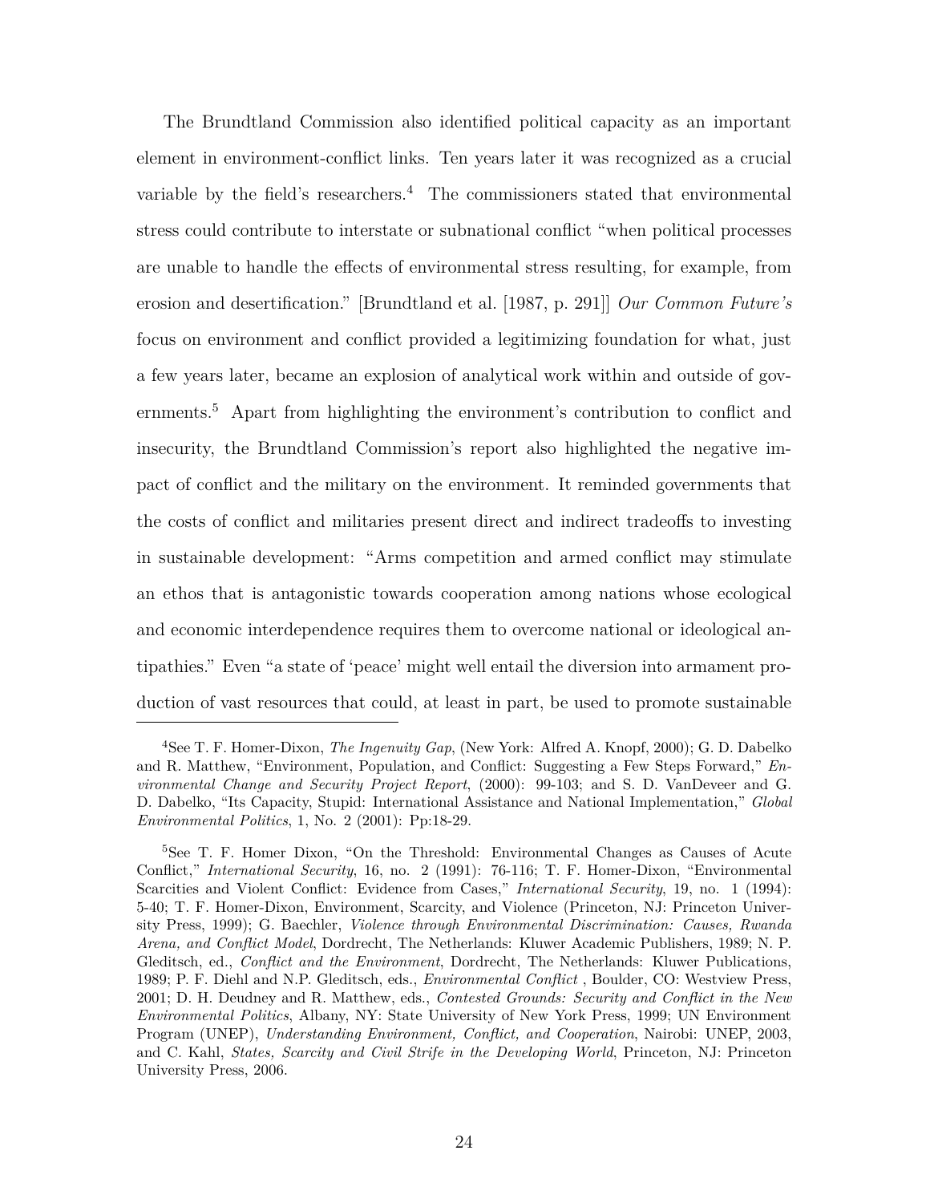The Brundtland Commission also identified political capacity as an important element in environment-conflict links. Ten years later it was recognized as a crucial variable by the field's researchers.[4] The commissioners stated that environmental stress could contribute to interstate or subnational conflict "when political processes are unable to handle the effects of environmental stress resulting, for example, from erosion and desertification." [Brundtland et al. [1987, p. 291]] *Our Common Future's* focus on environment and conflict provided a legitimizing foundation for what, just a few years later, became an explosion of analytical work within and outside of governments.[5] Apart from highlighting the environment's contribution to conflict and insecurity, the Brundtland Commission's report also highlighted the negative impact of conflict and the military on the environment. It reminded governments that the costs of conflict and militaries present direct and indirect tradeoffs to investing in sustainable development: "Arms competition and armed conflict may stimulate an ethos that is antagonistic towards cooperation among nations whose ecological and economic interdependence requires them to overcome national or ideological antipathies." Even "a state of 'peace' might well entail the diversion into armament production of vast resources that could, at least in part, be used to promote sustainable

[4]See T. F. Homer-Dixon, *The Ingenuity Gap*, (New York: Alfred A. Knopf, 2000); G. D. Dabelko and R. Matthew, "Environment, Population, and Conflict: Suggesting a Few Steps Forward," *Environmental Change and Security Project Report*, (2000): 99-103; and S. D. VanDeveer and G. D. Dabelko, "Its Capacity, Stupid: International Assistance and National Implementation," *Global Environmental Politics*, 1, No. 2 (2001): Pp:18-29.

[5]See T. F. Homer Dixon, "On the Threshold: Environmental Changes as Causes of Acute Conflict," *International Security*, 16, no. 2 (1991): 76-116; T. F. Homer-Dixon, "Environmental Scarcities and Violent Conflict: Evidence from Cases," *International Security*, 19, no. 1 (1994): 5-40; T. F. Homer-Dixon, Environment, Scarcity, and Violence (Princeton, NJ: Princeton University Press, 1999); G. Baechler, *Violence through Environmental Discrimination: Causes, Rwanda Arena, and Conflict Model*, Dordrecht, The Netherlands: Kluwer Academic Publishers, 1989; N. P. Gleditsch, ed., *Conflict and the Environment*, Dordrecht, The Netherlands: Kluwer Publications, 1989; P. F. Diehl and N.P. Gleditsch, eds., *Environmental Conflict* , Boulder, CO: Westview Press, 2001; D. H. Deudney and R. Matthew, eds., *Contested Grounds: Security and Conflict in the New Environmental Politics*, Albany, NY: State University of New York Press, 1999; UN Environment Program (UNEP), *Understanding Environment, Conflict, and Cooperation*, Nairobi: UNEP, 2003, and C. Kahl, *States, Scarcity and Civil Strife in the Developing World*, Princeton, NJ: Princeton University Press, 2006.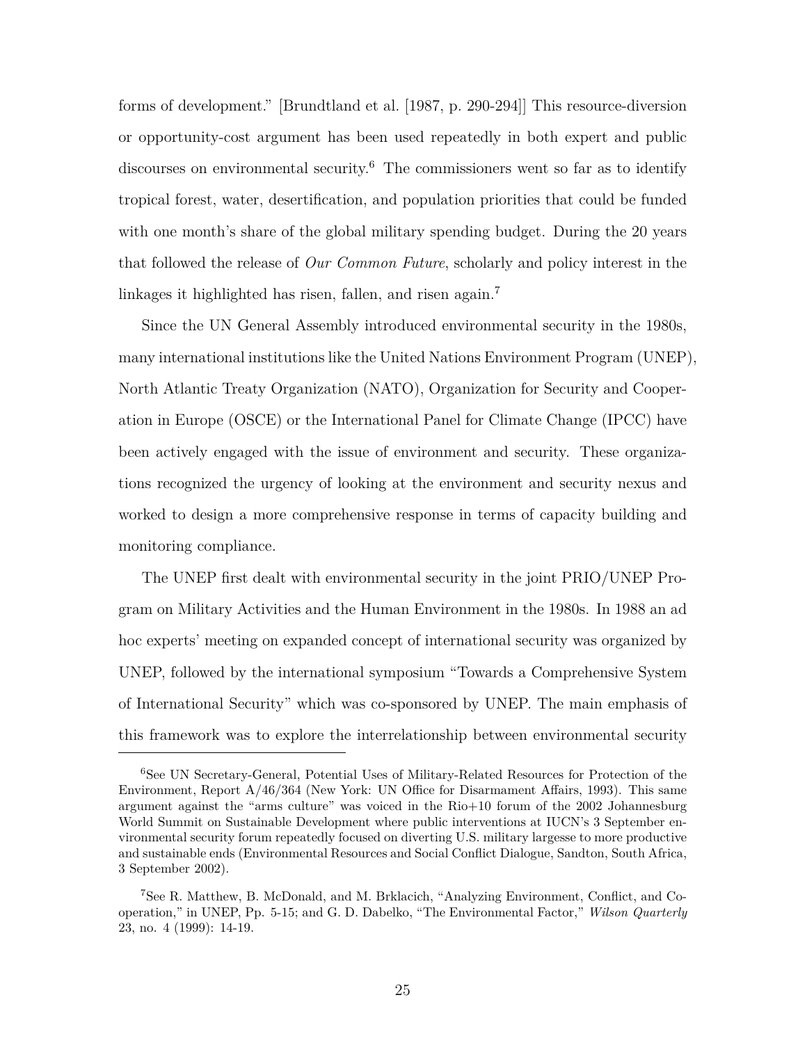forms of development." [Brundtland et al. [1987, p. 290-294]] This resource-diversion or opportunity-cost argument has been used repeatedly in both expert and public discourses on environmental security.[6] The commissioners went so far as to identify tropical forest, water, desertification, and population priorities that could be funded with one month's share of the global military spending budget. During the 20 years that followed the release of *Our Common Future*, scholarly and policy interest in the linkages it highlighted has risen, fallen, and risen again.[7]

Since the UN General Assembly introduced environmental security in the 1980s, many international institutions like the United Nations Environment Program (UNEP), North Atlantic Treaty Organization (NATO), Organization for Security and Cooperation in Europe (OSCE) or the International Panel for Climate Change (IPCC) have been actively engaged with the issue of environment and security. These organizations recognized the urgency of looking at the environment and security nexus and worked to design a more comprehensive response in terms of capacity building and monitoring compliance.

The UNEP first dealt with environmental security in the joint PRIO/UNEP Program on Military Activities and the Human Environment in the 1980s. In 1988 an ad hoc experts' meeting on expanded concept of international security was organized by UNEP, followed by the international symposium "Towards a Comprehensive System of International Security" which was co-sponsored by UNEP. The main emphasis of this framework was to explore the interrelationship between environmental security

[6] See UN Secretary-General, Potential Uses of Military-Related Resources for Protection of the Environment, Report A/46/364 (New York: UN Office for Disarmament Affairs, 1993). This same argument against the "arms culture" was voiced in the Rio+10 forum of the 2002 Johannesburg World Summit on Sustainable Development where public interventions at IUCN's 3 September environmental security forum repeatedly focused on diverting U.S. military largesse to more productive and sustainable ends (Environmental Resources and Social Conflict Dialogue, Sandton, South Africa, 3 September 2002).

[7] See R. Matthew, B. McDonald, and M. Brklacich, "Analyzing Environment, Conflict, and Cooperation," in UNEP, Pp. 5-15; and G. D. Dabelko, "The Environmental Factor," *Wilson Quarterly* 23, no. 4 (1999): 14-19.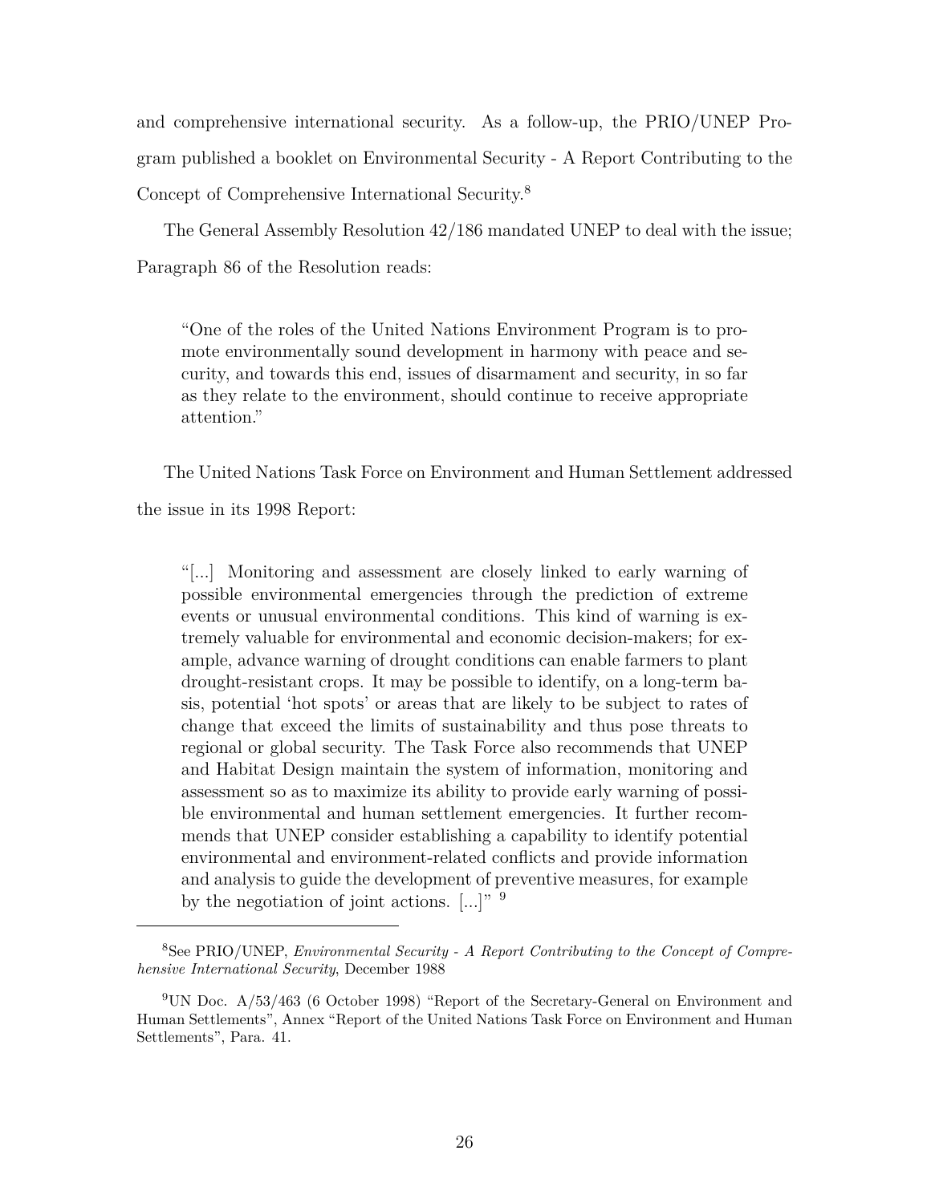and comprehensive international security. As a follow-up, the PRIO/UNEP Program published a booklet on Environmental Security - A Report Contributing to the Concept of Comprehensive International Security.[8]

The General Assembly Resolution 42/186 mandated UNEP to deal with the issue; Paragraph 86 of the Resolution reads:

> "One of the roles of the United Nations Environment Program is to promote environmentally sound development in harmony with peace and security, and towards this end, issues of disarmament and security, in so far as they relate to the environment, should continue to receive appropriate attention."

The United Nations Task Force on Environment and Human Settlement addressed the issue in its 1998 Report:

> "[...] Monitoring and assessment are closely linked to early warning of possible environmental emergencies through the prediction of extreme events or unusual environmental conditions. This kind of warning is extremely valuable for environmental and economic decision-makers; for example, advance warning of drought conditions can enable farmers to plant drought-resistant crops. It may be possible to identify, on a long-term basis, potential 'hot spots' or areas that are likely to be subject to rates of change that exceed the limits of sustainability and thus pose threats to regional or global security. The Task Force also recommends that UNEP and Habitat Design maintain the system of information, monitoring and assessment so as to maximize its ability to provide early warning of possible environmental and human settlement emergencies. It further recommends that UNEP consider establishing a capability to identify potential environmental and environment-related conflicts and provide information and analysis to guide the development of preventive measures, for example by the negotiation of joint actions. [...]" [9]

---

[8] See PRIO/UNEP, *Environmental Security - A Report Contributing to the Concept of Comprehensive International Security*, December 1988

[9] UN Doc. A/53/463 (6 October 1998) "Report of the Secretary-General on Environment and Human Settlements", Annex "Report of the United Nations Task Force on Environment and Human Settlements", Para. 41.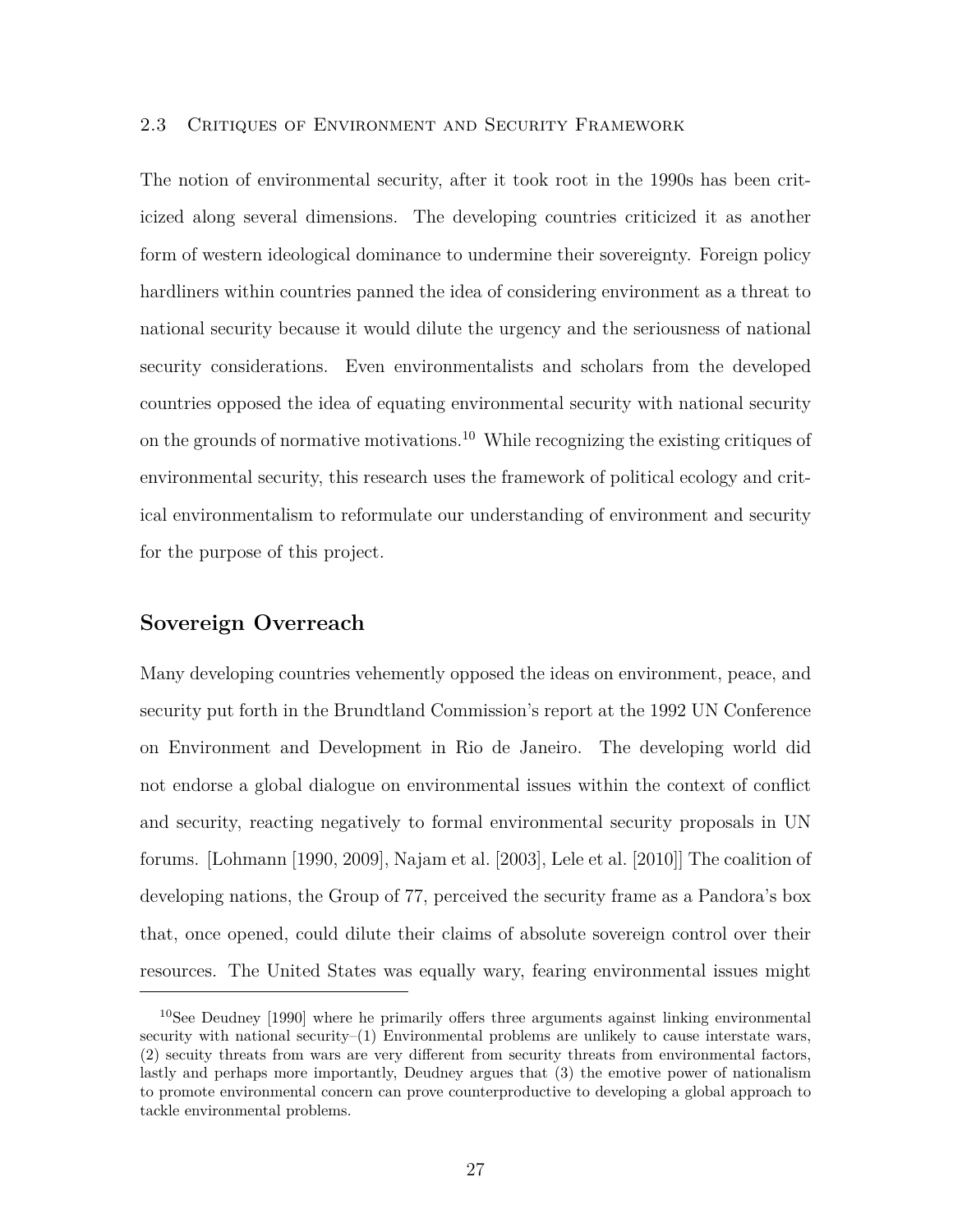## 2.3 Critiques of Environment and Security Framework

The notion of environmental security, after it took root in the 1990s has been criticized along several dimensions. The developing countries criticized it as another form of western ideological dominance to undermine their sovereignty. Foreign policy hardliners within countries panned the idea of considering environment as a threat to national security because it would dilute the urgency and the seriousness of national security considerations. Even environmentalists and scholars from the developed countries opposed the idea of equating environmental security with national security on the grounds of normative motivations.[10] While recognizing the existing critiques of environmental security, this research uses the framework of political ecology and critical environmentalism to reformulate our understanding of environment and security for the purpose of this project.

## Sovereign Overreach

Many developing countries vehemently opposed the ideas on environment, peace, and security put forth in the Brundtland Commission's report at the 1992 UN Conference on Environment and Development in Rio de Janeiro. The developing world did not endorse a global dialogue on environmental issues within the context of conflict and security, reacting negatively to formal environmental security proposals in UN forums. [Lohmann [1990, 2009], Najam et al. [2003], Lele et al. [2010]] The coalition of developing nations, the Group of 77, perceived the security frame as a Pandora's box that, once opened, could dilute their claims of absolute sovereign control over their resources. The United States was equally wary, fearing environmental issues might

[10] See Deudney [1990] where he primarily offers three arguments against linking environmental security with national security–(1) Environmental problems are unlikely to cause interstate wars, (2) secuity threats from wars are very different from security threats from environmental factors, lastly and perhaps more importantly, Deudney argues that (3) the emotive power of nationalism to promote environmental concern can prove counterproductive to developing a global approach to tackle environmental problems.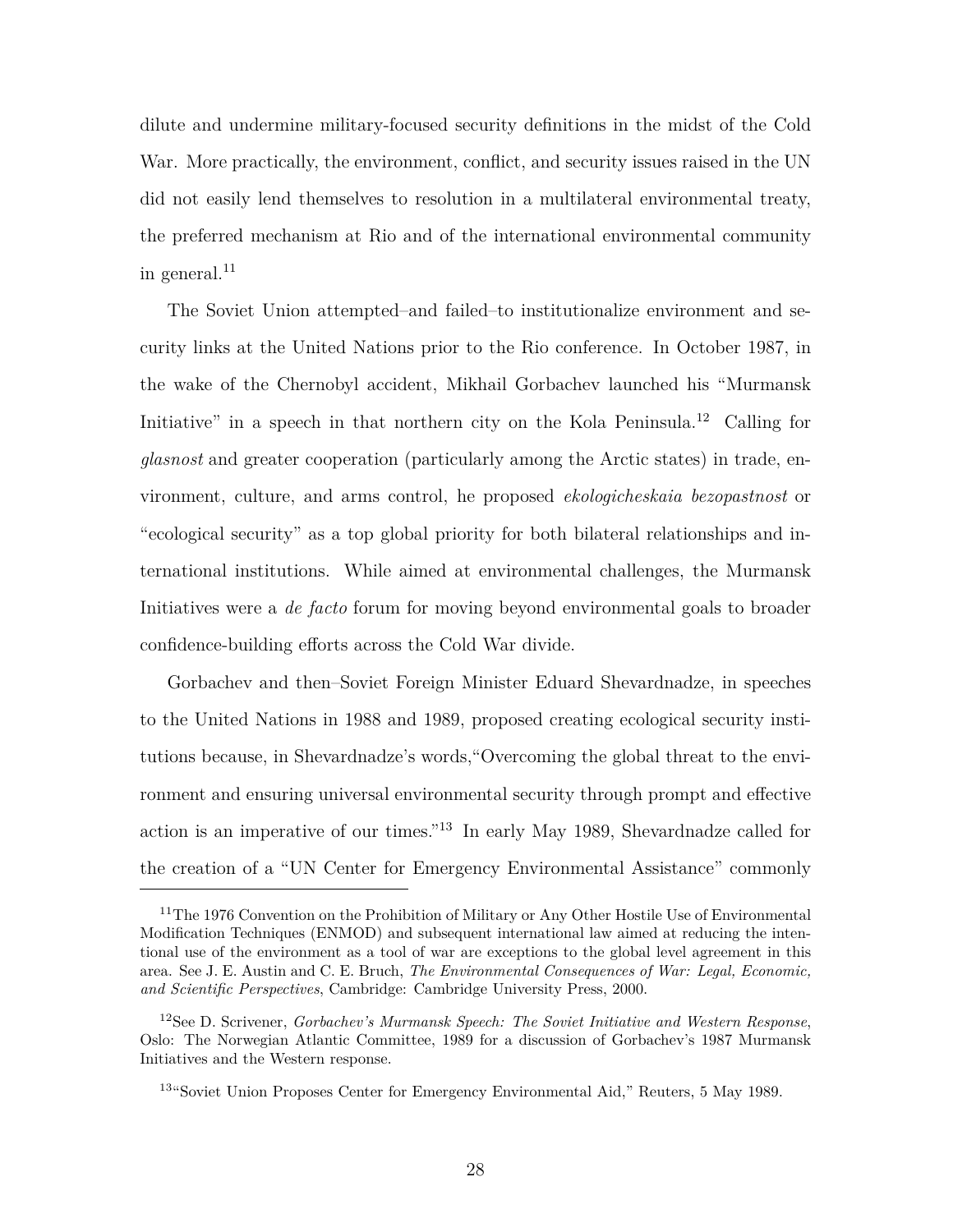dilute and undermine military-focused security definitions in the midst of the Cold War. More practically, the environment, conflict, and security issues raised in the UN did not easily lend themselves to resolution in a multilateral environmental treaty, the preferred mechanism at Rio and of the international environmental community in general.[11]

The Soviet Union attempted–and failed–to institutionalize environment and security links at the United Nations prior to the Rio conference. In October 1987, in the wake of the Chernobyl accident, Mikhail Gorbachev launched his "Murmansk Initiative" in a speech in that northern city on the Kola Peninsula.[12] Calling for *glasnost* and greater cooperation (particularly among the Arctic states) in trade, environment, culture, and arms control, he proposed *ekologicheskaia bezopastnost* or "ecological security" as a top global priority for both bilateral relationships and international institutions. While aimed at environmental challenges, the Murmansk Initiatives were a *de facto* forum for moving beyond environmental goals to broader confidence-building efforts across the Cold War divide.

Gorbachev and then–Soviet Foreign Minister Eduard Shevardnadze, in speeches to the United Nations in 1988 and 1989, proposed creating ecological security institutions because, in Shevardnadze's words,"Overcoming the global threat to the environment and ensuring universal environmental security through prompt and effective action is an imperative of our times."[13] In early May 1989, Shevardnadze called for the creation of a "UN Center for Emergency Environmental Assistance" commonly

---

[11]The 1976 Convention on the Prohibition of Military or Any Other Hostile Use of Environmental Modification Techniques (ENMOD) and subsequent international law aimed at reducing the intentional use of the environment as a tool of war are exceptions to the global level agreement in this area. See J. E. Austin and C. E. Bruch, *The Environmental Consequences of War: Legal, Economic, and Scientific Perspectives*, Cambridge: Cambridge University Press, 2000.

[12]See D. Scrivener, *Gorbachev's Murmansk Speech: The Soviet Initiative and Western Response*, Oslo: The Norwegian Atlantic Committee, 1989 for a discussion of Gorbachev's 1987 Murmansk Initiatives and the Western response.

[13]"Soviet Union Proposes Center for Emergency Environmental Aid," Reuters, 5 May 1989.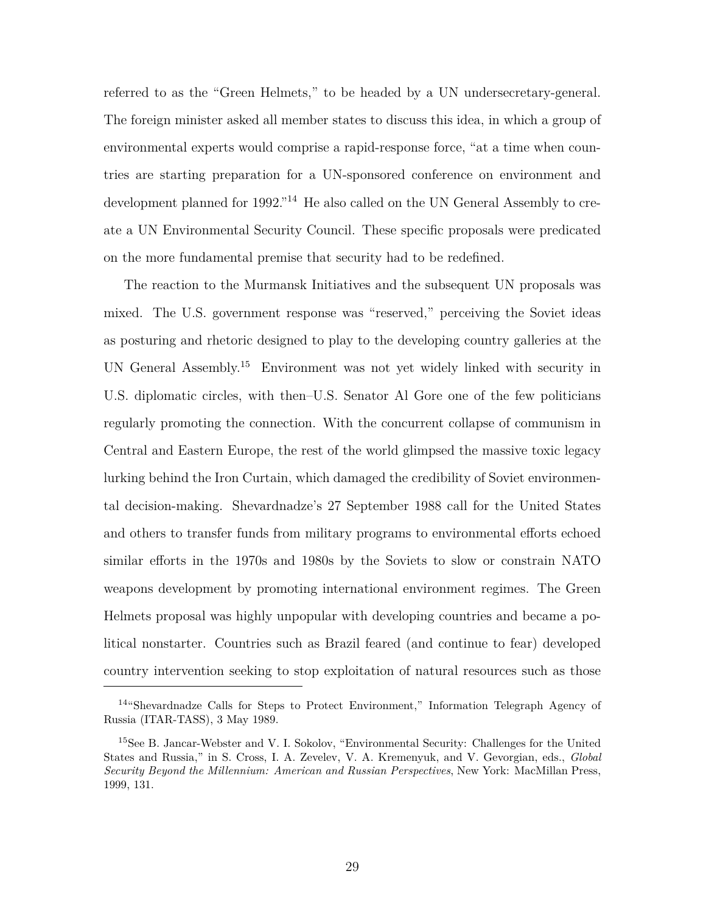referred to as the "Green Helmets," to be headed by a UN undersecretary-general. The foreign minister asked all member states to discuss this idea, in which a group of environmental experts would comprise a rapid-response force, "at a time when countries are starting preparation for a UN-sponsored conference on environment and development planned for 1992."[14] He also called on the UN General Assembly to create a UN Environmental Security Council. These specific proposals were predicated on the more fundamental premise that security had to be redefined.

The reaction to the Murmansk Initiatives and the subsequent UN proposals was mixed. The U.S. government response was "reserved," perceiving the Soviet ideas as posturing and rhetoric designed to play to the developing country galleries at the UN General Assembly.[15] Environment was not yet widely linked with security in U.S. diplomatic circles, with then–U.S. Senator Al Gore one of the few politicians regularly promoting the connection. With the concurrent collapse of communism in Central and Eastern Europe, the rest of the world glimpsed the massive toxic legacy lurking behind the Iron Curtain, which damaged the credibility of Soviet environmental decision-making. Shevardnadze's 27 September 1988 call for the United States and others to transfer funds from military programs to environmental efforts echoed similar efforts in the 1970s and 1980s by the Soviets to slow or constrain NATO weapons development by promoting international environment regimes. The Green Helmets proposal was highly unpopular with developing countries and became a political nonstarter. Countries such as Brazil feared (and continue to fear) developed country intervention seeking to stop exploitation of natural resources such as those

---

[14] "Shevardnadze Calls for Steps to Protect Environment," Information Telegraph Agency of Russia (ITAR-TASS), 3 May 1989.

[15] See B. Jancar-Webster and V. I. Sokolov, "Environmental Security: Challenges for the United States and Russia," in S. Cross, I. A. Zevelev, V. A. Kremenyuk, and V. Gevorgian, eds., *Global Security Beyond the Millennium: American and Russian Perspectives*, New York: MacMillan Press, 1999, 131.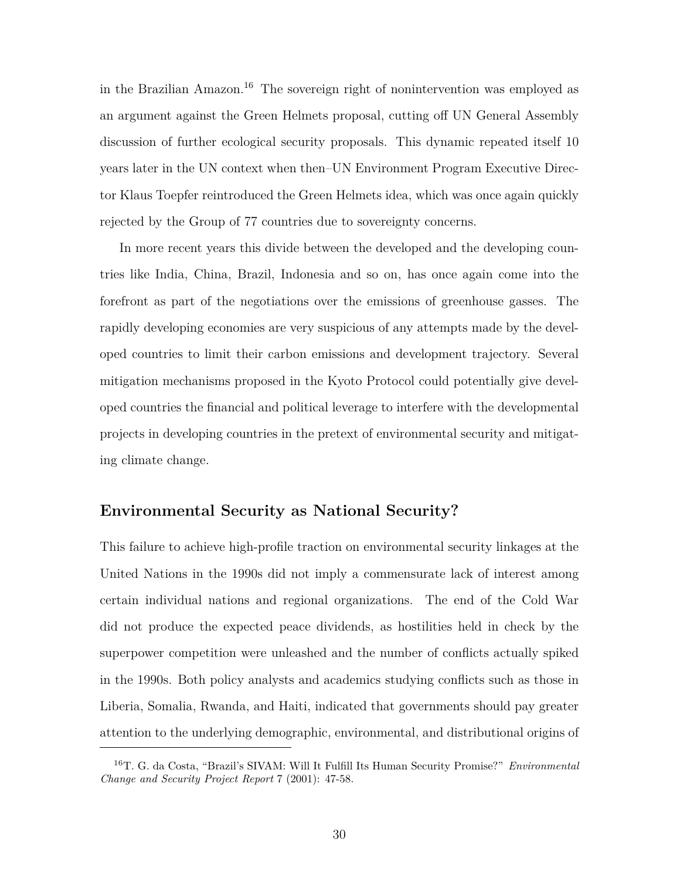in the Brazilian Amazon.[16] The sovereign right of nonintervention was employed as an argument against the Green Helmets proposal, cutting off UN General Assembly discussion of further ecological security proposals. This dynamic repeated itself 10 years later in the UN context when then–UN Environment Program Executive Director Klaus Toepfer reintroduced the Green Helmets idea, which was once again quickly rejected by the Group of 77 countries due to sovereignty concerns.

In more recent years this divide between the developed and the developing countries like India, China, Brazil, Indonesia and so on, has once again come into the forefront as part of the negotiations over the emissions of greenhouse gasses. The rapidly developing economies are very suspicious of any attempts made by the developed countries to limit their carbon emissions and development trajectory. Several mitigation mechanisms proposed in the Kyoto Protocol could potentially give developed countries the financial and political leverage to interfere with the developmental projects in developing countries in the pretext of environmental security and mitigating climate change.

## Environmental Security as National Security?

This failure to achieve high-profile traction on environmental security linkages at the United Nations in the 1990s did not imply a commensurate lack of interest among certain individual nations and regional organizations. The end of the Cold War did not produce the expected peace dividends, as hostilities held in check by the superpower competition were unleashed and the number of conflicts actually spiked in the 1990s. Both policy analysts and academics studying conflicts such as those in Liberia, Somalia, Rwanda, and Haiti, indicated that governments should pay greater attention to the underlying demographic, environmental, and distributional origins of

[16] T. G. da Costa, "Brazil's SIVAM: Will It Fulfill Its Human Security Promise?" *Environmental Change and Security Project Report* 7 (2001): 47-58.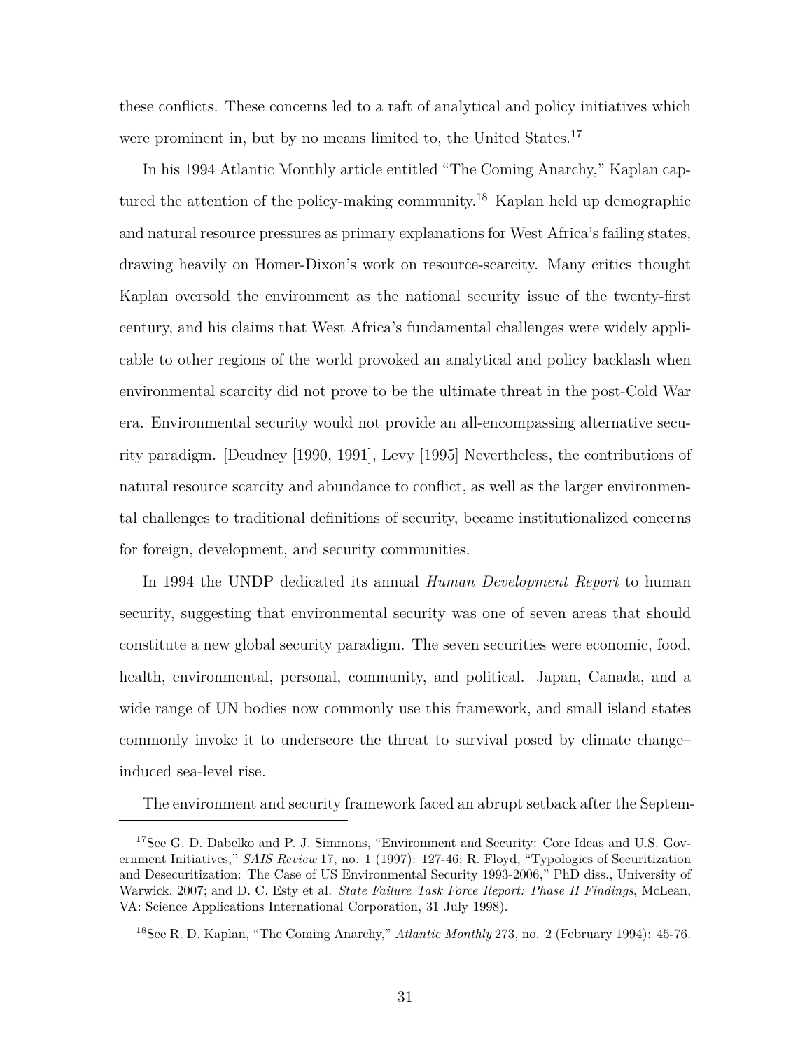these conflicts. These concerns led to a raft of analytical and policy initiatives which were prominent in, but by no means limited to, the United States.[17]

In his 1994 Atlantic Monthly article entitled "The Coming Anarchy," Kaplan captured the attention of the policy-making community.[18] Kaplan held up demographic and natural resource pressures as primary explanations for West Africa's failing states, drawing heavily on Homer-Dixon's work on resource-scarcity. Many critics thought Kaplan oversold the environment as the national security issue of the twenty-first century, and his claims that West Africa's fundamental challenges were widely applicable to other regions of the world provoked an analytical and policy backlash when environmental scarcity did not prove to be the ultimate threat in the post-Cold War era. Environmental security would not provide an all-encompassing alternative security paradigm. [Deudney [1990, 1991], Levy [1995] Nevertheless, the contributions of natural resource scarcity and abundance to conflict, as well as the larger environmental challenges to traditional definitions of security, became institutionalized concerns for foreign, development, and security communities.

In 1994 the UNDP dedicated its annual *Human Development Report* to human security, suggesting that environmental security was one of seven areas that should constitute a new global security paradigm. The seven securities were economic, food, health, environmental, personal, community, and political. Japan, Canada, and a wide range of UN bodies now commonly use this framework, and small island states commonly invoke it to underscore the threat to survival posed by climate change–induced sea-level rise.

The environment and security framework faced an abrupt setback after the Septem-

---

[17] See G. D. Dabelko and P. J. Simmons, "Environment and Security: Core Ideas and U.S. Government Initiatives," *SAIS Review* 17, no. 1 (1997): 127-46; R. Floyd, "Typologies of Securitization and Desecuritization: The Case of US Environmental Security 1993-2006," PhD diss., University of Warwick, 2007; and D. C. Esty et al. *State Failure Task Force Report: Phase II Findings*, McLean, VA: Science Applications International Corporation, 31 July 1998).

[18] See R. D. Kaplan, "The Coming Anarchy," *Atlantic Monthly* 273, no. 2 (February 1994): 45-76.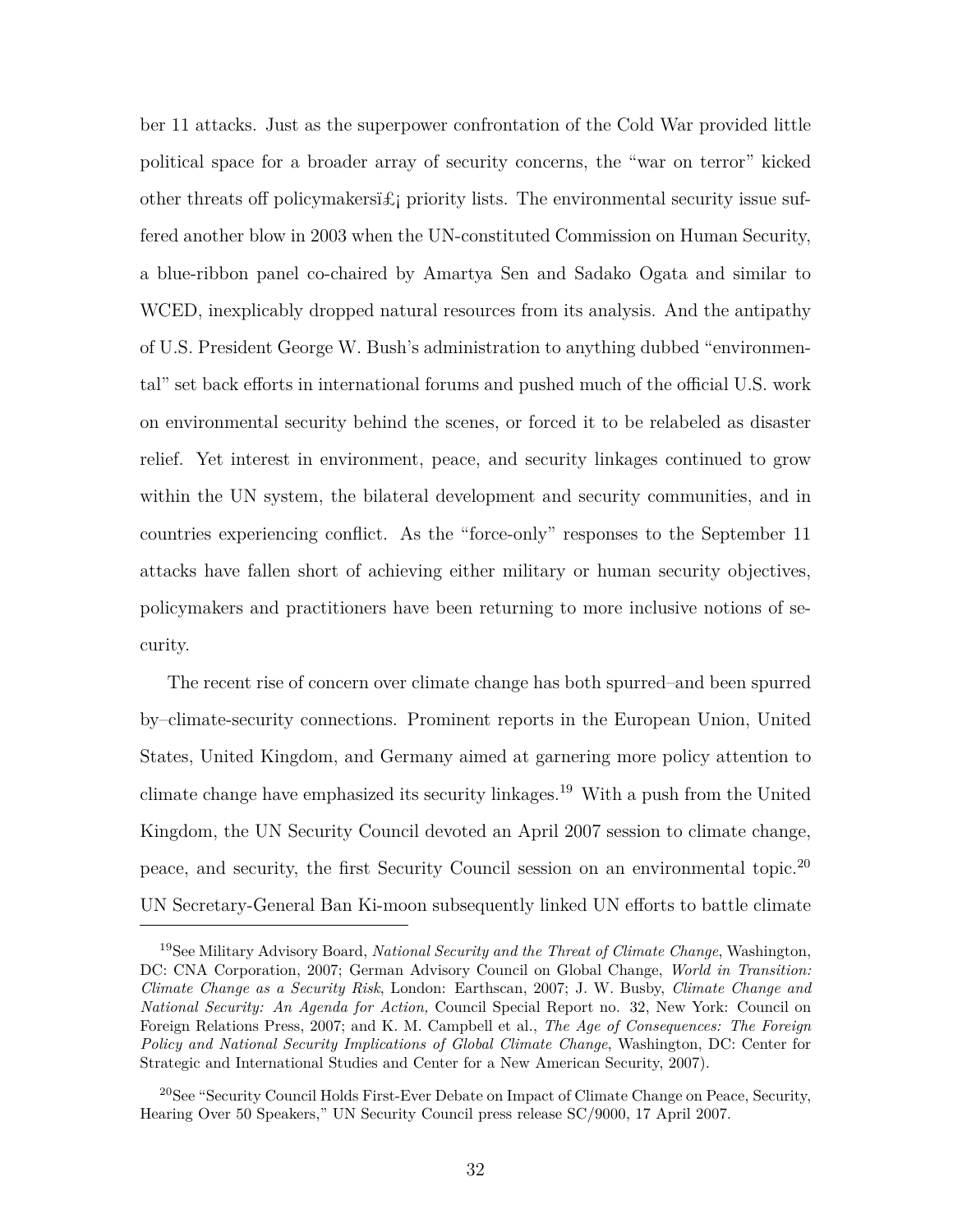ber 11 attacks. Just as the superpower confrontation of the Cold War provided little political space for a broader array of security concerns, the "war on terror" kicked other threats off policymakersï£¡ priority lists. The environmental security issue suffered another blow in 2003 when the UN-constituted Commission on Human Security, a blue-ribbon panel co-chaired by Amartya Sen and Sadako Ogata and similar to WCED, inexplicably dropped natural resources from its analysis. And the antipathy of U.S. President George W. Bush's administration to anything dubbed "environmental" set back efforts in international forums and pushed much of the official U.S. work on environmental security behind the scenes, or forced it to be relabeled as disaster relief. Yet interest in environment, peace, and security linkages continued to grow within the UN system, the bilateral development and security communities, and in countries experiencing conflict. As the "force-only" responses to the September 11 attacks have fallen short of achieving either military or human security objectives, policymakers and practitioners have been returning to more inclusive notions of security.

The recent rise of concern over climate change has both spurred–and been spurred by–climate-security connections. Prominent reports in the European Union, United States, United Kingdom, and Germany aimed at garnering more policy attention to climate change have emphasized its security linkages.[19] With a push from the United Kingdom, the UN Security Council devoted an April 2007 session to climate change, peace, and security, the first Security Council session on an environmental topic.[20] UN Secretary-General Ban Ki-moon subsequently linked UN efforts to battle climate

---

[19]See Military Advisory Board, *National Security and the Threat of Climate Change*, Washington, DC: CNA Corporation, 2007; German Advisory Council on Global Change, *World in Transition: Climate Change as a Security Risk*, London: Earthscan, 2007; J. W. Busby, *Climate Change and National Security: An Agenda for Action,* Council Special Report no. 32, New York: Council on Foreign Relations Press, 2007; and K. M. Campbell et al., *The Age of Consequences: The Foreign Policy and National Security Implications of Global Climate Change*, Washington, DC: Center for Strategic and International Studies and Center for a New American Security, 2007).

[20]See "Security Council Holds First-Ever Debate on Impact of Climate Change on Peace, Security, Hearing Over 50 Speakers," UN Security Council press release SC/9000, 17 April 2007.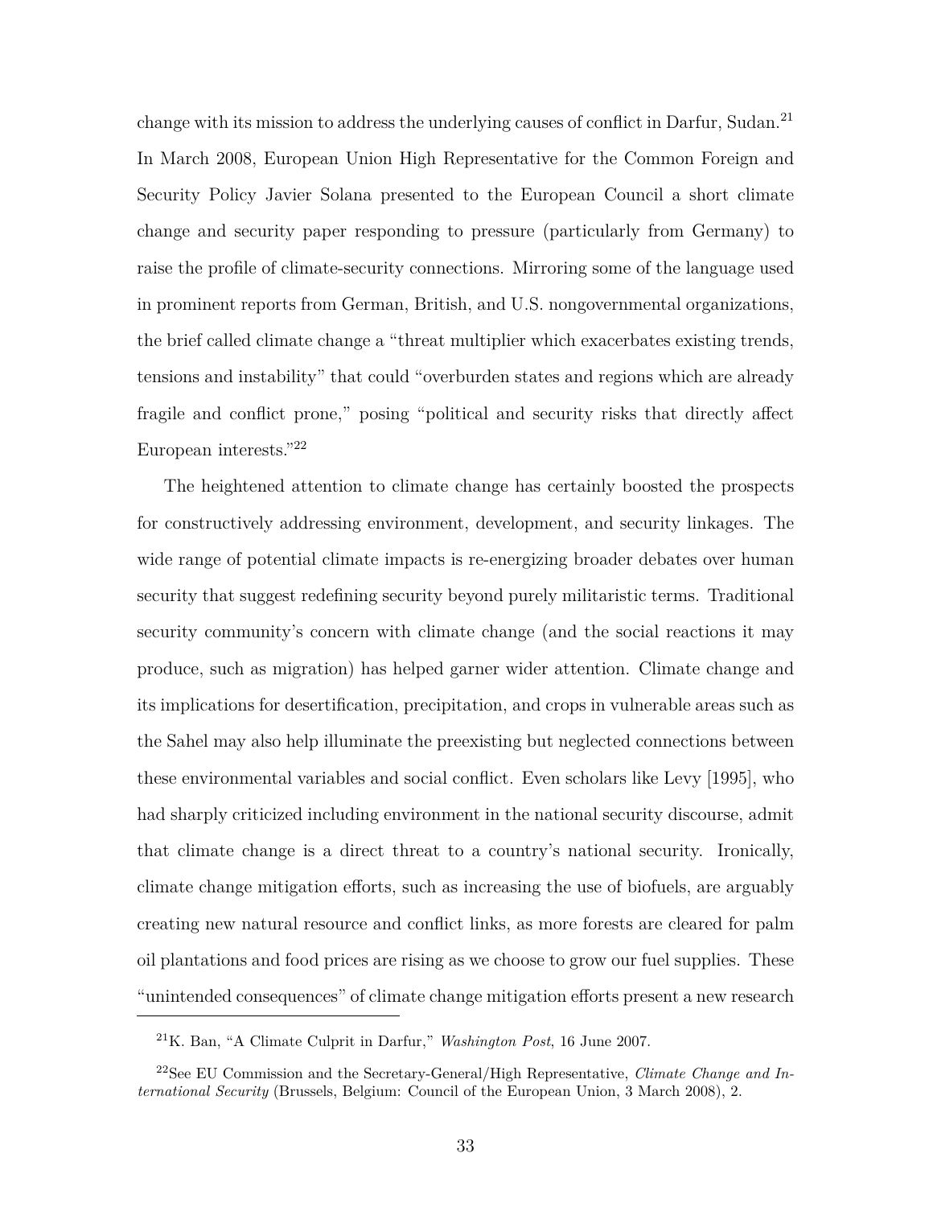change with its mission to address the underlying causes of conflict in Darfur, Sudan.[21] In March 2008, European Union High Representative for the Common Foreign and Security Policy Javier Solana presented to the European Council a short climate change and security paper responding to pressure (particularly from Germany) to raise the profile of climate-security connections. Mirroring some of the language used in prominent reports from German, British, and U.S. nongovernmental organizations, the brief called climate change a "threat multiplier which exacerbates existing trends, tensions and instability" that could "overburden states and regions which are already fragile and conflict prone," posing "political and security risks that directly affect European interests."[22]

The heightened attention to climate change has certainly boosted the prospects for constructively addressing environment, development, and security linkages. The wide range of potential climate impacts is re-energizing broader debates over human security that suggest redefining security beyond purely militaristic terms. Traditional security community's concern with climate change (and the social reactions it may produce, such as migration) has helped garner wider attention. Climate change and its implications for desertification, precipitation, and crops in vulnerable areas such as the Sahel may also help illuminate the preexisting but neglected connections between these environmental variables and social conflict. Even scholars like Levy [1995], who had sharply criticized including environment in the national security discourse, admit that climate change is a direct threat to a country's national security. Ironically, climate change mitigation efforts, such as increasing the use of biofuels, are arguably creating new natural resource and conflict links, as more forests are cleared for palm oil plantations and food prices are rising as we choose to grow our fuel supplies. These "unintended consequences" of climate change mitigation efforts present a new research

[21] K. Ban, "A Climate Culprit in Darfur," *Washington Post*, 16 June 2007.

[22] See EU Commission and the Secretary-General/High Representative, *Climate Change and International Security* (Brussels, Belgium: Council of the European Union, 3 March 2008), 2.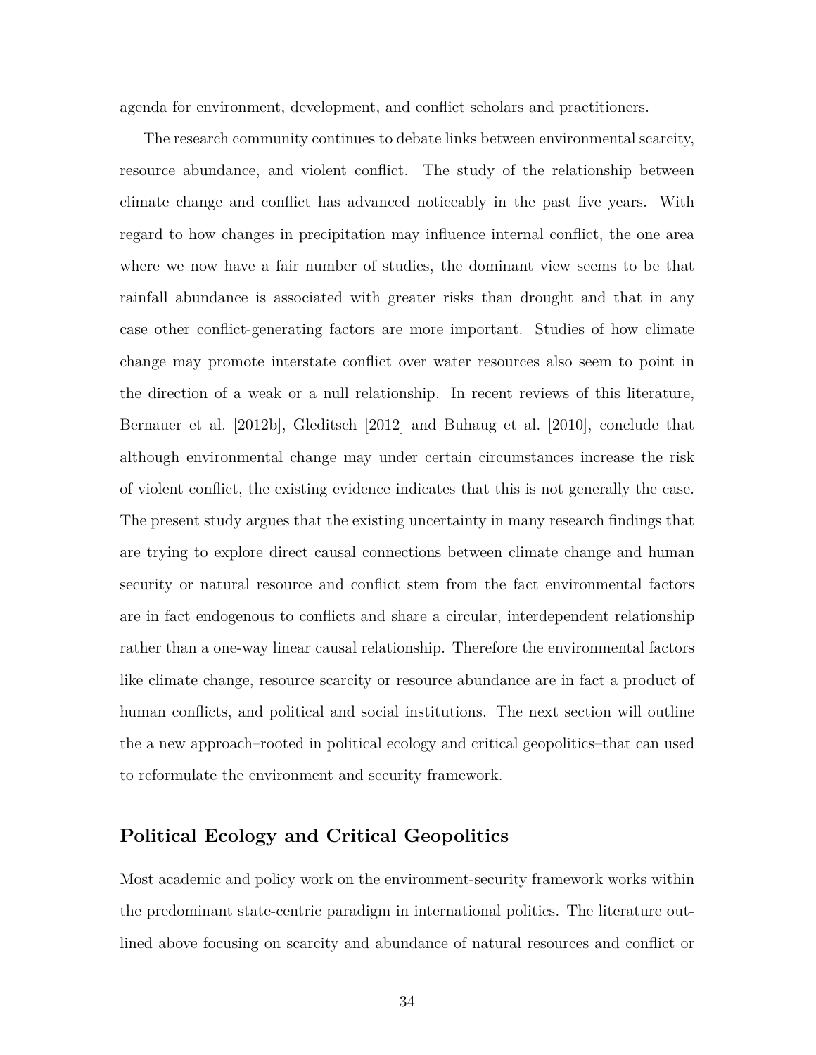agenda for environment, development, and conflict scholars and practitioners.

The research community continues to debate links between environmental scarcity, resource abundance, and violent conflict. The study of the relationship between climate change and conflict has advanced noticeably in the past five years. With regard to how changes in precipitation may influence internal conflict, the one area where we now have a fair number of studies, the dominant view seems to be that rainfall abundance is associated with greater risks than drought and that in any case other conflict-generating factors are more important. Studies of how climate change may promote interstate conflict over water resources also seem to point in the direction of a weak or a null relationship. In recent reviews of this literature, Bernauer et al. [2012b], Gleditsch [2012] and Buhaug et al. [2010], conclude that although environmental change may under certain circumstances increase the risk of violent conflict, the existing evidence indicates that this is not generally the case. The present study argues that the existing uncertainty in many research findings that are trying to explore direct causal connections between climate change and human security or natural resource and conflict stem from the fact environmental factors are in fact endogenous to conflicts and share a circular, interdependent relationship rather than a one-way linear causal relationship. Therefore the environmental factors like climate change, resource scarcity or resource abundance are in fact a product of human conflicts, and political and social institutions. The next section will outline the a new approach–rooted in political ecology and critical geopolitics–that can used to reformulate the environment and security framework.

## Political Ecology and Critical Geopolitics

Most academic and policy work on the environment-security framework works within the predominant state-centric paradigm in international politics. The literature outlined above focusing on scarcity and abundance of natural resources and conflict or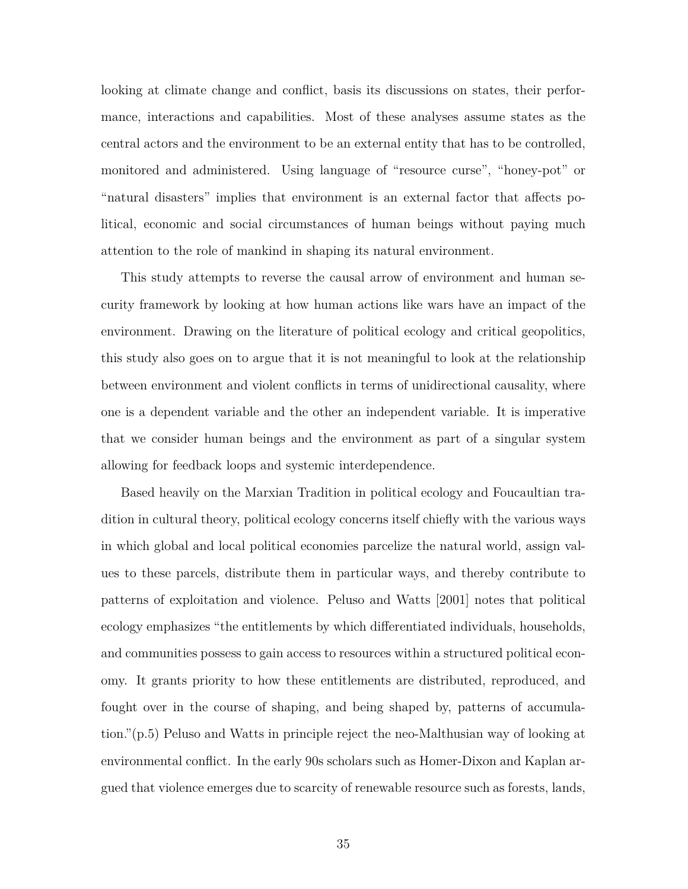looking at climate change and conflict, basis its discussions on states, their performance, interactions and capabilities. Most of these analyses assume states as the central actors and the environment to be an external entity that has to be controlled, monitored and administered. Using language of "resource curse", "honey-pot" or "natural disasters" implies that environment is an external factor that affects political, economic and social circumstances of human beings without paying much attention to the role of mankind in shaping its natural environment.

This study attempts to reverse the causal arrow of environment and human security framework by looking at how human actions like wars have an impact of the environment. Drawing on the literature of political ecology and critical geopolitics, this study also goes on to argue that it is not meaningful to look at the relationship between environment and violent conflicts in terms of unidirectional causality, where one is a dependent variable and the other an independent variable. It is imperative that we consider human beings and the environment as part of a singular system allowing for feedback loops and systemic interdependence.

Based heavily on the Marxian Tradition in political ecology and Foucaultian tradition in cultural theory, political ecology concerns itself chiefly with the various ways in which global and local political economies parcelize the natural world, assign values to these parcels, distribute them in particular ways, and thereby contribute to patterns of exploitation and violence. Peluso and Watts [2001] notes that political ecology emphasizes "the entitlements by which differentiated individuals, households, and communities possess to gain access to resources within a structured political economy. It grants priority to how these entitlements are distributed, reproduced, and fought over in the course of shaping, and being shaped by, patterns of accumulation."(p.5) Peluso and Watts in principle reject the neo-Malthusian way of looking at environmental conflict. In the early 90s scholars such as Homer-Dixon and Kaplan argued that violence emerges due to scarcity of renewable resource such as forests, lands,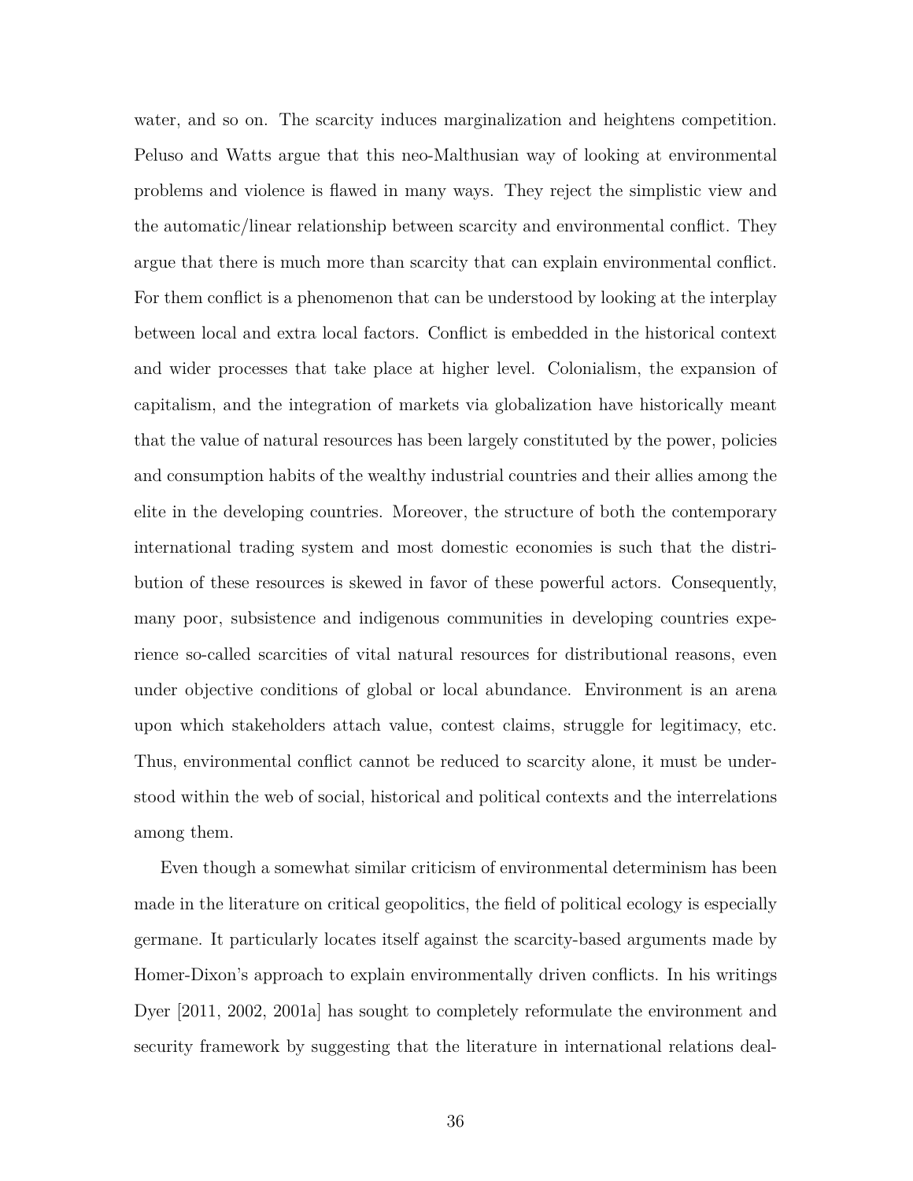water, and so on. The scarcity induces marginalization and heightens competition. Peluso and Watts argue that this neo-Malthusian way of looking at environmental problems and violence is flawed in many ways. They reject the simplistic view and the automatic/linear relationship between scarcity and environmental conflict. They argue that there is much more than scarcity that can explain environmental conflict. For them conflict is a phenomenon that can be understood by looking at the interplay between local and extra local factors. Conflict is embedded in the historical context and wider processes that take place at higher level. Colonialism, the expansion of capitalism, and the integration of markets via globalization have historically meant that the value of natural resources has been largely constituted by the power, policies and consumption habits of the wealthy industrial countries and their allies among the elite in the developing countries. Moreover, the structure of both the contemporary international trading system and most domestic economies is such that the distribution of these resources is skewed in favor of these powerful actors. Consequently, many poor, subsistence and indigenous communities in developing countries experience so-called scarcities of vital natural resources for distributional reasons, even under objective conditions of global or local abundance. Environment is an arena upon which stakeholders attach value, contest claims, struggle for legitimacy, etc. Thus, environmental conflict cannot be reduced to scarcity alone, it must be understood within the web of social, historical and political contexts and the interrelations among them.

Even though a somewhat similar criticism of environmental determinism has been made in the literature on critical geopolitics, the field of political ecology is especially germane. It particularly locates itself against the scarcity-based arguments made by Homer-Dixon's approach to explain environmentally driven conflicts. In his writings Dyer [2011, 2002, 2001a] has sought to completely reformulate the environment and security framework by suggesting that the literature in international relations deal-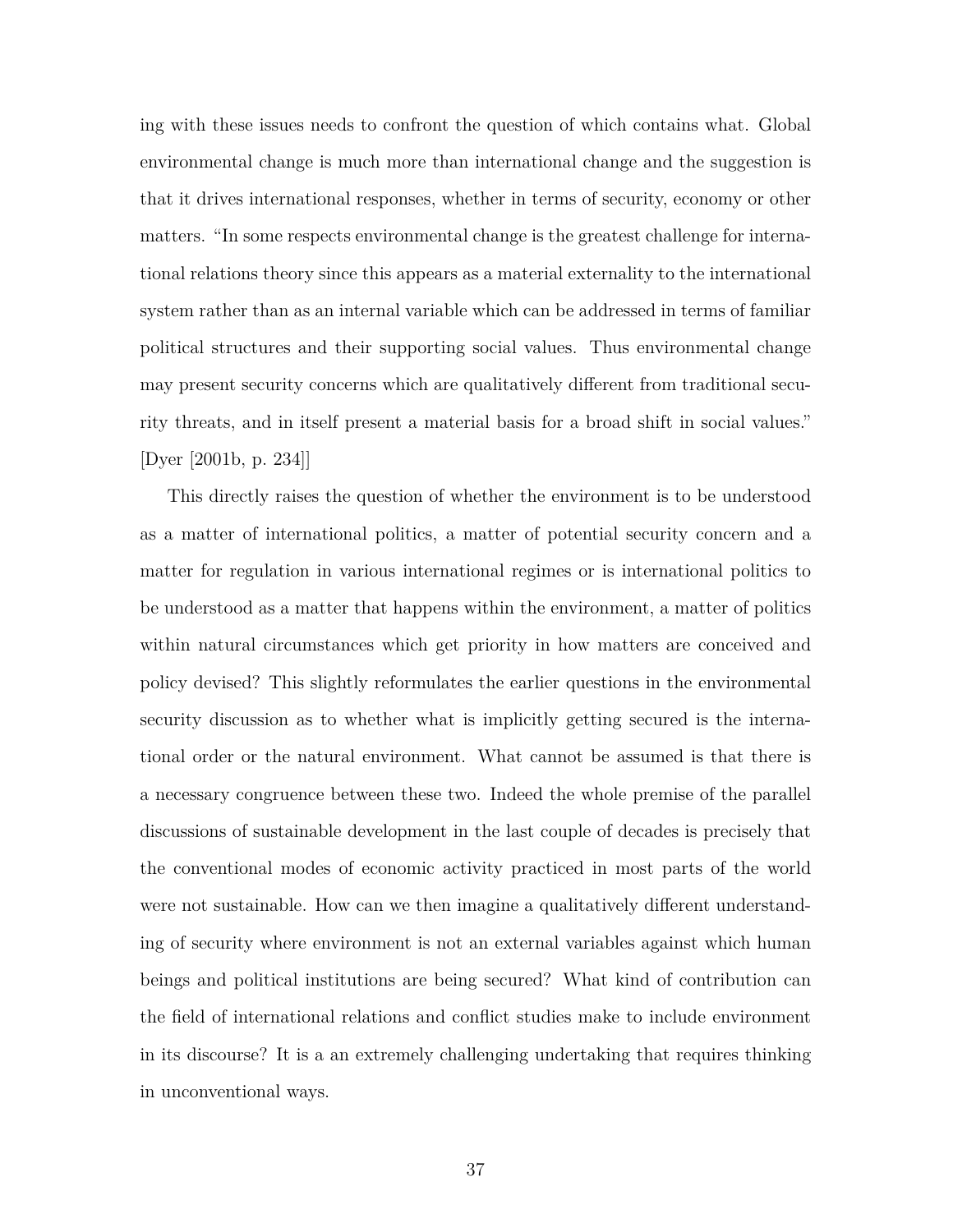ing with these issues needs to confront the question of which contains what. Global environmental change is much more than international change and the suggestion is that it drives international responses, whether in terms of security, economy or other matters. "In some respects environmental change is the greatest challenge for international relations theory since this appears as a material externality to the international system rather than as an internal variable which can be addressed in terms of familiar political structures and their supporting social values. Thus environmental change may present security concerns which are qualitatively different from traditional security threats, and in itself present a material basis for a broad shift in social values." [Dyer [2001b, p. 234]]

This directly raises the question of whether the environment is to be understood as a matter of international politics, a matter of potential security concern and a matter for regulation in various international regimes or is international politics to be understood as a matter that happens within the environment, a matter of politics within natural circumstances which get priority in how matters are conceived and policy devised? This slightly reformulates the earlier questions in the environmental security discussion as to whether what is implicitly getting secured is the international order or the natural environment. What cannot be assumed is that there is a necessary congruence between these two. Indeed the whole premise of the parallel discussions of sustainable development in the last couple of decades is precisely that the conventional modes of economic activity practiced in most parts of the world were not sustainable. How can we then imagine a qualitatively different understanding of security where environment is not an external variables against which human beings and political institutions are being secured? What kind of contribution can the field of international relations and conflict studies make to include environment in its discourse? It is a an extremely challenging undertaking that requires thinking in unconventional ways.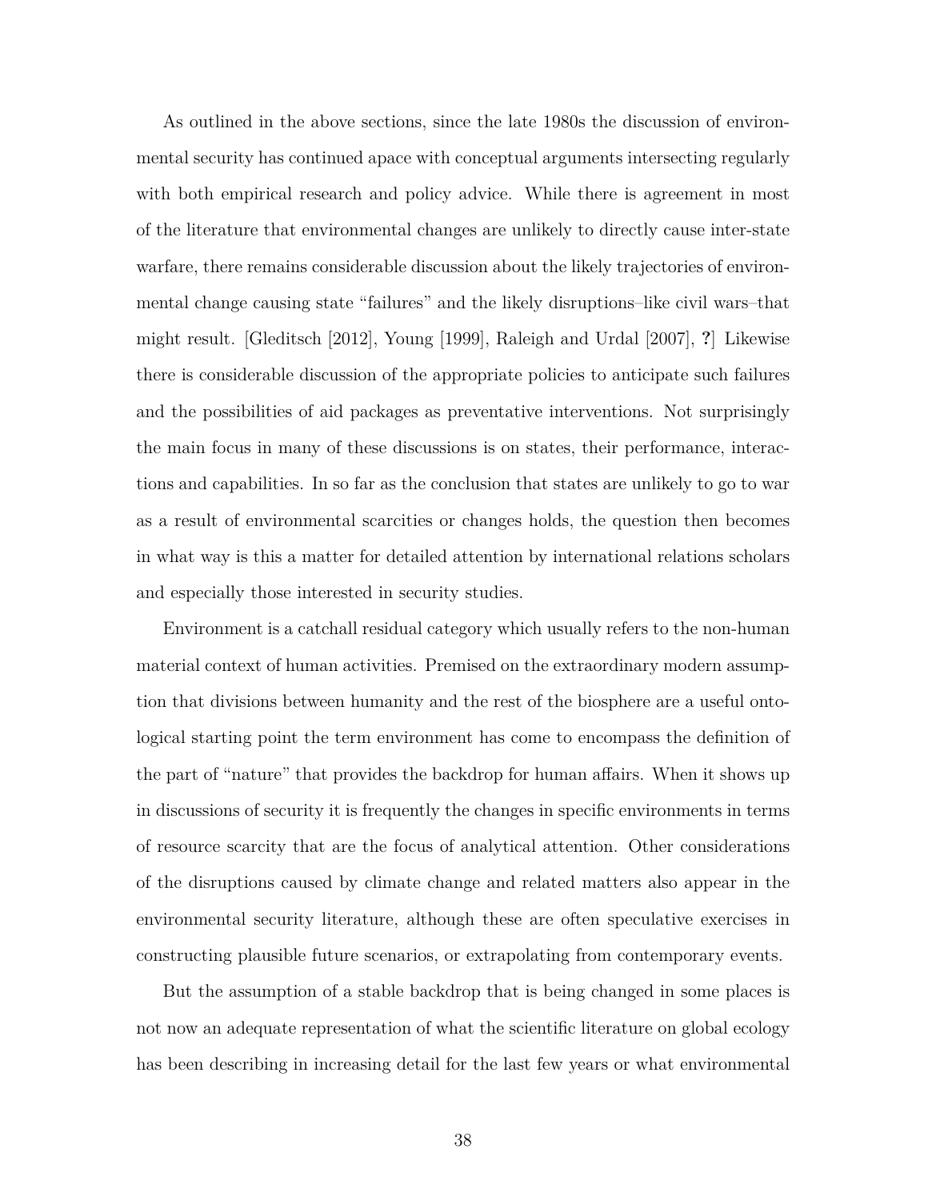As outlined in the above sections, since the late 1980s the discussion of environmental security has continued apace with conceptual arguments intersecting regularly with both empirical research and policy advice. While there is agreement in most of the literature that environmental changes are unlikely to directly cause inter-state warfare, there remains considerable discussion about the likely trajectories of environmental change causing state "failures" and the likely disruptions–like civil wars–that might result. [Gleditsch [2012], Young [1999], Raleigh and Urdal [2007], **?**] Likewise there is considerable discussion of the appropriate policies to anticipate such failures and the possibilities of aid packages as preventative interventions. Not surprisingly the main focus in many of these discussions is on states, their performance, interactions and capabilities. In so far as the conclusion that states are unlikely to go to war as a result of environmental scarcities or changes holds, the question then becomes in what way is this a matter for detailed attention by international relations scholars and especially those interested in security studies.

Environment is a catchall residual category which usually refers to the non-human material context of human activities. Premised on the extraordinary modern assumption that divisions between humanity and the rest of the biosphere are a useful ontological starting point the term environment has come to encompass the definition of the part of "nature" that provides the backdrop for human affairs. When it shows up in discussions of security it is frequently the changes in specific environments in terms of resource scarcity that are the focus of analytical attention. Other considerations of the disruptions caused by climate change and related matters also appear in the environmental security literature, although these are often speculative exercises in constructing plausible future scenarios, or extrapolating from contemporary events.

But the assumption of a stable backdrop that is being changed in some places is not now an adequate representation of what the scientific literature on global ecology has been describing in increasing detail for the last few years or what environmental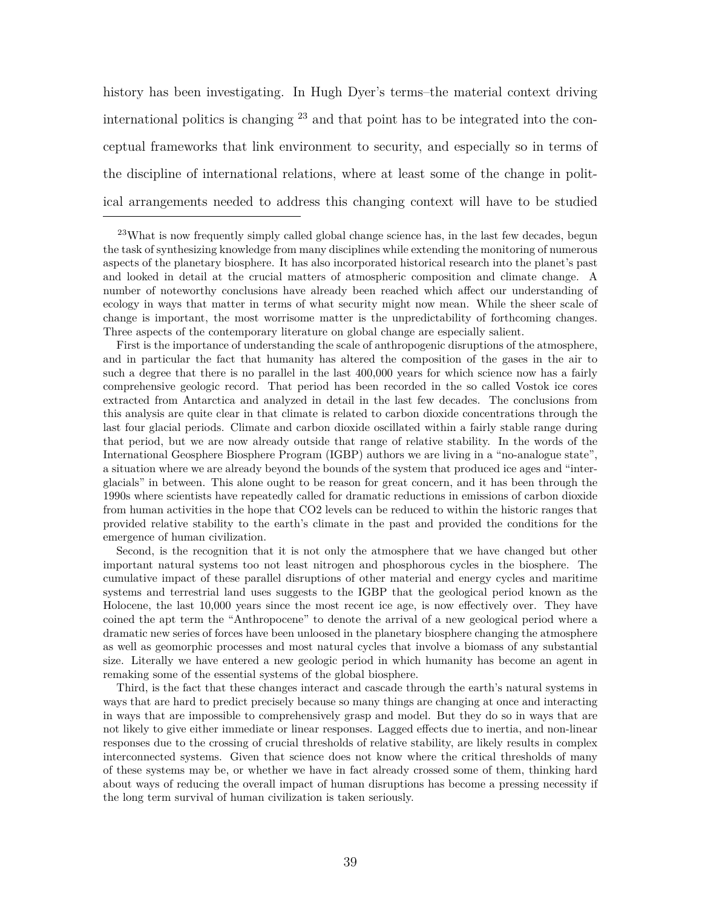history has been investigating. In Hugh Dyer's terms–the material context driving international politics is changing [23] and that point has to be integrated into the conceptual frameworks that link environment to security, and especially so in terms of the discipline of international relations, where at least some of the change in political arrangements needed to address this changing context will have to be studied

---

[23]What is now frequently simply called global change science has, in the last few decades, begun the task of synthesizing knowledge from many disciplines while extending the monitoring of numerous aspects of the planetary biosphere. It has also incorporated historical research into the planet's past and looked in detail at the crucial matters of atmospheric composition and climate change. A number of noteworthy conclusions have already been reached which affect our understanding of ecology in ways that matter in terms of what security might now mean. While the sheer scale of change is important, the most worrisome matter is the unpredictability of forthcoming changes. Three aspects of the contemporary literature on global change are especially salient.

First is the importance of understanding the scale of anthropogenic disruptions of the atmosphere, and in particular the fact that humanity has altered the composition of the gases in the air to such a degree that there is no parallel in the last 400,000 years for which science now has a fairly comprehensive geologic record. That period has been recorded in the so called Vostok ice cores extracted from Antarctica and analyzed in detail in the last few decades. The conclusions from this analysis are quite clear in that climate is related to carbon dioxide concentrations through the last four glacial periods. Climate and carbon dioxide oscillated within a fairly stable range during that period, but we are now already outside that range of relative stability. In the words of the International Geosphere Biosphere Program (IGBP) authors we are living in a "no-analogue state", a situation where we are already beyond the bounds of the system that produced ice ages and "interglacials" in between. This alone ought to be reason for great concern, and it has been through the 1990s where scientists have repeatedly called for dramatic reductions in emissions of carbon dioxide from human activities in the hope that $CO_2$ levels can be reduced to within the historic ranges that provided relative stability to the earth's climate in the past and provided the conditions for the emergence of human civilization.

Second, is the recognition that it is not only the atmosphere that we have changed but other important natural systems too not least nitrogen and phosphorous cycles in the biosphere. The cumulative impact of these parallel disruptions of other material and energy cycles and maritime systems and terrestrial land uses suggests to the IGBP that the geological period known as the Holocene, the last 10,000 years since the most recent ice age, is now effectively over. They have coined the apt term the "Anthropocene" to denote the arrival of a new geological period where a dramatic new series of forces have been unloosed in the planetary biosphere changing the atmosphere as well as geomorphic processes and most natural cycles that involve a biomass of any substantial size. Literally we have entered a new geologic period in which humanity has become an agent in remaking some of the essential systems of the global biosphere.

Third, is the fact that these changes interact and cascade through the earth's natural systems in ways that are hard to predict precisely because so many things are changing at once and interacting in ways that are impossible to comprehensively grasp and model. But they do so in ways that are not likely to give either immediate or linear responses. Lagged effects due to inertia, and non-linear responses due to the crossing of crucial thresholds of relative stability, are likely results in complex interconnected systems. Given that science does not know where the critical thresholds of many of these systems may be, or whether we have in fact already crossed some of them, thinking hard about ways of reducing the overall impact of human disruptions has become a pressing necessity if the long term survival of human civilization is taken seriously.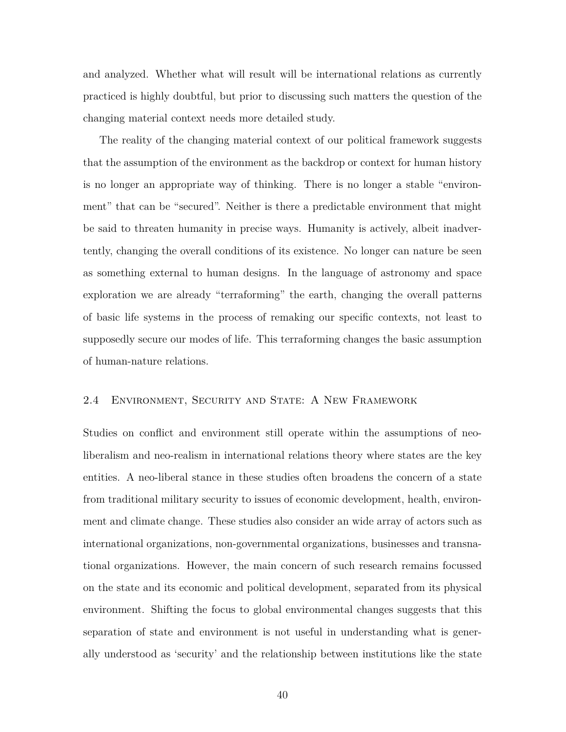and analyzed. Whether what will result will be international relations as currently practiced is highly doubtful, but prior to discussing such matters the question of the changing material context needs more detailed study.

The reality of the changing material context of our political framework suggests that the assumption of the environment as the backdrop or context for human history is no longer an appropriate way of thinking. There is no longer a stable "environment" that can be "secured". Neither is there a predictable environment that might be said to threaten humanity in precise ways. Humanity is actively, albeit inadvertently, changing the overall conditions of its existence. No longer can nature be seen as something external to human designs. In the language of astronomy and space exploration we are already "terraforming" the earth, changing the overall patterns of basic life systems in the process of remaking our specific contexts, not least to supposedly secure our modes of life. This terraforming changes the basic assumption of human-nature relations.

## 2.4 Environment, Security and State: A New Framework

Studies on conflict and environment still operate within the assumptions of neo-liberalism and neo-realism in international relations theory where states are the key entities. A neo-liberal stance in these studies often broadens the concern of a state from traditional military security to issues of economic development, health, environment and climate change. These studies also consider an wide array of actors such as international organizations, non-governmental organizations, businesses and transnational organizations. However, the main concern of such research remains focussed on the state and its economic and political development, separated from its physical environment. Shifting the focus to global environmental changes suggests that this separation of state and environment is not useful in understanding what is generally understood as 'security' and the relationship between institutions like the state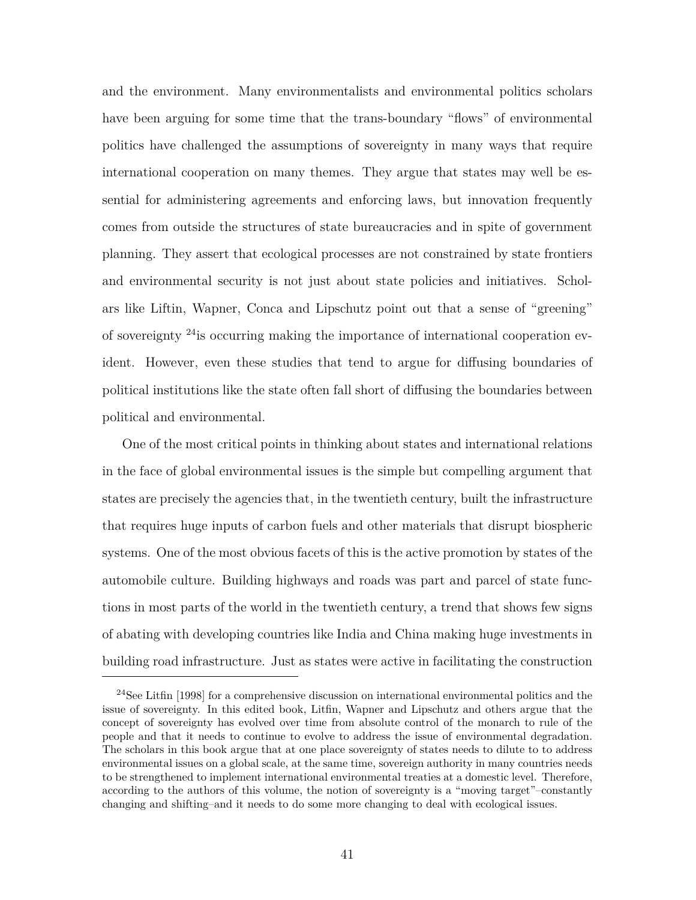and the environment. Many environmentalists and environmental politics scholars have been arguing for some time that the trans-boundary "flows" of environmental politics have challenged the assumptions of sovereignty in many ways that require international cooperation on many themes. They argue that states may well be essential for administering agreements and enforcing laws, but innovation frequently comes from outside the structures of state bureaucracies and in spite of government planning. They assert that ecological processes are not constrained by state frontiers and environmental security is not just about state policies and initiatives. Scholars like Liftin, Wapner, Conca and Lipschutz point out that a sense of "greening" of sovereignty [24]is occurring making the importance of international cooperation evident. However, even these studies that tend to argue for diffusing boundaries of political institutions like the state often fall short of diffusing the boundaries between political and environmental.

One of the most critical points in thinking about states and international relations in the face of global environmental issues is the simple but compelling argument that states are precisely the agencies that, in the twentieth century, built the infrastructure that requires huge inputs of carbon fuels and other materials that disrupt biospheric systems. One of the most obvious facets of this is the active promotion by states of the automobile culture. Building highways and roads was part and parcel of state functions in most parts of the world in the twentieth century, a trend that shows few signs of abating with developing countries like India and China making huge investments in building road infrastructure. Just as states were active in facilitating the construction

---

[24]See Litfin [1998] for a comprehensive discussion on international environmental politics and the issue of sovereignty. In this edited book, Litfin, Wapner and Lipschutz and others argue that the concept of sovereignty has evolved over time from absolute control of the monarch to rule of the people and that it needs to continue to evolve to address the issue of environmental degradation. The scholars in this book argue that at one place sovereignty of states needs to dilute to to address environmental issues on a global scale, at the same time, sovereign authority in many countries needs to be strengthened to implement international environmental treaties at a domestic level. Therefore, according to the authors of this volume, the notion of sovereignty is a "moving target"–constantly changing and shifting–and it needs to do some more changing to deal with ecological issues.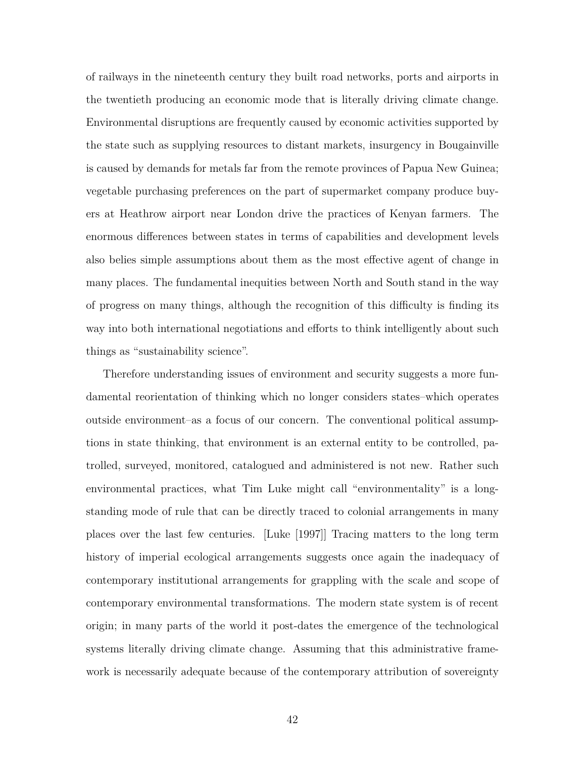of railways in the nineteenth century they built road networks, ports and airports in the twentieth producing an economic mode that is literally driving climate change. Environmental disruptions are frequently caused by economic activities supported by the state such as supplying resources to distant markets, insurgency in Bougainville is caused by demands for metals far from the remote provinces of Papua New Guinea; vegetable purchasing preferences on the part of supermarket company produce buyers at Heathrow airport near London drive the practices of Kenyan farmers. The enormous differences between states in terms of capabilities and development levels also belies simple assumptions about them as the most effective agent of change in many places. The fundamental inequities between North and South stand in the way of progress on many things, although the recognition of this difficulty is finding its way into both international negotiations and efforts to think intelligently about such things as "sustainability science".

Therefore understanding issues of environment and security suggests a more fundamental reorientation of thinking which no longer considers states–which operates outside environment–as a focus of our concern. The conventional political assumptions in state thinking, that environment is an external entity to be controlled, patrolled, surveyed, monitored, catalogued and administered is not new. Rather such environmental practices, what Tim Luke might call "environmentality" is a longstanding mode of rule that can be directly traced to colonial arrangements in many places over the last few centuries. [Luke [1997]] Tracing matters to the long term history of imperial ecological arrangements suggests once again the inadequacy of contemporary institutional arrangements for grappling with the scale and scope of contemporary environmental transformations. The modern state system is of recent origin; in many parts of the world it post-dates the emergence of the technological systems literally driving climate change. Assuming that this administrative framework is necessarily adequate because of the contemporary attribution of sovereignty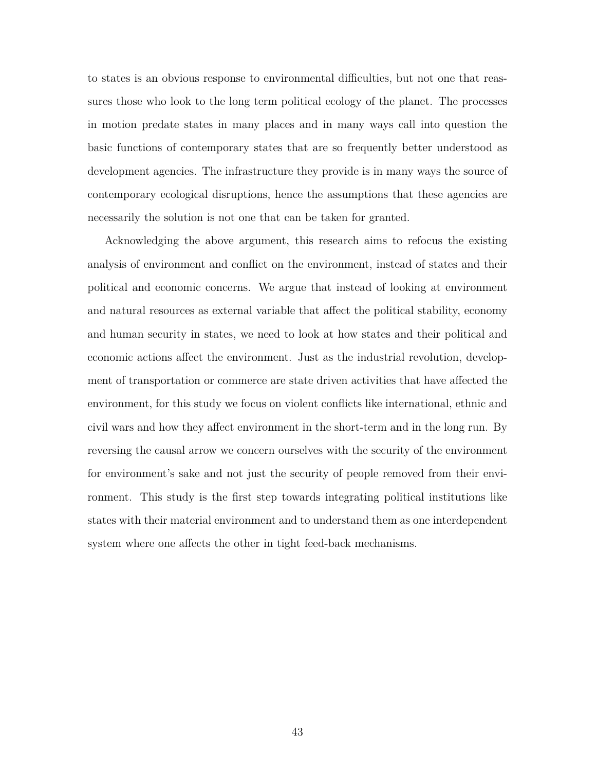to states is an obvious response to environmental difficulties, but not one that reassures those who look to the long term political ecology of the planet. The processes in motion predate states in many places and in many ways call into question the basic functions of contemporary states that are so frequently better understood as development agencies. The infrastructure they provide is in many ways the source of contemporary ecological disruptions, hence the assumptions that these agencies are necessarily the solution is not one that can be taken for granted.

Acknowledging the above argument, this research aims to refocus the existing analysis of environment and conflict on the environment, instead of states and their political and economic concerns. We argue that instead of looking at environment and natural resources as external variable that affect the political stability, economy and human security in states, we need to look at how states and their political and economic actions affect the environment. Just as the industrial revolution, development of transportation or commerce are state driven activities that have affected the environment, for this study we focus on violent conflicts like international, ethnic and civil wars and how they affect environment in the short-term and in the long run. By reversing the causal arrow we concern ourselves with the security of the environment for environment's sake and not just the security of people removed from their environment. This study is the first step towards integrating political institutions like states with their material environment and to understand them as one interdependent system where one affects the other in tight feed-back mechanisms.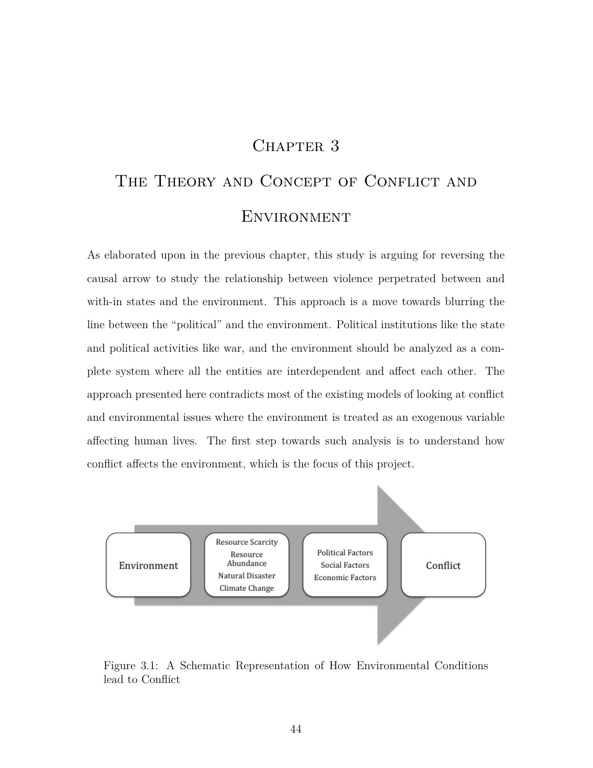# Chapter 3

# The Theory and Concept of Conflict and Environment

As elaborated upon in the previous chapter, this study is arguing for reversing the causal arrow to study the relationship between violence perpetrated between and with-in states and the environment. This approach is a move towards blurring the line between the "political" and the environment. Political institutions like the state and political activities like war, and the environment should be analyzed as a complete system where all the entities are interdependent and affect each other. The approach presented here contradicts most of the existing models of looking at conflict and environmental issues where the environment is treated as an exogenous variable affecting human lives. The first step towards such analysis is to understand how conflict affects the environment, which is the focus of this project.

Environment → Resource Scarcity, Resource Abundance, Natural Disaster, Climate Change → Political Factors, Social Factors, Economic Factors → Conflict

Figure 3.1: A Schematic Representation of How Environmental Conditions lead to Conflict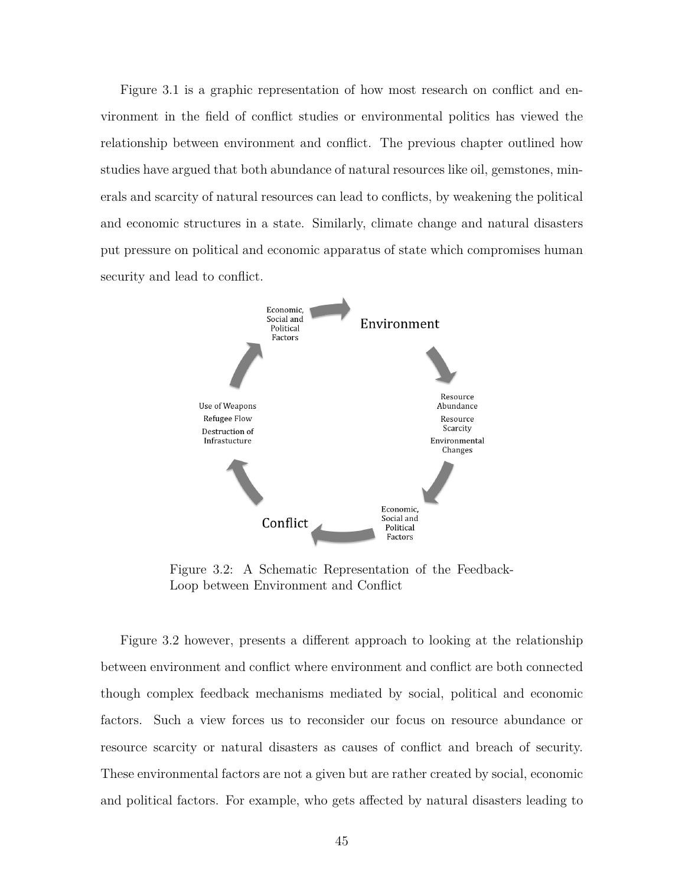Figure 3.1 is a graphic representation of how most research on conflict and environment in the field of conflict studies or environmental politics has viewed the relationship between environment and conflict. The previous chapter outlined how studies have argued that both abundance of natural resources like oil, gemstones, minerals and scarcity of natural resources can lead to conflicts, by weakening the political and economic structures in a state. Similarly, climate change and natural disasters put pressure on political and economic apparatus of state which compromises human security and lead to conflict.

Figure 3.2: A Schematic Representation of the Feedback-Loop between Environment and Conflict

Figure 3.2 however, presents a different approach to looking at the relationship between environment and conflict where environment and conflict are both connected though complex feedback mechanisms mediated by social, political and economic factors. Such a view forces us to reconsider our focus on resource abundance or resource scarcity or natural disasters as causes of conflict and breach of security. These environmental factors are not a given but are rather created by social, economic and political factors. For example, who gets affected by natural disasters leading to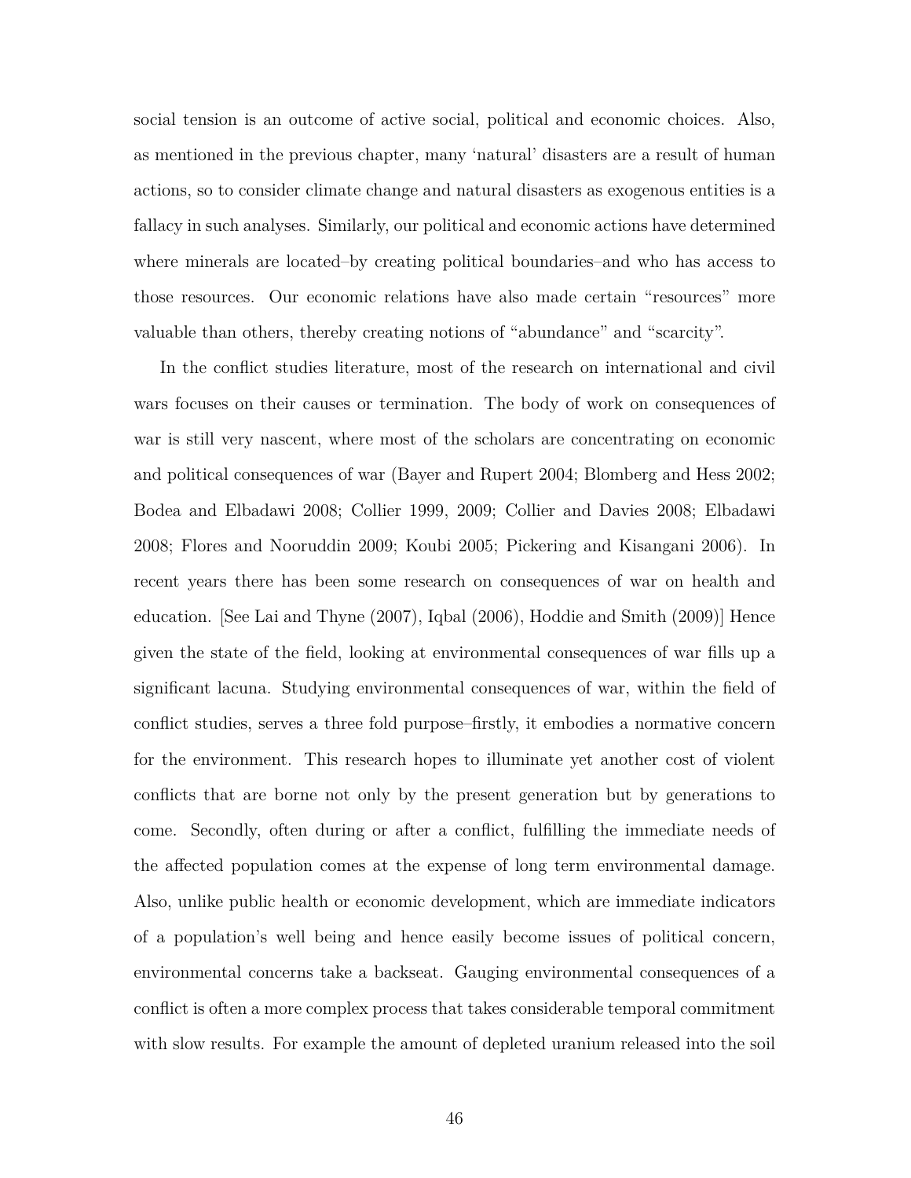social tension is an outcome of active social, political and economic choices. Also, as mentioned in the previous chapter, many 'natural' disasters are a result of human actions, so to consider climate change and natural disasters as exogenous entities is a fallacy in such analyses. Similarly, our political and economic actions have determined where minerals are located–by creating political boundaries–and who has access to those resources. Our economic relations have also made certain "resources" more valuable than others, thereby creating notions of "abundance" and "scarcity".

In the conflict studies literature, most of the research on international and civil wars focuses on their causes or termination. The body of work on consequences of war is still very nascent, where most of the scholars are concentrating on economic and political consequences of war (Bayer and Rupert 2004; Blomberg and Hess 2002; Bodea and Elbadawi 2008; Collier 1999, 2009; Collier and Davies 2008; Elbadawi 2008; Flores and Nooruddin 2009; Koubi 2005; Pickering and Kisangani 2006). In recent years there has been some research on consequences of war on health and education. [See Lai and Thyne (2007), Iqbal (2006), Hoddie and Smith (2009)] Hence given the state of the field, looking at environmental consequences of war fills up a significant lacuna. Studying environmental consequences of war, within the field of conflict studies, serves a three fold purpose–firstly, it embodies a normative concern for the environment. This research hopes to illuminate yet another cost of violent conflicts that are borne not only by the present generation but by generations to come. Secondly, often during or after a conflict, fulfilling the immediate needs of the affected population comes at the expense of long term environmental damage. Also, unlike public health or economic development, which are immediate indicators of a population's well being and hence easily become issues of political concern, environmental concerns take a backseat. Gauging environmental consequences of a conflict is often a more complex process that takes considerable temporal commitment with slow results. For example the amount of depleted uranium released into the soil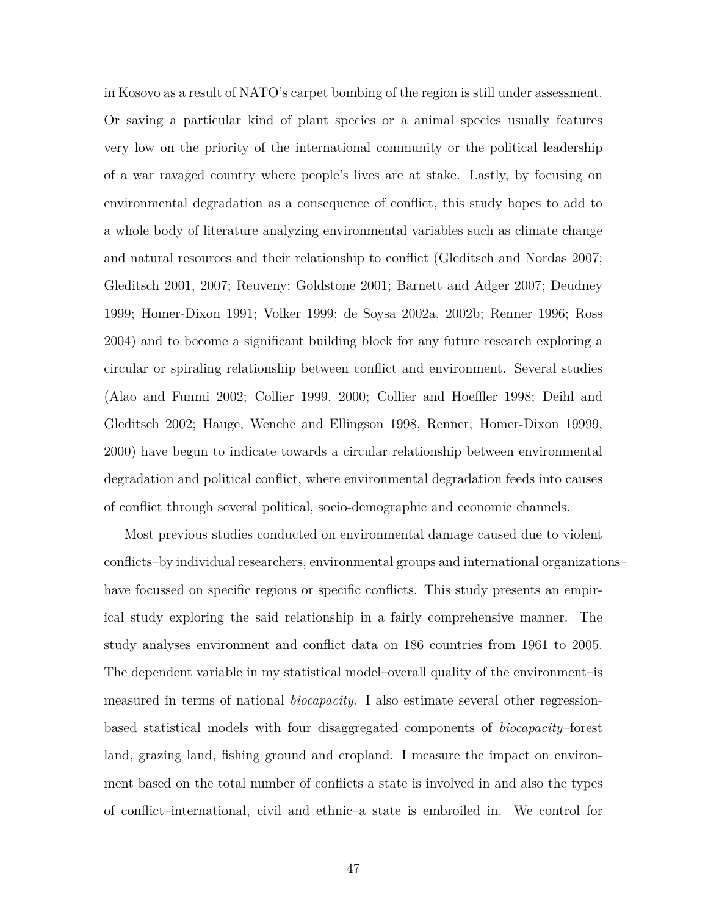in Kosovo as a result of NATO's carpet bombing of the region is still under assessment. Or saving a particular kind of plant species or a animal species usually features very low on the priority of the international community or the political leadership of a war ravaged country where people's lives are at stake. Lastly, by focusing on environmental degradation as a consequence of conflict, this study hopes to add to a whole body of literature analyzing environmental variables such as climate change and natural resources and their relationship to conflict (Gleditsch and Nordas 2007; Gleditsch 2001, 2007; Reuveny; Goldstone 2001; Barnett and Adger 2007; Deudney 1999; Homer-Dixon 1991; Volker 1999; de Soysa 2002a, 2002b; Renner 1996; Ross 2004) and to become a significant building block for any future research exploring a circular or spiraling relationship between conflict and environment. Several studies (Alao and Funmi 2002; Collier 1999, 2000; Collier and Hoeffler 1998; Deihl and Gleditsch 2002; Hauge, Wenche and Ellingson 1998, Renner; Homer-Dixon 19999, 2000) have begun to indicate towards a circular relationship between environmental degradation and political conflict, where environmental degradation feeds into causes of conflict through several political, socio-demographic and economic channels.

Most previous studies conducted on environmental damage caused due to violent conflicts–by individual researchers, environmental groups and international organizations–have focussed on specific regions or specific conflicts. This study presents an empirical study exploring the said relationship in a fairly comprehensive manner. The study analyses environment and conflict data on 186 countries from 1961 to 2005. The dependent variable in my statistical model–overall quality of the environment–is measured in terms of national *biocapacity*. I also estimate several other regression-based statistical models with four disaggregated components of *biocapacity*–forest land, grazing land, fishing ground and cropland. I measure the impact on environment based on the total number of conflicts a state is involved in and also the types of conflict–international, civil and ethnic–a state is embroiled in. We control for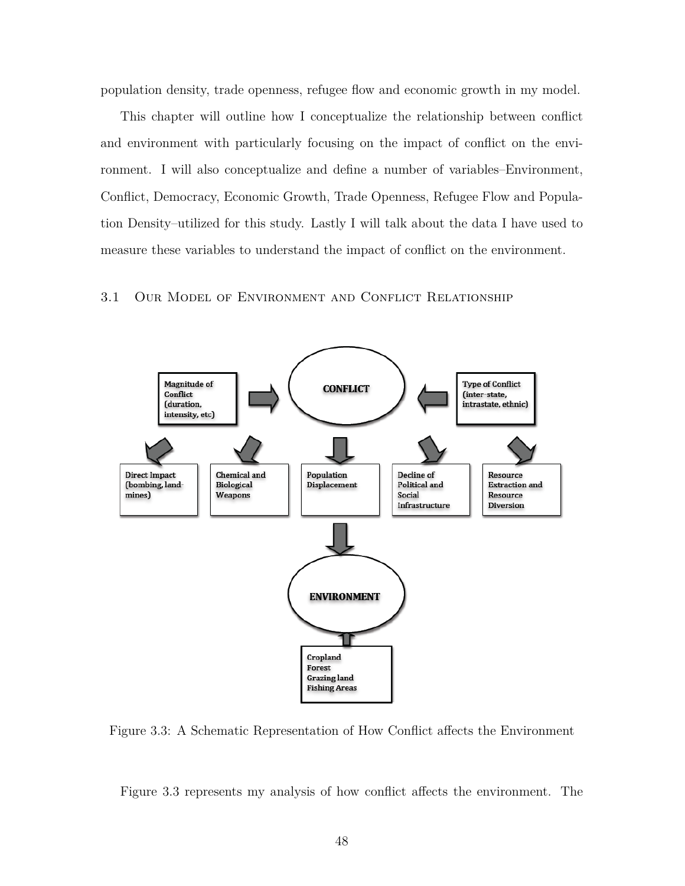population density, trade openness, refugee flow and economic growth in my model.

This chapter will outline how I conceptualize the relationship between conflict and environment with particularly focusing on the impact of conflict on the environment. I will also conceptualize and define a number of variables–Environment, Conflict, Democracy, Economic Growth, Trade Openness, Refugee Flow and Population Density–utilized for this study. Lastly I will talk about the data I have used to measure these variables to understand the impact of conflict on the environment.

## 3.1 Our Model of Environment and Conflict Relationship

Magnitude of Conflict (duration, intensity, etc)

CONFLICT

Type of Conflict (inter-state, intrastate, ethnic)

Direct Impact (bombing, land-mines)

Chemical and Biological Weapons

Population Displacement

Decline of Political and Social Infrastructure

Resource Extraction and Resource Diversion

ENVIRONMENT

Cropland
Forest
Grazing land
Fishing Areas

Figure 3.3: A Schematic Representation of How Conflict affects the Environment

Figure 3.3 represents my analysis of how conflict affects the environment. The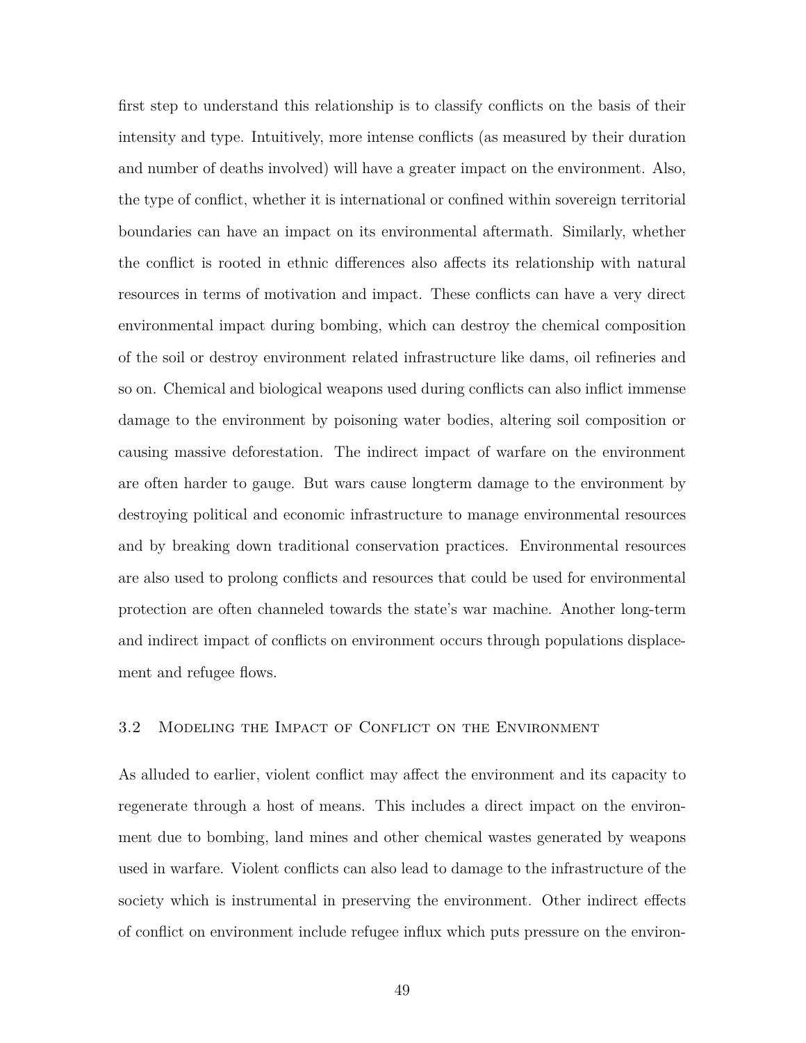first step to understand this relationship is to classify conflicts on the basis of their intensity and type. Intuitively, more intense conflicts (as measured by their duration and number of deaths involved) will have a greater impact on the environment. Also, the type of conflict, whether it is international or confined within sovereign territorial boundaries can have an impact on its environmental aftermath. Similarly, whether the conflict is rooted in ethnic differences also affects its relationship with natural resources in terms of motivation and impact. These conflicts can have a very direct environmental impact during bombing, which can destroy the chemical composition of the soil or destroy environment related infrastructure like dams, oil refineries and so on. Chemical and biological weapons used during conflicts can also inflict immense damage to the environment by poisoning water bodies, altering soil composition or causing massive deforestation. The indirect impact of warfare on the environment are often harder to gauge. But wars cause longterm damage to the environment by destroying political and economic infrastructure to manage environmental resources and by breaking down traditional conservation practices. Environmental resources are also used to prolong conflicts and resources that could be used for environmental protection are often channeled towards the state's war machine. Another long-term and indirect impact of conflicts on environment occurs through populations displacement and refugee flows.

### 3.2 Modeling the Impact of Conflict on the Environment

As alluded to earlier, violent conflict may affect the environment and its capacity to regenerate through a host of means. This includes a direct impact on the environment due to bombing, land mines and other chemical wastes generated by weapons used in warfare. Violent conflicts can also lead to damage to the infrastructure of the society which is instrumental in preserving the environment. Other indirect effects of conflict on environment include refugee influx which puts pressure on the environ-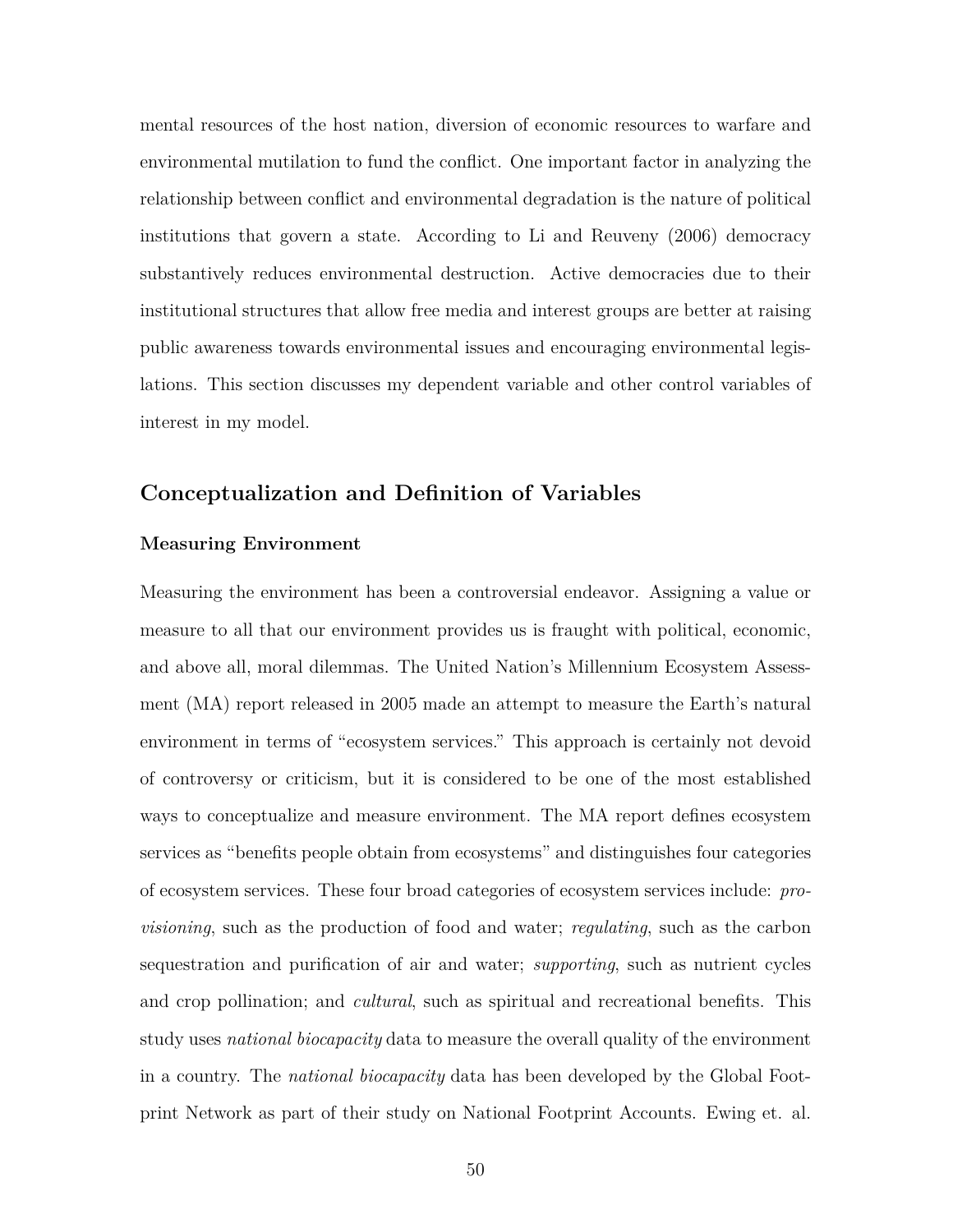mental resources of the host nation, diversion of economic resources to warfare and environmental mutilation to fund the conflict. One important factor in analyzing the relationship between conflict and environmental degradation is the nature of political institutions that govern a state. According to Li and Reuveny (2006) democracy substantively reduces environmental destruction. Active democracies due to their institutional structures that allow free media and interest groups are better at raising public awareness towards environmental issues and encouraging environmental legislations. This section discusses my dependent variable and other control variables of interest in my model.

## Conceptualization and Definition of Variables

### Measuring Environment

Measuring the environment has been a controversial endeavor. Assigning a value or measure to all that our environment provides us is fraught with political, economic, and above all, moral dilemmas. The United Nation's Millennium Ecosystem Assessment (MA) report released in 2005 made an attempt to measure the Earth's natural environment in terms of "ecosystem services." This approach is certainly not devoid of controversy or criticism, but it is considered to be one of the most established ways to conceptualize and measure environment. The MA report defines ecosystem services as "benefits people obtain from ecosystems" and distinguishes four categories of ecosystem services. These four broad categories of ecosystem services include: *provisioning*, such as the production of food and water; *regulating*, such as the carbon sequestration and purification of air and water; *supporting*, such as nutrient cycles and crop pollination; and *cultural*, such as spiritual and recreational benefits. This study uses *national biocapacity* data to measure the overall quality of the environment in a country. The *national biocapacity* data has been developed by the Global Footprint Network as part of their study on National Footprint Accounts. Ewing et. al.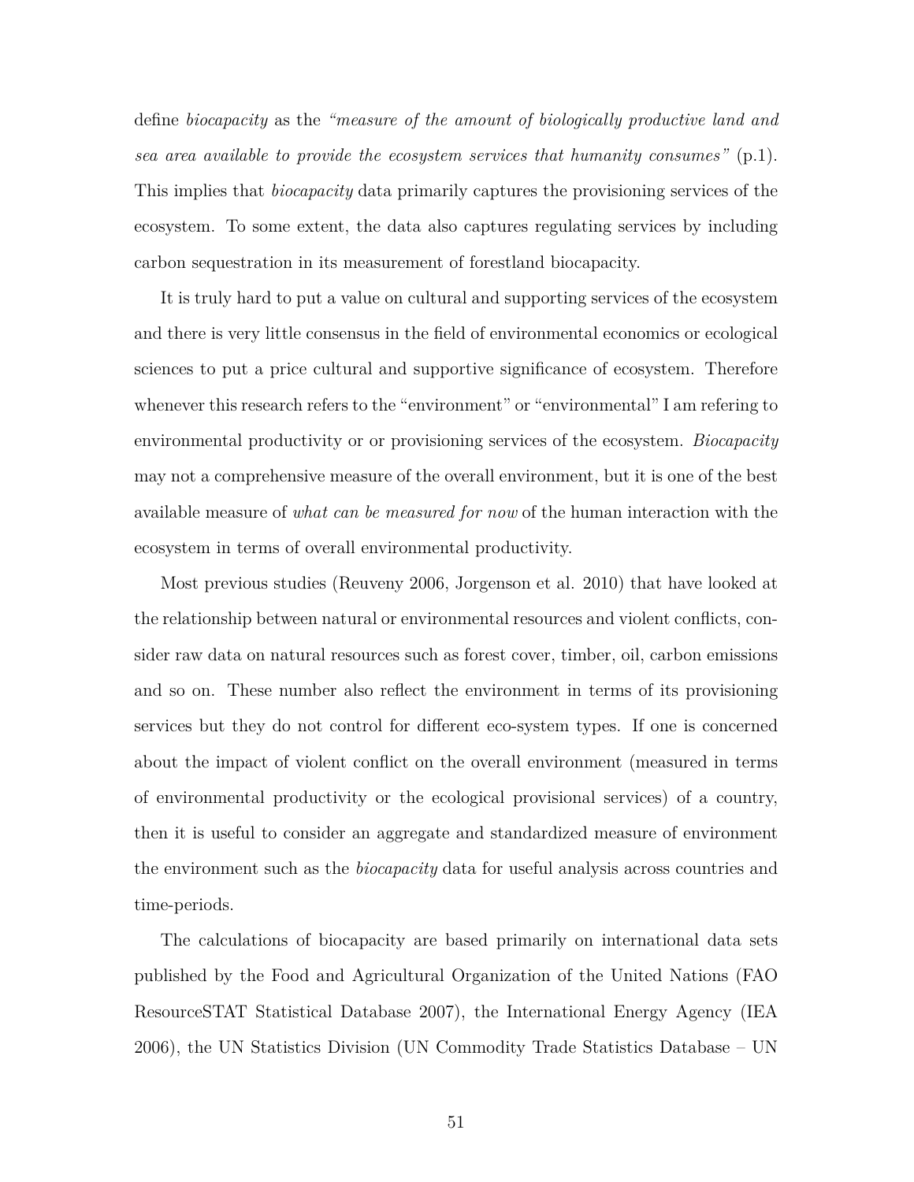define *biocapacity* as the *"measure of the amount of biologically productive land and sea area available to provide the ecosystem services that humanity consumes"* (p.1). This implies that *biocapacity* data primarily captures the provisioning services of the ecosystem. To some extent, the data also captures regulating services by including carbon sequestration in its measurement of forestland biocapacity.

It is truly hard to put a value on cultural and supporting services of the ecosystem and there is very little consensus in the field of environmental economics or ecological sciences to put a price cultural and supportive significance of ecosystem. Therefore whenever this research refers to the "environment" or "environmental" I am refering to environmental productivity or or provisioning services of the ecosystem. *Biocapacity* may not a comprehensive measure of the overall environment, but it is one of the best available measure of *what can be measured for now* of the human interaction with the ecosystem in terms of overall environmental productivity.

Most previous studies (Reuveny 2006, Jorgenson et al. 2010) that have looked at the relationship between natural or environmental resources and violent conflicts, consider raw data on natural resources such as forest cover, timber, oil, carbon emissions and so on. These number also reflect the environment in terms of its provisioning services but they do not control for different eco-system types. If one is concerned about the impact of violent conflict on the overall environment (measured in terms of environmental productivity or the ecological provisional services) of a country, then it is useful to consider an aggregate and standardized measure of environment the environment such as the *biocapacity* data for useful analysis across countries and time-periods.

The calculations of biocapacity are based primarily on international data sets published by the Food and Agricultural Organization of the United Nations (FAO ResourceSTAT Statistical Database 2007), the International Energy Agency (IEA 2006), the UN Statistics Division (UN Commodity Trade Statistics Database – UN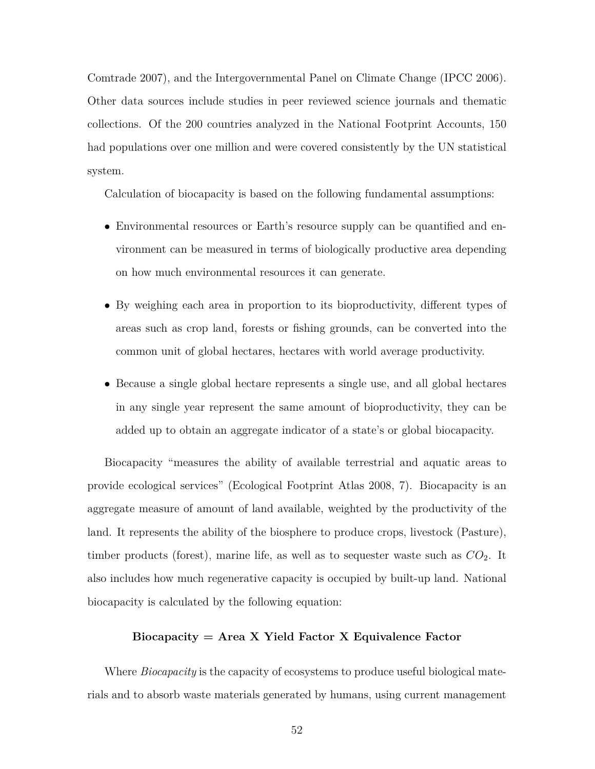Comtrade 2007), and the Intergovernmental Panel on Climate Change (IPCC 2006). Other data sources include studies in peer reviewed science journals and thematic collections. Of the 200 countries analyzed in the National Footprint Accounts, 150 had populations over one million and were covered consistently by the UN statistical system.

Calculation of biocapacity is based on the following fundamental assumptions:

- Environmental resources or Earth's resource supply can be quantified and environment can be measured in terms of biologically productive area depending on how much environmental resources it can generate.

- By weighing each area in proportion to its bioproductivity, different types of areas such as crop land, forests or fishing grounds, can be converted into the common unit of global hectares, hectares with world average productivity.

- Because a single global hectare represents a single use, and all global hectares in any single year represent the same amount of bioproductivity, they can be added up to obtain an aggregate indicator of a state's or global biocapacity.

Biocapacity "measures the ability of available terrestrial and aquatic areas to provide ecological services" (Ecological Footprint Atlas 2008, 7). Biocapacity is an aggregate measure of amount of land available, weighted by the productivity of the land. It represents the ability of the biosphere to produce crops, livestock (Pasture), timber products (forest), marine life, as well as to sequester waste such as $CO_2$. It also includes how much regenerative capacity is occupied by built-up land. National biocapacity is calculated by the following equation:

**Biocapacity = Area X Yield Factor X Equivalence Factor**

Where *Biocapacity* is the capacity of ecosystems to produce useful biological materials and to absorb waste materials generated by humans, using current management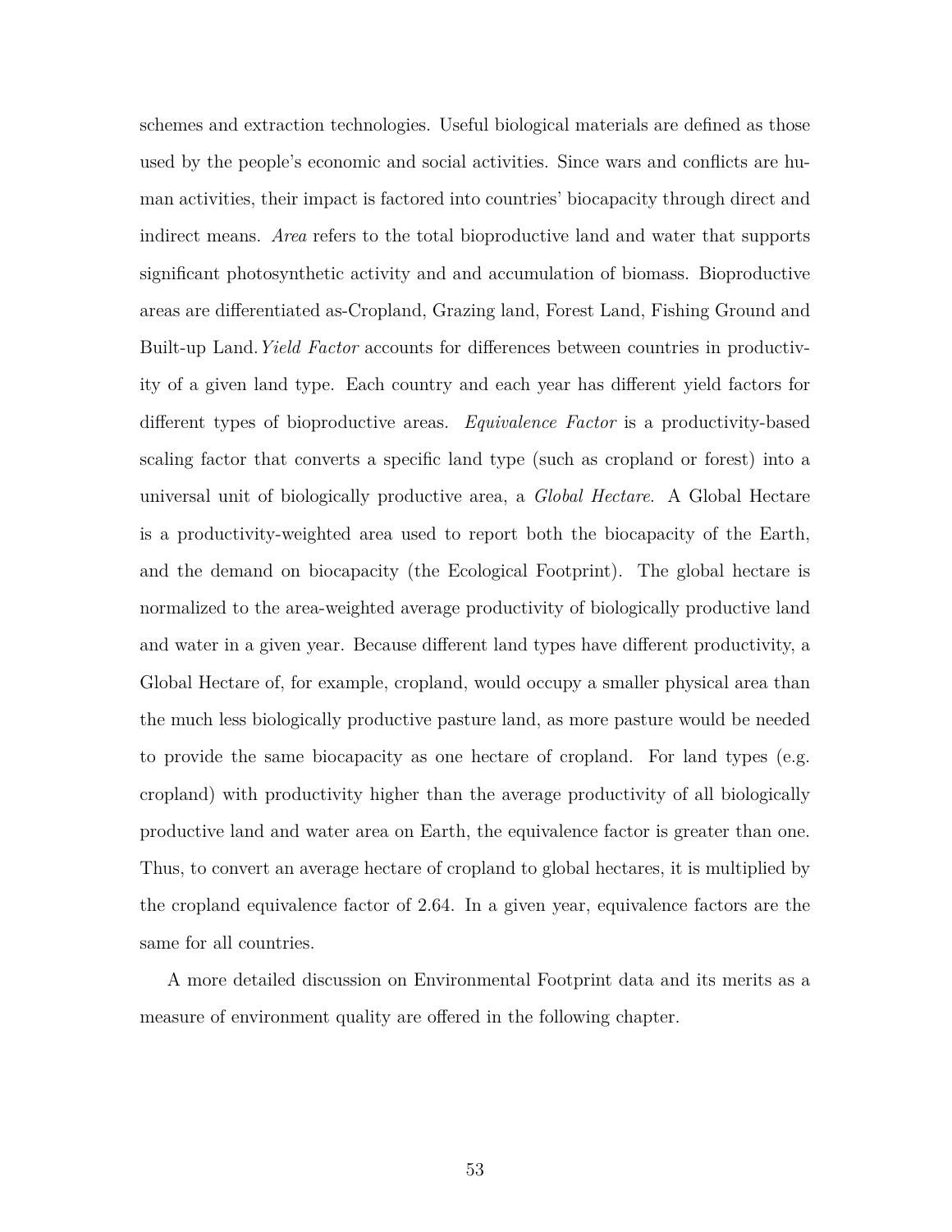schemes and extraction technologies. Useful biological materials are defined as those used by the people's economic and social activities. Since wars and conflicts are human activities, their impact is factored into countries' biocapacity through direct and indirect means. *Area* refers to the total bioproductive land and water that supports significant photosynthetic activity and and accumulation of biomass. Bioproductive areas are differentiated as-Cropland, Grazing land, Forest Land, Fishing Ground and Built-up Land. *Yield Factor* accounts for differences between countries in productivity of a given land type. Each country and each year has different yield factors for different types of bioproductive areas. *Equivalence Factor* is a productivity-based scaling factor that converts a specific land type (such as cropland or forest) into a universal unit of biologically productive area, a *Global Hectare*. A Global Hectare is a productivity-weighted area used to report both the biocapacity of the Earth, and the demand on biocapacity (the Ecological Footprint). The global hectare is normalized to the area-weighted average productivity of biologically productive land and water in a given year. Because different land types have different productivity, a Global Hectare of, for example, cropland, would occupy a smaller physical area than the much less biologically productive pasture land, as more pasture would be needed to provide the same biocapacity as one hectare of cropland. For land types (e.g. cropland) with productivity higher than the average productivity of all biologically productive land and water area on Earth, the equivalence factor is greater than one. Thus, to convert an average hectare of cropland to global hectares, it is multiplied by the cropland equivalence factor of 2.64. In a given year, equivalence factors are the same for all countries.

A more detailed discussion on Environmental Footprint data and its merits as a measure of environment quality are offered in the following chapter.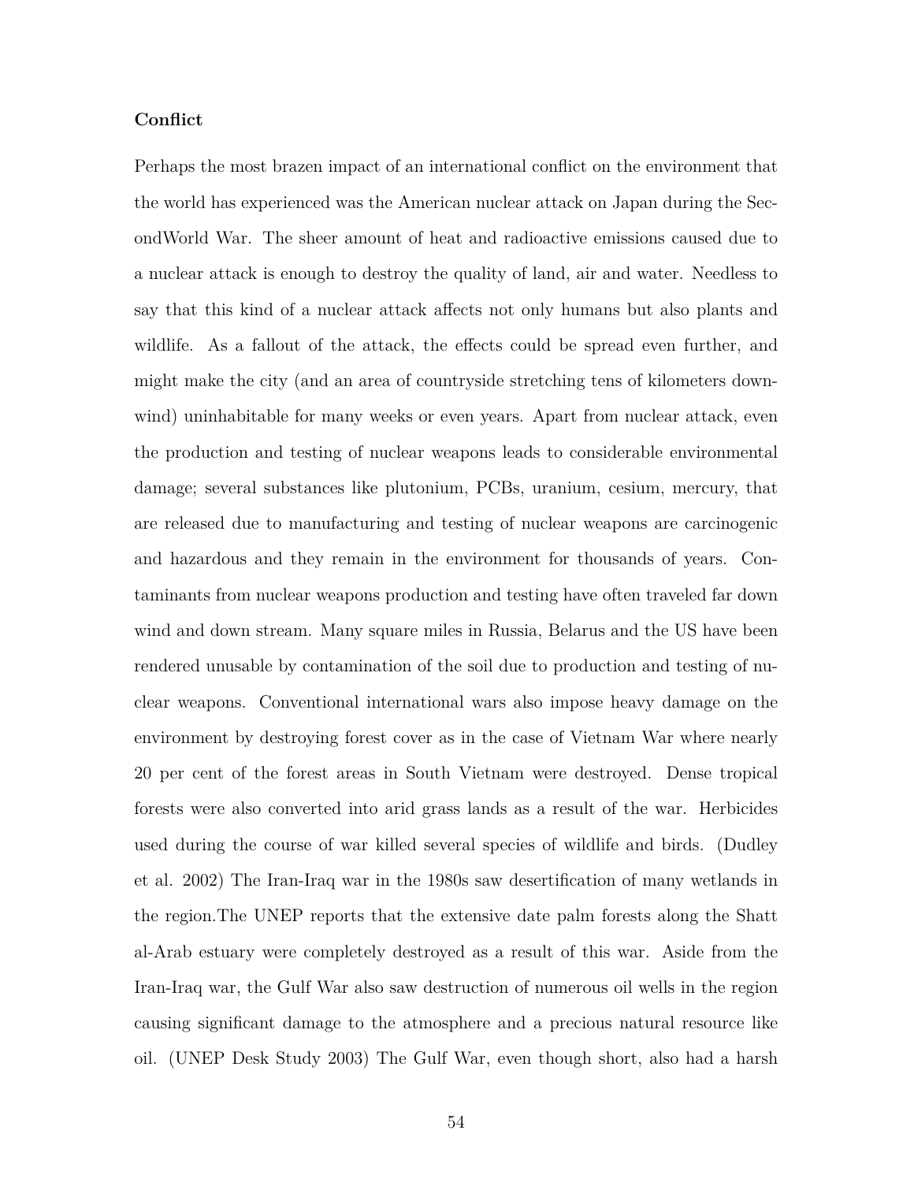**Conflict**

Perhaps the most brazen impact of an international conflict on the environment that the world has experienced was the American nuclear attack on Japan during the SecondWorld War. The sheer amount of heat and radioactive emissions caused due to a nuclear attack is enough to destroy the quality of land, air and water. Needless to say that this kind of a nuclear attack affects not only humans but also plants and wildlife. As a fallout of the attack, the effects could be spread even further, and might make the city (and an area of countryside stretching tens of kilometers downwind) uninhabitable for many weeks or even years. Apart from nuclear attack, even the production and testing of nuclear weapons leads to considerable environmental damage; several substances like plutonium, PCBs, uranium, cesium, mercury, that are released due to manufacturing and testing of nuclear weapons are carcinogenic and hazardous and they remain in the environment for thousands of years. Contaminants from nuclear weapons production and testing have often traveled far down wind and down stream. Many square miles in Russia, Belarus and the US have been rendered unusable by contamination of the soil due to production and testing of nuclear weapons. Conventional international wars also impose heavy damage on the environment by destroying forest cover as in the case of Vietnam War where nearly 20 per cent of the forest areas in South Vietnam were destroyed. Dense tropical forests were also converted into arid grass lands as a result of the war. Herbicides used during the course of war killed several species of wildlife and birds. (Dudley et al. 2002) The Iran-Iraq war in the 1980s saw desertification of many wetlands in the region.The UNEP reports that the extensive date palm forests along the Shatt al-Arab estuary were completely destroyed as a result of this war. Aside from the Iran-Iraq war, the Gulf War also saw destruction of numerous oil wells in the region causing significant damage to the atmosphere and a precious natural resource like oil. (UNEP Desk Study 2003) The Gulf War, even though short, also had a harsh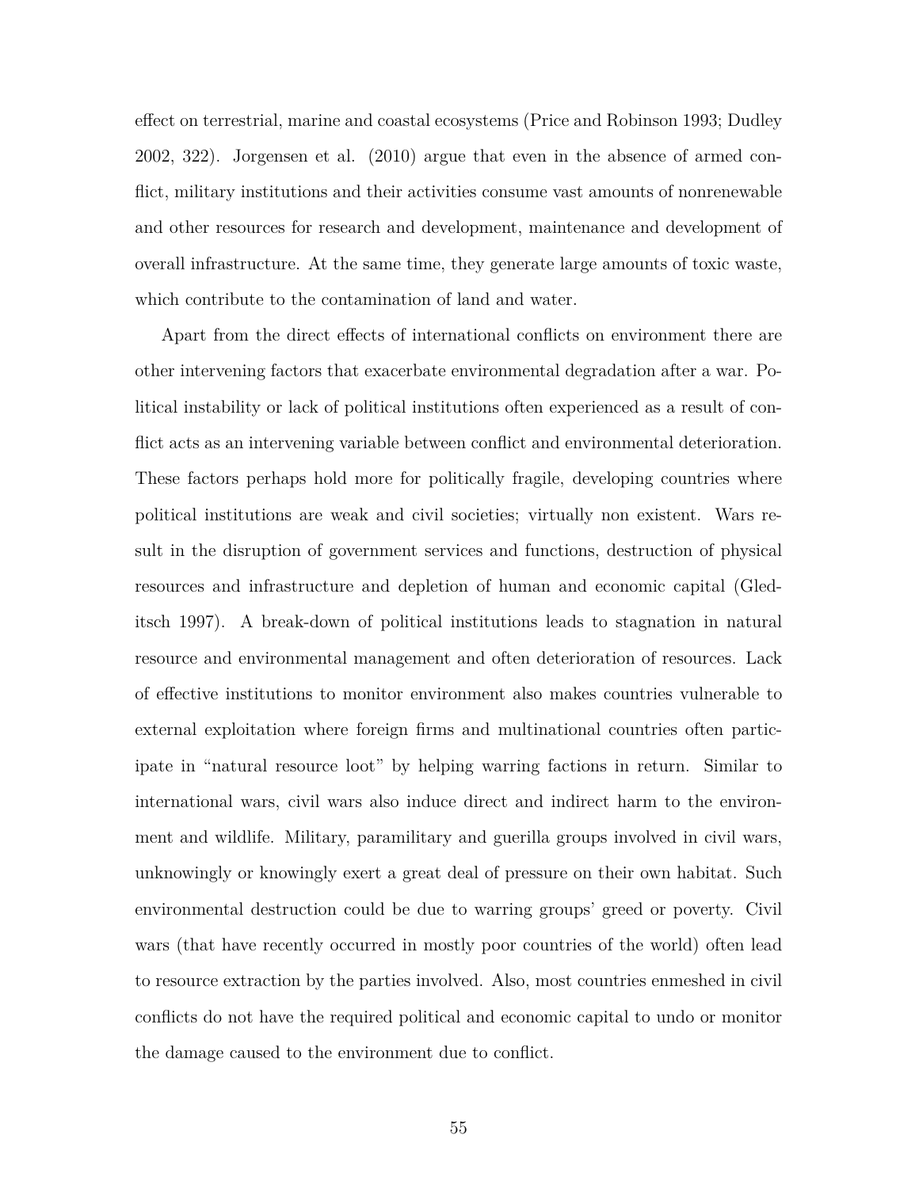effect on terrestrial, marine and coastal ecosystems (Price and Robinson 1993; Dudley 2002, 322). Jorgensen et al. (2010) argue that even in the absence of armed conflict, military institutions and their activities consume vast amounts of nonrenewable and other resources for research and development, maintenance and development of overall infrastructure. At the same time, they generate large amounts of toxic waste, which contribute to the contamination of land and water.

Apart from the direct effects of international conflicts on environment there are other intervening factors that exacerbate environmental degradation after a war. Political instability or lack of political institutions often experienced as a result of conflict acts as an intervening variable between conflict and environmental deterioration. These factors perhaps hold more for politically fragile, developing countries where political institutions are weak and civil societies; virtually non existent. Wars result in the disruption of government services and functions, destruction of physical resources and infrastructure and depletion of human and economic capital (Gleditsch 1997). A break-down of political institutions leads to stagnation in natural resource and environmental management and often deterioration of resources. Lack of effective institutions to monitor environment also makes countries vulnerable to external exploitation where foreign firms and multinational countries often participate in "natural resource loot" by helping warring factions in return. Similar to international wars, civil wars also induce direct and indirect harm to the environment and wildlife. Military, paramilitary and guerilla groups involved in civil wars, unknowingly or knowingly exert a great deal of pressure on their own habitat. Such environmental destruction could be due to warring groups' greed or poverty. Civil wars (that have recently occurred in mostly poor countries of the world) often lead to resource extraction by the parties involved. Also, most countries enmeshed in civil conflicts do not have the required political and economic capital to undo or monitor the damage caused to the environment due to conflict.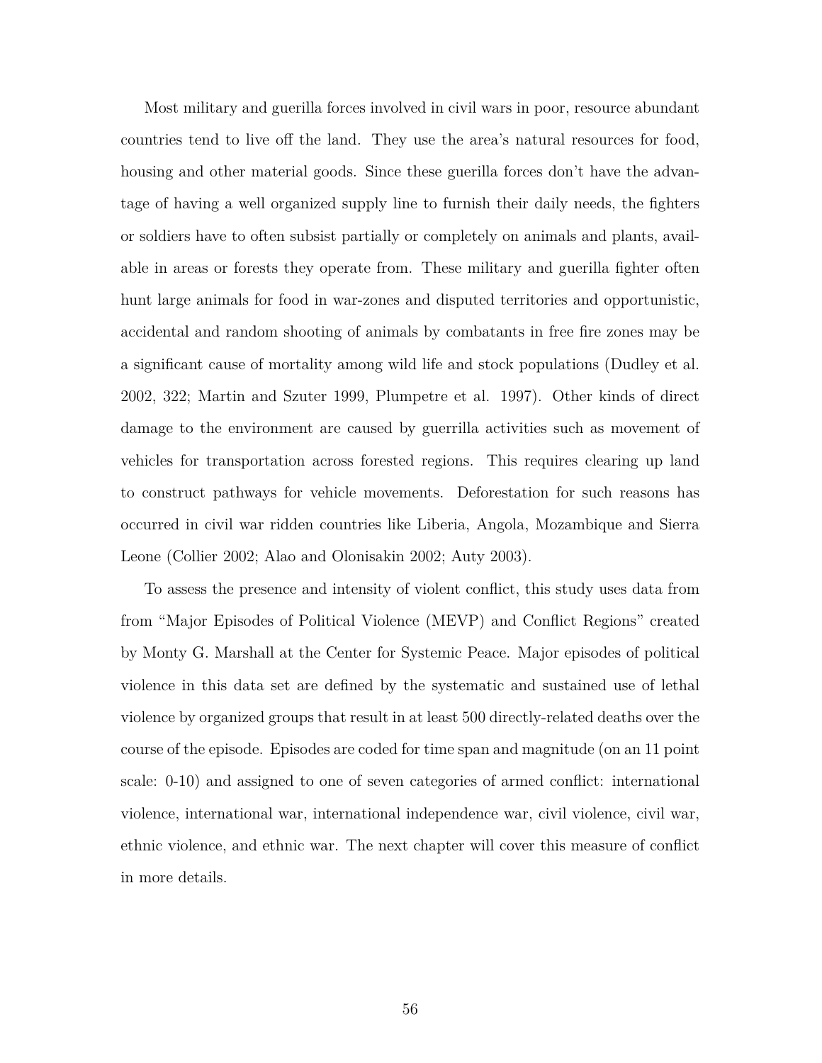Most military and guerilla forces involved in civil wars in poor, resource abundant countries tend to live off the land. They use the area's natural resources for food, housing and other material goods. Since these guerilla forces don't have the advantage of having a well organized supply line to furnish their daily needs, the fighters or soldiers have to often subsist partially or completely on animals and plants, available in areas or forests they operate from. These military and guerilla fighter often hunt large animals for food in war-zones and disputed territories and opportunistic, accidental and random shooting of animals by combatants in free fire zones may be a significant cause of mortality among wild life and stock populations (Dudley et al. 2002, 322; Martin and Szuter 1999, Plumpetre et al. 1997). Other kinds of direct damage to the environment are caused by guerrilla activities such as movement of vehicles for transportation across forested regions. This requires clearing up land to construct pathways for vehicle movements. Deforestation for such reasons has occurred in civil war ridden countries like Liberia, Angola, Mozambique and Sierra Leone (Collier 2002; Alao and Olonisakin 2002; Auty 2003).

To assess the presence and intensity of violent conflict, this study uses data from from "Major Episodes of Political Violence (MEVP) and Conflict Regions" created by Monty G. Marshall at the Center for Systemic Peace. Major episodes of political violence in this data set are defined by the systematic and sustained use of lethal violence by organized groups that result in at least 500 directly-related deaths over the course of the episode. Episodes are coded for time span and magnitude (on an 11 point scale: 0-10) and assigned to one of seven categories of armed conflict: international violence, international war, international independence war, civil violence, civil war, ethnic violence, and ethnic war. The next chapter will cover this measure of conflict in more details.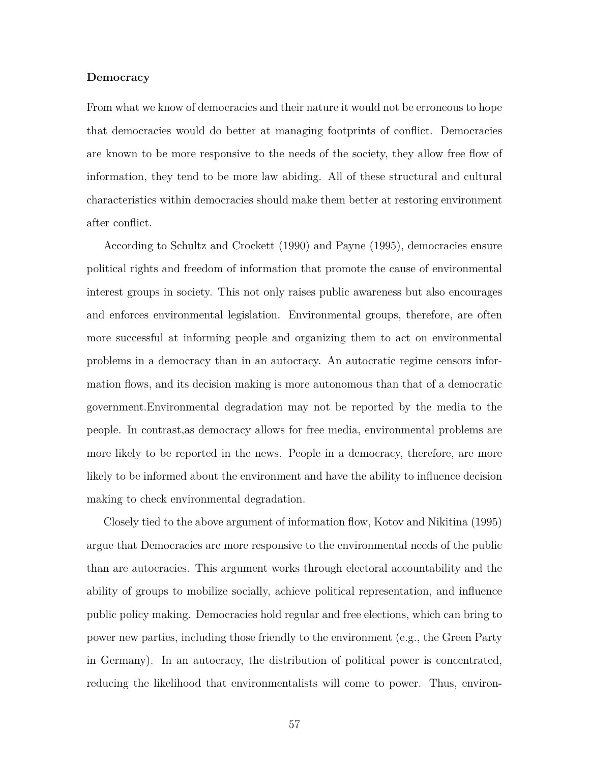**Democracy**

From what we know of democracies and their nature it would not be erroneous to hope that democracies would do better at managing footprints of conflict. Democracies are known to be more responsive to the needs of the society, they allow free flow of information, they tend to be more law abiding. All of these structural and cultural characteristics within democracies should make them better at restoring environment after conflict.

According to Schultz and Crockett (1990) and Payne (1995), democracies ensure political rights and freedom of information that promote the cause of environmental interest groups in society. This not only raises public awareness but also encourages and enforces environmental legislation. Environmental groups, therefore, are often more successful at informing people and organizing them to act on environmental problems in a democracy than in an autocracy. An autocratic regime censors information flows, and its decision making is more autonomous than that of a democratic government.Environmental degradation may not be reported by the media to the people. In contrast,as democracy allows for free media, environmental problems are more likely to be reported in the news. People in a democracy, therefore, are more likely to be informed about the environment and have the ability to influence decision making to check environmental degradation.

Closely tied to the above argument of information flow, Kotov and Nikitina (1995) argue that Democracies are more responsive to the environmental needs of the public than are autocracies. This argument works through electoral accountability and the ability of groups to mobilize socially, achieve political representation, and influence public policy making. Democracies hold regular and free elections, which can bring to power new parties, including those friendly to the environment (e.g., the Green Party in Germany). In an autocracy, the distribution of political power is concentrated, reducing the likelihood that environmentalists will come to power. Thus, environ-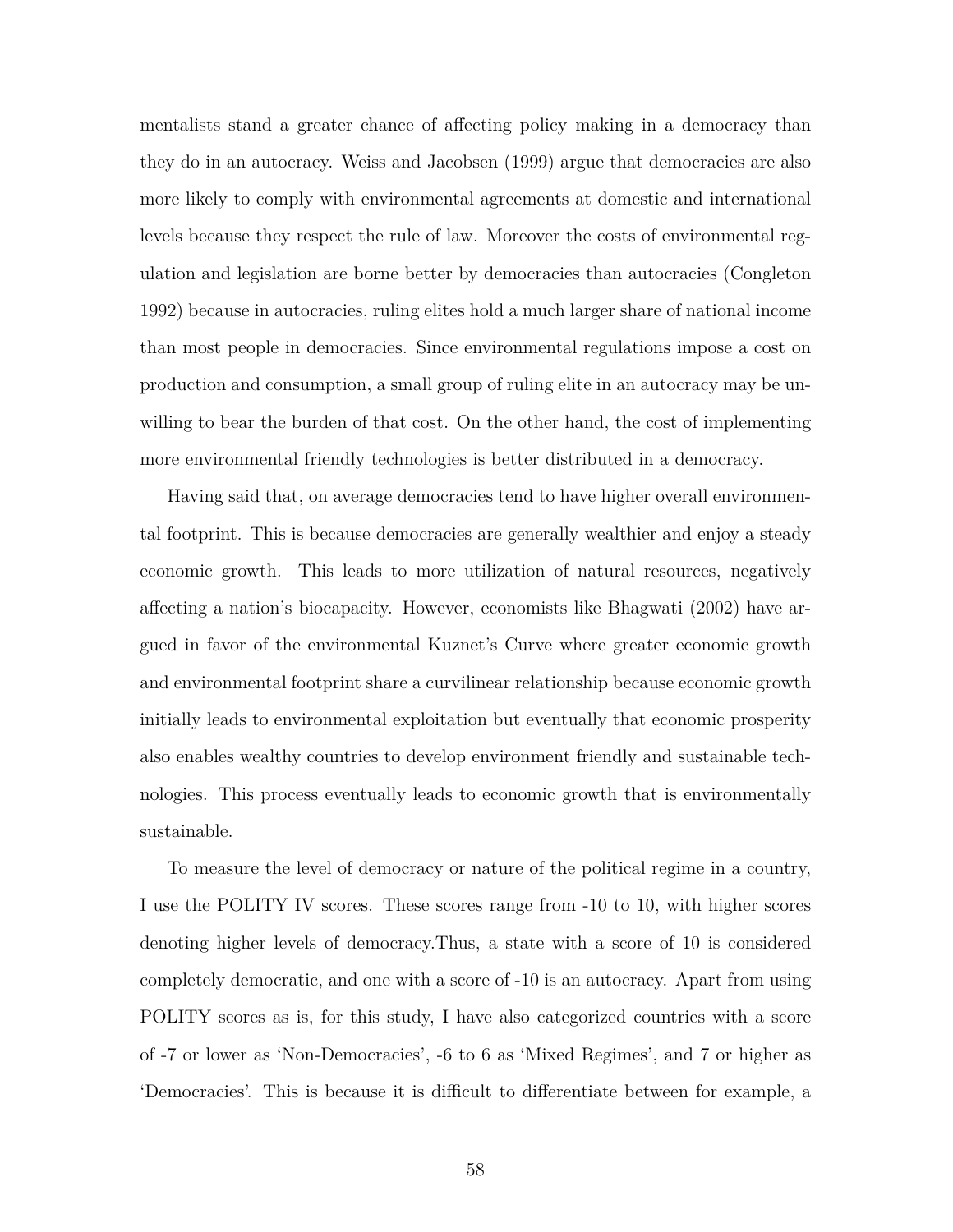mentalists stand a greater chance of affecting policy making in a democracy than they do in an autocracy. Weiss and Jacobsen (1999) argue that democracies are also more likely to comply with environmental agreements at domestic and international levels because they respect the rule of law. Moreover the costs of environmental regulation and legislation are borne better by democracies than autocracies (Congleton 1992) because in autocracies, ruling elites hold a much larger share of national income than most people in democracies. Since environmental regulations impose a cost on production and consumption, a small group of ruling elite in an autocracy may be unwilling to bear the burden of that cost. On the other hand, the cost of implementing more environmental friendly technologies is better distributed in a democracy.

Having said that, on average democracies tend to have higher overall environmental footprint. This is because democracies are generally wealthier and enjoy a steady economic growth. This leads to more utilization of natural resources, negatively affecting a nation's biocapacity. However, economists like Bhagwati (2002) have argued in favor of the environmental Kuznet's Curve where greater economic growth and environmental footprint share a curvilinear relationship because economic growth initially leads to environmental exploitation but eventually that economic prosperity also enables wealthy countries to develop environment friendly and sustainable technologies. This process eventually leads to economic growth that is environmentally sustainable.

To measure the level of democracy or nature of the political regime in a country, I use the POLITY IV scores. These scores range from -10 to 10, with higher scores denoting higher levels of democracy.Thus, a state with a score of 10 is considered completely democratic, and one with a score of -10 is an autocracy. Apart from using POLITY scores as is, for this study, I have also categorized countries with a score of -7 or lower as 'Non-Democracies', -6 to 6 as 'Mixed Regimes', and 7 or higher as 'Democracies'. This is because it is difficult to differentiate between for example, a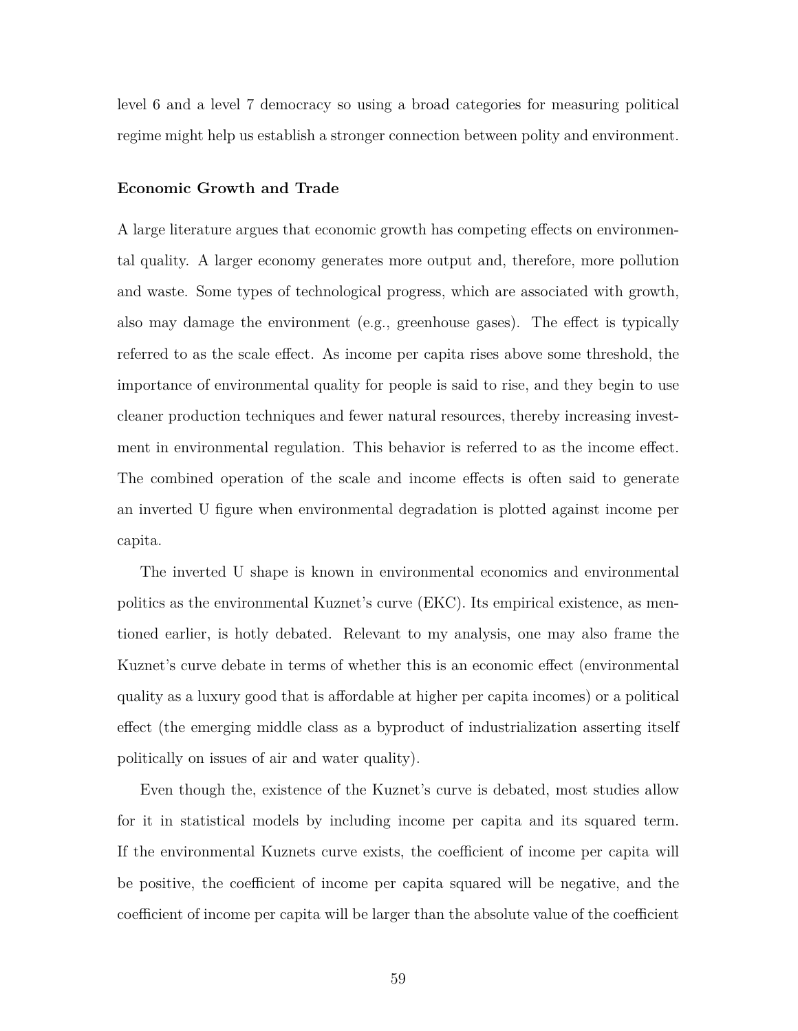level 6 and a level 7 democracy so using a broad categories for measuring political regime might help us establish a stronger connection between polity and environment.

**Economic Growth and Trade**

A large literature argues that economic growth has competing effects on environmental quality. A larger economy generates more output and, therefore, more pollution and waste. Some types of technological progress, which are associated with growth, also may damage the environment (e.g., greenhouse gases). The effect is typically referred to as the scale effect. As income per capita rises above some threshold, the importance of environmental quality for people is said to rise, and they begin to use cleaner production techniques and fewer natural resources, thereby increasing investment in environmental regulation. This behavior is referred to as the income effect. The combined operation of the scale and income effects is often said to generate an inverted U figure when environmental degradation is plotted against income per capita.

The inverted U shape is known in environmental economics and environmental politics as the environmental Kuznet's curve (EKC). Its empirical existence, as mentioned earlier, is hotly debated. Relevant to my analysis, one may also frame the Kuznet's curve debate in terms of whether this is an economic effect (environmental quality as a luxury good that is affordable at higher per capita incomes) or a political effect (the emerging middle class as a byproduct of industrialization asserting itself politically on issues of air and water quality).

Even though the, existence of the Kuznet's curve is debated, most studies allow for it in statistical models by including income per capita and its squared term. If the environmental Kuznets curve exists, the coefficient of income per capita will be positive, the coefficient of income per capita squared will be negative, and the coefficient of income per capita will be larger than the absolute value of the coefficient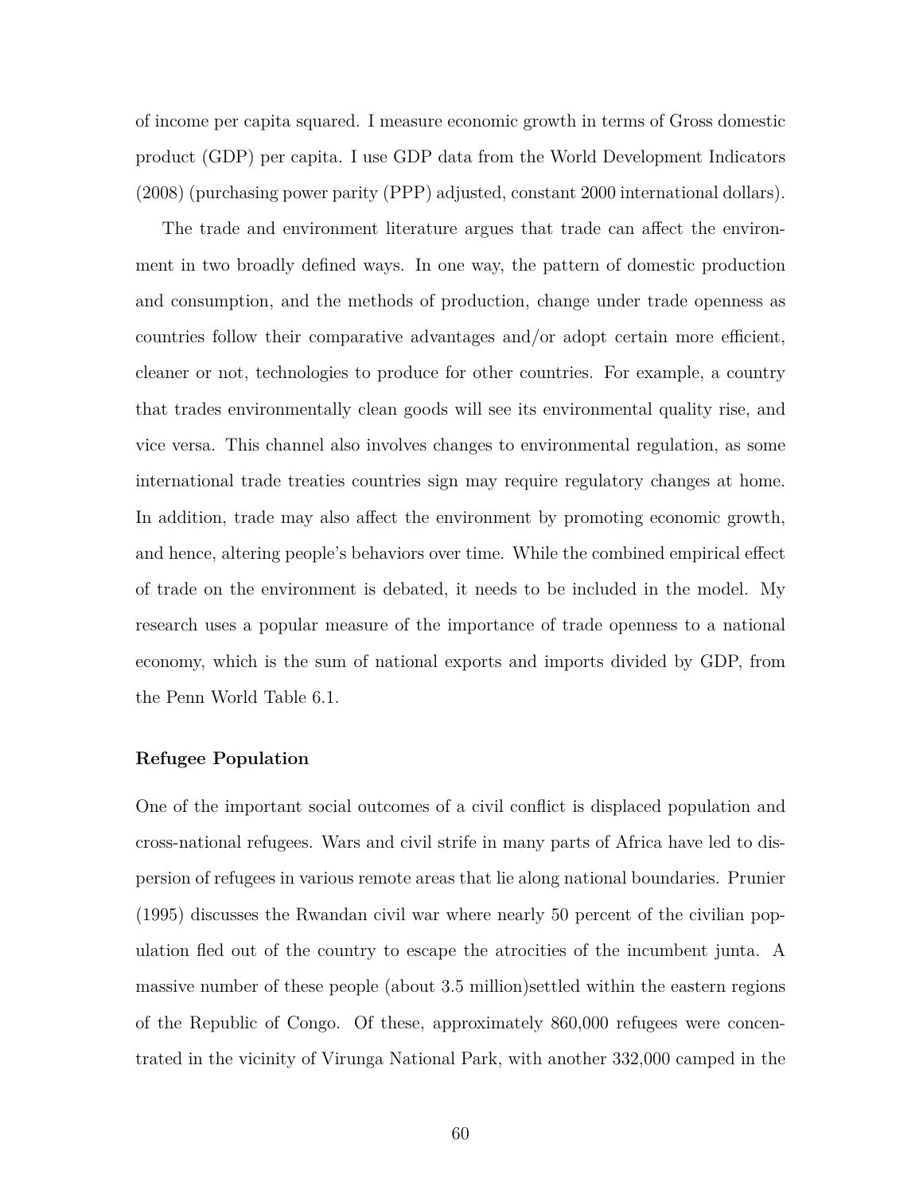of income per capita squared. I measure economic growth in terms of Gross domestic product (GDP) per capita. I use GDP data from the World Development Indicators (2008) (purchasing power parity (PPP) adjusted, constant 2000 international dollars).

The trade and environment literature argues that trade can affect the environment in two broadly defined ways. In one way, the pattern of domestic production and consumption, and the methods of production, change under trade openness as countries follow their comparative advantages and/or adopt certain more efficient, cleaner or not, technologies to produce for other countries. For example, a country that trades environmentally clean goods will see its environmental quality rise, and vice versa. This channel also involves changes to environmental regulation, as some international trade treaties countries sign may require regulatory changes at home. In addition, trade may also affect the environment by promoting economic growth, and hence, altering people's behaviors over time. While the combined empirical effect of trade on the environment is debated, it needs to be included in the model. My research uses a popular measure of the importance of trade openness to a national economy, which is the sum of national exports and imports divided by GDP, from the Penn World Table 6.1.

### Refugee Population

One of the important social outcomes of a civil conflict is displaced population and cross-national refugees. Wars and civil strife in many parts of Africa have led to dispersion of refugees in various remote areas that lie along national boundaries. Prunier (1995) discusses the Rwandan civil war where nearly 50 percent of the civilian population fled out of the country to escape the atrocities of the incumbent junta. A massive number of these people (about 3.5 million)settled within the eastern regions of the Republic of Congo. Of these, approximately 860,000 refugees were concentrated in the vicinity of Virunga National Park, with another 332,000 camped in the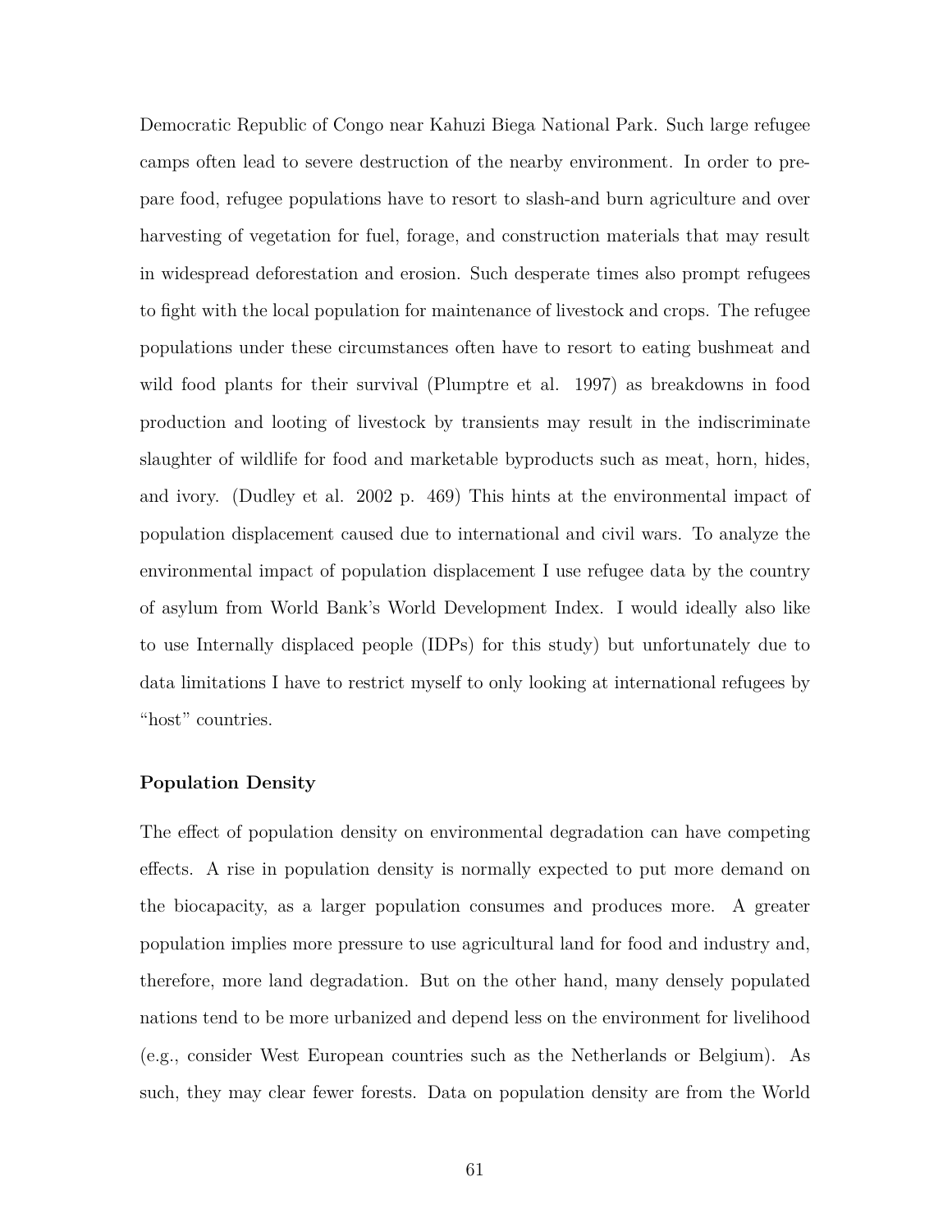Democratic Republic of Congo near Kahuzi Biega National Park. Such large refugee camps often lead to severe destruction of the nearby environment. In order to prepare food, refugee populations have to resort to slash-and burn agriculture and over harvesting of vegetation for fuel, forage, and construction materials that may result in widespread deforestation and erosion. Such desperate times also prompt refugees to fight with the local population for maintenance of livestock and crops. The refugee populations under these circumstances often have to resort to eating bushmeat and wild food plants for their survival (Plumptre et al. 1997) as breakdowns in food production and looting of livestock by transients may result in the indiscriminate slaughter of wildlife for food and marketable byproducts such as meat, horn, hides, and ivory. (Dudley et al. 2002 p. 469) This hints at the environmental impact of population displacement caused due to international and civil wars. To analyze the environmental impact of population displacement I use refugee data by the country of asylum from World Bank's World Development Index. I would ideally also like to use Internally displaced people (IDPs) for this study) but unfortunately due to data limitations I have to restrict myself to only looking at international refugees by "host" countries.

**Population Density**

The effect of population density on environmental degradation can have competing effects. A rise in population density is normally expected to put more demand on the biocapacity, as a larger population consumes and produces more. A greater population implies more pressure to use agricultural land for food and industry and, therefore, more land degradation. But on the other hand, many densely populated nations tend to be more urbanized and depend less on the environment for livelihood (e.g., consider West European countries such as the Netherlands or Belgium). As such, they may clear fewer forests. Data on population density are from the World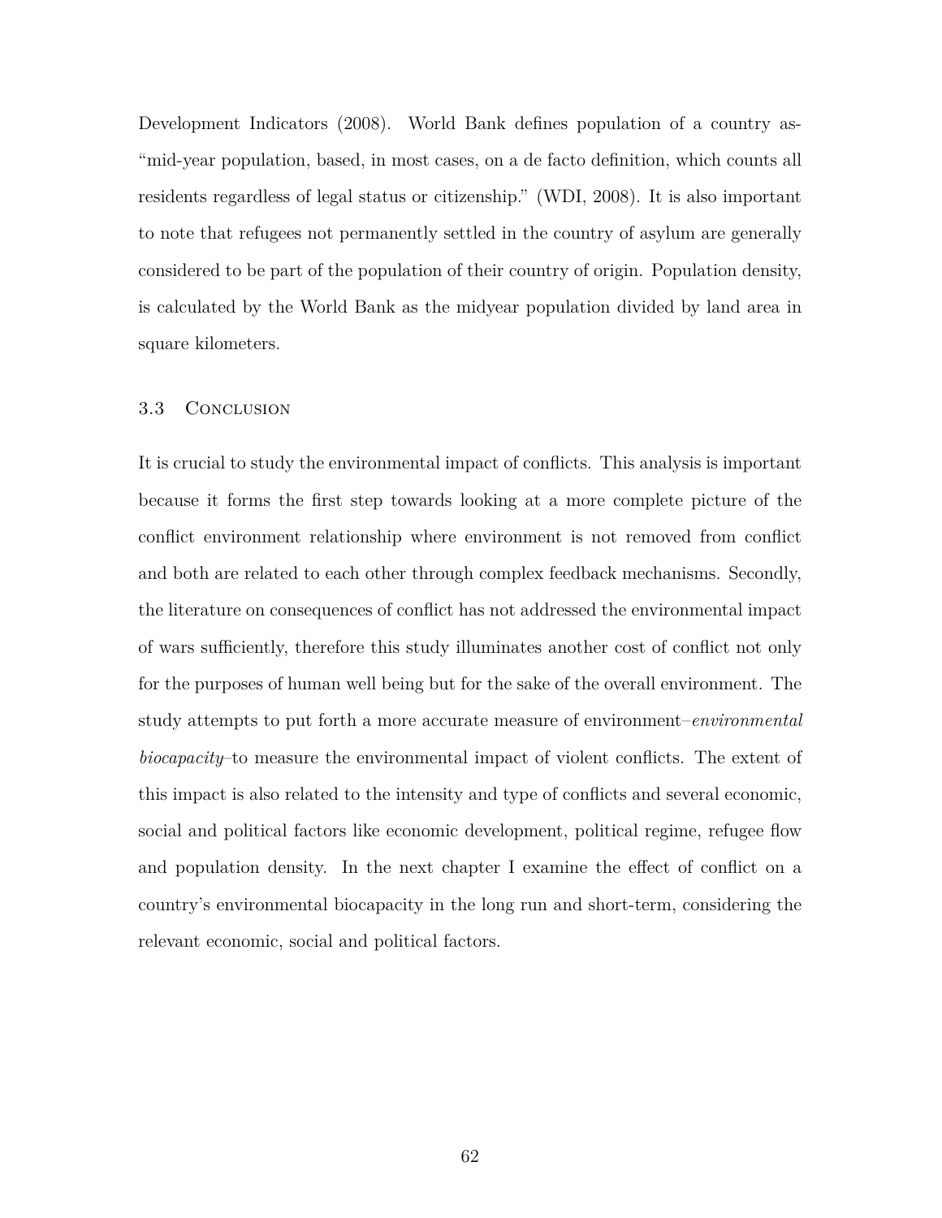Development Indicators (2008). World Bank defines population of a country as- "mid-year population, based, in most cases, on a de facto definition, which counts all residents regardless of legal status or citizenship." (WDI, 2008). It is also important to note that refugees not permanently settled in the country of asylum are generally considered to be part of the population of their country of origin. Population density, is calculated by the World Bank as the midyear population divided by land area in square kilometers.

### 3.3 Conclusion

It is crucial to study the environmental impact of conflicts. This analysis is important because it forms the first step towards looking at a more complete picture of the conflict environment relationship where environment is not removed from conflict and both are related to each other through complex feedback mechanisms. Secondly, the literature on consequences of conflict has not addressed the environmental impact of wars sufficiently, therefore this study illuminates another cost of conflict not only for the purposes of human well being but for the sake of the overall environment. The study attempts to put forth a more accurate measure of environment–*environmental biocapacity*–to measure the environmental impact of violent conflicts. The extent of this impact is also related to the intensity and type of conflicts and several economic, social and political factors like economic development, political regime, refugee flow and population density. In the next chapter I examine the effect of conflict on a country's environmental biocapacity in the long run and short-term, considering the relevant economic, social and political factors.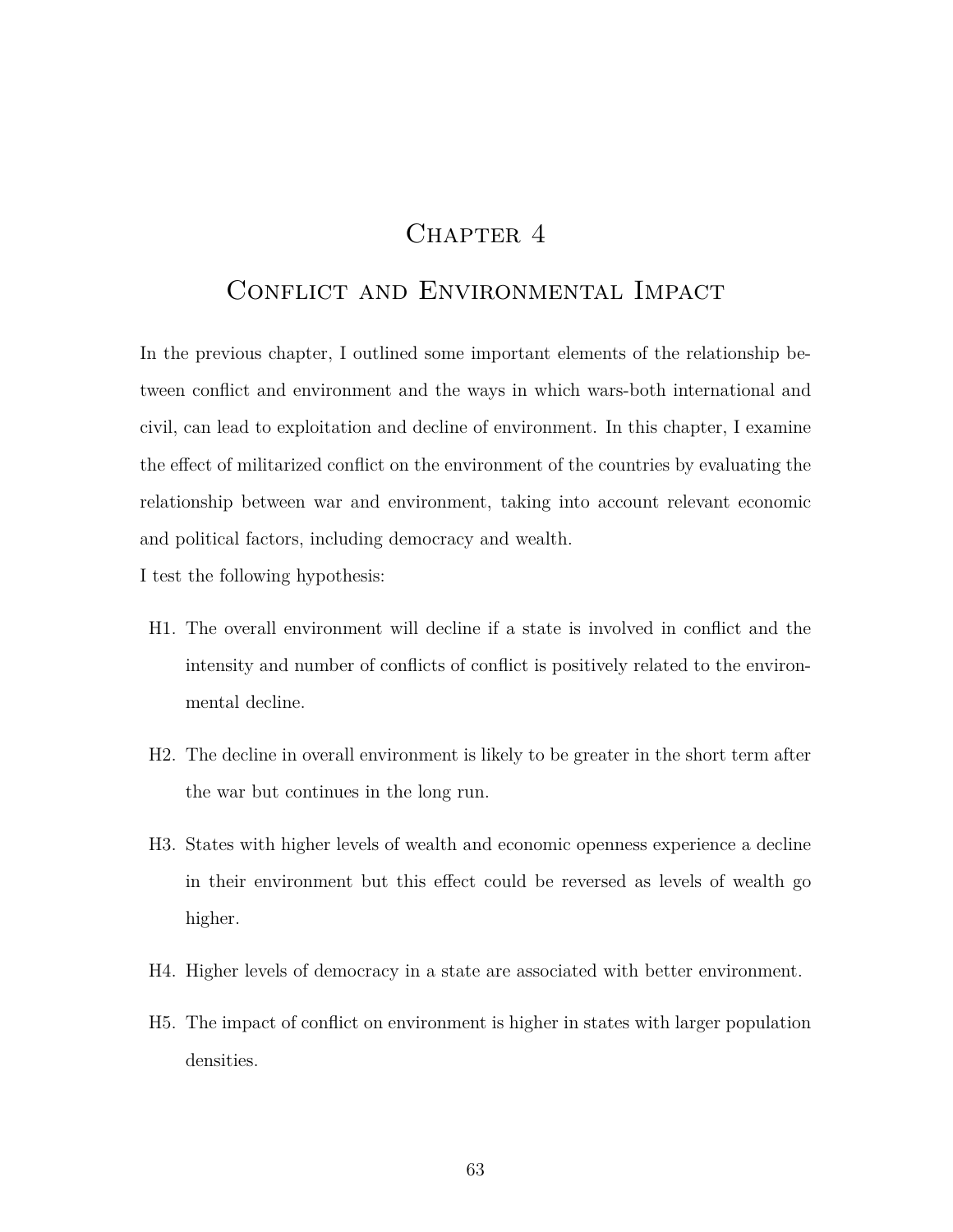# Chapter 4

# Conflict and Environmental Impact

In the previous chapter, I outlined some important elements of the relationship between conflict and environment and the ways in which wars-both international and civil, can lead to exploitation and decline of environment. In this chapter, I examine the effect of militarized conflict on the environment of the countries by evaluating the relationship between war and environment, taking into account relevant economic and political factors, including democracy and wealth.

I test the following hypothesis:

H1. The overall environment will decline if a state is involved in conflict and the intensity and number of conflicts of conflict is positively related to the environmental decline.

H2. The decline in overall environment is likely to be greater in the short term after the war but continues in the long run.

H3. States with higher levels of wealth and economic openness experience a decline in their environment but this effect could be reversed as levels of wealth go higher.

H4. Higher levels of democracy in a state are associated with better environment.

H5. The impact of conflict on environment is higher in states with larger population densities.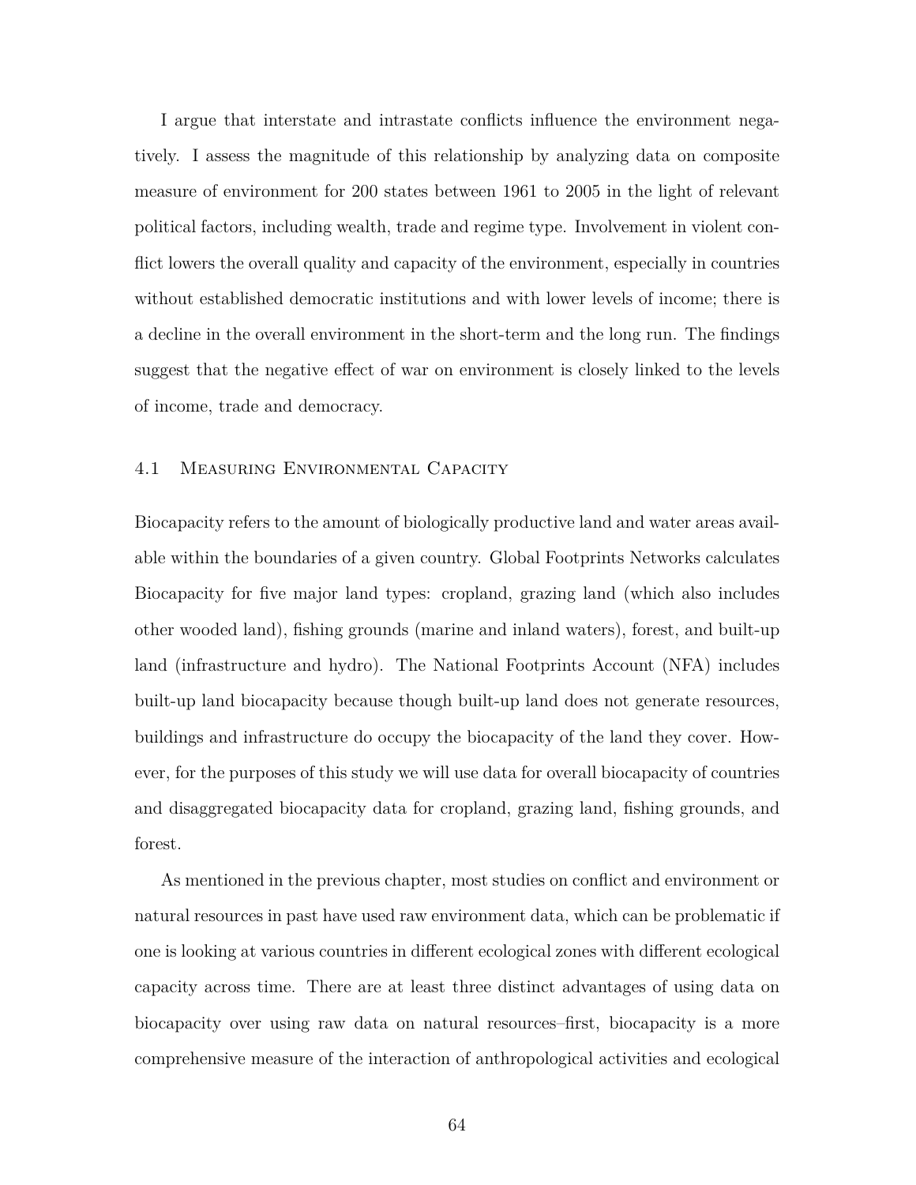I argue that interstate and intrastate conflicts influence the environment negatively. I assess the magnitude of this relationship by analyzing data on composite measure of environment for 200 states between 1961 to 2005 in the light of relevant political factors, including wealth, trade and regime type. Involvement in violent conflict lowers the overall quality and capacity of the environment, especially in countries without established democratic institutions and with lower levels of income; there is a decline in the overall environment in the short-term and the long run. The findings suggest that the negative effect of war on environment is closely linked to the levels of income, trade and democracy.

### 4.1 Measuring Environmental Capacity

Biocapacity refers to the amount of biologically productive land and water areas available within the boundaries of a given country. Global Footprints Networks calculates Biocapacity for five major land types: cropland, grazing land (which also includes other wooded land), fishing grounds (marine and inland waters), forest, and built-up land (infrastructure and hydro). The National Footprints Account (NFA) includes built-up land biocapacity because though built-up land does not generate resources, buildings and infrastructure do occupy the biocapacity of the land they cover. However, for the purposes of this study we will use data for overall biocapacity of countries and disaggregated biocapacity data for cropland, grazing land, fishing grounds, and forest.

As mentioned in the previous chapter, most studies on conflict and environment or natural resources in past have used raw environment data, which can be problematic if one is looking at various countries in different ecological zones with different ecological capacity across time. There are at least three distinct advantages of using data on biocapacity over using raw data on natural resources–first, biocapacity is a more comprehensive measure of the interaction of anthropological activities and ecological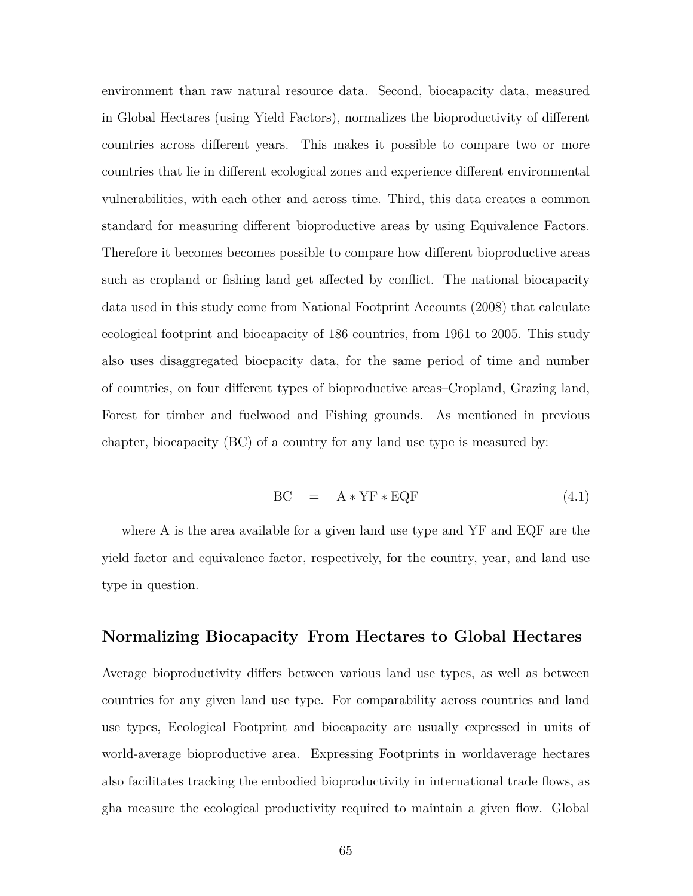environment than raw natural resource data. Second, biocapacity data, measured in Global Hectares (using Yield Factors), normalizes the bioproductivity of different countries across different years. This makes it possible to compare two or more countries that lie in different ecological zones and experience different environmental vulnerabilities, with each other and across time. Third, this data creates a common standard for measuring different bioproductive areas by using Equivalence Factors. Therefore it becomes becomes possible to compare how different bioproductive areas such as cropland or fishing land get affected by conflict. The national biocapacity data used in this study come from National Footprint Accounts (2008) that calculate ecological footprint and biocapacity of 186 countries, from 1961 to 2005. This study also uses disaggregated biocpacity data, for the same period of time and number of countries, on four different types of bioproductive areas–Cropland, Grazing land, Forest for timber and fuelwood and Fishing grounds. As mentioned in previous chapter, biocapacity (BC) of a country for any land use type is measured by:

$$\mathrm{BC} \quad = \quad \mathrm{A} * \mathrm{YF} * \mathrm{EQF} \tag{4.1}$$

where A is the area available for a given land use type and YF and EQF are the yield factor and equivalence factor, respectively, for the country, year, and land use type in question.

## Normalizing Biocapacity–From Hectares to Global Hectares

Average bioproductivity differs between various land use types, as well as between countries for any given land use type. For comparability across countries and land use types, Ecological Footprint and biocapacity are usually expressed in units of world-average bioproductive area. Expressing Footprints in worldaverage hectares also facilitates tracking the embodied bioproductivity in international trade flows, as gha measure the ecological productivity required to maintain a given flow. Global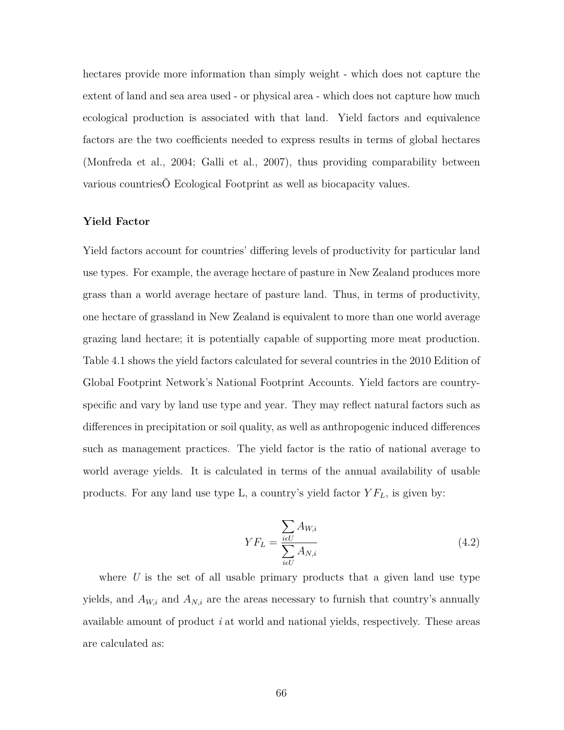hectares provide more information than simply weight - which does not capture the extent of land and sea area used - or physical area - which does not capture how much ecological production is associated with that land. Yield factors and equivalence factors are the two coefficients needed to express results in terms of global hectares (Monfreda et al., 2004; Galli et al., 2007), thus providing comparability between various countriesÕ Ecological Footprint as well as biocapacity values.

**Yield Factor**

Yield factors account for countries' differing levels of productivity for particular land use types. For example, the average hectare of pasture in New Zealand produces more grass than a world average hectare of pasture land. Thus, in terms of productivity, one hectare of grassland in New Zealand is equivalent to more than one world average grazing land hectare; it is potentially capable of supporting more meat production. Table 4.1 shows the yield factors calculated for several countries in the 2010 Edition of Global Footprint Network's National Footprint Accounts. Yield factors are country-specific and vary by land use type and year. They may reflect natural factors such as differences in precipitation or soil quality, as well as anthropogenic induced differences such as management practices. The yield factor is the ratio of national average to world average yields. It is calculated in terms of the annual availability of usable products. For any land use type L, a country's yield factor $YF_L$, is given by:

$$YF_L = \frac{\sum\limits_{i \epsilon U} A_{W,i}}{\sum\limits_{i \epsilon U} A_{N,i}} \tag{4.2}$$

where $U$ is the set of all usable primary products that a given land use type yields, and $A_{W,i}$ and $A_{N,i}$ are the areas necessary to furnish that country's annually available amount of product $i$ at world and national yields, respectively. These areas are calculated as: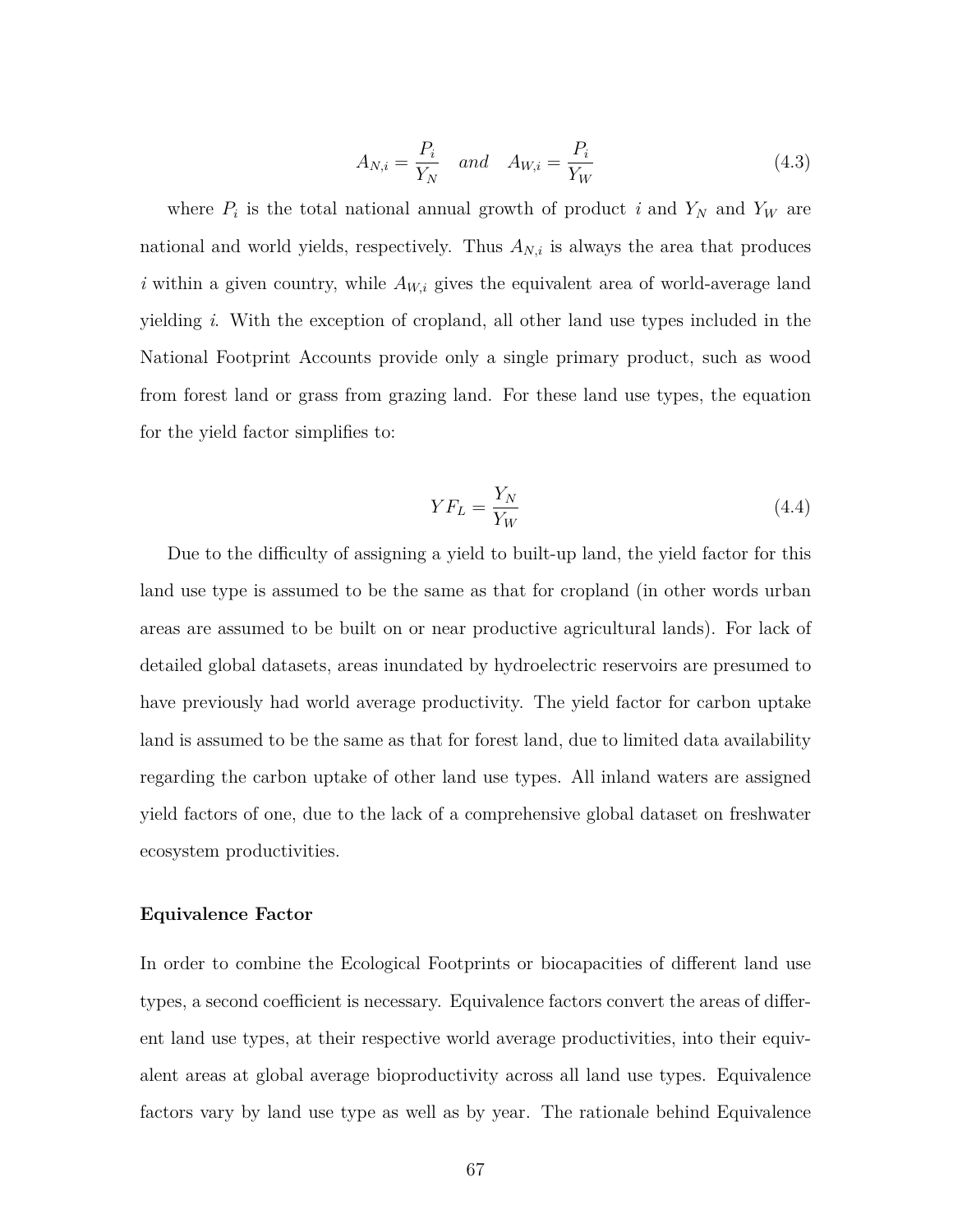$$A_{N,i} = \frac{P_i}{Y_N} \quad and \quad A_{W,i} = \frac{P_i}{Y_W} \tag{4.3}$$

where $P_i$ is the total national annual growth of product $i$ and $Y_N$ and $Y_W$ are national and world yields, respectively. Thus $A_{N,i}$ is always the area that produces $i$ within a given country, while $A_{W,i}$ gives the equivalent area of world-average land yielding $i$. With the exception of cropland, all other land use types included in the National Footprint Accounts provide only a single primary product, such as wood from forest land or grass from grazing land. For these land use types, the equation for the yield factor simplifies to:

$$YF_L = \frac{Y_N}{Y_W} \tag{4.4}$$

Due to the difficulty of assigning a yield to built-up land, the yield factor for this land use type is assumed to be the same as that for cropland (in other words urban areas are assumed to be built on or near productive agricultural lands). For lack of detailed global datasets, areas inundated by hydroelectric reservoirs are presumed to have previously had world average productivity. The yield factor for carbon uptake land is assumed to be the same as that for forest land, due to limited data availability regarding the carbon uptake of other land use types. All inland waters are assigned yield factors of one, due to the lack of a comprehensive global dataset on freshwater ecosystem productivities.

**Equivalence Factor**

In order to combine the Ecological Footprints or biocapacities of different land use types, a second coefficient is necessary. Equivalence factors convert the areas of different land use types, at their respective world average productivities, into their equivalent areas at global average bioproductivity across all land use types. Equivalence factors vary by land use type as well as by year. The rationale behind Equivalence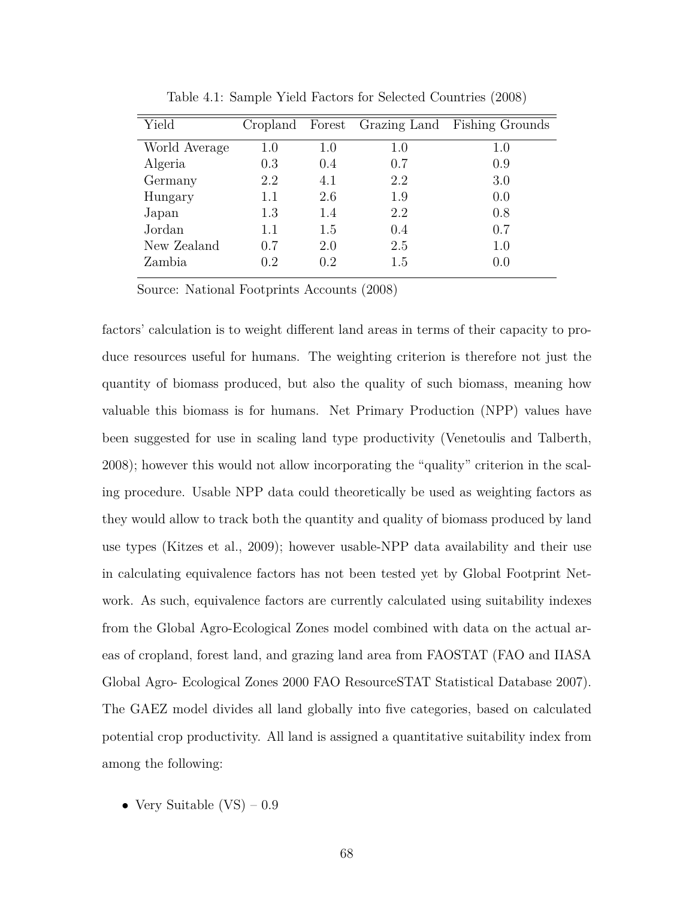Table 4.1: Sample Yield Factors for Selected Countries (2008)

| Yield | Cropland | Forest | Grazing Land | Fishing Grounds |
|---|---|---|---|---|
| World Average | 1.0 | 1.0 | 1.0 | 1.0 |
| Algeria | 0.3 | 0.4 | 0.7 | 0.9 |
| Germany | 2.2 | 4.1 | 2.2 | 3.0 |
| Hungary | 1.1 | 2.6 | 1.9 | 0.0 |
| Japan | 1.3 | 1.4 | 2.2 | 0.8 |
| Jordan | 1.1 | 1.5 | 0.4 | 0.7 |
| New Zealand | 0.7 | 2.0 | 2.5 | 1.0 |
| Zambia | 0.2 | 0.2 | 1.5 | 0.0 |

Source: National Footprints Accounts (2008)

factors' calculation is to weight different land areas in terms of their capacity to produce resources useful for humans. The weighting criterion is therefore not just the quantity of biomass produced, but also the quality of such biomass, meaning how valuable this biomass is for humans. Net Primary Production (NPP) values have been suggested for use in scaling land type productivity (Venetoulis and Talberth, 2008); however this would not allow incorporating the "quality" criterion in the scaling procedure. Usable NPP data could theoretically be used as weighting factors as they would allow to track both the quantity and quality of biomass produced by land use types (Kitzes et al., 2009); however usable-NPP data availability and their use in calculating equivalence factors has not been tested yet by Global Footprint Network. As such, equivalence factors are currently calculated using suitability indexes from the Global Agro-Ecological Zones model combined with data on the actual areas of cropland, forest land, and grazing land area from FAOSTAT (FAO and IIASA Global Agro- Ecological Zones 2000 FAO ResourceSTAT Statistical Database 2007). The GAEZ model divides all land globally into five categories, based on calculated potential crop productivity. All land is assigned a quantitative suitability index from among the following:

- Very Suitable (VS) – 0.9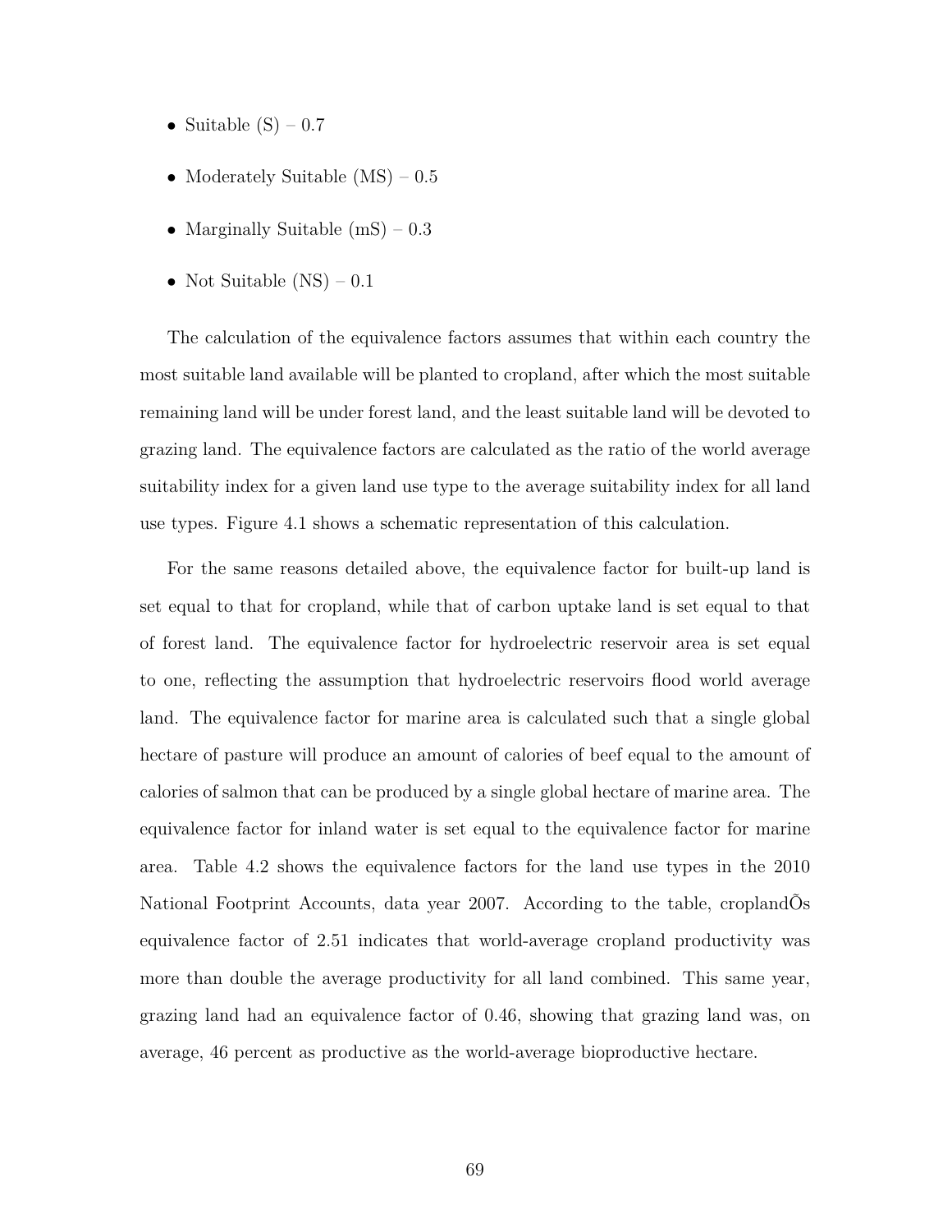- Suitable (S) – 0.7
- Moderately Suitable (MS) – 0.5
- Marginally Suitable (mS) – 0.3
- Not Suitable (NS) – 0.1

The calculation of the equivalence factors assumes that within each country the most suitable land available will be planted to cropland, after which the most suitable remaining land will be under forest land, and the least suitable land will be devoted to grazing land. The equivalence factors are calculated as the ratio of the world average suitability index for a given land use type to the average suitability index for all land use types. Figure 4.1 shows a schematic representation of this calculation.

For the same reasons detailed above, the equivalence factor for built-up land is set equal to that for cropland, while that of carbon uptake land is set equal to that of forest land. The equivalence factor for hydroelectric reservoir area is set equal to one, reflecting the assumption that hydroelectric reservoirs flood world average land. The equivalence factor for marine area is calculated such that a single global hectare of pasture will produce an amount of calories of beef equal to the amount of calories of salmon that can be produced by a single global hectare of marine area. The equivalence factor for inland water is set equal to the equivalence factor for marine area. Table 4.2 shows the equivalence factors for the land use types in the 2010 National Footprint Accounts, data year 2007. According to the table, croplandÕs equivalence factor of 2.51 indicates that world-average cropland productivity was more than double the average productivity for all land combined. This same year, grazing land had an equivalence factor of 0.46, showing that grazing land was, on average, 46 percent as productive as the world-average bioproductive hectare.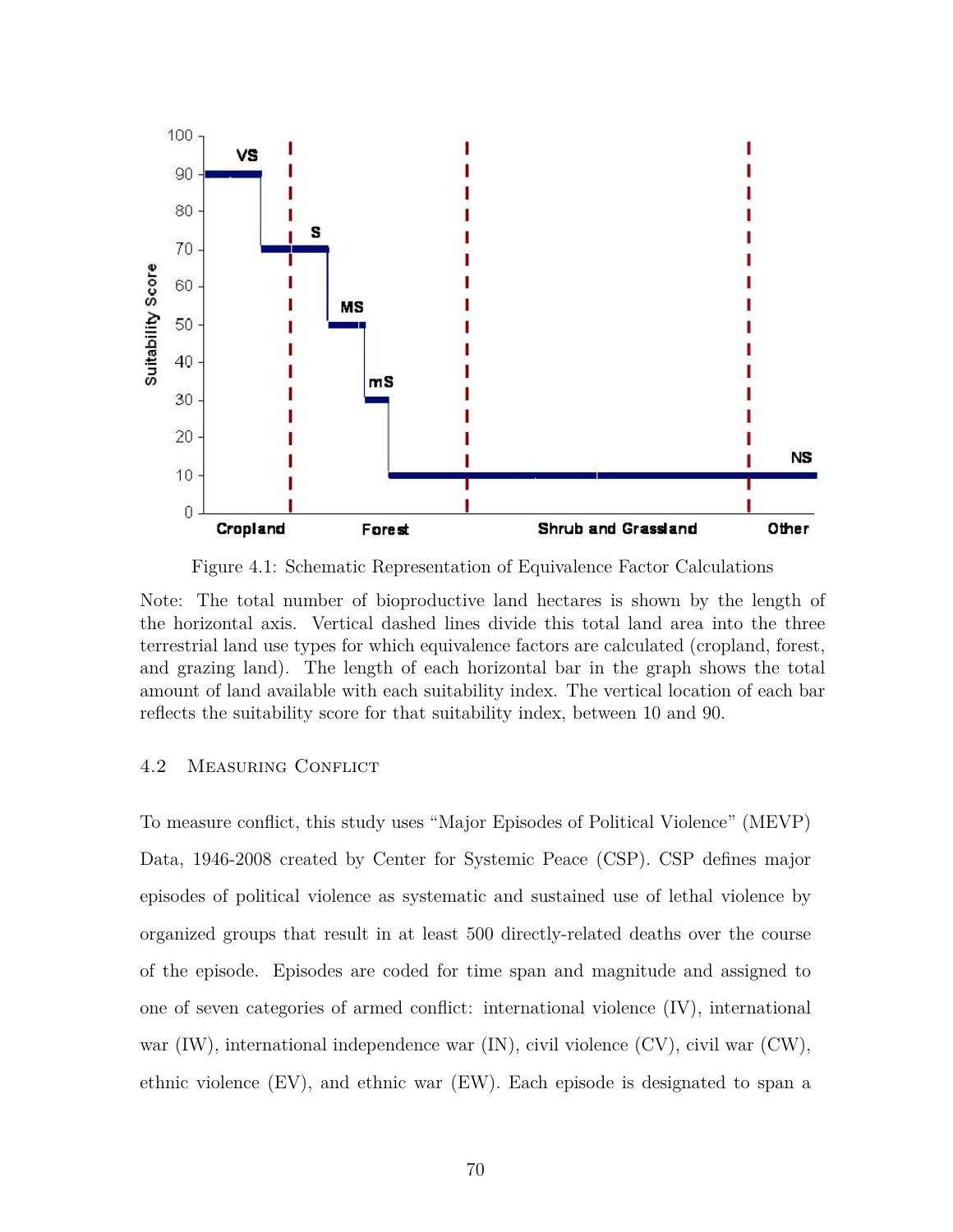Figure 4.1: Schematic Representation of Equivalence Factor Calculations

Note: The total number of bioproductive land hectares is shown by the length of the horizontal axis. Vertical dashed lines divide this total land area into the three terrestrial land use types for which equivalence factors are calculated (cropland, forest, and grazing land). The length of each horizontal bar in the graph shows the total amount of land available with each suitability index. The vertical location of each bar reflects the suitability score for that suitability index, between 10 and 90.

### 4.2 Measuring Conflict

To measure conflict, this study uses "Major Episodes of Political Violence" (MEVP) Data, 1946-2008 created by Center for Systemic Peace (CSP). CSP defines major episodes of political violence as systematic and sustained use of lethal violence by organized groups that result in at least 500 directly-related deaths over the course of the episode. Episodes are coded for time span and magnitude and assigned to one of seven categories of armed conflict: international violence (IV), international war (IW), international independence war (IN), civil violence (CV), civil war (CW), ethnic violence (EV), and ethnic war (EW). Each episode is designated to span a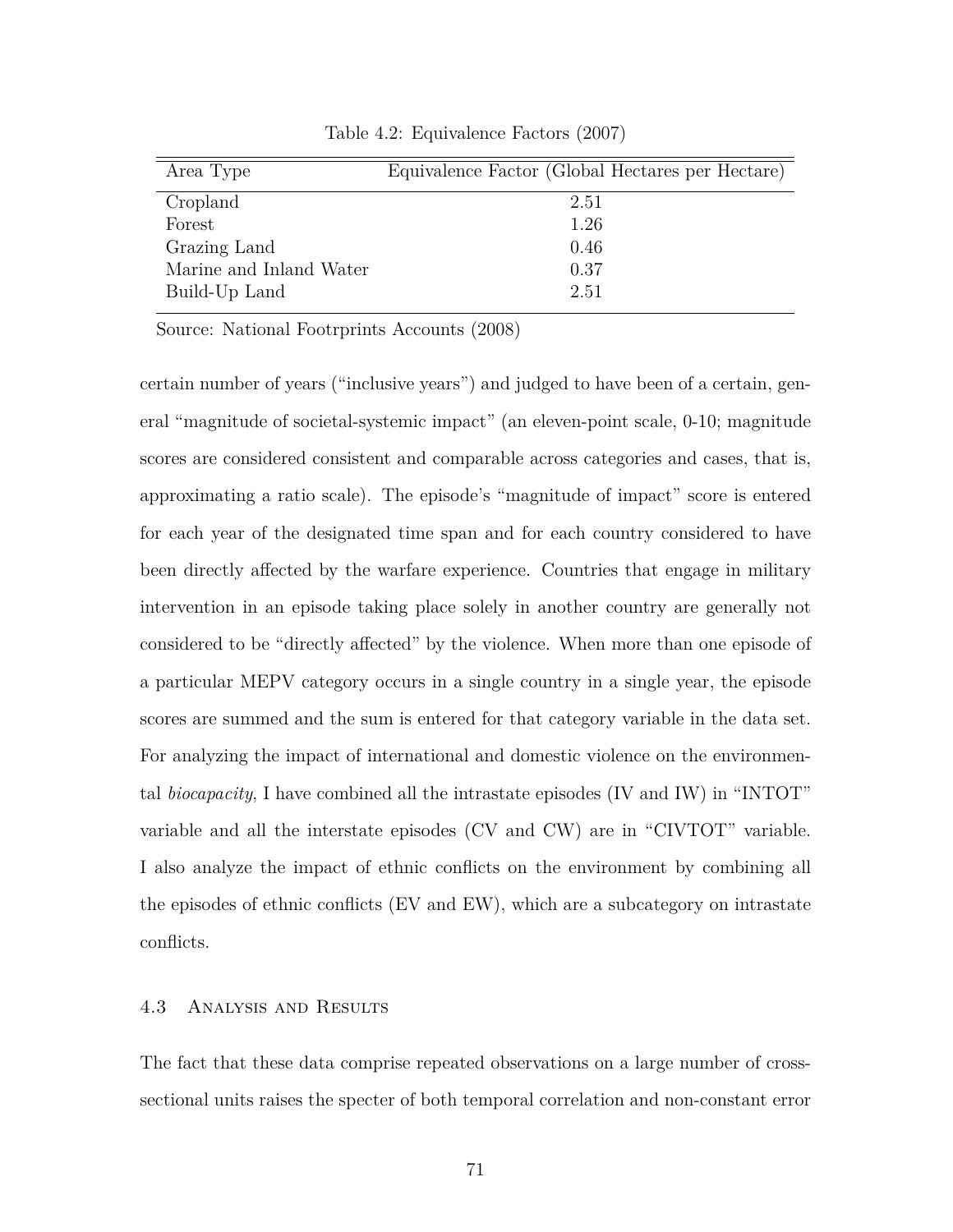Table 4.2: Equivalence Factors (2007)

| Area Type | Equivalence Factor (Global Hectares per Hectare) |
|---|---|
| Cropland | 2.51 |
| Forest | 1.26 |
| Grazing Land | 0.46 |
| Marine and Inland Water | 0.37 |
| Build-Up Land | 2.51 |

Source: National Footrprints Accounts (2008)

certain number of years ("inclusive years") and judged to have been of a certain, general "magnitude of societal-systemic impact" (an eleven-point scale, 0-10; magnitude scores are considered consistent and comparable across categories and cases, that is, approximating a ratio scale). The episode's "magnitude of impact" score is entered for each year of the designated time span and for each country considered to have been directly affected by the warfare experience. Countries that engage in military intervention in an episode taking place solely in another country are generally not considered to be "directly affected" by the violence. When more than one episode of a particular MEPV category occurs in a single country in a single year, the episode scores are summed and the sum is entered for that category variable in the data set. For analyzing the impact of international and domestic violence on the environmental *biocapacity*, I have combined all the intrastate episodes (IV and IW) in "INTOT" variable and all the interstate episodes (CV and CW) are in "CIVTOT" variable. I also analyze the impact of ethnic conflicts on the environment by combining all the episodes of ethnic conflicts (EV and EW), which are a subcategory on intrastate conflicts.

## 4.3 Analysis and Results

The fact that these data comprise repeated observations on a large number of cross-sectional units raises the specter of both temporal correlation and non-constant error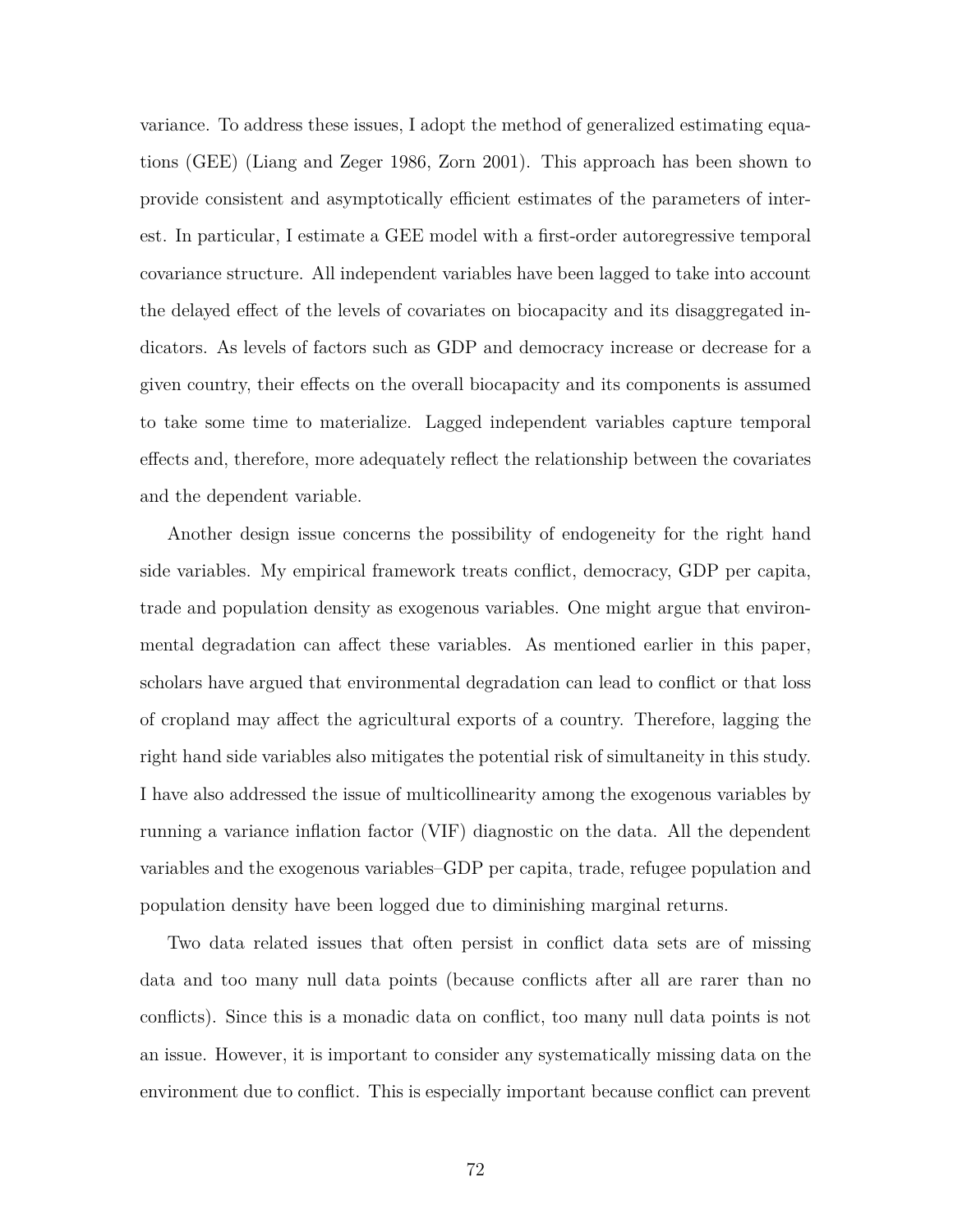variance. To address these issues, I adopt the method of generalized estimating equations (GEE) (Liang and Zeger 1986, Zorn 2001). This approach has been shown to provide consistent and asymptotically efficient estimates of the parameters of interest. In particular, I estimate a GEE model with a first-order autoregressive temporal covariance structure. All independent variables have been lagged to take into account the delayed effect of the levels of covariates on biocapacity and its disaggregated indicators. As levels of factors such as GDP and democracy increase or decrease for a given country, their effects on the overall biocapacity and its components is assumed to take some time to materialize. Lagged independent variables capture temporal effects and, therefore, more adequately reflect the relationship between the covariates and the dependent variable.

Another design issue concerns the possibility of endogeneity for the right hand side variables. My empirical framework treats conflict, democracy, GDP per capita, trade and population density as exogenous variables. One might argue that environmental degradation can affect these variables. As mentioned earlier in this paper, scholars have argued that environmental degradation can lead to conflict or that loss of cropland may affect the agricultural exports of a country. Therefore, lagging the right hand side variables also mitigates the potential risk of simultaneity in this study. I have also addressed the issue of multicollinearity among the exogenous variables by running a variance inflation factor (VIF) diagnostic on the data. All the dependent variables and the exogenous variables–GDP per capita, trade, refugee population and population density have been logged due to diminishing marginal returns.

Two data related issues that often persist in conflict data sets are of missing data and too many null data points (because conflicts after all are rarer than no conflicts). Since this is a monadic data on conflict, too many null data points is not an issue. However, it is important to consider any systematically missing data on the environment due to conflict. This is especially important because conflict can prevent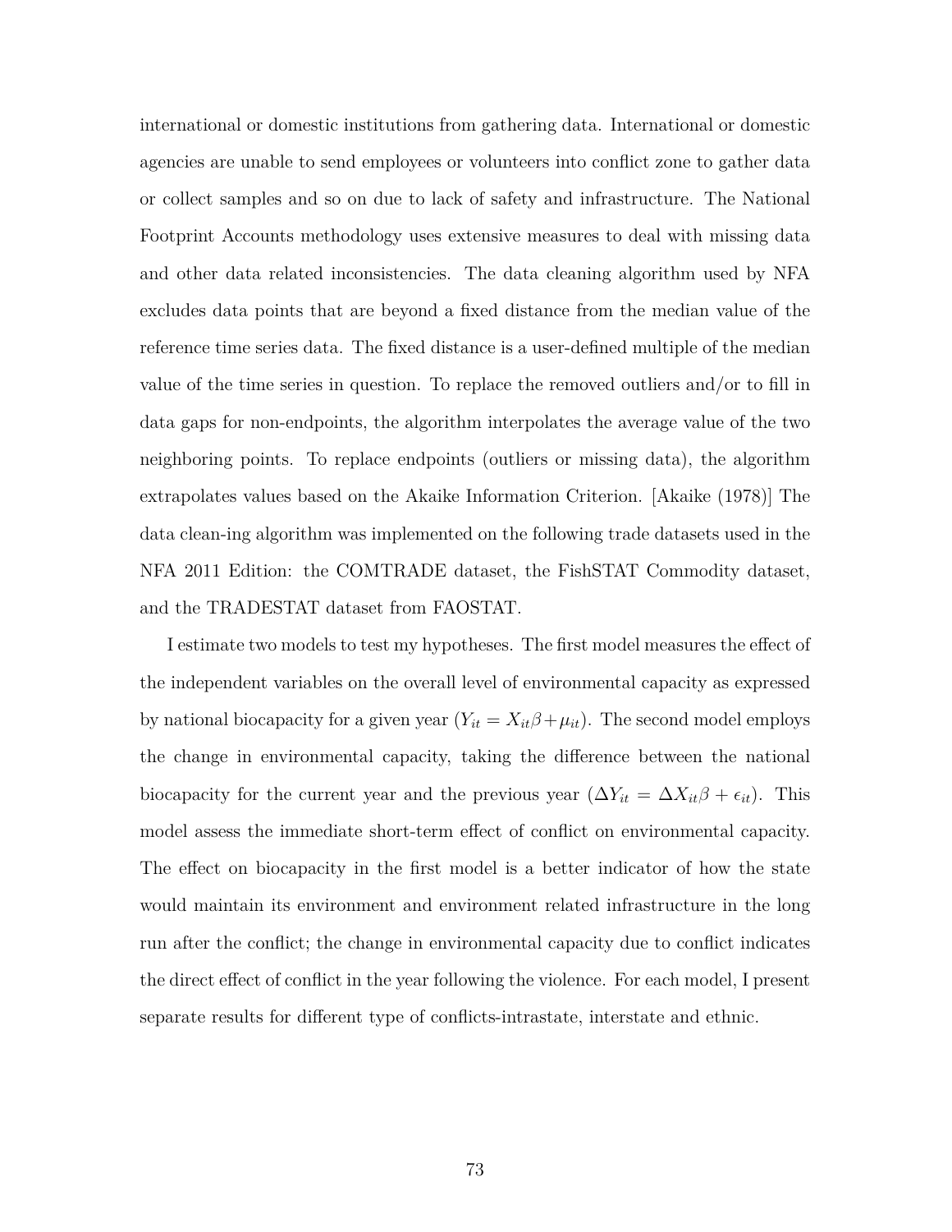international or domestic institutions from gathering data. International or domestic agencies are unable to send employees or volunteers into conflict zone to gather data or collect samples and so on due to lack of safety and infrastructure. The National Footprint Accounts methodology uses extensive measures to deal with missing data and other data related inconsistencies. The data cleaning algorithm used by NFA excludes data points that are beyond a fixed distance from the median value of the reference time series data. The fixed distance is a user-defined multiple of the median value of the time series in question. To replace the removed outliers and/or to fill in data gaps for non-endpoints, the algorithm interpolates the average value of the two neighboring points. To replace endpoints (outliers or missing data), the algorithm extrapolates values based on the Akaike Information Criterion. [Akaike (1978)] The data clean-ing algorithm was implemented on the following trade datasets used in the NFA 2011 Edition: the COMTRADE dataset, the FishSTAT Commodity dataset, and the TRADESTAT dataset from FAOSTAT.

I estimate two models to test my hypotheses. The first model measures the effect of the independent variables on the overall level of environmental capacity as expressed by national biocapacity for a given year ($Y_{it} = X_{it}\beta + \mu_{it}$). The second model employs the change in environmental capacity, taking the difference between the national biocapacity for the current year and the previous year ($\Delta Y_{it} = \Delta X_{it}\beta + \epsilon_{it}$). This model assess the immediate short-term effect of conflict on environmental capacity. The effect on biocapacity in the first model is a better indicator of how the state would maintain its environment and environment related infrastructure in the long run after the conflict; the change in environmental capacity due to conflict indicates the direct effect of conflict in the year following the violence. For each model, I present separate results for different type of conflicts-intrastate, interstate and ethnic.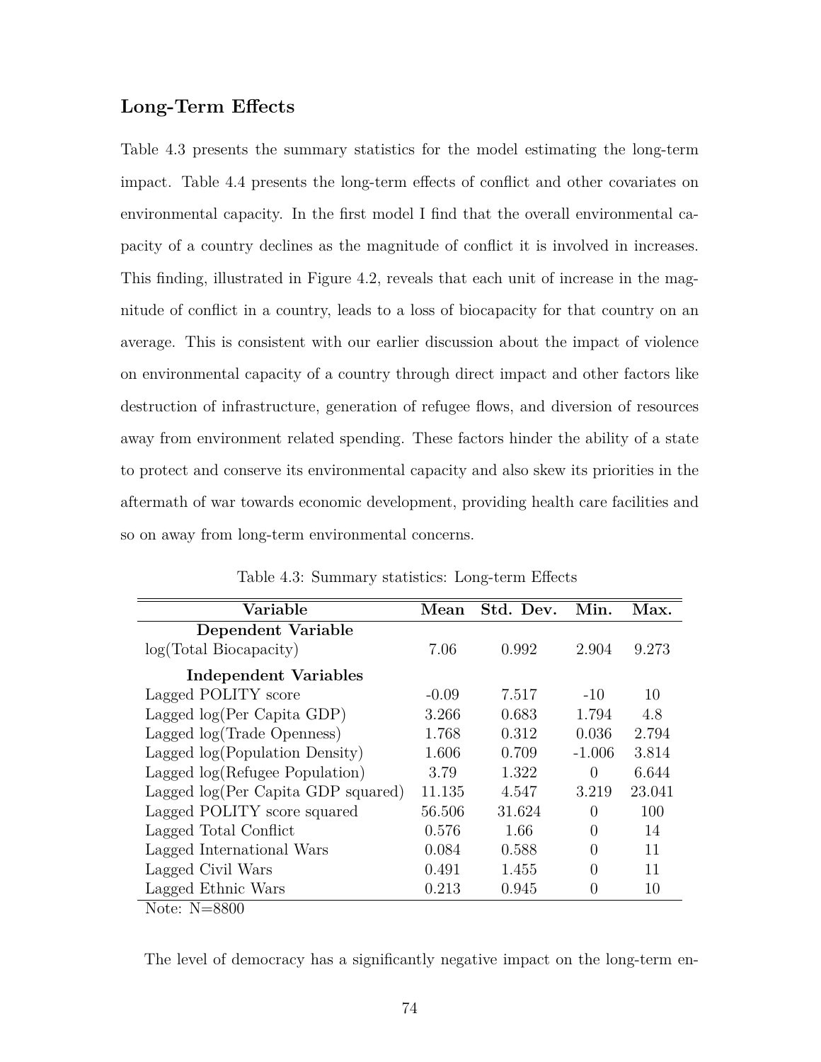### Long-Term Effects

Table 4.3 presents the summary statistics for the model estimating the long-term impact. Table 4.4 presents the long-term effects of conflict and other covariates on environmental capacity. In the first model I find that the overall environmental capacity of a country declines as the magnitude of conflict it is involved in increases. This finding, illustrated in Figure 4.2, reveals that each unit of increase in the magnitude of conflict in a country, leads to a loss of biocapacity for that country on an average. This is consistent with our earlier discussion about the impact of violence on environmental capacity of a country through direct impact and other factors like destruction of infrastructure, generation of refugee flows, and diversion of resources away from environment related spending. These factors hinder the ability of a state to protect and conserve its environmental capacity and also skew its priorities in the aftermath of war towards economic development, providing health care facilities and so on away from long-term environmental concerns.

Table 4.3: Summary statistics: Long-term Effects

| Variable | Mean | Std. Dev. | Min. | Max. |
|---|---|---|---|---|
| **Dependent Variable** | | | | |
| log(Total Biocapacity) | 7.06 | 0.992 | 2.904 | 9.273 |
| **Independent Variables** | | | | |
| Lagged POLITY score | -0.09 | 7.517 | -10 | 10 |
| Lagged log(Per Capita GDP) | 3.266 | 0.683 | 1.794 | 4.8 |
| Lagged log(Trade Openness) | 1.768 | 0.312 | 0.036 | 2.794 |
| Lagged log(Population Density) | 1.606 | 0.709 | -1.006 | 3.814 |
| Lagged log(Refugee Population) | 3.79 | 1.322 | 0 | 6.644 |
| Lagged log(Per Capita GDP squared) | 11.135 | 4.547 | 3.219 | 23.041 |
| Lagged POLITY score squared | 56.506 | 31.624 | 0 | 100 |
| Lagged Total Conflict | 0.576 | 1.66 | 0 | 14 |
| Lagged International Wars | 0.084 | 0.588 | 0 | 11 |
| Lagged Civil Wars | 0.491 | 1.455 | 0 | 11 |
| Lagged Ethnic Wars | 0.213 | 0.945 | 0 | 10 |

Note: N=8800

The level of democracy has a significantly negative impact on the long-term en-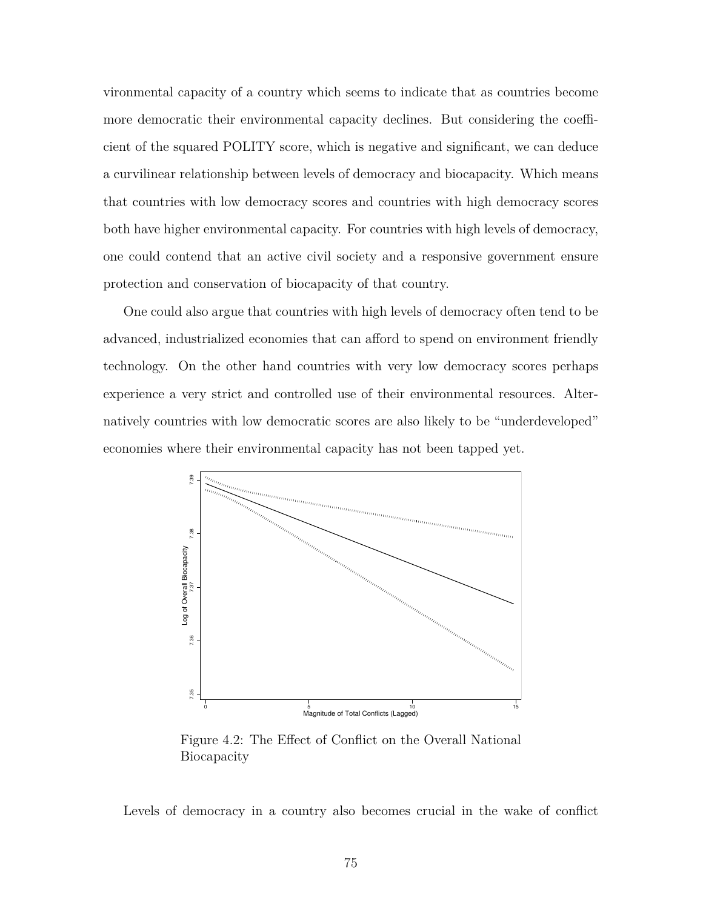vironmental capacity of a country which seems to indicate that as countries become more democratic their environmental capacity declines. But considering the coefficient of the squared POLITY score, which is negative and significant, we can deduce a curvilinear relationship between levels of democracy and biocapacity. Which means that countries with low democracy scores and countries with high democracy scores both have higher environmental capacity. For countries with high levels of democracy, one could contend that an active civil society and a responsive government ensure protection and conservation of biocapacity of that country.

One could also argue that countries with high levels of democracy often tend to be advanced, industrialized economies that can afford to spend on environment friendly technology. On the other hand countries with very low democracy scores perhaps experience a very strict and controlled use of their environmental resources. Alternatively countries with low democratic scores are also likely to be "underdeveloped" economies where their environmental capacity has not been tapped yet.

Figure 4.2: The Effect of Conflict on the Overall National Biocapacity

Levels of democracy in a country also becomes crucial in the wake of conflict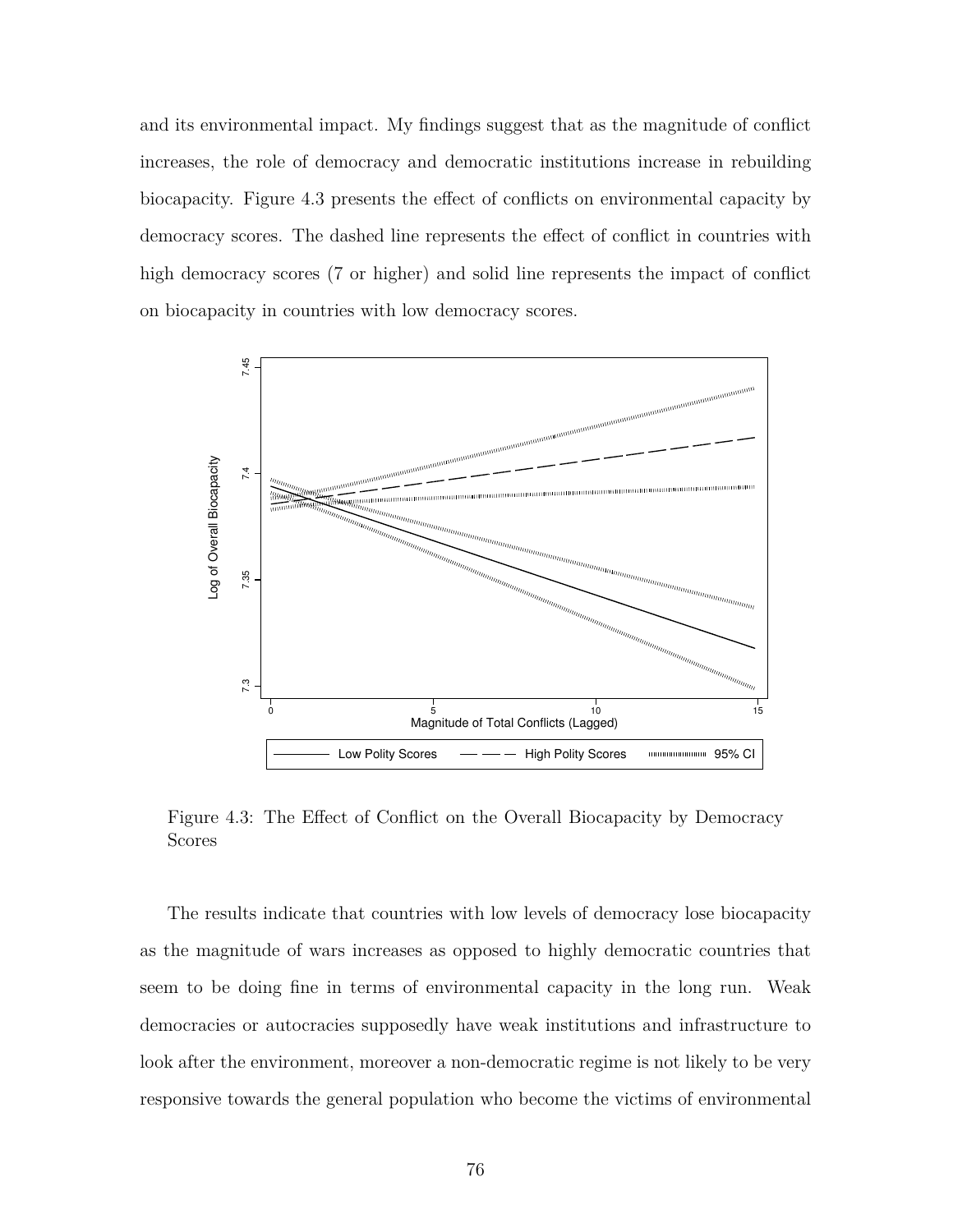and its environmental impact. My findings suggest that as the magnitude of conflict increases, the role of democracy and democratic institutions increase in rebuilding biocapacity. Figure 4.3 presents the effect of conflicts on environmental capacity by democracy scores. The dashed line represents the effect of conflict in countries with high democracy scores (7 or higher) and solid line represents the impact of conflict on biocapacity in countries with low democracy scores.

Figure 4.3: The Effect of Conflict on the Overall Biocapacity by Democracy Scores

The results indicate that countries with low levels of democracy lose biocapacity as the magnitude of wars increases as opposed to highly democratic countries that seem to be doing fine in terms of environmental capacity in the long run. Weak democracies or autocracies supposedly have weak institutions and infrastructure to look after the environment, moreover a non-democratic regime is not likely to be very responsive towards the general population who become the victims of environmental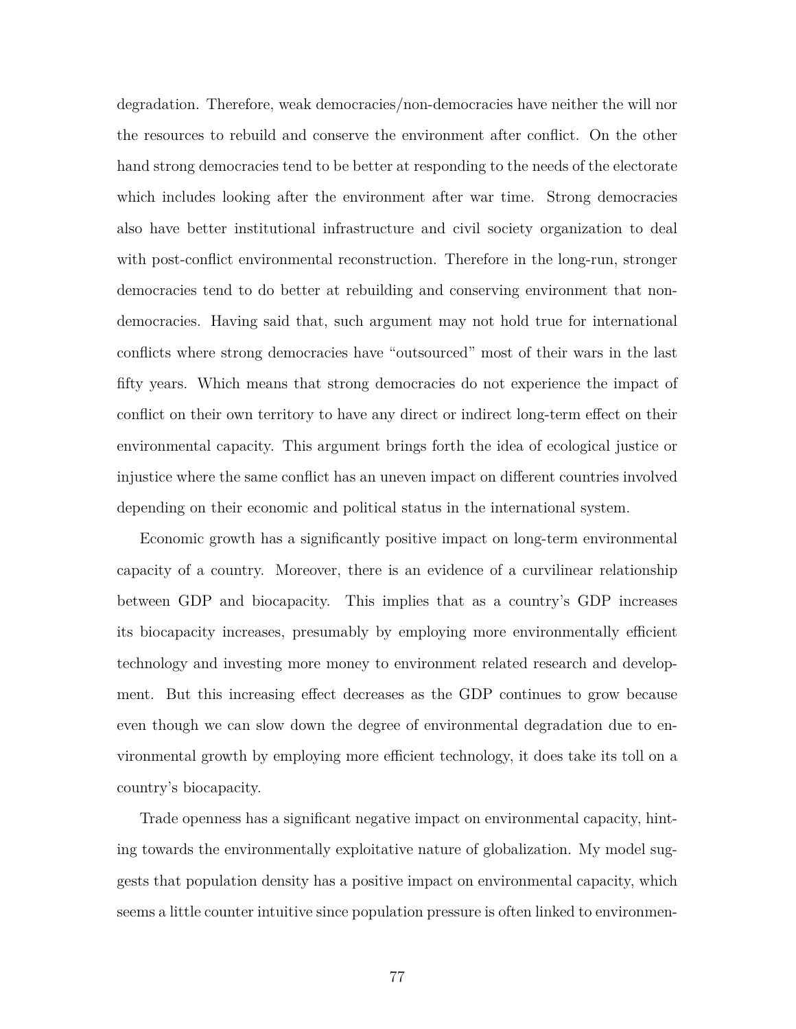degradation. Therefore, weak democracies/non-democracies have neither the will nor the resources to rebuild and conserve the environment after conflict. On the other hand strong democracies tend to be better at responding to the needs of the electorate which includes looking after the environment after war time. Strong democracies also have better institutional infrastructure and civil society organization to deal with post-conflict environmental reconstruction. Therefore in the long-run, stronger democracies tend to do better at rebuilding and conserving environment that non-democracies. Having said that, such argument may not hold true for international conflicts where strong democracies have "outsourced" most of their wars in the last fifty years. Which means that strong democracies do not experience the impact of conflict on their own territory to have any direct or indirect long-term effect on their environmental capacity. This argument brings forth the idea of ecological justice or injustice where the same conflict has an uneven impact on different countries involved depending on their economic and political status in the international system.

Economic growth has a significantly positive impact on long-term environmental capacity of a country. Moreover, there is an evidence of a curvilinear relationship between GDP and biocapacity. This implies that as a country's GDP increases its biocapacity increases, presumably by employing more environmentally efficient technology and investing more money to environment related research and development. But this increasing effect decreases as the GDP continues to grow because even though we can slow down the degree of environmental degradation due to environmental growth by employing more efficient technology, it does take its toll on a country's biocapacity.

Trade openness has a significant negative impact on environmental capacity, hinting towards the environmentally exploitative nature of globalization. My model suggests that population density has a positive impact on environmental capacity, which seems a little counter intuitive since population pressure is often linked to environmen-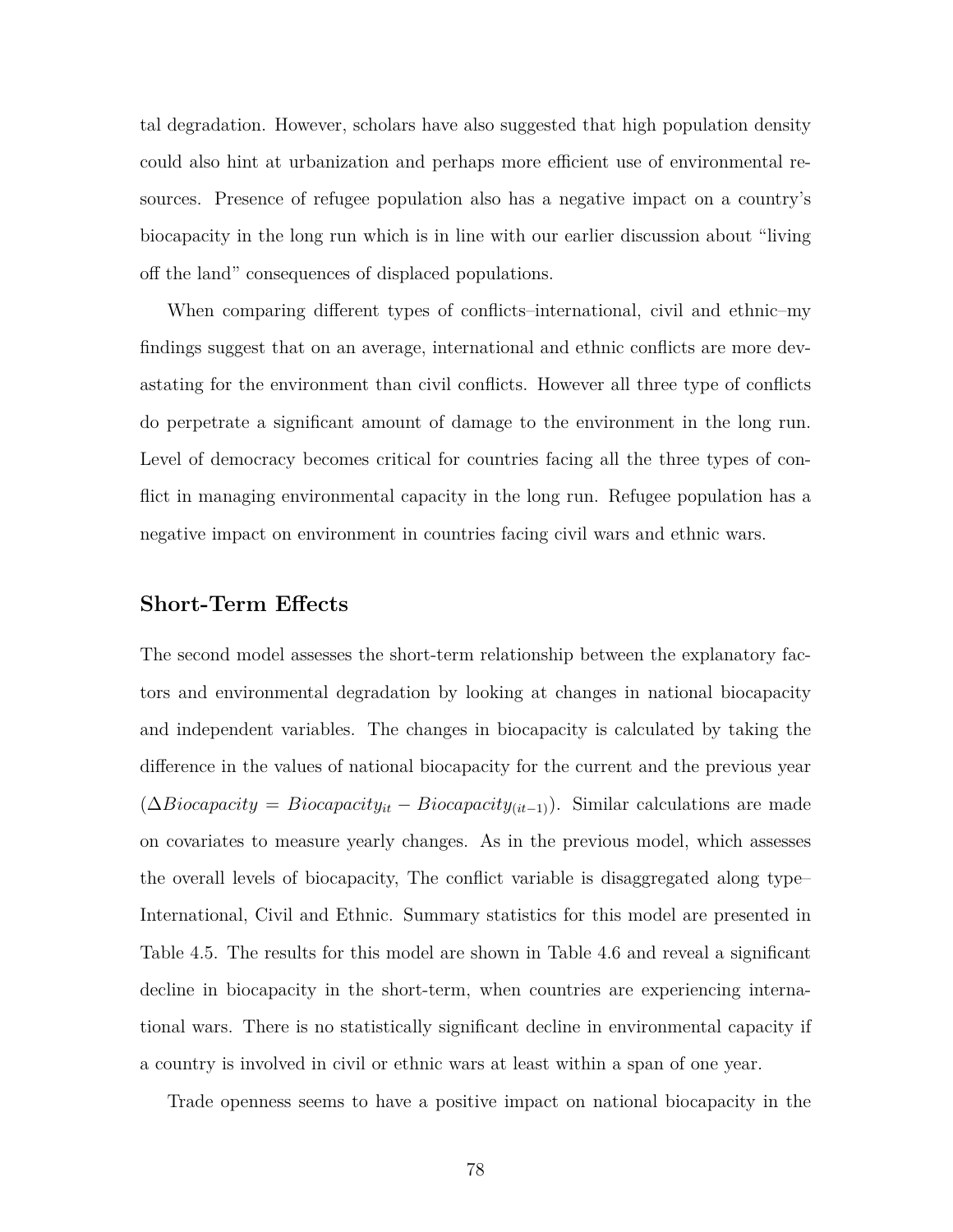tal degradation. However, scholars have also suggested that high population density could also hint at urbanization and perhaps more efficient use of environmental resources. Presence of refugee population also has a negative impact on a country's biocapacity in the long run which is in line with our earlier discussion about "living off the land" consequences of displaced populations.

When comparing different types of conflicts–international, civil and ethnic–my findings suggest that on an average, international and ethnic conflicts are more devastating for the environment than civil conflicts. However all three type of conflicts do perpetrate a significant amount of damage to the environment in the long run. Level of democracy becomes critical for countries facing all the three types of conflict in managing environmental capacity in the long run. Refugee population has a negative impact on environment in countries facing civil wars and ethnic wars.

## Short-Term Effects

The second model assesses the short-term relationship between the explanatory factors and environmental degradation by looking at changes in national biocapacity and independent variables. The changes in biocapacity is calculated by taking the difference in the values of national biocapacity for the current and the previous year ($\Delta Biocapacity = Biocapacity_{it} - Biocapacity_{(it-1)}$). Similar calculations are made on covariates to measure yearly changes. As in the previous model, which assesses the overall levels of biocapacity, The conflict variable is disaggregated along type–International, Civil and Ethnic. Summary statistics for this model are presented in Table 4.5. The results for this model are shown in Table 4.6 and reveal a significant decline in biocapacity in the short-term, when countries are experiencing international wars. There is no statistically significant decline in environmental capacity if a country is involved in civil or ethnic wars at least within a span of one year.

Trade openness seems to have a positive impact on national biocapacity in the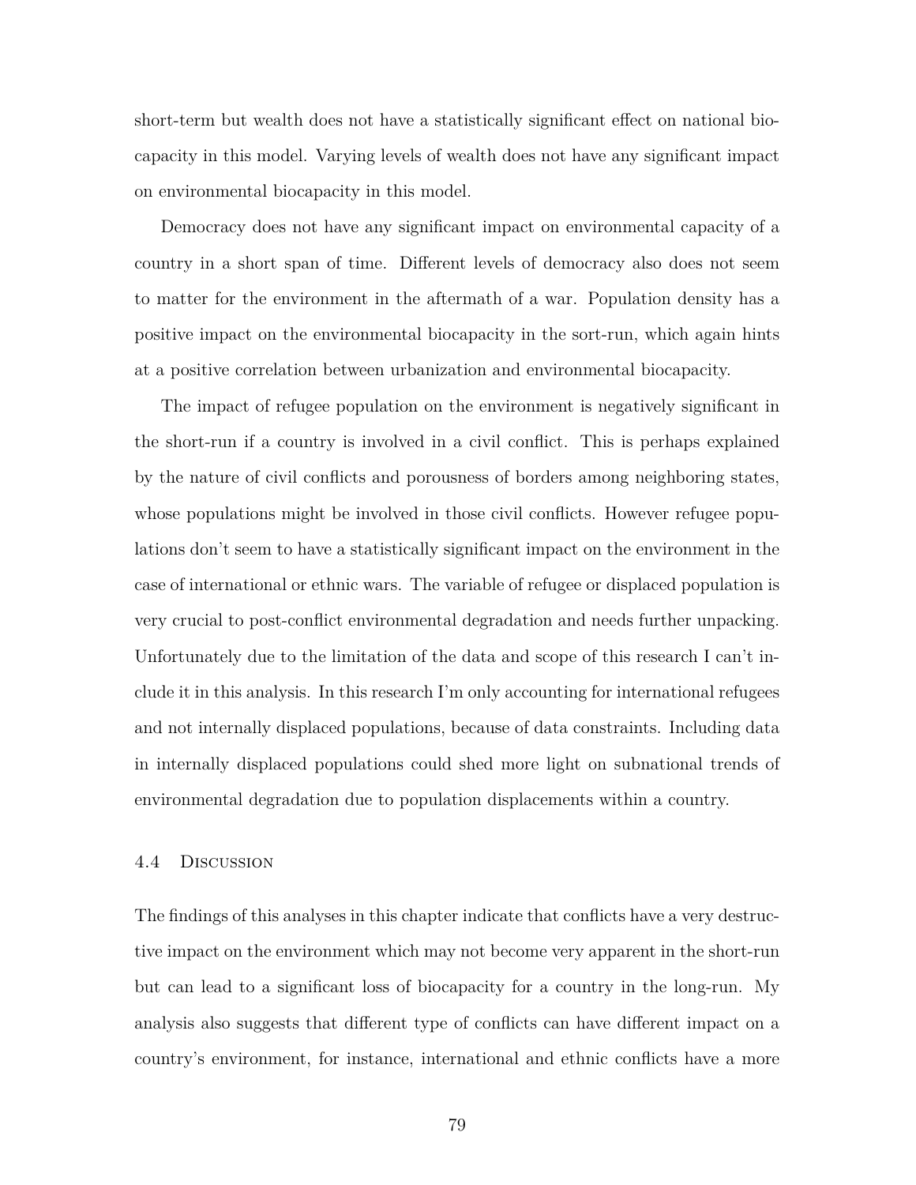short-term but wealth does not have a statistically significant effect on national biocapacity in this model. Varying levels of wealth does not have any significant impact on environmental biocapacity in this model.

Democracy does not have any significant impact on environmental capacity of a country in a short span of time. Different levels of democracy also does not seem to matter for the environment in the aftermath of a war. Population density has a positive impact on the environmental biocapacity in the sort-run, which again hints at a positive correlation between urbanization and environmental biocapacity.

The impact of refugee population on the environment is negatively significant in the short-run if a country is involved in a civil conflict. This is perhaps explained by the nature of civil conflicts and porousness of borders among neighboring states, whose populations might be involved in those civil conflicts. However refugee populations don't seem to have a statistically significant impact on the environment in the case of international or ethnic wars. The variable of refugee or displaced population is very crucial to post-conflict environmental degradation and needs further unpacking. Unfortunately due to the limitation of the data and scope of this research I can't include it in this analysis. In this research I'm only accounting for international refugees and not internally displaced populations, because of data constraints. Including data in internally displaced populations could shed more light on subnational trends of environmental degradation due to population displacements within a country.

### 4.4 Discussion

The findings of this analyses in this chapter indicate that conflicts have a very destructive impact on the environment which may not become very apparent in the short-run but can lead to a significant loss of biocapacity for a country in the long-run. My analysis also suggests that different type of conflicts can have different impact on a country's environment, for instance, international and ethnic conflicts have a more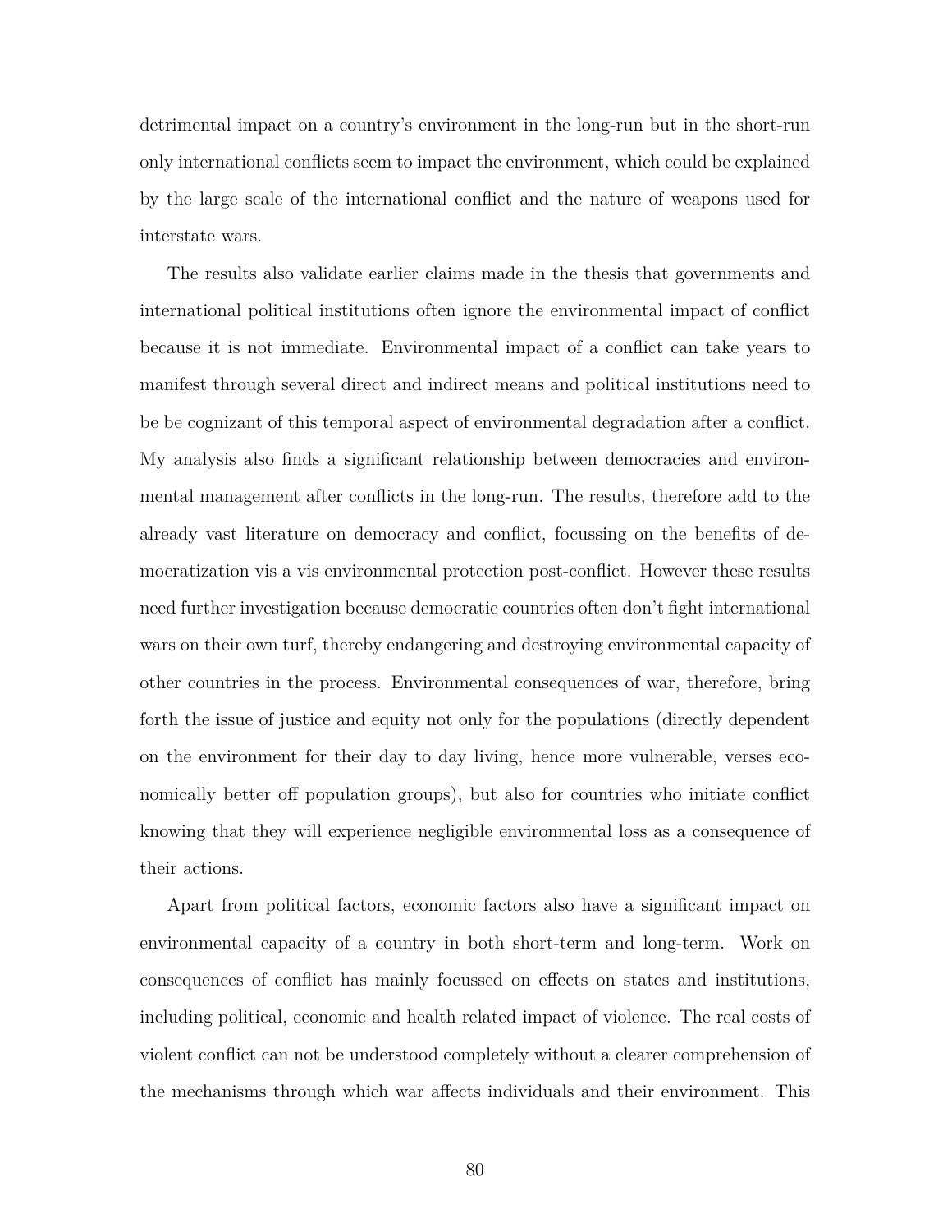detrimental impact on a country's environment in the long-run but in the short-run only international conflicts seem to impact the environment, which could be explained by the large scale of the international conflict and the nature of weapons used for interstate wars.

The results also validate earlier claims made in the thesis that governments and international political institutions often ignore the environmental impact of conflict because it is not immediate. Environmental impact of a conflict can take years to manifest through several direct and indirect means and political institutions need to be be cognizant of this temporal aspect of environmental degradation after a conflict. My analysis also finds a significant relationship between democracies and environmental management after conflicts in the long-run. The results, therefore add to the already vast literature on democracy and conflict, focussing on the benefits of democratization vis a vis environmental protection post-conflict. However these results need further investigation because democratic countries often don't fight international wars on their own turf, thereby endangering and destroying environmental capacity of other countries in the process. Environmental consequences of war, therefore, bring forth the issue of justice and equity not only for the populations (directly dependent on the environment for their day to day living, hence more vulnerable, verses economically better off population groups), but also for countries who initiate conflict knowing that they will experience negligible environmental loss as a consequence of their actions.

Apart from political factors, economic factors also have a significant impact on environmental capacity of a country in both short-term and long-term. Work on consequences of conflict has mainly focussed on effects on states and institutions, including political, economic and health related impact of violence. The real costs of violent conflict can not be understood completely without a clearer comprehension of the mechanisms through which war affects individuals and their environment. This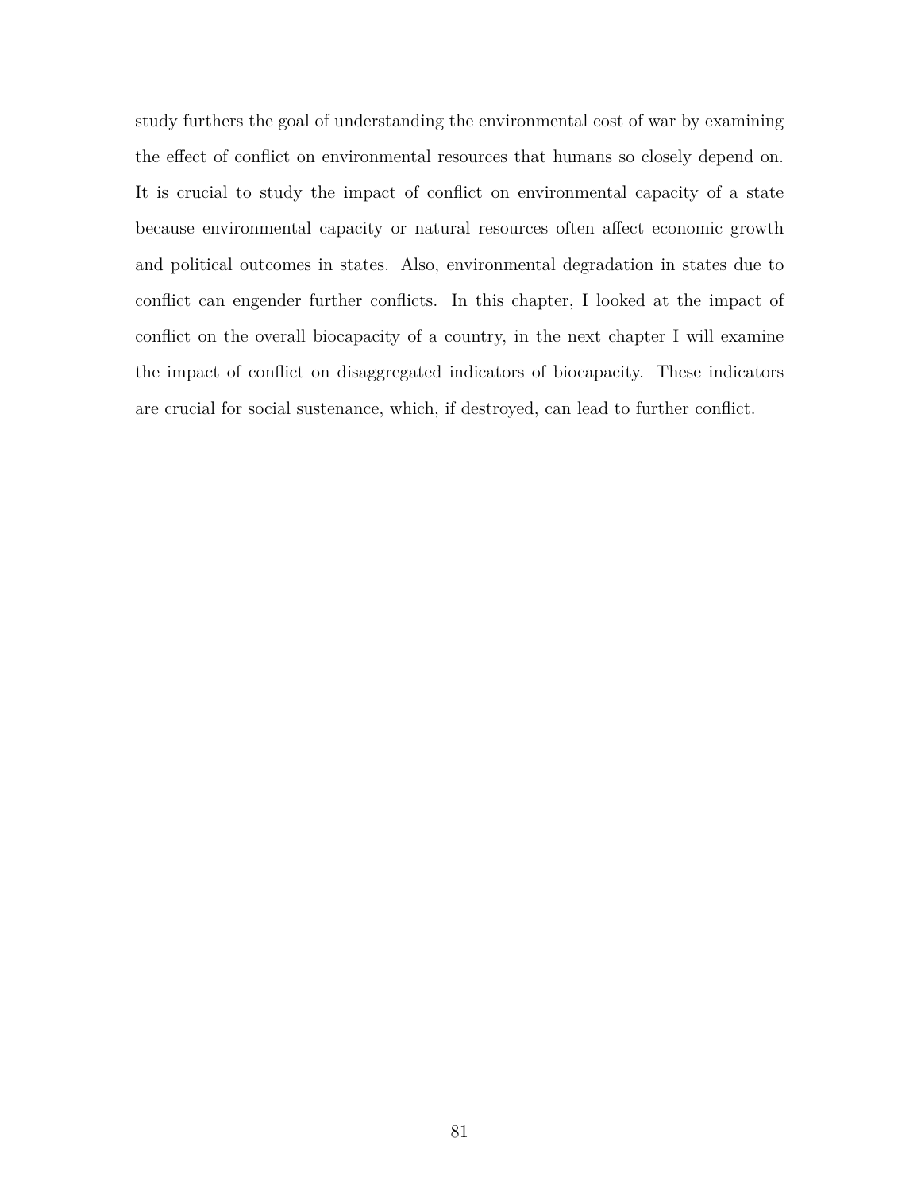study furthers the goal of understanding the environmental cost of war by examining the effect of conflict on environmental resources that humans so closely depend on. It is crucial to study the impact of conflict on environmental capacity of a state because environmental capacity or natural resources often affect economic growth and political outcomes in states. Also, environmental degradation in states due to conflict can engender further conflicts. In this chapter, I looked at the impact of conflict on the overall biocapacity of a country, in the next chapter I will examine the impact of conflict on disaggregated indicators of biocapacity. These indicators are crucial for social sustenance, which, if destroyed, can lead to further conflict.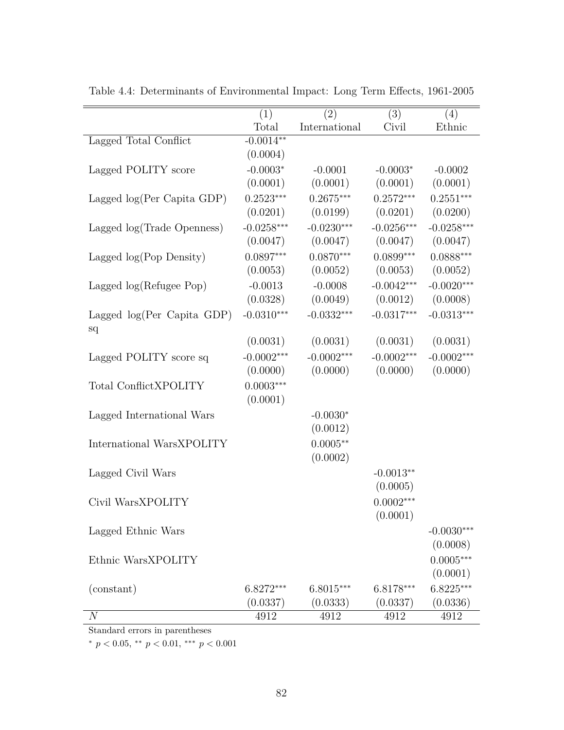Table 4.4: Determinants of Environmental Impact: Long Term Effects, 1961-2005

| | (1) Total | (2) International | (3) Civil | (4) Ethnic |
|---|---|---|---|---|
| Lagged Total Conflict | -0.0014** | | | |
| | (0.0004) | | | |
| Lagged POLITY score | -0.0003* | -0.0001 | -0.0003* | -0.0002 |
| | (0.0001) | (0.0001) | (0.0001) | (0.0001) |
| Lagged log(Per Capita GDP) | 0.2523*** | 0.2675*** | 0.2572*** | 0.2551*** |
| | (0.0201) | (0.0199) | (0.0201) | (0.0200) |
| Lagged log(Trade Openness) | -0.0258*** | -0.0230*** | -0.0256*** | -0.0258*** |
| | (0.0047) | (0.0047) | (0.0047) | (0.0047) |
| Lagged log(Pop Density) | 0.0897*** | 0.0870*** | 0.0899*** | 0.0888*** |
| | (0.0053) | (0.0052) | (0.0053) | (0.0052) |
| Lagged log(Refugee Pop) | -0.0013 | -0.0008 | -0.0042*** | -0.0020*** |
| | (0.0328) | (0.0049) | (0.0012) | (0.0008) |
| Lagged log(Per Capita GDP) sq | -0.0310*** | -0.0332*** | -0.0317*** | -0.0313*** |
| | (0.0031) | (0.0031) | (0.0031) | (0.0031) |
| Lagged POLITY score sq | -0.0002*** | -0.0002*** | -0.0002*** | -0.0002*** |
| | (0.0000) | (0.0000) | (0.0000) | (0.0000) |
| Total ConflictXPOLITY | 0.0003*** | | | |
| | (0.0001) | | | |
| Lagged International Wars | | -0.0030* | | |
| | | (0.0012) | | |
| International WarsXPOLITY | | 0.0005** | | |
| | | (0.0002) | | |
| Lagged Civil Wars | | | -0.0013** | |
| | | | (0.0005) | |
| Civil WarsXPOLITY | | | 0.0002*** | |
| | | | (0.0001) | |
| Lagged Ethnic Wars | | | | -0.0030*** |
| | | | | (0.0008) |
| Ethnic WarsXPOLITY | | | | 0.0005*** |
| | | | | (0.0001) |
| (constant) | 6.8272*** | 6.8015*** | 6.8178*** | 6.8225*** |
| | (0.0337) | (0.0333) | (0.0337) | (0.0336) |
| $N$ | 4912 | 4912 | 4912 | 4912 |

Standard errors in parentheses

* $p < 0.05$, ** $p < 0.01$, *** $p < 0.001$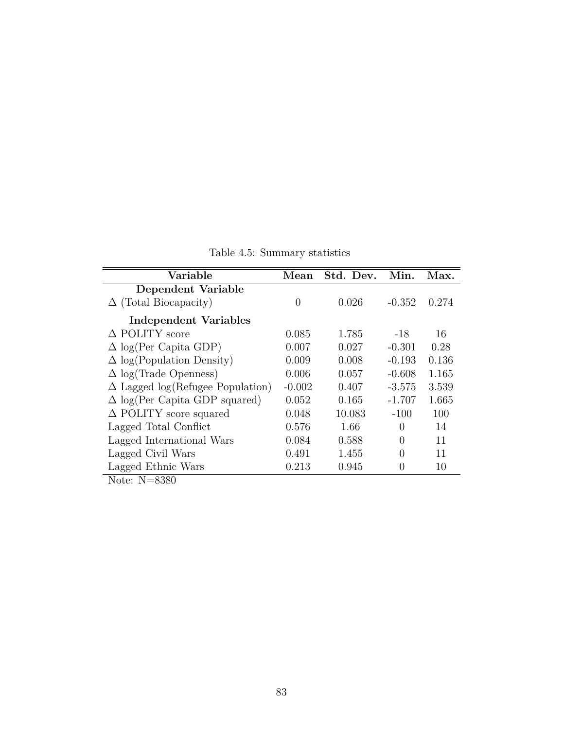Table 4.5: Summary statistics

| Variable | Mean | Std. Dev. | Min. | Max. |
|---|---|---|---|---|
| **Dependent Variable** | | | | |
| $\Delta$ (Total Biocapacity) | 0 | 0.026 | -0.352 | 0.274 |
| **Independent Variables** | | | | |
| $\Delta$ POLITY score | 0.085 | 1.785 | -18 | 16 |
| $\Delta$ log(Per Capita GDP) | 0.007 | 0.027 | -0.301 | 0.28 |
| $\Delta$ log(Population Density) | 0.009 | 0.008 | -0.193 | 0.136 |
| $\Delta$ log(Trade Openness) | 0.006 | 0.057 | -0.608 | 1.165 |
| $\Delta$ Lagged log(Refugee Population) | -0.002 | 0.407 | -3.575 | 3.539 |
| $\Delta$ log(Per Capita GDP squared) | 0.052 | 0.165 | -1.707 | 1.665 |
| $\Delta$ POLITY score squared | 0.048 | 10.083 | -100 | 100 |
| Lagged Total Conflict | 0.576 | 1.66 | 0 | 14 |
| Lagged International Wars | 0.084 | 0.588 | 0 | 11 |
| Lagged Civil Wars | 0.491 | 1.455 | 0 | 11 |
| Lagged Ethnic Wars | 0.213 | 0.945 | 0 | 10 |

Note: N=8380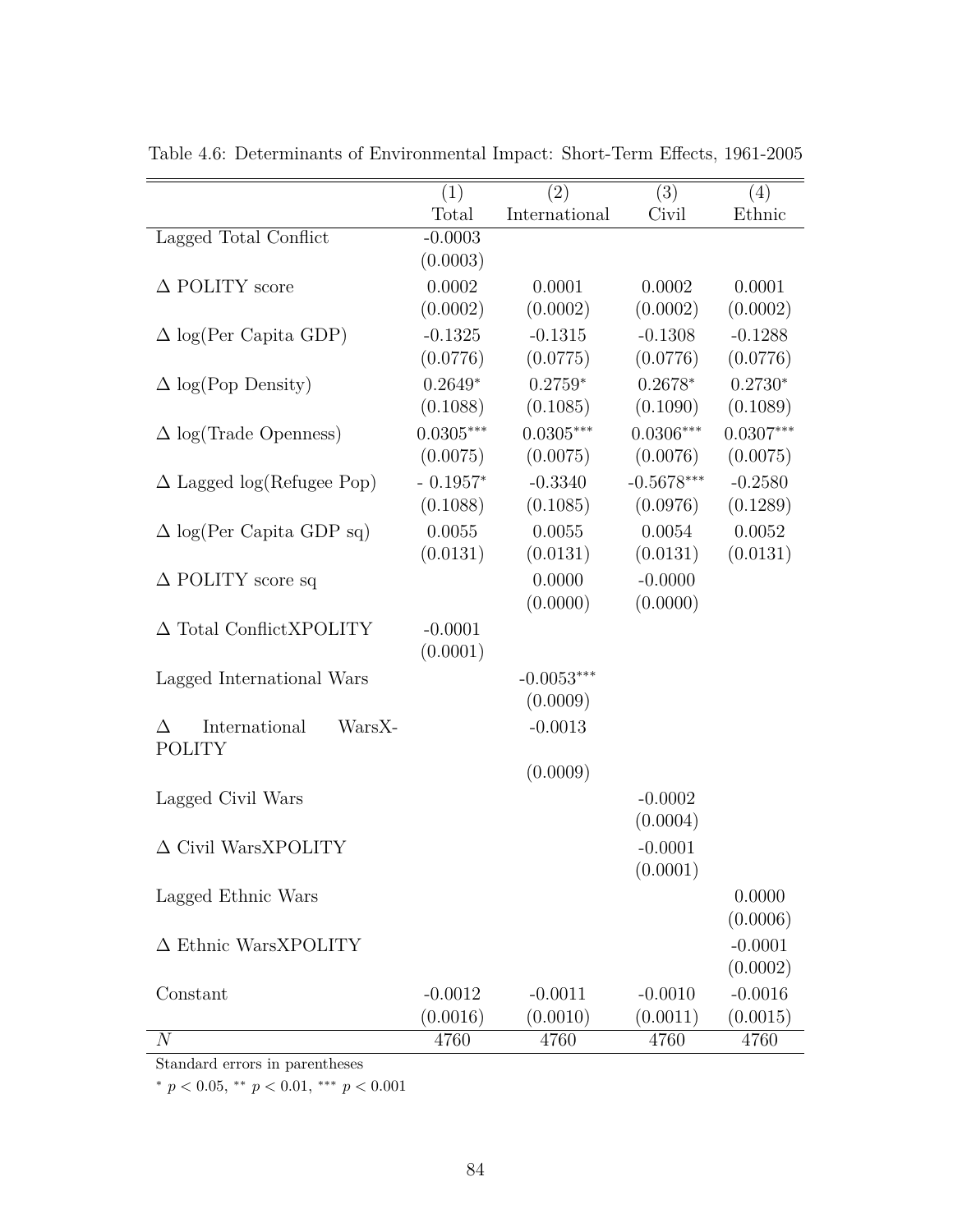Table 4.6: Determinants of Environmental Impact: Short-Term Effects, 1961-2005

| | (1) | (2) | (3) | (4) |
|---|---|---|---|---|
| | Total | International | Civil | Ethnic |
| Lagged Total Conflict | -0.0003 | | | |
| | (0.0003) | | | |
| $\Delta$ POLITY score | 0.0002 | 0.0001 | 0.0002 | 0.0001 |
| | (0.0002) | (0.0002) | (0.0002) | (0.0002) |
| $\Delta$ log(Per Capita GDP) | -0.1325 | -0.1315 | -0.1308 | -0.1288 |
| | (0.0776) | (0.0775) | (0.0776) | (0.0776) |
| $\Delta$ log(Pop Density) | 0.2649* | 0.2759* | 0.2678* | 0.2730* |
| | (0.1088) | (0.1085) | (0.1090) | (0.1089) |
| $\Delta$ log(Trade Openness) | 0.0305*** | 0.0305*** | 0.0306*** | 0.0307*** |
| | (0.0075) | (0.0075) | (0.0076) | (0.0075) |
| $\Delta$ Lagged log(Refugee Pop) | - 0.1957* | -0.3340 | -0.5678*** | -0.2580 |
| | (0.1088) | (0.1085) | (0.0976) | (0.1289) |
| $\Delta$ log(Per Capita GDP sq) | 0.0055 | 0.0055 | 0.0054 | 0.0052 |
| | (0.0131) | (0.0131) | (0.0131) | (0.0131) |
| $\Delta$ POLITY score sq | | 0.0000 | -0.0000 | |
| | | (0.0000) | (0.0000) | |
| $\Delta$ Total ConflictXPOLITY | -0.0001 | | | |
| | (0.0001) | | | |
| Lagged International Wars | | -0.0053*** | | |
| | | (0.0009) | | |
| $\Delta$ International WarsX-POLITY | | -0.0013 | | |
| | | (0.0009) | | |
| Lagged Civil Wars | | | -0.0002 | |
| | | | (0.0004) | |
| $\Delta$ Civil WarsXPOLITY | | | -0.0001 | |
| | | | (0.0001) | |
| Lagged Ethnic Wars | | | | 0.0000 |
| | | | | (0.0006) |
| $\Delta$ Ethnic WarsXPOLITY | | | | -0.0001 |
| | | | | (0.0002) |
| Constant | -0.0012 | -0.0011 | -0.0010 | -0.0016 |
| | (0.0016) | (0.0010) | (0.0011) | (0.0015) |
| $N$ | 4760 | 4760 | 4760 | 4760 |

Standard errors in parentheses

\* $p < 0.05$, \*\* $p < 0.01$, \*\*\* $p < 0.001$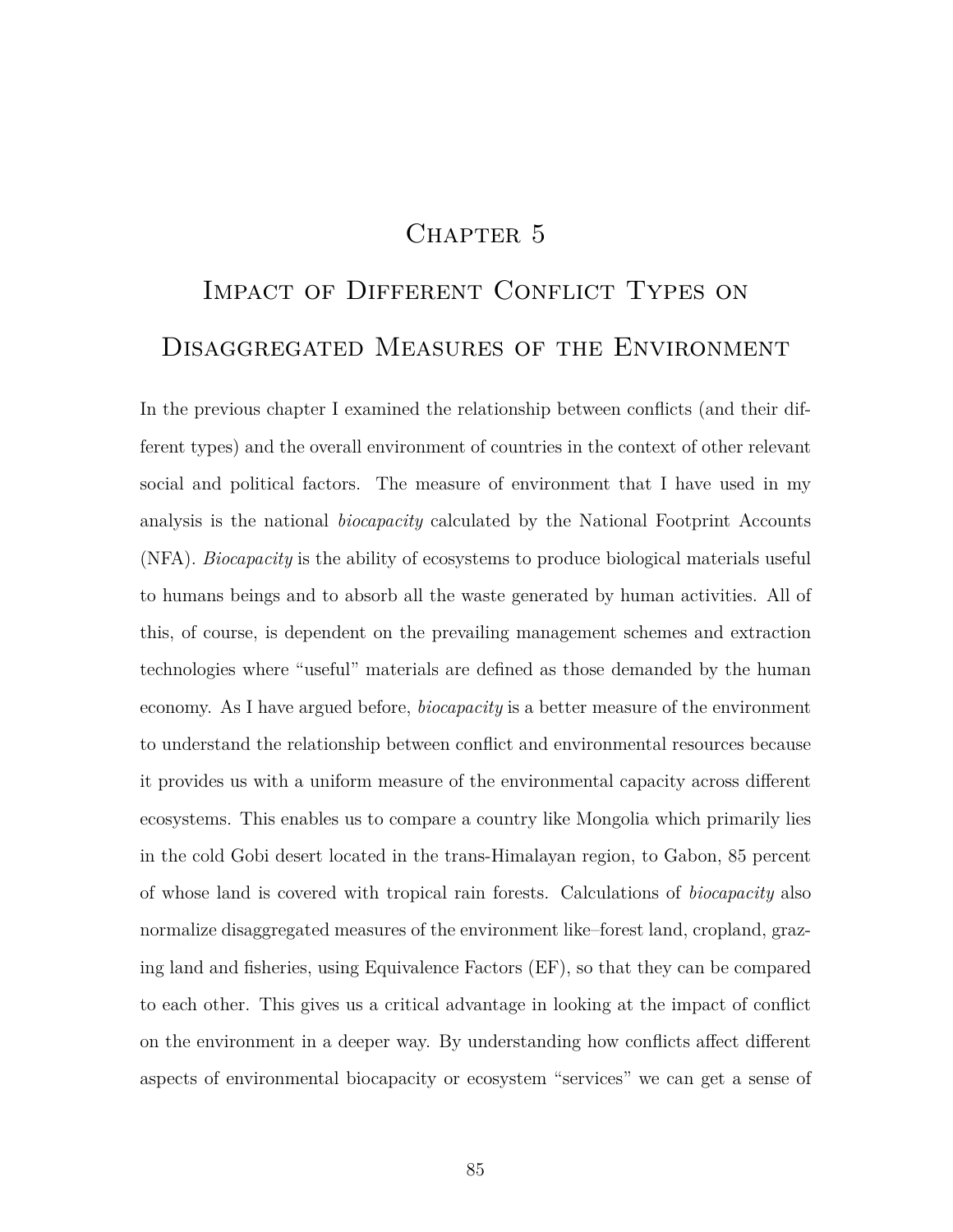# Chapter 5

# Impact of Different Conflict Types on Disaggregated Measures of the Environment

In the previous chapter I examined the relationship between conflicts (and their different types) and the overall environment of countries in the context of other relevant social and political factors. The measure of environment that I have used in my analysis is the national *biocapacity* calculated by the National Footprint Accounts (NFA). *Biocapacity* is the ability of ecosystems to produce biological materials useful to humans beings and to absorb all the waste generated by human activities. All of this, of course, is dependent on the prevailing management schemes and extraction technologies where "useful" materials are defined as those demanded by the human economy. As I have argued before, *biocapacity* is a better measure of the environment to understand the relationship between conflict and environmental resources because it provides us with a uniform measure of the environmental capacity across different ecosystems. This enables us to compare a country like Mongolia which primarily lies in the cold Gobi desert located in the trans-Himalayan region, to Gabon, 85 percent of whose land is covered with tropical rain forests. Calculations of *biocapacity* also normalize disaggregated measures of the environment like–forest land, cropland, grazing land and fisheries, using Equivalence Factors (EF), so that they can be compared to each other. This gives us a critical advantage in looking at the impact of conflict on the environment in a deeper way. By understanding how conflicts affect different aspects of environmental biocapacity or ecosystem "services" we can get a sense of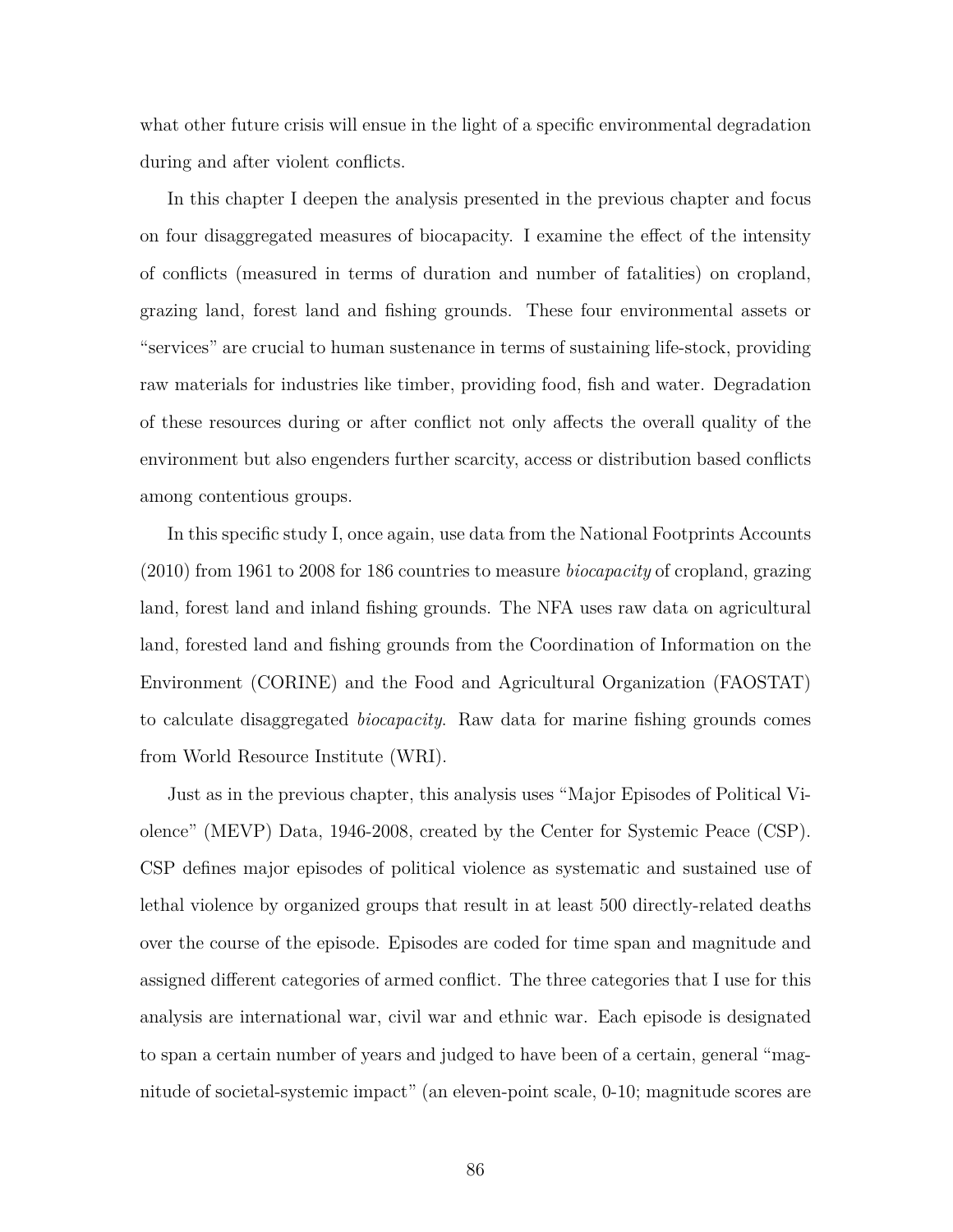what other future crisis will ensue in the light of a specific environmental degradation during and after violent conflicts.

In this chapter I deepen the analysis presented in the previous chapter and focus on four disaggregated measures of biocapacity. I examine the effect of the intensity of conflicts (measured in terms of duration and number of fatalities) on cropland, grazing land, forest land and fishing grounds. These four environmental assets or "services" are crucial to human sustenance in terms of sustaining life-stock, providing raw materials for industries like timber, providing food, fish and water. Degradation of these resources during or after conflict not only affects the overall quality of the environment but also engenders further scarcity, access or distribution based conflicts among contentious groups.

In this specific study I, once again, use data from the National Footprints Accounts (2010) from 1961 to 2008 for 186 countries to measure *biocapacity* of cropland, grazing land, forest land and inland fishing grounds. The NFA uses raw data on agricultural land, forested land and fishing grounds from the Coordination of Information on the Environment (CORINE) and the Food and Agricultural Organization (FAOSTAT) to calculate disaggregated *biocapacity*. Raw data for marine fishing grounds comes from World Resource Institute (WRI).

Just as in the previous chapter, this analysis uses "Major Episodes of Political Violence" (MEVP) Data, 1946-2008, created by the Center for Systemic Peace (CSP). CSP defines major episodes of political violence as systematic and sustained use of lethal violence by organized groups that result in at least 500 directly-related deaths over the course of the episode. Episodes are coded for time span and magnitude and assigned different categories of armed conflict. The three categories that I use for this analysis are international war, civil war and ethnic war. Each episode is designated to span a certain number of years and judged to have been of a certain, general "magnitude of societal-systemic impact" (an eleven-point scale, 0-10; magnitude scores are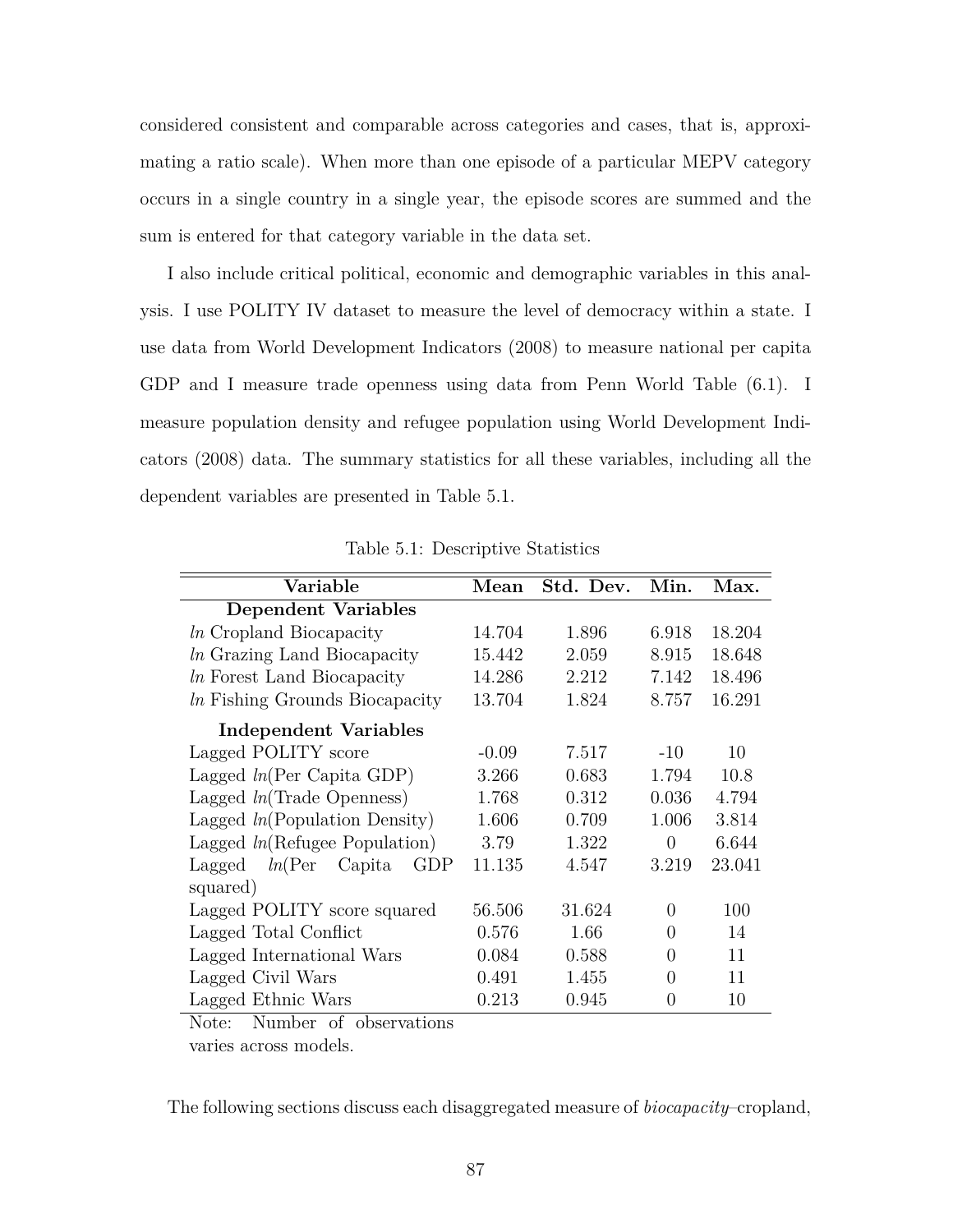considered consistent and comparable across categories and cases, that is, approximating a ratio scale). When more than one episode of a particular MEPV category occurs in a single country in a single year, the episode scores are summed and the sum is entered for that category variable in the data set.

I also include critical political, economic and demographic variables in this analysis. I use POLITY IV dataset to measure the level of democracy within a state. I use data from World Development Indicators (2008) to measure national per capita GDP and I measure trade openness using data from Penn World Table (6.1). I measure population density and refugee population using World Development Indicators (2008) data. The summary statistics for all these variables, including all the dependent variables are presented in Table 5.1.

Table 5.1: Descriptive Statistics

| Variable | Mean | Std. Dev. | Min. | Max. |
|---|---|---|---|---|
| **Dependent Variables** | | | | |
| *ln* Cropland Biocapacity | 14.704 | 1.896 | 6.918 | 18.204 |
| *ln* Grazing Land Biocapacity | 15.442 | 2.059 | 8.915 | 18.648 |
| *ln* Forest Land Biocapacity | 14.286 | 2.212 | 7.142 | 18.496 |
| *ln* Fishing Grounds Biocapacity | 13.704 | 1.824 | 8.757 | 16.291 |
| **Independent Variables** | | | | |
| Lagged POLITY score | -0.09 | 7.517 | -10 | 10 |
| Lagged *ln*(Per Capita GDP) | 3.266 | 0.683 | 1.794 | 10.8 |
| Lagged *ln*(Trade Openness) | 1.768 | 0.312 | 0.036 | 4.794 |
| Lagged *ln*(Population Density) | 1.606 | 0.709 | 1.006 | 3.814 |
| Lagged *ln*(Refugee Population) | 3.79 | 1.322 | 0 | 6.644 |
| Lagged *ln*(Per Capita GDP squared) | 11.135 | 4.547 | 3.219 | 23.041 |
| Lagged POLITY score squared | 56.506 | 31.624 | 0 | 100 |
| Lagged Total Conflict | 0.576 | 1.66 | 0 | 14 |
| Lagged International Wars | 0.084 | 0.588 | 0 | 11 |
| Lagged Civil Wars | 0.491 | 1.455 | 0 | 11 |
| Lagged Ethnic Wars | 0.213 | 0.945 | 0 | 10 |

Note: Number of observations varies across models.

The following sections discuss each disaggregated measure of *biocapacity*–cropland,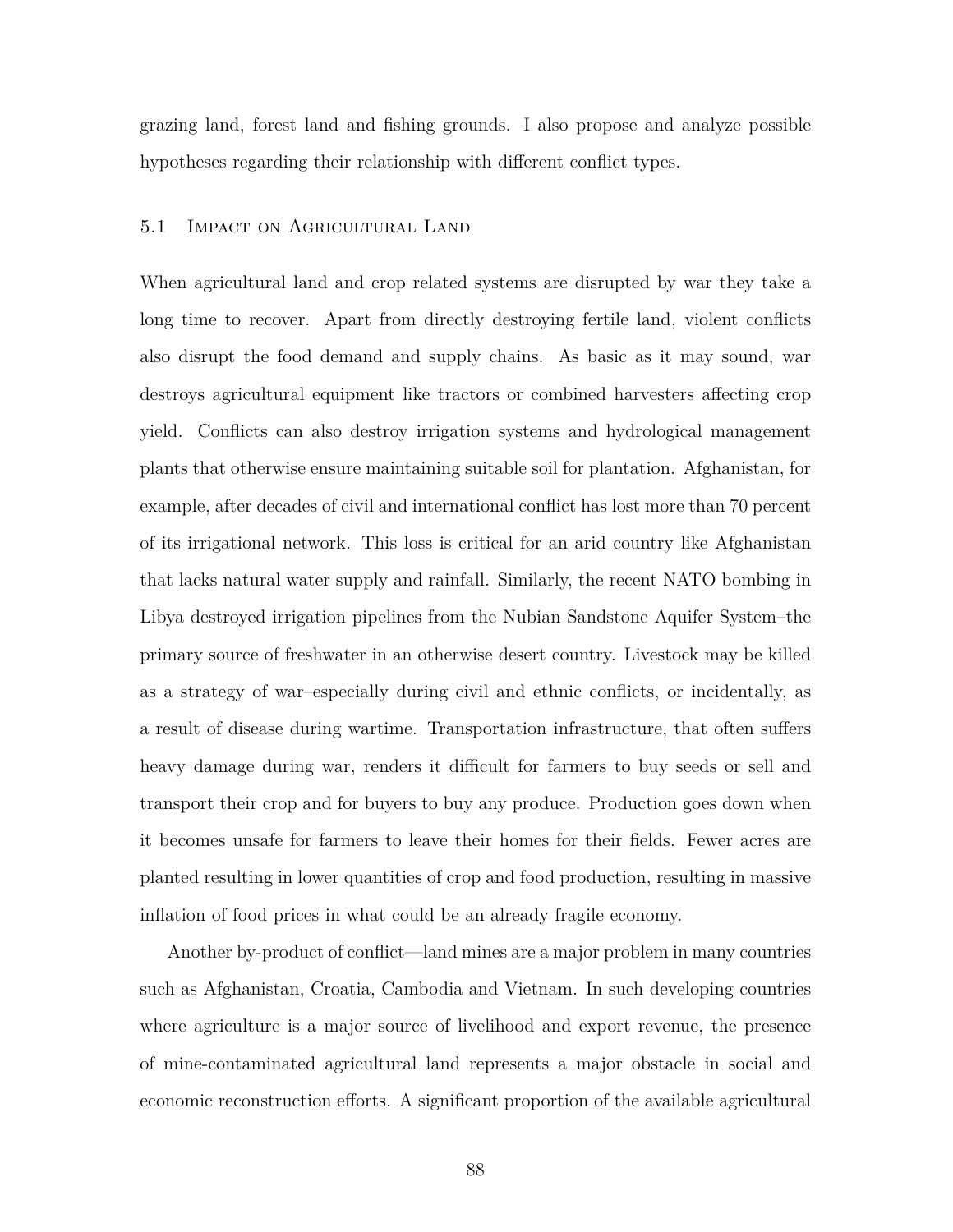grazing land, forest land and fishing grounds. I also propose and analyze possible hypotheses regarding their relationship with different conflict types.

## 5.1 Impact on Agricultural Land

When agricultural land and crop related systems are disrupted by war they take a long time to recover. Apart from directly destroying fertile land, violent conflicts also disrupt the food demand and supply chains. As basic as it may sound, war destroys agricultural equipment like tractors or combined harvesters affecting crop yield. Conflicts can also destroy irrigation systems and hydrological management plants that otherwise ensure maintaining suitable soil for plantation. Afghanistan, for example, after decades of civil and international conflict has lost more than 70 percent of its irrigational network. This loss is critical for an arid country like Afghanistan that lacks natural water supply and rainfall. Similarly, the recent NATO bombing in Libya destroyed irrigation pipelines from the Nubian Sandstone Aquifer System–the primary source of freshwater in an otherwise desert country. Livestock may be killed as a strategy of war–especially during civil and ethnic conflicts, or incidentally, as a result of disease during wartime. Transportation infrastructure, that often suffers heavy damage during war, renders it difficult for farmers to buy seeds or sell and transport their crop and for buyers to buy any produce. Production goes down when it becomes unsafe for farmers to leave their homes for their fields. Fewer acres are planted resulting in lower quantities of crop and food production, resulting in massive inflation of food prices in what could be an already fragile economy.

Another by-product of conflict—land mines are a major problem in many countries such as Afghanistan, Croatia, Cambodia and Vietnam. In such developing countries where agriculture is a major source of livelihood and export revenue, the presence of mine-contaminated agricultural land represents a major obstacle in social and economic reconstruction efforts. A significant proportion of the available agricultural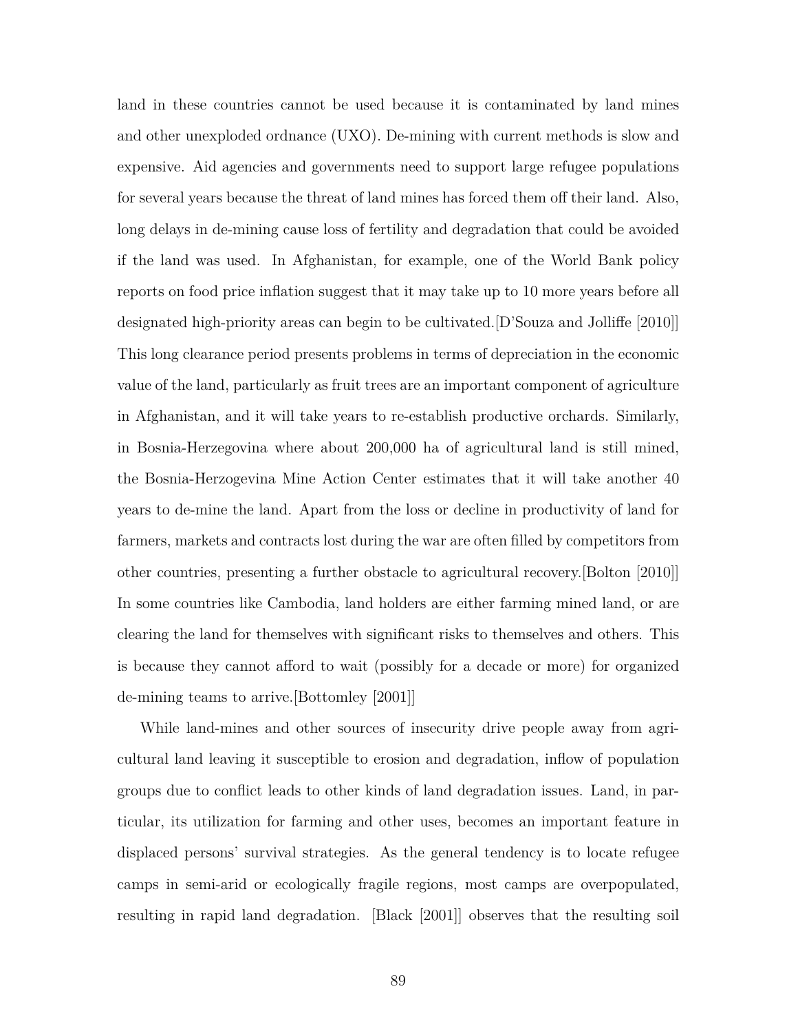land in these countries cannot be used because it is contaminated by land mines and other unexploded ordnance (UXO). De-mining with current methods is slow and expensive. Aid agencies and governments need to support large refugee populations for several years because the threat of land mines has forced them off their land. Also, long delays in de-mining cause loss of fertility and degradation that could be avoided if the land was used. In Afghanistan, for example, one of the World Bank policy reports on food price inflation suggest that it may take up to 10 more years before all designated high-priority areas can begin to be cultivated.[D'Souza and Jolliffe [2010]] This long clearance period presents problems in terms of depreciation in the economic value of the land, particularly as fruit trees are an important component of agriculture in Afghanistan, and it will take years to re-establish productive orchards. Similarly, in Bosnia-Herzegovina where about 200,000 ha of agricultural land is still mined, the Bosnia-Herzogevina Mine Action Center estimates that it will take another 40 years to de-mine the land. Apart from the loss or decline in productivity of land for farmers, markets and contracts lost during the war are often filled by competitors from other countries, presenting a further obstacle to agricultural recovery.[Bolton [2010]] In some countries like Cambodia, land holders are either farming mined land, or are clearing the land for themselves with significant risks to themselves and others. This is because they cannot afford to wait (possibly for a decade or more) for organized de-mining teams to arrive.[Bottomley [2001]]

While land-mines and other sources of insecurity drive people away from agricultural land leaving it susceptible to erosion and degradation, inflow of population groups due to conflict leads to other kinds of land degradation issues. Land, in particular, its utilization for farming and other uses, becomes an important feature in displaced persons' survival strategies. As the general tendency is to locate refugee camps in semi-arid or ecologically fragile regions, most camps are overpopulated, resulting in rapid land degradation. [Black [2001]] observes that the resulting soil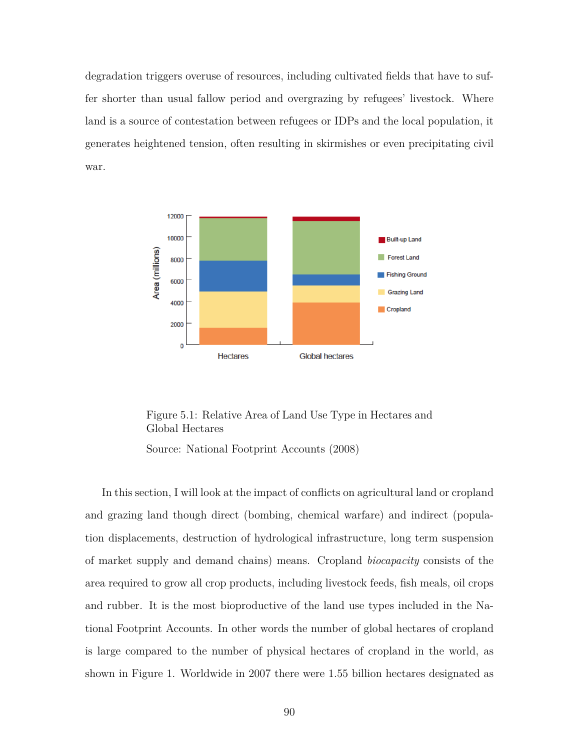degradation triggers overuse of resources, including cultivated fields that have to suffer shorter than usual fallow period and overgrazing by refugees' livestock. Where land is a source of contestation between refugees or IDPs and the local population, it generates heightened tension, often resulting in skirmishes or even precipitating civil war.

Figure 5.1: Relative Area of Land Use Type in Hectares and Global Hectares

Source: National Footprint Accounts (2008)

In this section, I will look at the impact of conflicts on agricultural land or cropland and grazing land though direct (bombing, chemical warfare) and indirect (population displacements, destruction of hydrological infrastructure, long term suspension of market supply and demand chains) means. Cropland *biocapacity* consists of the area required to grow all crop products, including livestock feeds, fish meals, oil crops and rubber. It is the most bioproductive of the land use types included in the National Footprint Accounts. In other words the number of global hectares of cropland is large compared to the number of physical hectares of cropland in the world, as shown in Figure 1. Worldwide in 2007 there were 1.55 billion hectares designated as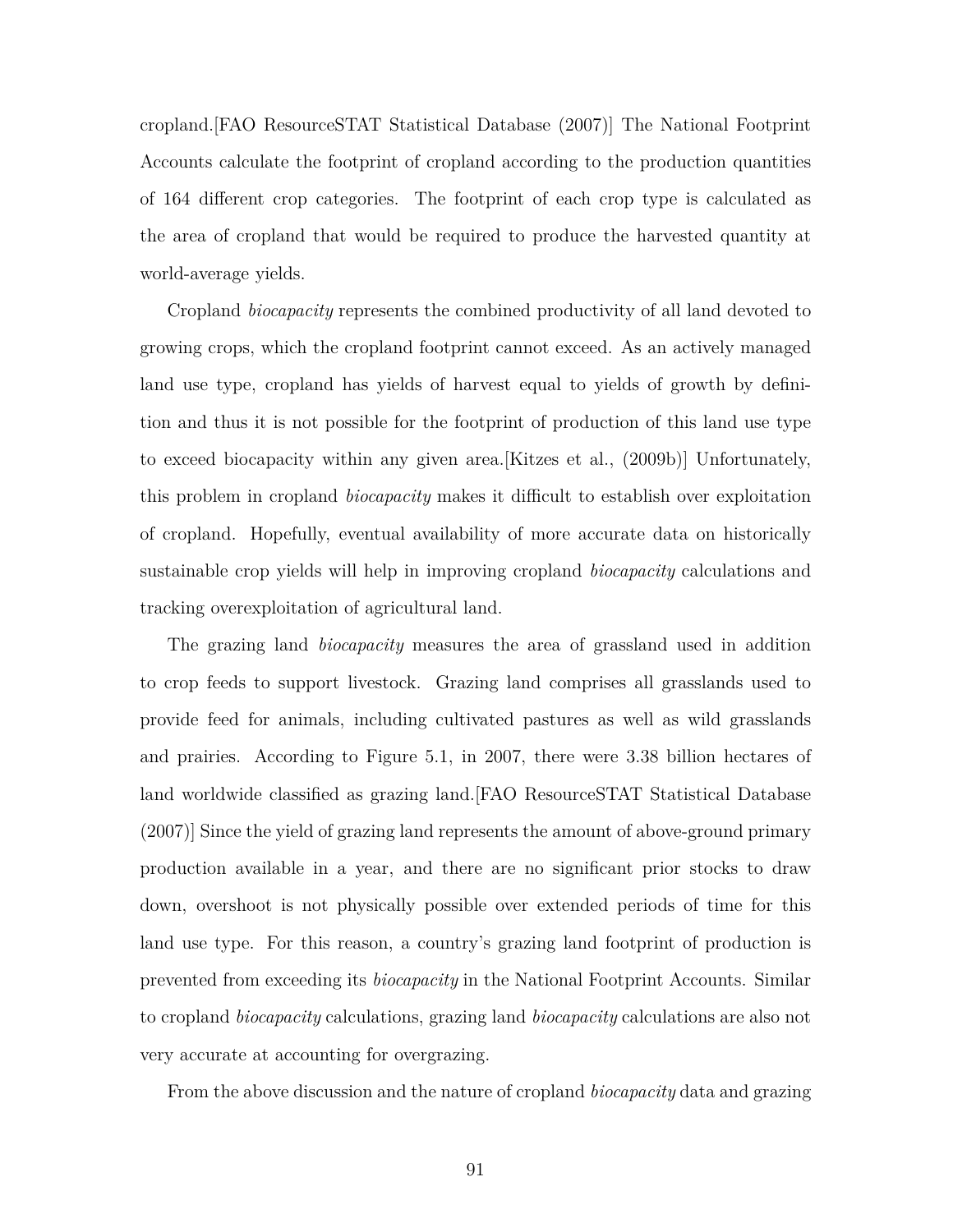cropland.[FAO ResourceSTAT Statistical Database (2007)] The National Footprint Accounts calculate the footprint of cropland according to the production quantities of 164 different crop categories. The footprint of each crop type is calculated as the area of cropland that would be required to produce the harvested quantity at world-average yields.

Cropland *biocapacity* represents the combined productivity of all land devoted to growing crops, which the cropland footprint cannot exceed. As an actively managed land use type, cropland has yields of harvest equal to yields of growth by definition and thus it is not possible for the footprint of production of this land use type to exceed biocapacity within any given area.[Kitzes et al., (2009b)] Unfortunately, this problem in cropland *biocapacity* makes it difficult to establish over exploitation of cropland. Hopefully, eventual availability of more accurate data on historically sustainable crop yields will help in improving cropland *biocapacity* calculations and tracking overexploitation of agricultural land.

The grazing land *biocapacity* measures the area of grassland used in addition to crop feeds to support livestock. Grazing land comprises all grasslands used to provide feed for animals, including cultivated pastures as well as wild grasslands and prairies. According to Figure 5.1, in 2007, there were 3.38 billion hectares of land worldwide classified as grazing land.[FAO ResourceSTAT Statistical Database (2007)] Since the yield of grazing land represents the amount of above-ground primary production available in a year, and there are no significant prior stocks to draw down, overshoot is not physically possible over extended periods of time for this land use type. For this reason, a country's grazing land footprint of production is prevented from exceeding its *biocapacity* in the National Footprint Accounts. Similar to cropland *biocapacity* calculations, grazing land *biocapacity* calculations are also not very accurate at accounting for overgrazing.

From the above discussion and the nature of cropland *biocapacity* data and grazing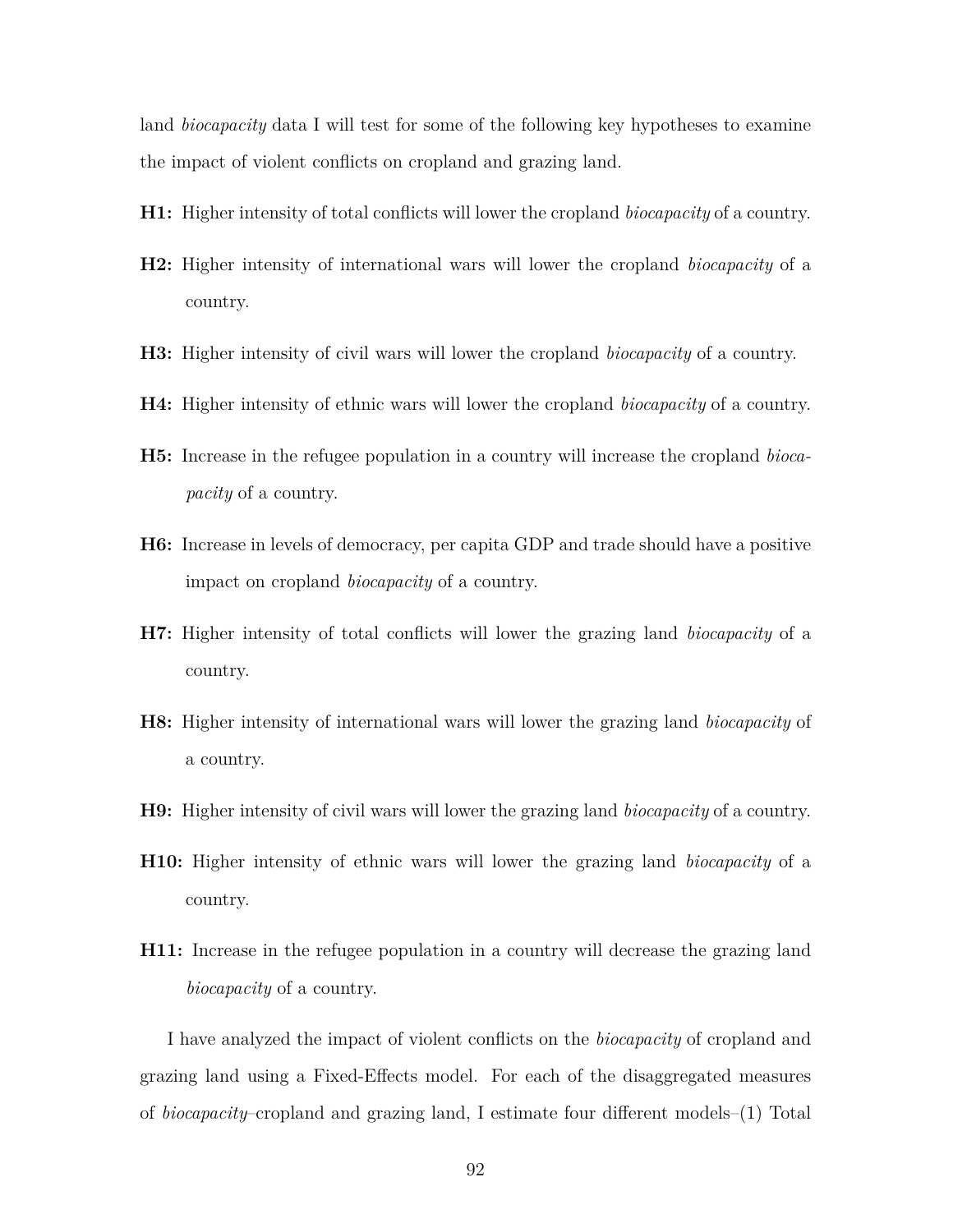land *biocapacity* data I will test for some of the following key hypotheses to examine the impact of violent conflicts on cropland and grazing land.

**H1:** Higher intensity of total conflicts will lower the cropland *biocapacity* of a country.

**H2:** Higher intensity of international wars will lower the cropland *biocapacity* of a country.

**H3:** Higher intensity of civil wars will lower the cropland *biocapacity* of a country.

**H4:** Higher intensity of ethnic wars will lower the cropland *biocapacity* of a country.

**H5:** Increase in the refugee population in a country will increase the cropland *biocapacity* of a country.

**H6:** Increase in levels of democracy, per capita GDP and trade should have a positive impact on cropland *biocapacity* of a country.

**H7:** Higher intensity of total conflicts will lower the grazing land *biocapacity* of a country.

**H8:** Higher intensity of international wars will lower the grazing land *biocapacity* of a country.

**H9:** Higher intensity of civil wars will lower the grazing land *biocapacity* of a country.

**H10:** Higher intensity of ethnic wars will lower the grazing land *biocapacity* of a country.

**H11:** Increase in the refugee population in a country will decrease the grazing land *biocapacity* of a country.

I have analyzed the impact of violent conflicts on the *biocapacity* of cropland and grazing land using a Fixed-Effects model. For each of the disaggregated measures of *biocapacity*–cropland and grazing land, I estimate four different models–(1) Total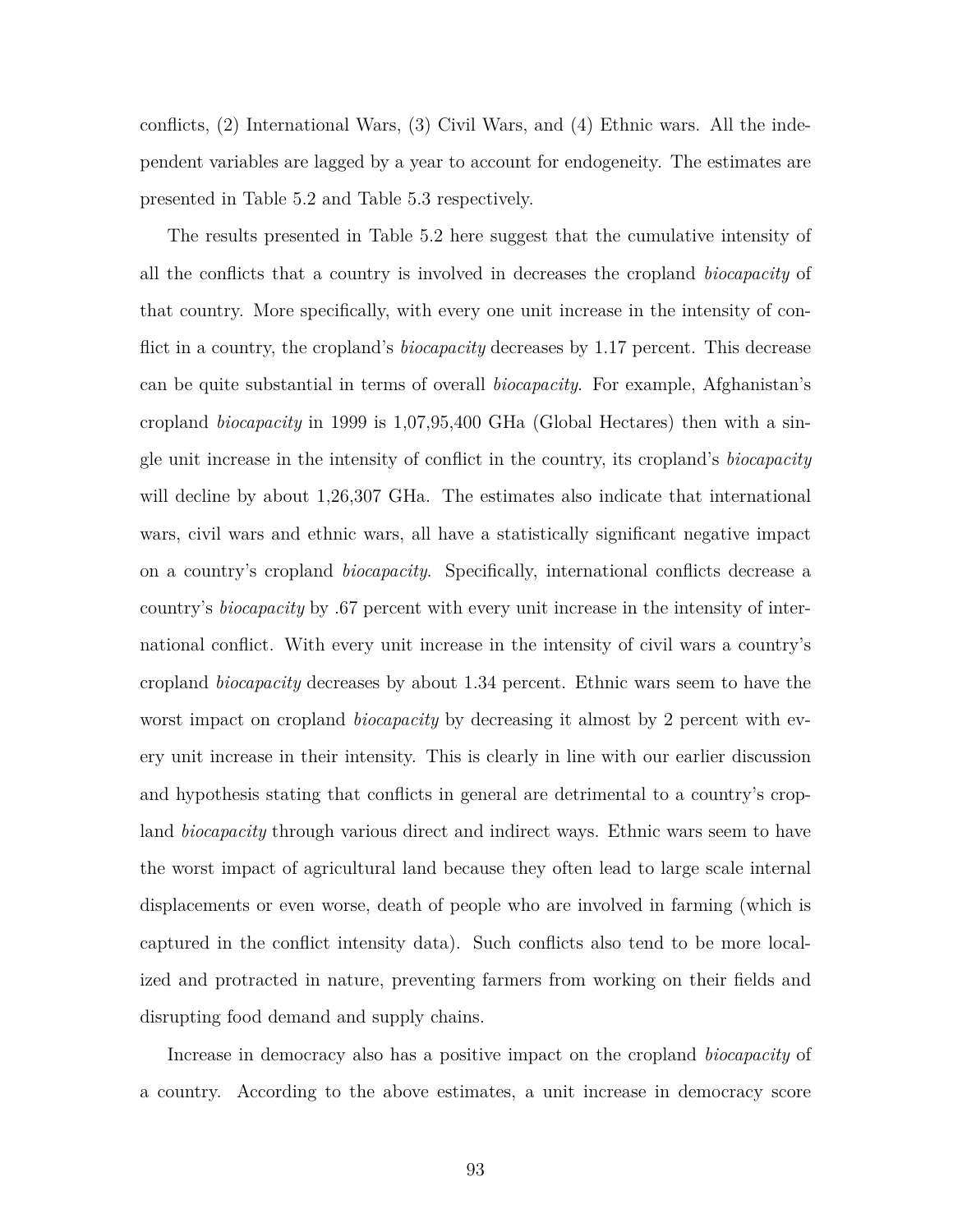conflicts, (2) International Wars, (3) Civil Wars, and (4) Ethnic wars. All the independent variables are lagged by a year to account for endogeneity. The estimates are presented in Table 5.2 and Table 5.3 respectively.

The results presented in Table 5.2 here suggest that the cumulative intensity of all the conflicts that a country is involved in decreases the cropland *biocapacity* of that country. More specifically, with every one unit increase in the intensity of conflict in a country, the cropland's *biocapacity* decreases by 1.17 percent. This decrease can be quite substantial in terms of overall *biocapacity*. For example, Afghanistan's cropland *biocapacity* in 1999 is 1,07,95,400 GHa (Global Hectares) then with a single unit increase in the intensity of conflict in the country, its cropland's *biocapacity* will decline by about 1,26,307 GHa. The estimates also indicate that international wars, civil wars and ethnic wars, all have a statistically significant negative impact on a country's cropland *biocapacity*. Specifically, international conflicts decrease a country's *biocapacity* by .67 percent with every unit increase in the intensity of international conflict. With every unit increase in the intensity of civil wars a country's cropland *biocapacity* decreases by about 1.34 percent. Ethnic wars seem to have the worst impact on cropland *biocapacity* by decreasing it almost by 2 percent with every unit increase in their intensity. This is clearly in line with our earlier discussion and hypothesis stating that conflicts in general are detrimental to a country's cropland *biocapacity* through various direct and indirect ways. Ethnic wars seem to have the worst impact of agricultural land because they often lead to large scale internal displacements or even worse, death of people who are involved in farming (which is captured in the conflict intensity data). Such conflicts also tend to be more localized and protracted in nature, preventing farmers from working on their fields and disrupting food demand and supply chains.

Increase in democracy also has a positive impact on the cropland *biocapacity* of a country. According to the above estimates, a unit increase in democracy score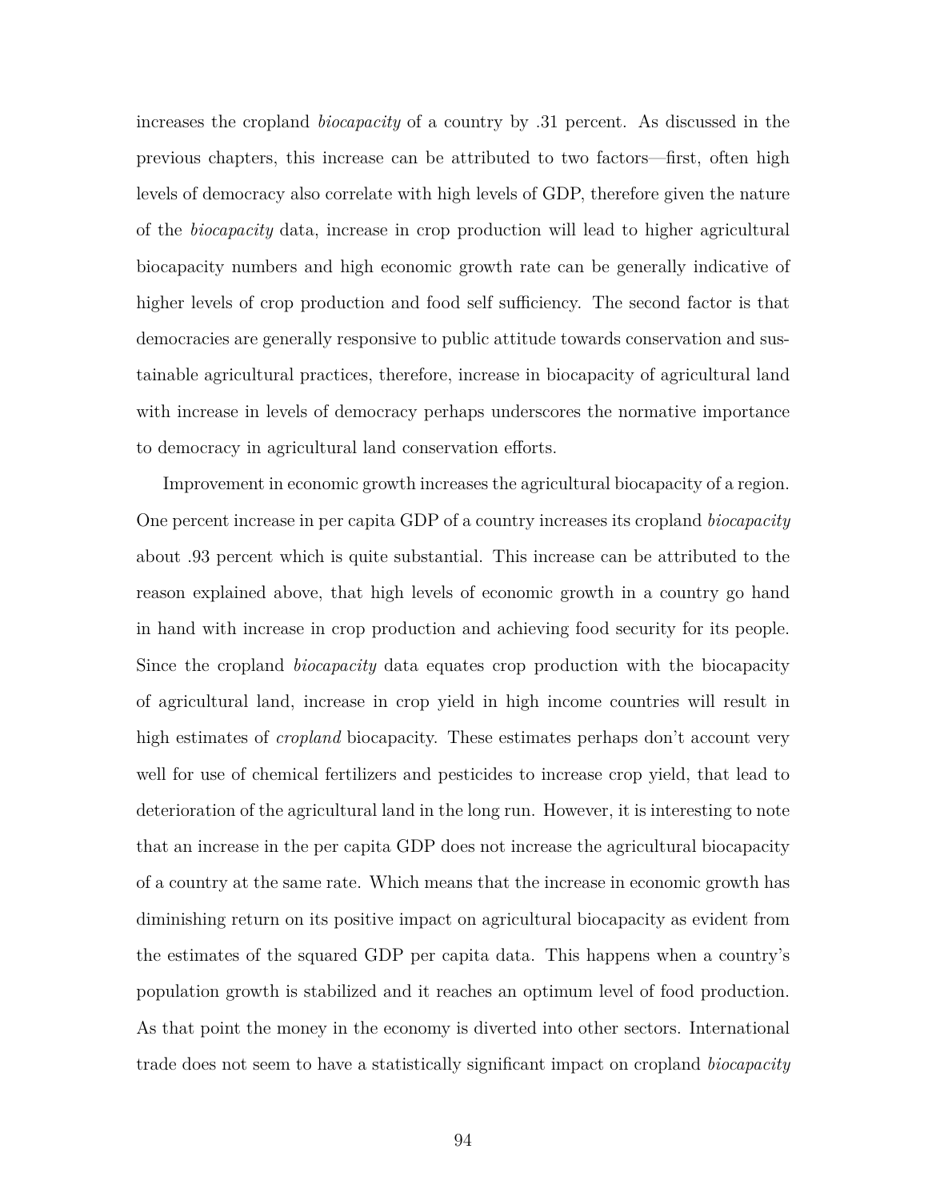increases the cropland *biocapacity* of a country by .31 percent. As discussed in the previous chapters, this increase can be attributed to two factors—first, often high levels of democracy also correlate with high levels of GDP, therefore given the nature of the *biocapacity* data, increase in crop production will lead to higher agricultural biocapacity numbers and high economic growth rate can be generally indicative of higher levels of crop production and food self sufficiency. The second factor is that democracies are generally responsive to public attitude towards conservation and sustainable agricultural practices, therefore, increase in biocapacity of agricultural land with increase in levels of democracy perhaps underscores the normative importance to democracy in agricultural land conservation efforts.

Improvement in economic growth increases the agricultural biocapacity of a region. One percent increase in per capita GDP of a country increases its cropland *biocapacity* about .93 percent which is quite substantial. This increase can be attributed to the reason explained above, that high levels of economic growth in a country go hand in hand with increase in crop production and achieving food security for its people. Since the cropland *biocapacity* data equates crop production with the biocapacity of agricultural land, increase in crop yield in high income countries will result in high estimates of *cropland* biocapacity. These estimates perhaps don't account very well for use of chemical fertilizers and pesticides to increase crop yield, that lead to deterioration of the agricultural land in the long run. However, it is interesting to note that an increase in the per capita GDP does not increase the agricultural biocapacity of a country at the same rate. Which means that the increase in economic growth has diminishing return on its positive impact on agricultural biocapacity as evident from the estimates of the squared GDP per capita data. This happens when a country's population growth is stabilized and it reaches an optimum level of food production. As that point the money in the economy is diverted into other sectors. International trade does not seem to have a statistically significant impact on cropland *biocapacity*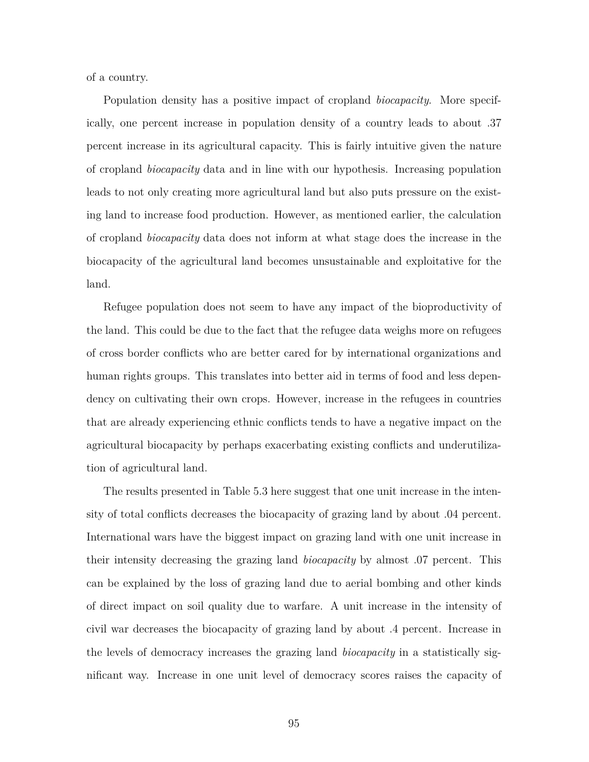of a country.

Population density has a positive impact of cropland *biocapacity*. More specifically, one percent increase in population density of a country leads to about .37 percent increase in its agricultural capacity. This is fairly intuitive given the nature of cropland *biocapacity* data and in line with our hypothesis. Increasing population leads to not only creating more agricultural land but also puts pressure on the existing land to increase food production. However, as mentioned earlier, the calculation of cropland *biocapacity* data does not inform at what stage does the increase in the biocapacity of the agricultural land becomes unsustainable and exploitative for the land.

Refugee population does not seem to have any impact of the bioproductivity of the land. This could be due to the fact that the refugee data weighs more on refugees of cross border conflicts who are better cared for by international organizations and human rights groups. This translates into better aid in terms of food and less dependency on cultivating their own crops. However, increase in the refugees in countries that are already experiencing ethnic conflicts tends to have a negative impact on the agricultural biocapacity by perhaps exacerbating existing conflicts and underutilization of agricultural land.

The results presented in Table 5.3 here suggest that one unit increase in the intensity of total conflicts decreases the biocapacity of grazing land by about .04 percent. International wars have the biggest impact on grazing land with one unit increase in their intensity decreasing the grazing land *biocapacity* by almost .07 percent. This can be explained by the loss of grazing land due to aerial bombing and other kinds of direct impact on soil quality due to warfare. A unit increase in the intensity of civil war decreases the biocapacity of grazing land by about .4 percent. Increase in the levels of democracy increases the grazing land *biocapacity* in a statistically significant way. Increase in one unit level of democracy scores raises the capacity of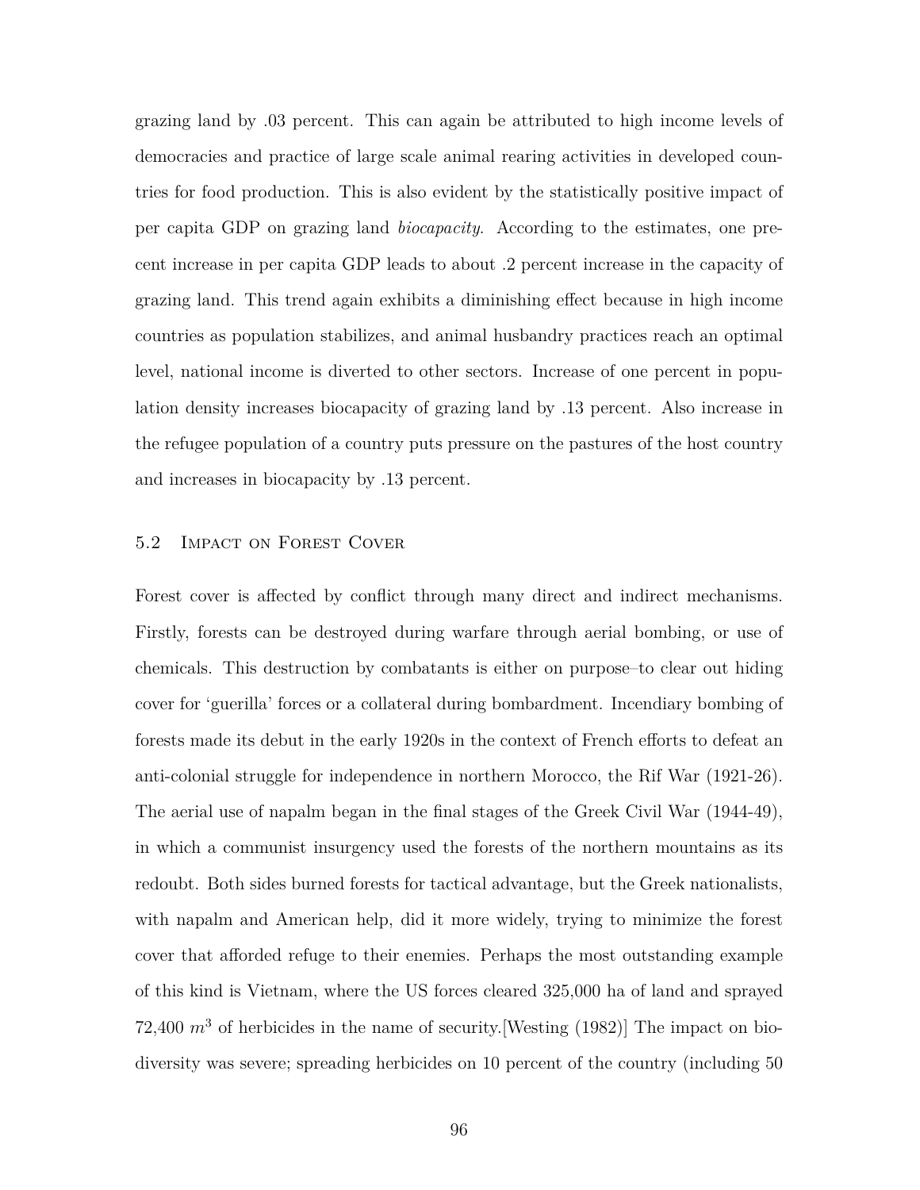grazing land by .03 percent. This can again be attributed to high income levels of democracies and practice of large scale animal rearing activities in developed countries for food production. This is also evident by the statistically positive impact of per capita GDP on grazing land *biocapacity*. According to the estimates, one precent increase in per capita GDP leads to about .2 percent increase in the capacity of grazing land. This trend again exhibits a diminishing effect because in high income countries as population stabilizes, and animal husbandry practices reach an optimal level, national income is diverted to other sectors. Increase of one percent in population density increases biocapacity of grazing land by .13 percent. Also increase in the refugee population of a country puts pressure on the pastures of the host country and increases in biocapacity by .13 percent.

### 5.2 Impact on Forest Cover

Forest cover is affected by conflict through many direct and indirect mechanisms. Firstly, forests can be destroyed during warfare through aerial bombing, or use of chemicals. This destruction by combatants is either on purpose–to clear out hiding cover for 'guerilla' forces or a collateral during bombardment. Incendiary bombing of forests made its debut in the early 1920s in the context of French efforts to defeat an anti-colonial struggle for independence in northern Morocco, the Rif War (1921-26). The aerial use of napalm began in the final stages of the Greek Civil War (1944-49), in which a communist insurgency used the forests of the northern mountains as its redoubt. Both sides burned forests for tactical advantage, but the Greek nationalists, with napalm and American help, did it more widely, trying to minimize the forest cover that afforded refuge to their enemies. Perhaps the most outstanding example of this kind is Vietnam, where the US forces cleared 325,000 ha of land and sprayed 72,400 $m^3$ of herbicides in the name of security.[Westing (1982)] The impact on biodiversity was severe; spreading herbicides on 10 percent of the country (including 50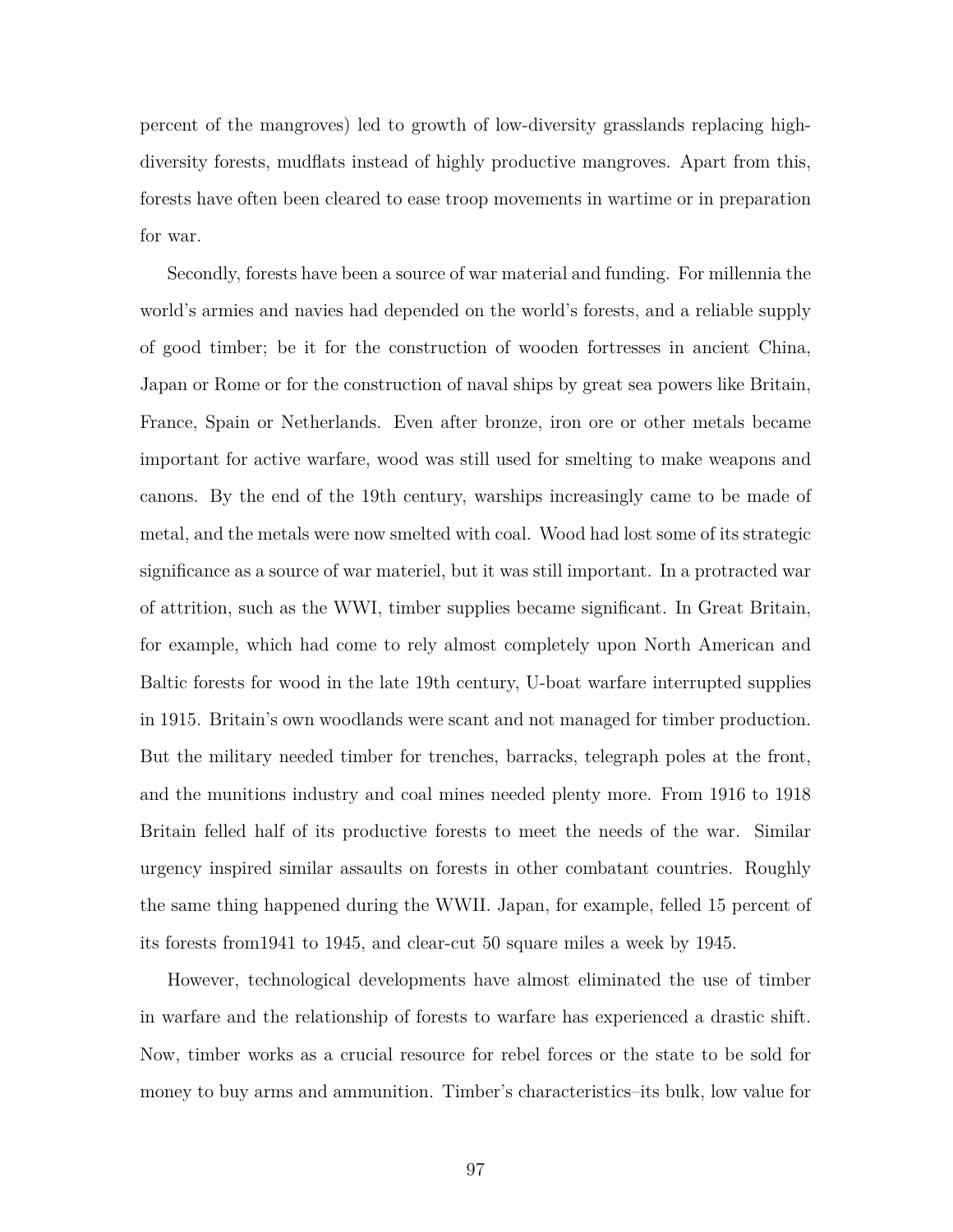percent of the mangroves) led to growth of low-diversity grasslands replacing high-diversity forests, mudflats instead of highly productive mangroves. Apart from this, forests have often been cleared to ease troop movements in wartime or in preparation for war.

Secondly, forests have been a source of war material and funding. For millennia the world's armies and navies had depended on the world's forests, and a reliable supply of good timber; be it for the construction of wooden fortresses in ancient China, Japan or Rome or for the construction of naval ships by great sea powers like Britain, France, Spain or Netherlands. Even after bronze, iron ore or other metals became important for active warfare, wood was still used for smelting to make weapons and canons. By the end of the 19th century, warships increasingly came to be made of metal, and the metals were now smelted with coal. Wood had lost some of its strategic significance as a source of war materiel, but it was still important. In a protracted war of attrition, such as the WWI, timber supplies became significant. In Great Britain, for example, which had come to rely almost completely upon North American and Baltic forests for wood in the late 19th century, U-boat warfare interrupted supplies in 1915. Britain's own woodlands were scant and not managed for timber production. But the military needed timber for trenches, barracks, telegraph poles at the front, and the munitions industry and coal mines needed plenty more. From 1916 to 1918 Britain felled half of its productive forests to meet the needs of the war. Similar urgency inspired similar assaults on forests in other combatant countries. Roughly the same thing happened during the WWII. Japan, for example, felled 15 percent of its forests from1941 to 1945, and clear-cut 50 square miles a week by 1945.

However, technological developments have almost eliminated the use of timber in warfare and the relationship of forests to warfare has experienced a drastic shift. Now, timber works as a crucial resource for rebel forces or the state to be sold for money to buy arms and ammunition. Timber's characteristics–its bulk, low value for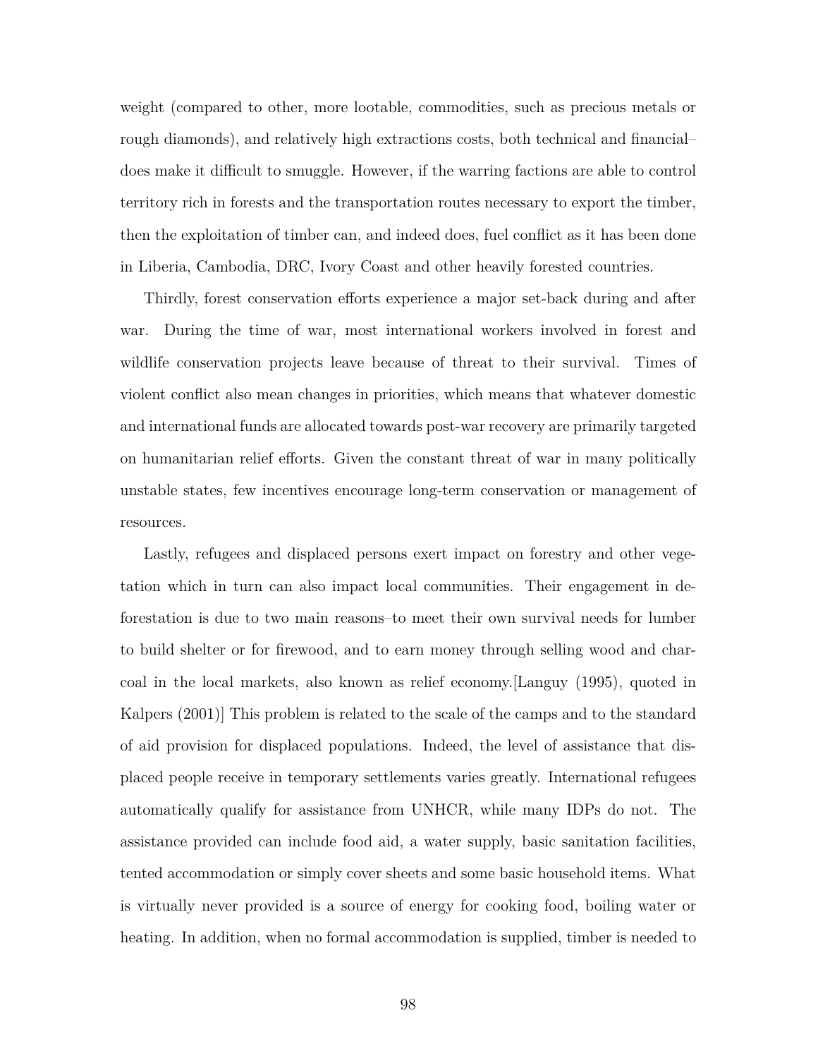weight (compared to other, more lootable, commodities, such as precious metals or rough diamonds), and relatively high extractions costs, both technical and financial– does make it difficult to smuggle. However, if the warring factions are able to control territory rich in forests and the transportation routes necessary to export the timber, then the exploitation of timber can, and indeed does, fuel conflict as it has been done in Liberia, Cambodia, DRC, Ivory Coast and other heavily forested countries.

Thirdly, forest conservation efforts experience a major set-back during and after war. During the time of war, most international workers involved in forest and wildlife conservation projects leave because of threat to their survival. Times of violent conflict also mean changes in priorities, which means that whatever domestic and international funds are allocated towards post-war recovery are primarily targeted on humanitarian relief efforts. Given the constant threat of war in many politically unstable states, few incentives encourage long-term conservation or management of resources.

Lastly, refugees and displaced persons exert impact on forestry and other vegetation which in turn can also impact local communities. Their engagement in deforestation is due to two main reasons–to meet their own survival needs for lumber to build shelter or for firewood, and to earn money through selling wood and charcoal in the local markets, also known as relief economy.[Languy (1995), quoted in Kalpers (2001)] This problem is related to the scale of the camps and to the standard of aid provision for displaced populations. Indeed, the level of assistance that displaced people receive in temporary settlements varies greatly. International refugees automatically qualify for assistance from UNHCR, while many IDPs do not. The assistance provided can include food aid, a water supply, basic sanitation facilities, tented accommodation or simply cover sheets and some basic household items. What is virtually never provided is a source of energy for cooking food, boiling water or heating. In addition, when no formal accommodation is supplied, timber is needed to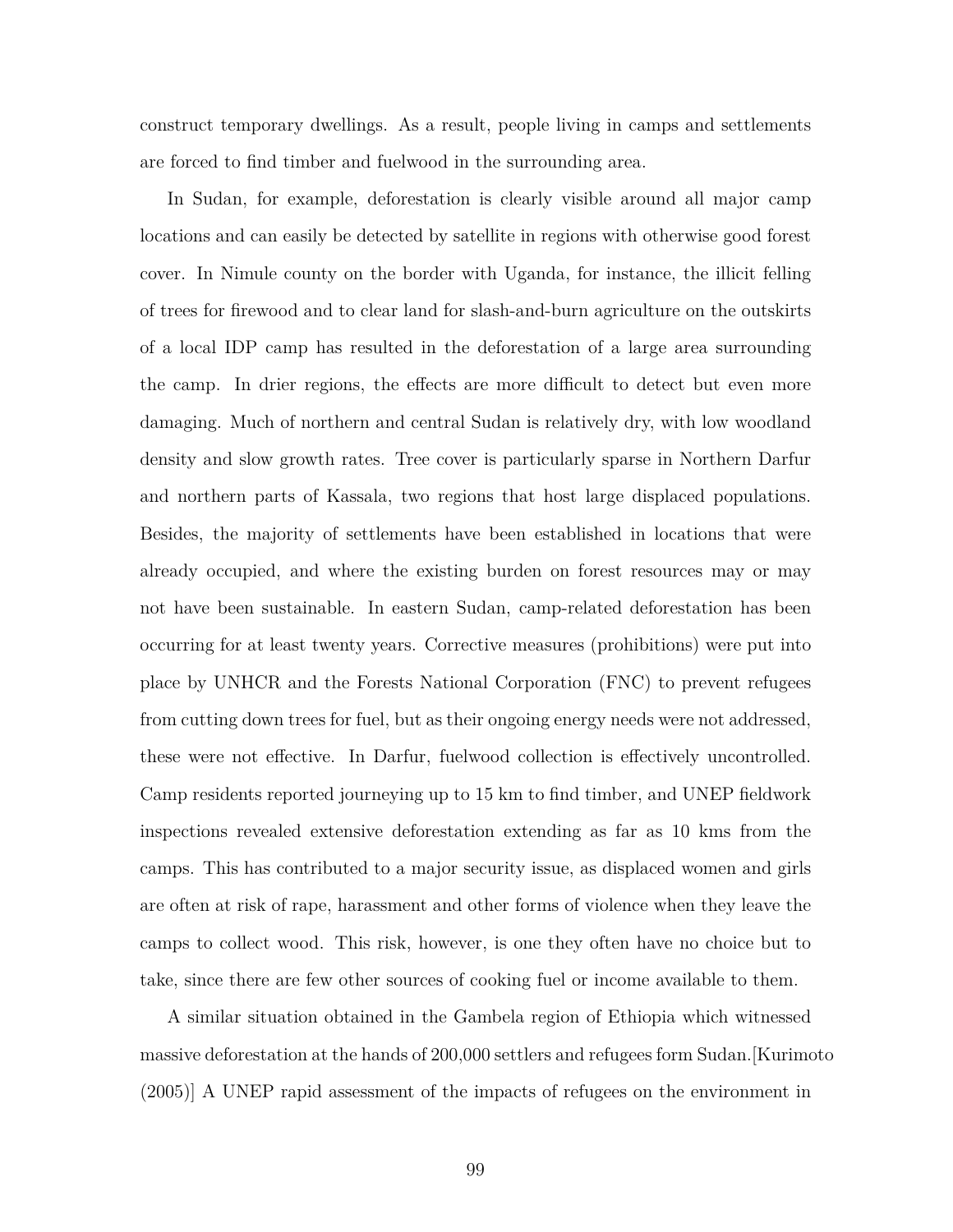construct temporary dwellings. As a result, people living in camps and settlements are forced to find timber and fuelwood in the surrounding area.

In Sudan, for example, deforestation is clearly visible around all major camp locations and can easily be detected by satellite in regions with otherwise good forest cover. In Nimule county on the border with Uganda, for instance, the illicit felling of trees for firewood and to clear land for slash-and-burn agriculture on the outskirts of a local IDP camp has resulted in the deforestation of a large area surrounding the camp. In drier regions, the effects are more difficult to detect but even more damaging. Much of northern and central Sudan is relatively dry, with low woodland density and slow growth rates. Tree cover is particularly sparse in Northern Darfur and northern parts of Kassala, two regions that host large displaced populations. Besides, the majority of settlements have been established in locations that were already occupied, and where the existing burden on forest resources may or may not have been sustainable. In eastern Sudan, camp-related deforestation has been occurring for at least twenty years. Corrective measures (prohibitions) were put into place by UNHCR and the Forests National Corporation (FNC) to prevent refugees from cutting down trees for fuel, but as their ongoing energy needs were not addressed, these were not effective. In Darfur, fuelwood collection is effectively uncontrolled. Camp residents reported journeying up to 15 km to find timber, and UNEP fieldwork inspections revealed extensive deforestation extending as far as 10 kms from the camps. This has contributed to a major security issue, as displaced women and girls are often at risk of rape, harassment and other forms of violence when they leave the camps to collect wood. This risk, however, is one they often have no choice but to take, since there are few other sources of cooking fuel or income available to them.

A similar situation obtained in the Gambela region of Ethiopia which witnessed massive deforestation at the hands of 200,000 settlers and refugees form Sudan.[Kurimoto (2005)] A UNEP rapid assessment of the impacts of refugees on the environment in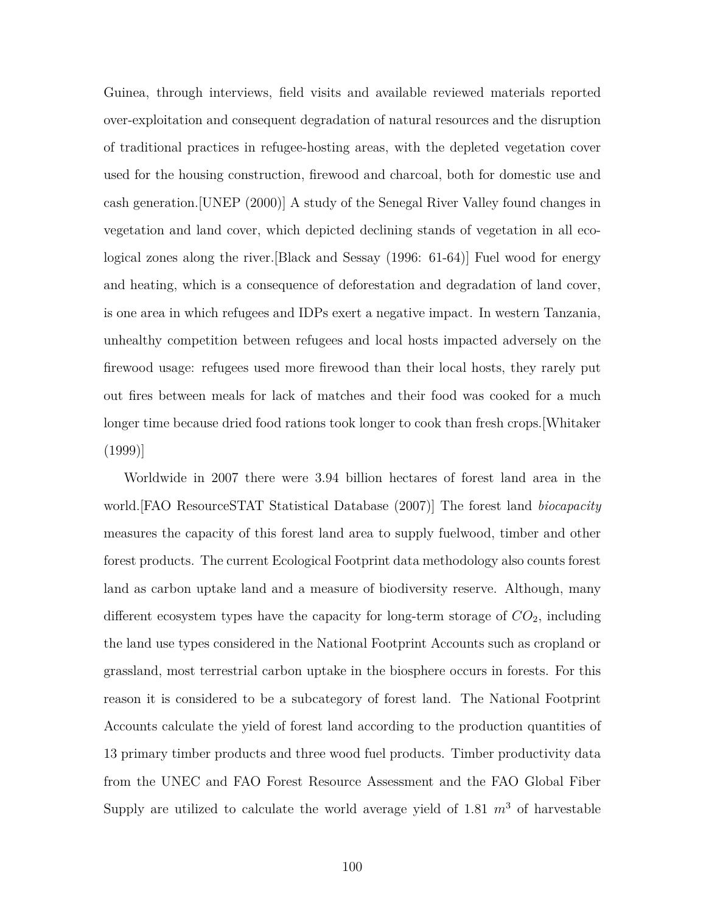Guinea, through interviews, field visits and available reviewed materials reported over-exploitation and consequent degradation of natural resources and the disruption of traditional practices in refugee-hosting areas, with the depleted vegetation cover used for the housing construction, firewood and charcoal, both for domestic use and cash generation.[UNEP (2000)] A study of the Senegal River Valley found changes in vegetation and land cover, which depicted declining stands of vegetation in all ecological zones along the river.[Black and Sessay (1996: 61-64)] Fuel wood for energy and heating, which is a consequence of deforestation and degradation of land cover, is one area in which refugees and IDPs exert a negative impact. In western Tanzania, unhealthy competition between refugees and local hosts impacted adversely on the firewood usage: refugees used more firewood than their local hosts, they rarely put out fires between meals for lack of matches and their food was cooked for a much longer time because dried food rations took longer to cook than fresh crops.[Whitaker (1999)]

Worldwide in 2007 there were 3.94 billion hectares of forest land area in the world.[FAO ResourceSTAT Statistical Database (2007)] The forest land *biocapacity* measures the capacity of this forest land area to supply fuelwood, timber and other forest products. The current Ecological Footprint data methodology also counts forest land as carbon uptake land and a measure of biodiversity reserve. Although, many different ecosystem types have the capacity for long-term storage of $CO_2$, including the land use types considered in the National Footprint Accounts such as cropland or grassland, most terrestrial carbon uptake in the biosphere occurs in forests. For this reason it is considered to be a subcategory of forest land. The National Footprint Accounts calculate the yield of forest land according to the production quantities of 13 primary timber products and three wood fuel products. Timber productivity data from the UNEC and FAO Forest Resource Assessment and the FAO Global Fiber Supply are utilized to calculate the world average yield of 1.81 $m^3$ of harvestable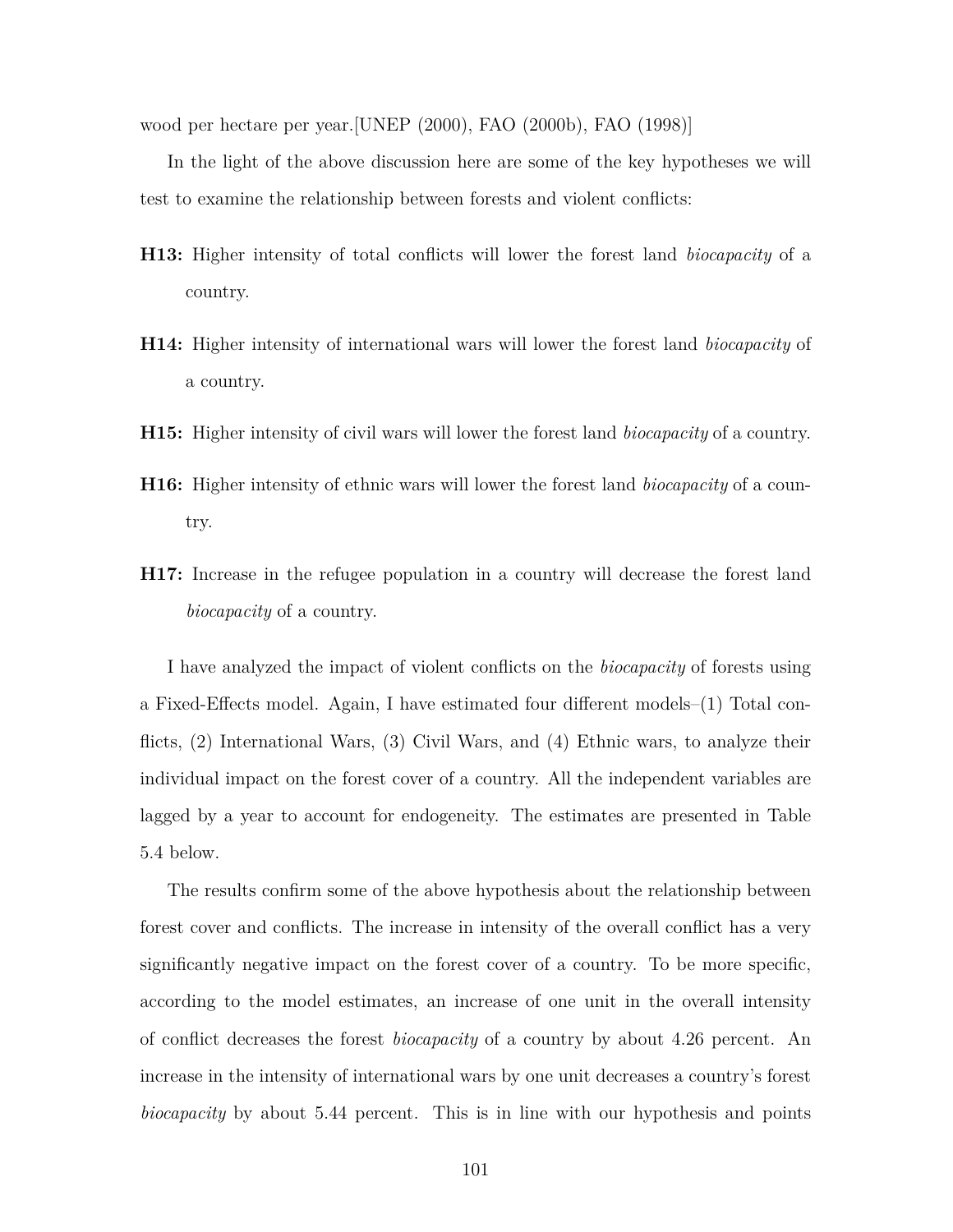wood per hectare per year.[UNEP (2000), FAO (2000b), FAO (1998)]

In the light of the above discussion here are some of the key hypotheses we will test to examine the relationship between forests and violent conflicts:

**H13:** Higher intensity of total conflicts will lower the forest land *biocapacity* of a country.

**H14:** Higher intensity of international wars will lower the forest land *biocapacity* of a country.

**H15:** Higher intensity of civil wars will lower the forest land *biocapacity* of a country.

**H16:** Higher intensity of ethnic wars will lower the forest land *biocapacity* of a country.

**H17:** Increase in the refugee population in a country will decrease the forest land *biocapacity* of a country.

I have analyzed the impact of violent conflicts on the *biocapacity* of forests using a Fixed-Effects model. Again, I have estimated four different models–(1) Total conflicts, (2) International Wars, (3) Civil Wars, and (4) Ethnic wars, to analyze their individual impact on the forest cover of a country. All the independent variables are lagged by a year to account for endogeneity. The estimates are presented in Table 5.4 below.

The results confirm some of the above hypothesis about the relationship between forest cover and conflicts. The increase in intensity of the overall conflict has a very significantly negative impact on the forest cover of a country. To be more specific, according to the model estimates, an increase of one unit in the overall intensity of conflict decreases the forest *biocapacity* of a country by about 4.26 percent. An increase in the intensity of international wars by one unit decreases a country's forest *biocapacity* by about 5.44 percent. This is in line with our hypothesis and points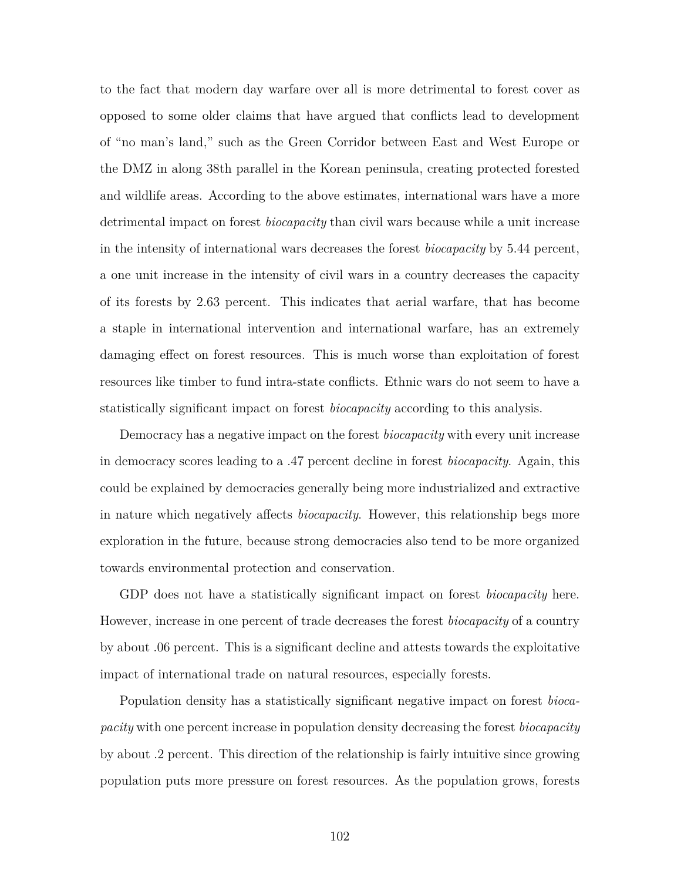to the fact that modern day warfare over all is more detrimental to forest cover as opposed to some older claims that have argued that conflicts lead to development of "no man's land," such as the Green Corridor between East and West Europe or the DMZ in along 38th parallel in the Korean peninsula, creating protected forested and wildlife areas. According to the above estimates, international wars have a more detrimental impact on forest *biocapacity* than civil wars because while a unit increase in the intensity of international wars decreases the forest *biocapacity* by 5.44 percent, a one unit increase in the intensity of civil wars in a country decreases the capacity of its forests by 2.63 percent. This indicates that aerial warfare, that has become a staple in international intervention and international warfare, has an extremely damaging effect on forest resources. This is much worse than exploitation of forest resources like timber to fund intra-state conflicts. Ethnic wars do not seem to have a statistically significant impact on forest *biocapacity* according to this analysis.

Democracy has a negative impact on the forest *biocapacity* with every unit increase in democracy scores leading to a .47 percent decline in forest *biocapacity*. Again, this could be explained by democracies generally being more industrialized and extractive in nature which negatively affects *biocapacity*. However, this relationship begs more exploration in the future, because strong democracies also tend to be more organized towards environmental protection and conservation.

GDP does not have a statistically significant impact on forest *biocapacity* here. However, increase in one percent of trade decreases the forest *biocapacity* of a country by about .06 percent. This is a significant decline and attests towards the exploitative impact of international trade on natural resources, especially forests.

Population density has a statistically significant negative impact on forest *biocapacity* with one percent increase in population density decreasing the forest *biocapacity* by about .2 percent. This direction of the relationship is fairly intuitive since growing population puts more pressure on forest resources. As the population grows, forests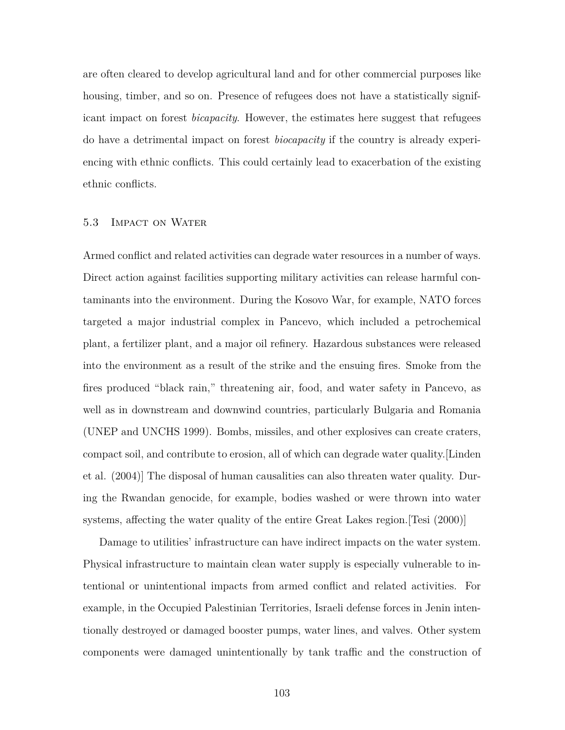are often cleared to develop agricultural land and for other commercial purposes like housing, timber, and so on. Presence of refugees does not have a statistically significant impact on forest *bicapacity*. However, the estimates here suggest that refugees do have a detrimental impact on forest *biocapacity* if the country is already experiencing with ethnic conflicts. This could certainly lead to exacerbation of the existing ethnic conflicts.

### 5.3 Impact on Water

Armed conflict and related activities can degrade water resources in a number of ways. Direct action against facilities supporting military activities can release harmful contaminants into the environment. During the Kosovo War, for example, NATO forces targeted a major industrial complex in Pancevo, which included a petrochemical plant, a fertilizer plant, and a major oil refinery. Hazardous substances were released into the environment as a result of the strike and the ensuing fires. Smoke from the fires produced "black rain," threatening air, food, and water safety in Pancevo, as well as in downstream and downwind countries, particularly Bulgaria and Romania (UNEP and UNCHS 1999). Bombs, missiles, and other explosives can create craters, compact soil, and contribute to erosion, all of which can degrade water quality.[Linden et al. (2004)] The disposal of human causalities can also threaten water quality. During the Rwandan genocide, for example, bodies washed or were thrown into water systems, affecting the water quality of the entire Great Lakes region.[Tesi (2000)]

Damage to utilities' infrastructure can have indirect impacts on the water system. Physical infrastructure to maintain clean water supply is especially vulnerable to intentional or unintentional impacts from armed conflict and related activities. For example, in the Occupied Palestinian Territories, Israeli defense forces in Jenin intentionally destroyed or damaged booster pumps, water lines, and valves. Other system components were damaged unintentionally by tank traffic and the construction of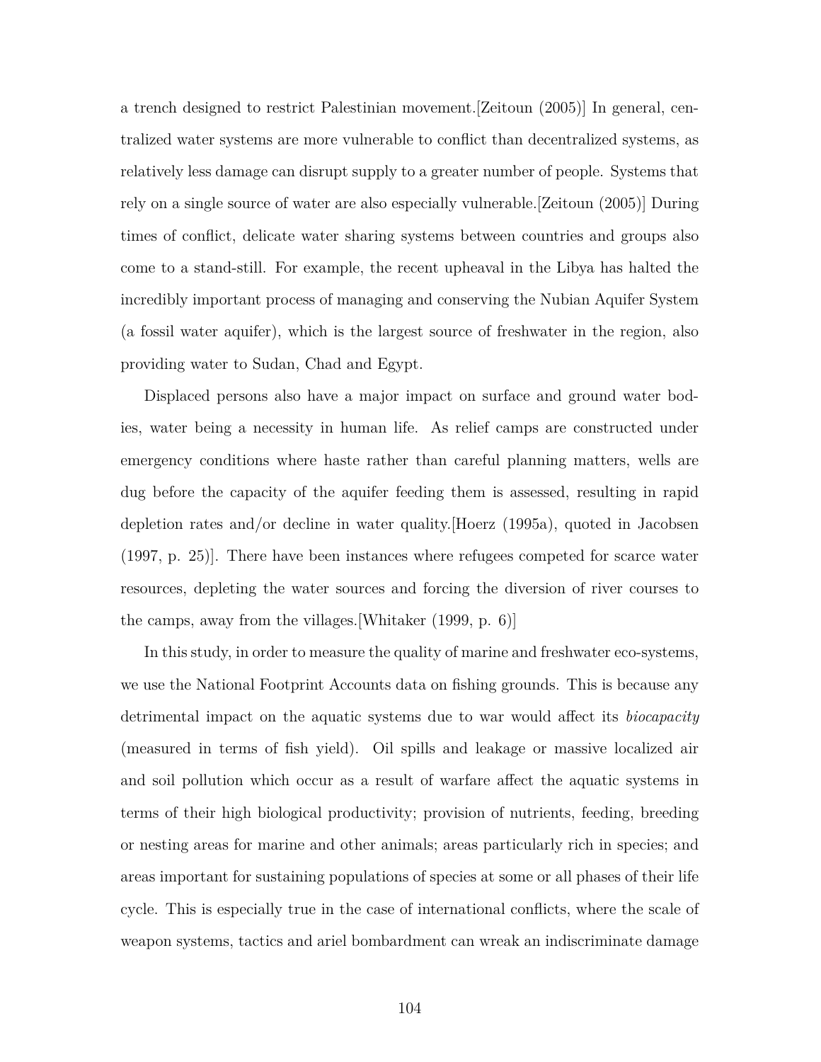a trench designed to restrict Palestinian movement.[Zeitoun (2005)] In general, centralized water systems are more vulnerable to conflict than decentralized systems, as relatively less damage can disrupt supply to a greater number of people. Systems that rely on a single source of water are also especially vulnerable.[Zeitoun (2005)] During times of conflict, delicate water sharing systems between countries and groups also come to a stand-still. For example, the recent upheaval in the Libya has halted the incredibly important process of managing and conserving the Nubian Aquifer System (a fossil water aquifer), which is the largest source of freshwater in the region, also providing water to Sudan, Chad and Egypt.

Displaced persons also have a major impact on surface and ground water bodies, water being a necessity in human life. As relief camps are constructed under emergency conditions where haste rather than careful planning matters, wells are dug before the capacity of the aquifer feeding them is assessed, resulting in rapid depletion rates and/or decline in water quality.[Hoerz (1995a), quoted in Jacobsen (1997, p. 25)]. There have been instances where refugees competed for scarce water resources, depleting the water sources and forcing the diversion of river courses to the camps, away from the villages.[Whitaker (1999, p. 6)]

In this study, in order to measure the quality of marine and freshwater eco-systems, we use the National Footprint Accounts data on fishing grounds. This is because any detrimental impact on the aquatic systems due to war would affect its *biocapacity* (measured in terms of fish yield). Oil spills and leakage or massive localized air and soil pollution which occur as a result of warfare affect the aquatic systems in terms of their high biological productivity; provision of nutrients, feeding, breeding or nesting areas for marine and other animals; areas particularly rich in species; and areas important for sustaining populations of species at some or all phases of their life cycle. This is especially true in the case of international conflicts, where the scale of weapon systems, tactics and ariel bombardment can wreak an indiscriminate damage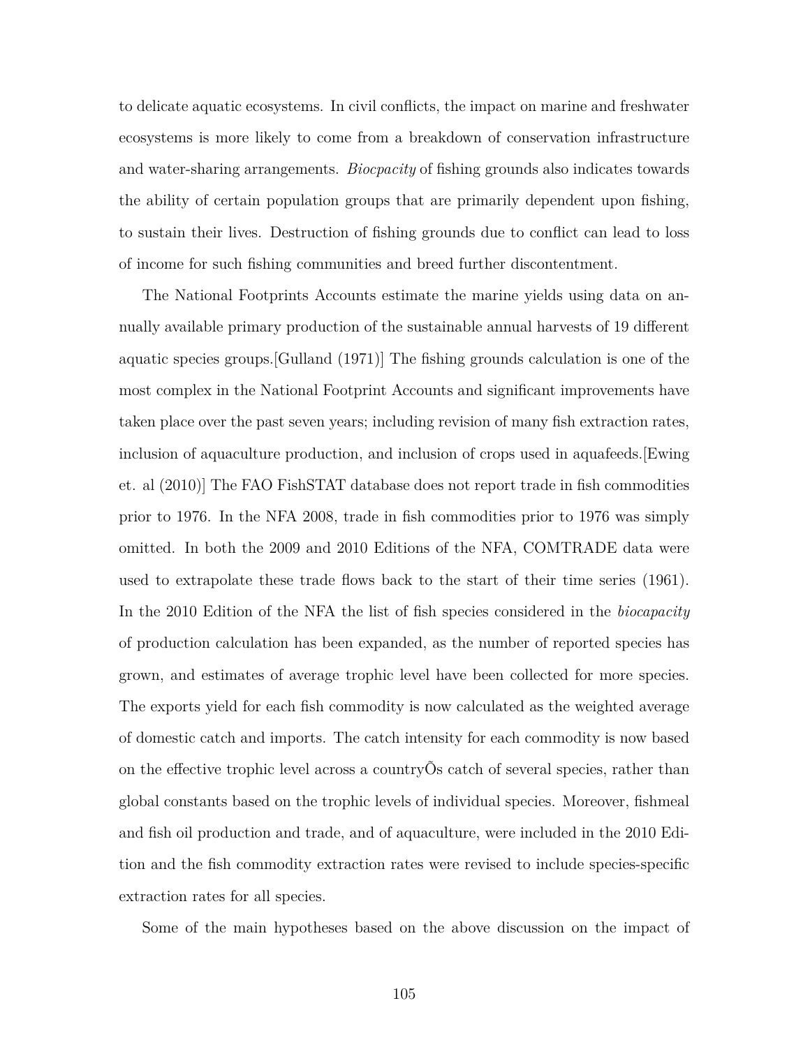to delicate aquatic ecosystems. In civil conflicts, the impact on marine and freshwater ecosystems is more likely to come from a breakdown of conservation infrastructure and water-sharing arrangements. *Biocpacity* of fishing grounds also indicates towards the ability of certain population groups that are primarily dependent upon fishing, to sustain their lives. Destruction of fishing grounds due to conflict can lead to loss of income for such fishing communities and breed further discontentment.

The National Footprints Accounts estimate the marine yields using data on annually available primary production of the sustainable annual harvests of 19 different aquatic species groups.[Gulland (1971)] The fishing grounds calculation is one of the most complex in the National Footprint Accounts and significant improvements have taken place over the past seven years; including revision of many fish extraction rates, inclusion of aquaculture production, and inclusion of crops used in aquafeeds.[Ewing et. al (2010)] The FAO FishSTAT database does not report trade in fish commodities prior to 1976. In the NFA 2008, trade in fish commodities prior to 1976 was simply omitted. In both the 2009 and 2010 Editions of the NFA, COMTRADE data were used to extrapolate these trade flows back to the start of their time series (1961). In the 2010 Edition of the NFA the list of fish species considered in the *biocapacity* of production calculation has been expanded, as the number of reported species has grown, and estimates of average trophic level have been collected for more species. The exports yield for each fish commodity is now calculated as the weighted average of domestic catch and imports. The catch intensity for each commodity is now based on the effective trophic level across a countryÕs catch of several species, rather than global constants based on the trophic levels of individual species. Moreover, fishmeal and fish oil production and trade, and of aquaculture, were included in the 2010 Edition and the fish commodity extraction rates were revised to include species-specific extraction rates for all species.

Some of the main hypotheses based on the above discussion on the impact of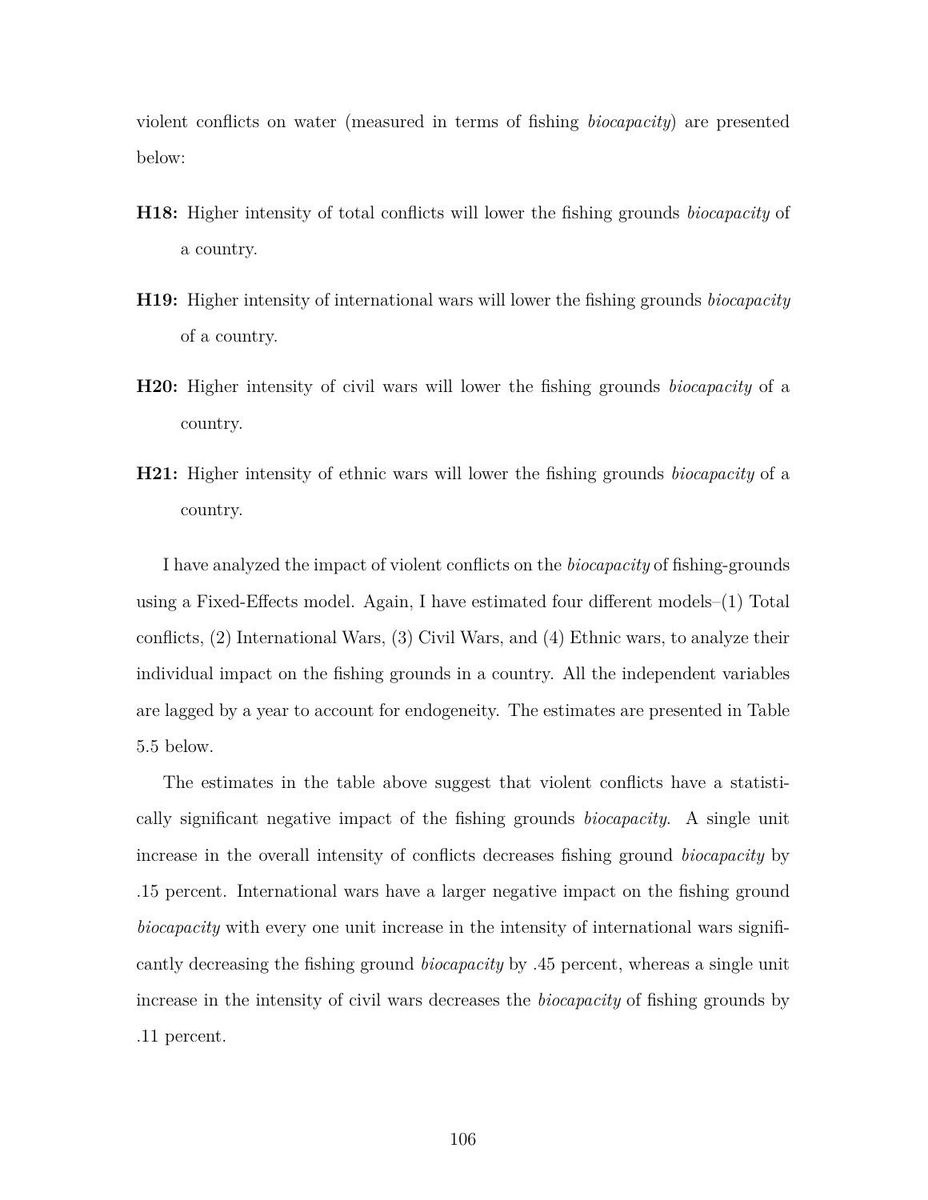violent conflicts on water (measured in terms of fishing *biocapacity*) are presented below:

**H18:** Higher intensity of total conflicts will lower the fishing grounds *biocapacity* of a country.

**H19:** Higher intensity of international wars will lower the fishing grounds *biocapacity* of a country.

**H20:** Higher intensity of civil wars will lower the fishing grounds *biocapacity* of a country.

**H21:** Higher intensity of ethnic wars will lower the fishing grounds *biocapacity* of a country.

I have analyzed the impact of violent conflicts on the *biocapacity* of fishing-grounds using a Fixed-Effects model. Again, I have estimated four different models–(1) Total conflicts, (2) International Wars, (3) Civil Wars, and (4) Ethnic wars, to analyze their individual impact on the fishing grounds in a country. All the independent variables are lagged by a year to account for endogeneity. The estimates are presented in Table 5.5 below.

The estimates in the table above suggest that violent conflicts have a statistically significant negative impact of the fishing grounds *biocapacity*. A single unit increase in the overall intensity of conflicts decreases fishing ground *biocapacity* by .15 percent. International wars have a larger negative impact on the fishing ground *biocapacity* with every one unit increase in the intensity of international wars significantly decreasing the fishing ground *biocapacity* by .45 percent, whereas a single unit increase in the intensity of civil wars decreases the *biocapacity* of fishing grounds by .11 percent.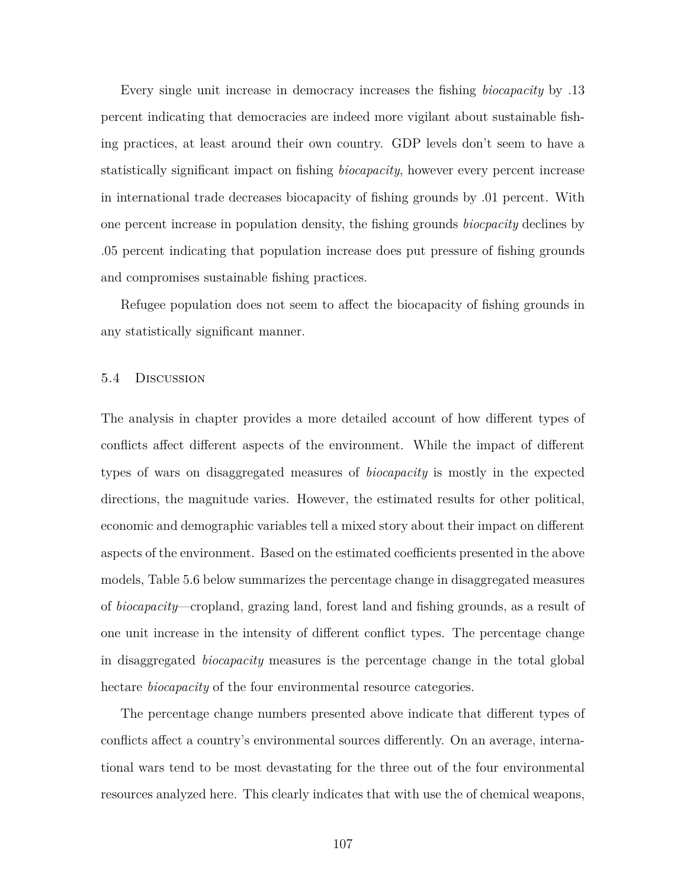Every single unit increase in democracy increases the fishing *biocapacity* by .13 percent indicating that democracies are indeed more vigilant about sustainable fishing practices, at least around their own country. GDP levels don't seem to have a statistically significant impact on fishing *biocapacity*, however every percent increase in international trade decreases biocapacity of fishing grounds by .01 percent. With one percent increase in population density, the fishing grounds *biocpacity* declines by .05 percent indicating that population increase does put pressure of fishing grounds and compromises sustainable fishing practices.

Refugee population does not seem to affect the biocapacity of fishing grounds in any statistically significant manner.

## 5.4 Discussion

The analysis in chapter provides a more detailed account of how different types of conflicts affect different aspects of the environment. While the impact of different types of wars on disaggregated measures of *biocapacity* is mostly in the expected directions, the magnitude varies. However, the estimated results for other political, economic and demographic variables tell a mixed story about their impact on different aspects of the environment. Based on the estimated coefficients presented in the above models, Table 5.6 below summarizes the percentage change in disaggregated measures of *biocapacity*—cropland, grazing land, forest land and fishing grounds, as a result of one unit increase in the intensity of different conflict types. The percentage change in disaggregated *biocapacity* measures is the percentage change in the total global hectare *biocapacity* of the four environmental resource categories.

The percentage change numbers presented above indicate that different types of conflicts affect a country's environmental sources differently. On an average, international wars tend to be most devastating for the three out of the four environmental resources analyzed here. This clearly indicates that with use the of chemical weapons,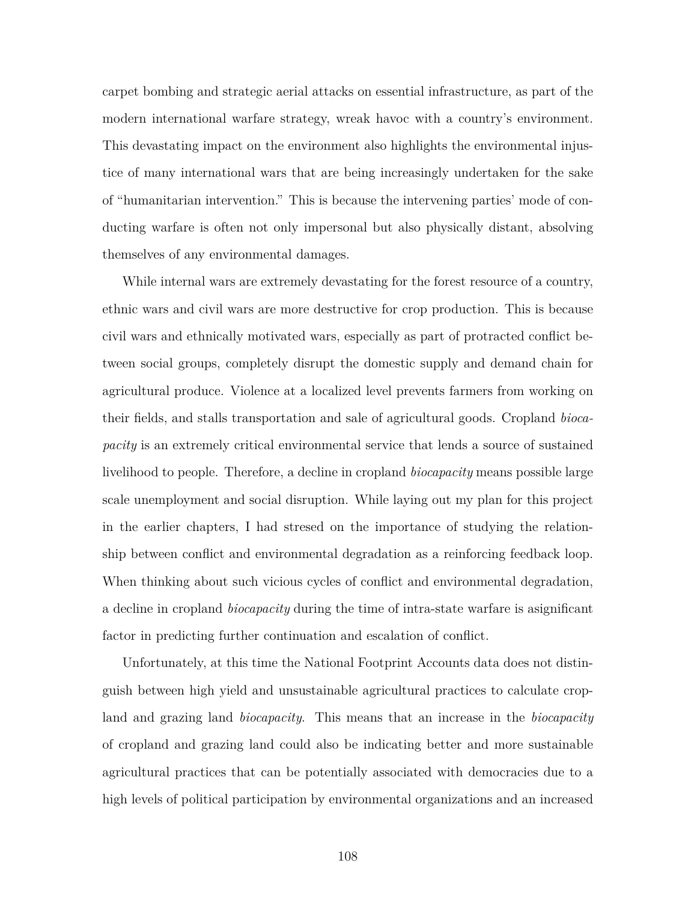carpet bombing and strategic aerial attacks on essential infrastructure, as part of the modern international warfare strategy, wreak havoc with a country's environment. This devastating impact on the environment also highlights the environmental injustice of many international wars that are being increasingly undertaken for the sake of "humanitarian intervention." This is because the intervening parties' mode of conducting warfare is often not only impersonal but also physically distant, absolving themselves of any environmental damages.

While internal wars are extremely devastating for the forest resource of a country, ethnic wars and civil wars are more destructive for crop production. This is because civil wars and ethnically motivated wars, especially as part of protracted conflict between social groups, completely disrupt the domestic supply and demand chain for agricultural produce. Violence at a localized level prevents farmers from working on their fields, and stalls transportation and sale of agricultural goods. Cropland *biocapacity* is an extremely critical environmental service that lends a source of sustained livelihood to people. Therefore, a decline in cropland *biocapacity* means possible large scale unemployment and social disruption. While laying out my plan for this project in the earlier chapters, I had stresed on the importance of studying the relationship between conflict and environmental degradation as a reinforcing feedback loop. When thinking about such vicious cycles of conflict and environmental degradation, a decline in cropland *biocapacity* during the time of intra-state warfare is asignificant factor in predicting further continuation and escalation of conflict.

Unfortunately, at this time the National Footprint Accounts data does not distinguish between high yield and unsustainable agricultural practices to calculate cropland and grazing land *biocapacity*. This means that an increase in the *biocapacity* of cropland and grazing land could also be indicating better and more sustainable agricultural practices that can be potentially associated with democracies due to a high levels of political participation by environmental organizations and an increased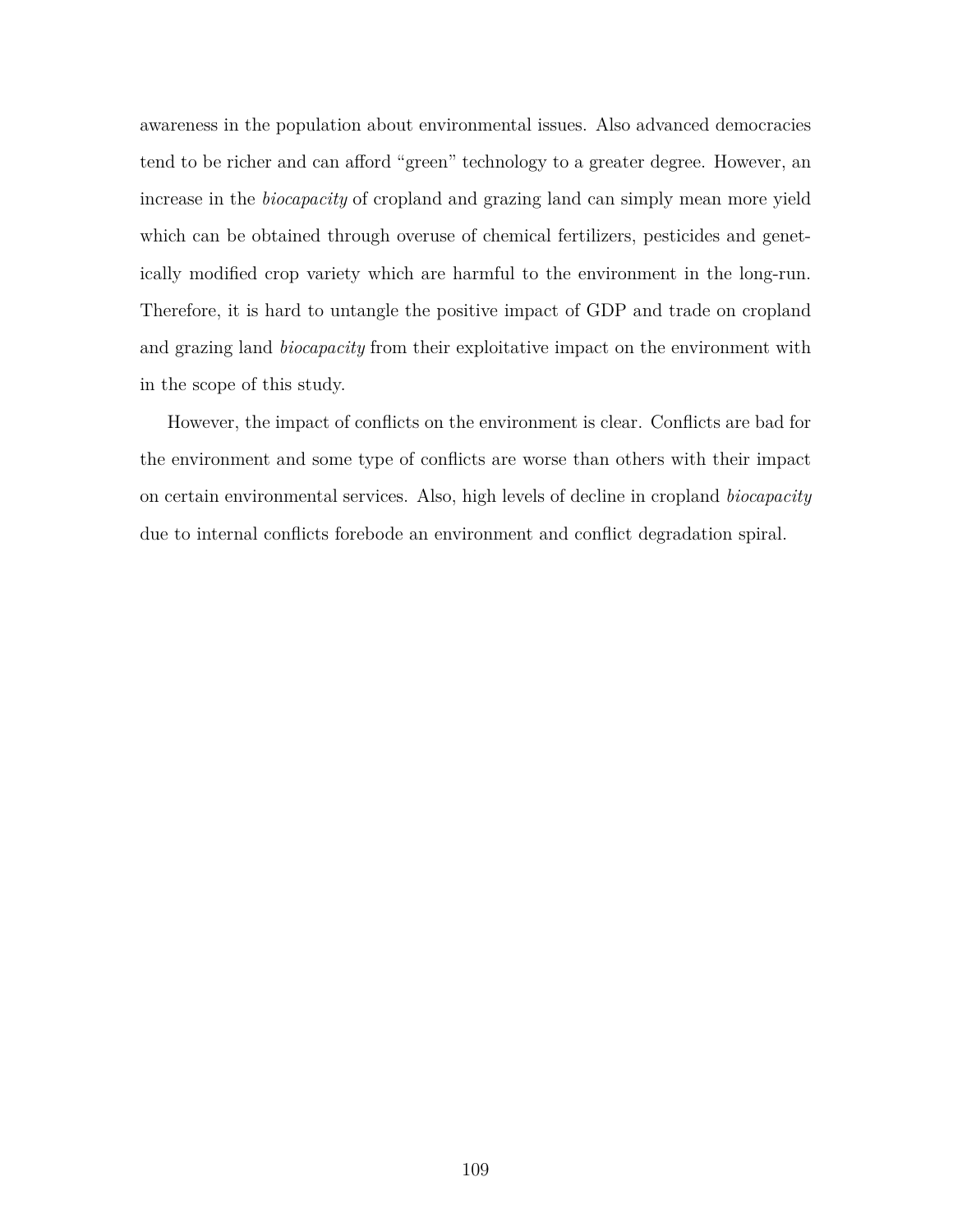awareness in the population about environmental issues. Also advanced democracies tend to be richer and can afford "green" technology to a greater degree. However, an increase in the *biocapacity* of cropland and grazing land can simply mean more yield which can be obtained through overuse of chemical fertilizers, pesticides and genetically modified crop variety which are harmful to the environment in the long-run. Therefore, it is hard to untangle the positive impact of GDP and trade on cropland and grazing land *biocapacity* from their exploitative impact on the environment with in the scope of this study.

However, the impact of conflicts on the environment is clear. Conflicts are bad for the environment and some type of conflicts are worse than others with their impact on certain environmental services. Also, high levels of decline in cropland *biocapacity* due to internal conflicts forebode an environment and conflict degradation spiral.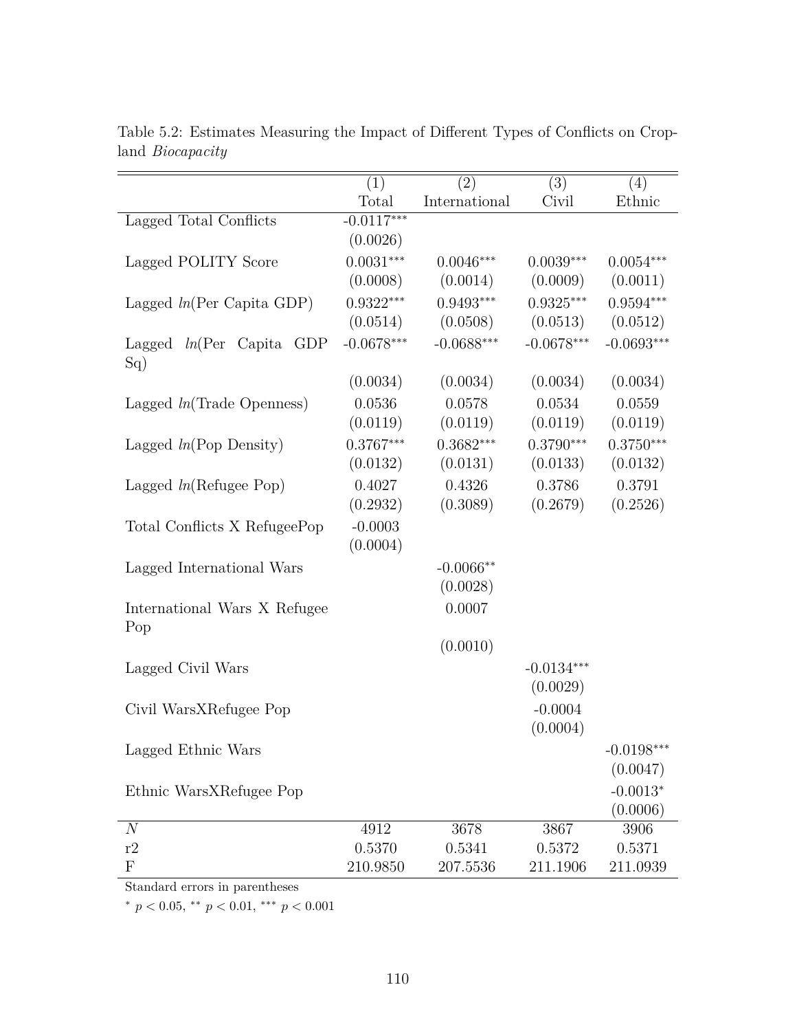Table 5.2: Estimates Measuring the Impact of Different Types of Conflicts on Cropland *Biocapacity*

| | (1) | (2) | (3) | (4) |
|---|---|---|---|---|
| | Total | International | Civil | Ethnic |
| Lagged Total Conflicts | -0.0117*** | | | |
| | (0.0026) | | | |
| Lagged POLITY Score | 0.0031*** | 0.0046*** | 0.0039*** | 0.0054*** |
| | (0.0008) | (0.0014) | (0.0009) | (0.0011) |
| Lagged *ln*(Per Capita GDP) | 0.9322*** | 0.9493*** | 0.9325*** | 0.9594*** |
| | (0.0514) | (0.0508) | (0.0513) | (0.0512) |
| Lagged *ln*(Per Capita GDP Sq) | -0.0678*** | -0.0688*** | -0.0678*** | -0.0693*** |
| | (0.0034) | (0.0034) | (0.0034) | (0.0034) |
| Lagged *ln*(Trade Openness) | 0.0536 | 0.0578 | 0.0534 | 0.0559 |
| | (0.0119) | (0.0119) | (0.0119) | (0.0119) |
| Lagged *ln*(Pop Density) | 0.3767*** | 0.3682*** | 0.3790*** | 0.3750*** |
| | (0.0132) | (0.0131) | (0.0133) | (0.0132) |
| Lagged *ln*(Refugee Pop) | 0.4027 | 0.4326 | 0.3786 | 0.3791 |
| | (0.2932) | (0.3089) | (0.2679) | (0.2526) |
| Total Conflicts X RefugeePop | -0.0003 | | | |
| | (0.0004) | | | |
| Lagged International Wars | | -0.0066** | | |
| | | (0.0028) | | |
| International Wars X Refugee Pop | | 0.0007 | | |
| | | (0.0010) | | |
| Lagged Civil Wars | | | -0.0134*** | |
| | | | (0.0029) | |
| Civil WarsXRefugee Pop | | | -0.0004 | |
| | | | (0.0004) | |
| Lagged Ethnic Wars | | | | -0.0198*** |
| | | | | (0.0047) |
| Ethnic WarsXRefugee Pop | | | | -0.0013* |
| | | | | (0.0006) |
| $N$ | 4912 | 3678 | 3867 | 3906 |
| r2 | 0.5370 | 0.5341 | 0.5372 | 0.5371 |
| F | 210.9850 | 207.5536 | 211.1906 | 211.0939 |

Standard errors in parentheses

* $p < 0.05$, ** $p < 0.01$, *** $p < 0.001$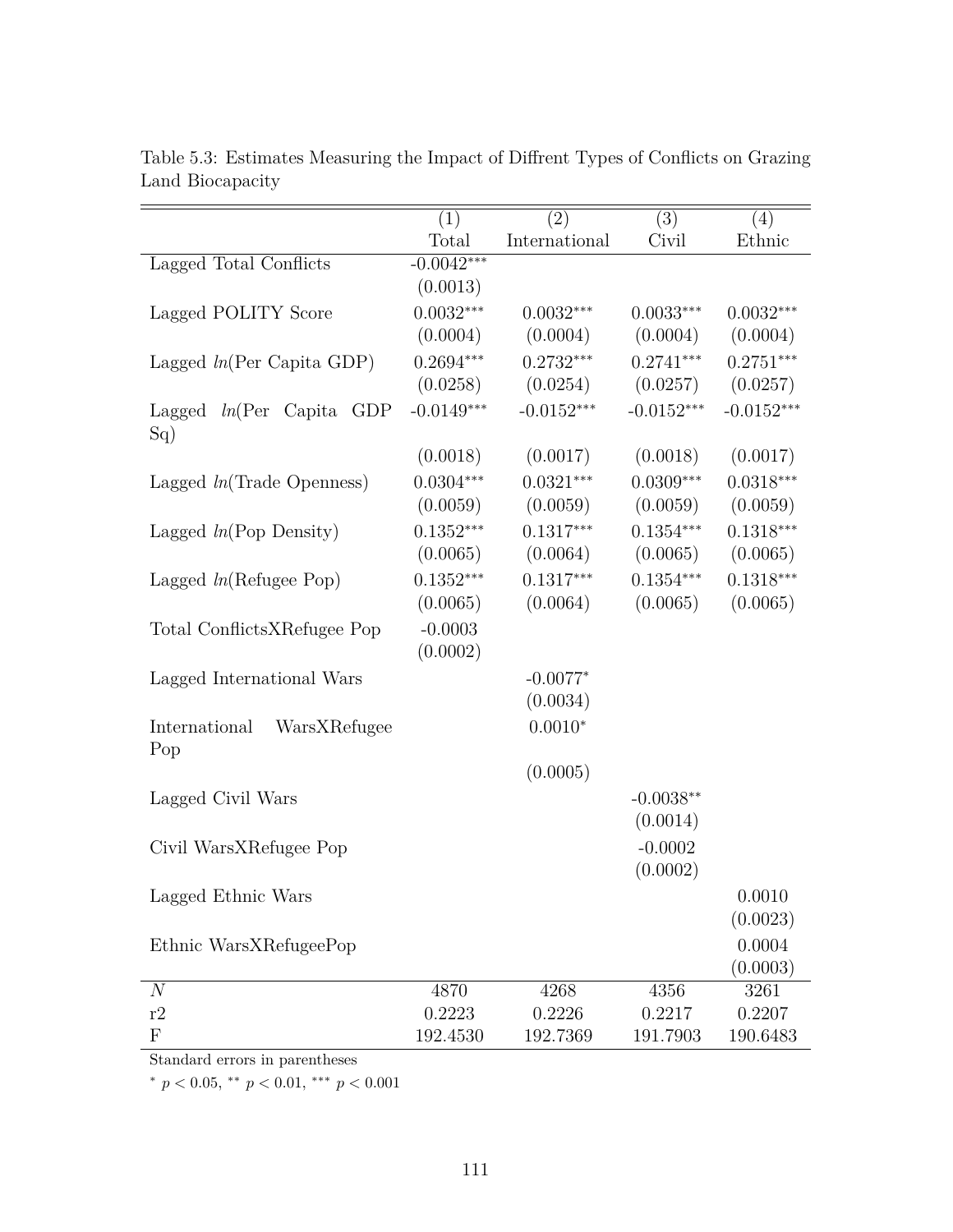Table 5.3: Estimates Measuring the Impact of Diffrent Types of Conflicts on Grazing Land Biocapacity

| | (1) | (2) | (3) | (4) |
|---|---|---|---|---|
| | Total | International | Civil | Ethnic |
| Lagged Total Conflicts | -0.0042*** | | | |
| | (0.0013) | | | |
| Lagged POLITY Score | 0.0032*** | 0.0032*** | 0.0033*** | 0.0032*** |
| | (0.0004) | (0.0004) | (0.0004) | (0.0004) |
| Lagged *ln*(Per Capita GDP) | 0.2694*** | 0.2732*** | 0.2741*** | 0.2751*** |
| | (0.0258) | (0.0254) | (0.0257) | (0.0257) |
| Lagged *ln*(Per Capita GDP Sq) | -0.0149*** | -0.0152*** | -0.0152*** | -0.0152*** |
| | (0.0018) | (0.0017) | (0.0018) | (0.0017) |
| Lagged *ln*(Trade Openness) | 0.0304*** | 0.0321*** | 0.0309*** | 0.0318*** |
| | (0.0059) | (0.0059) | (0.0059) | (0.0059) |
| Lagged *ln*(Pop Density) | 0.1352*** | 0.1317*** | 0.1354*** | 0.1318*** |
| | (0.0065) | (0.0064) | (0.0065) | (0.0065) |
| Lagged *ln*(Refugee Pop) | 0.1352*** | 0.1317*** | 0.1354*** | 0.1318*** |
| | (0.0065) | (0.0064) | (0.0065) | (0.0065) |
| Total ConflictsXRefugee Pop | -0.0003 | | | |
| | (0.0002) | | | |
| Lagged International Wars | | -0.0077* | | |
| | | (0.0034) | | |
| International WarsXRefugee Pop | | 0.0010* | | |
| | | (0.0005) | | |
| Lagged Civil Wars | | | -0.0038** | |
| | | | (0.0014) | |
| Civil WarsXRefugee Pop | | | -0.0002 | |
| | | | (0.0002) | |
| Lagged Ethnic Wars | | | | 0.0010 |
| | | | | (0.0023) |
| Ethnic WarsXRefugeePop | | | | 0.0004 |
| | | | | (0.0003) |
| $N$ | 4870 | 4268 | 4356 | 3261 |
| r2 | 0.2223 | 0.2226 | 0.2217 | 0.2207 |
| F | 192.4530 | 192.7369 | 191.7903 | 190.6483 |

Standard errors in parentheses

* $p < 0.05$, ** $p < 0.01$, *** $p < 0.001$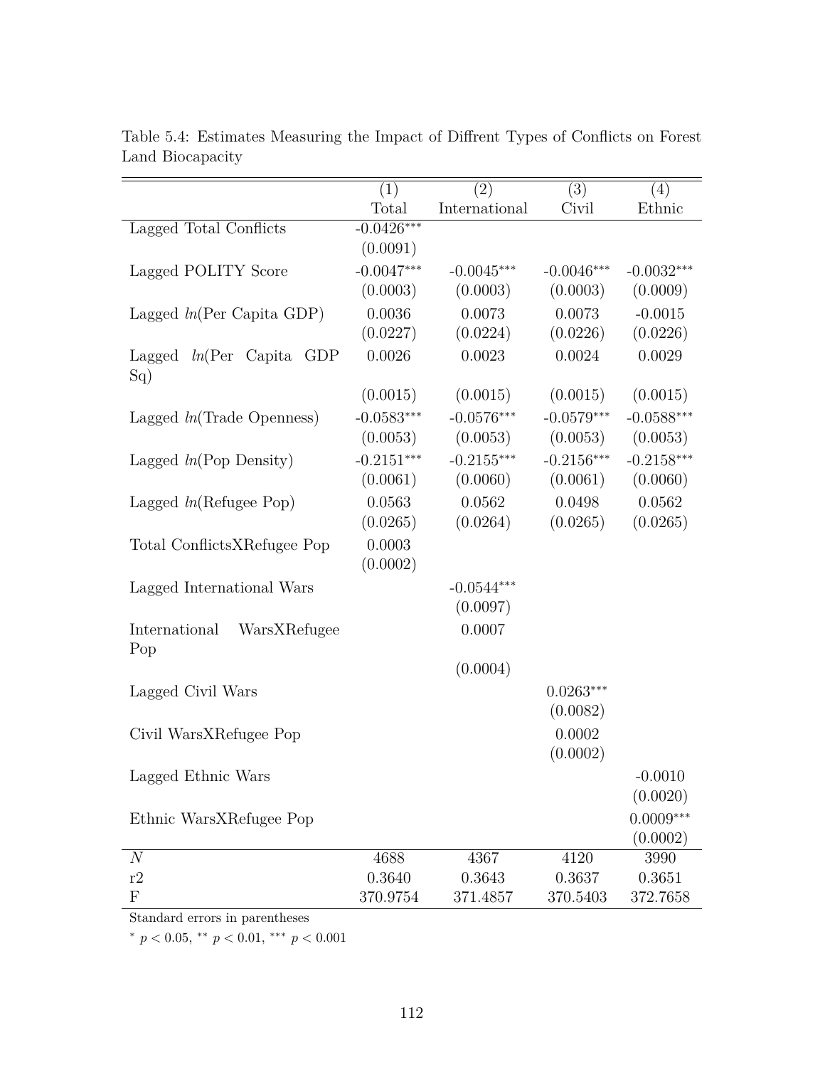Table 5.4: Estimates Measuring the Impact of Diffrent Types of Conflicts on Forest Land Biocapacity

| | (1) Total | (2) International | (3) Civil | (4) Ethnic |
|---|---|---|---|---|
| Lagged Total Conflicts | -0.0426*** | | | |
| | (0.0091) | | | |
| Lagged POLITY Score | -0.0047*** | -0.0045*** | -0.0046*** | -0.0032*** |
| | (0.0003) | (0.0003) | (0.0003) | (0.0009) |
| Lagged *ln*(Per Capita GDP) | 0.0036 | 0.0073 | 0.0073 | -0.0015 |
| | (0.0227) | (0.0224) | (0.0226) | (0.0226) |
| Lagged *ln*(Per Capita GDP Sq) | 0.0026 | 0.0023 | 0.0024 | 0.0029 |
| | (0.0015) | (0.0015) | (0.0015) | (0.0015) |
| Lagged *ln*(Trade Openness) | -0.0583*** | -0.0576*** | -0.0579*** | -0.0588*** |
| | (0.0053) | (0.0053) | (0.0053) | (0.0053) |
| Lagged *ln*(Pop Density) | -0.2151*** | -0.2155*** | -0.2156*** | -0.2158*** |
| | (0.0061) | (0.0060) | (0.0061) | (0.0060) |
| Lagged *ln*(Refugee Pop) | 0.0563 | 0.0562 | 0.0498 | 0.0562 |
| | (0.0265) | (0.0264) | (0.0265) | (0.0265) |
| Total ConflictsXRefugee Pop | 0.0003 | | | |
| | (0.0002) | | | |
| Lagged International Wars | | -0.0544*** | | |
| | | (0.0097) | | |
| International WarsXRefugee Pop | | 0.0007 | | |
| | | (0.0004) | | |
| Lagged Civil Wars | | | 0.0263*** | |
| | | | (0.0082) | |
| Civil WarsXRefugee Pop | | | 0.0002 | |
| | | | (0.0002) | |
| Lagged Ethnic Wars | | | | -0.0010 |
| | | | | (0.0020) |
| Ethnic WarsXRefugee Pop | | | | 0.0009*** |
| | | | | (0.0002) |
| $N$ | 4688 | 4367 | 4120 | 3990 |
| r2 | 0.3640 | 0.3643 | 0.3637 | 0.3651 |
| F | 370.9754 | 371.4857 | 370.5403 | 372.7658 |

Standard errors in parentheses

$^{*}$ $p < 0.05$, $^{**}$ $p < 0.01$, $^{***}$ $p < 0.001$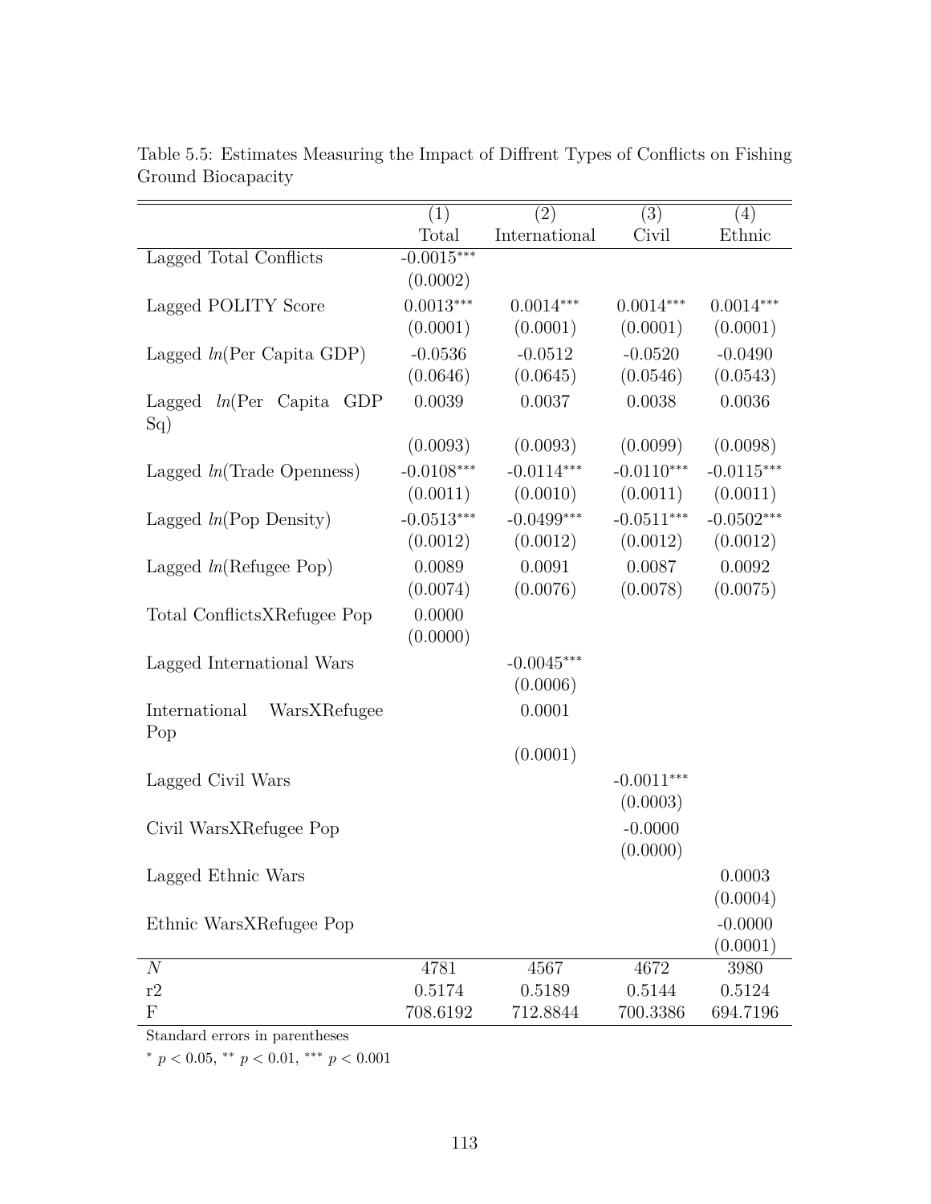Table 5.5: Estimates Measuring the Impact of Diffrent Types of Conflicts on Fishing Ground Biocapacity

| | (1) Total | (2) International | (3) Civil | (4) Ethnic |
|---|---|---|---|---|
| Lagged Total Conflicts | -0.0015*** | | | |
| | (0.0002) | | | |
| Lagged POLITY Score | 0.0013*** | 0.0014*** | 0.0014*** | 0.0014*** |
| | (0.0001) | (0.0001) | (0.0001) | (0.0001) |
| Lagged *ln*(Per Capita GDP) | -0.0536 | -0.0512 | -0.0520 | -0.0490 |
| | (0.0646) | (0.0645) | (0.0546) | (0.0543) |
| Lagged *ln*(Per Capita GDP Sq) | 0.0039 | 0.0037 | 0.0038 | 0.0036 |
| | (0.0093) | (0.0093) | (0.0099) | (0.0098) |
| Lagged *ln*(Trade Openness) | -0.0108*** | -0.0114*** | -0.0110*** | -0.0115*** |
| | (0.0011) | (0.0010) | (0.0011) | (0.0011) |
| Lagged *ln*(Pop Density) | -0.0513*** | -0.0499*** | -0.0511*** | -0.0502*** |
| | (0.0012) | (0.0012) | (0.0012) | (0.0012) |
| Lagged *ln*(Refugee Pop) | 0.0089 | 0.0091 | 0.0087 | 0.0092 |
| | (0.0074) | (0.0076) | (0.0078) | (0.0075) |
| Total ConflictsXRefugee Pop | 0.0000 | | | |
| | (0.0000) | | | |
| Lagged International Wars | | -0.0045*** | | |
| | | (0.0006) | | |
| International WarsXRefugee Pop | | 0.0001 | | |
| | | (0.0001) | | |
| Lagged Civil Wars | | | -0.0011*** | |
| | | | (0.0003) | |
| Civil WarsXRefugee Pop | | | -0.0000 | |
| | | | (0.0000) | |
| Lagged Ethnic Wars | | | | 0.0003 |
| | | | | (0.0004) |
| Ethnic WarsXRefugee Pop | | | | -0.0000 |
| | | | | (0.0001) |
| $N$ | 4781 | 4567 | 4672 | 3980 |
| r2 | 0.5174 | 0.5189 | 0.5144 | 0.5124 |
| F | 708.6192 | 712.8844 | 700.3386 | 694.7196 |

Standard errors in parentheses

* $p < 0.05$, ** $p < 0.01$, *** $p < 0.001$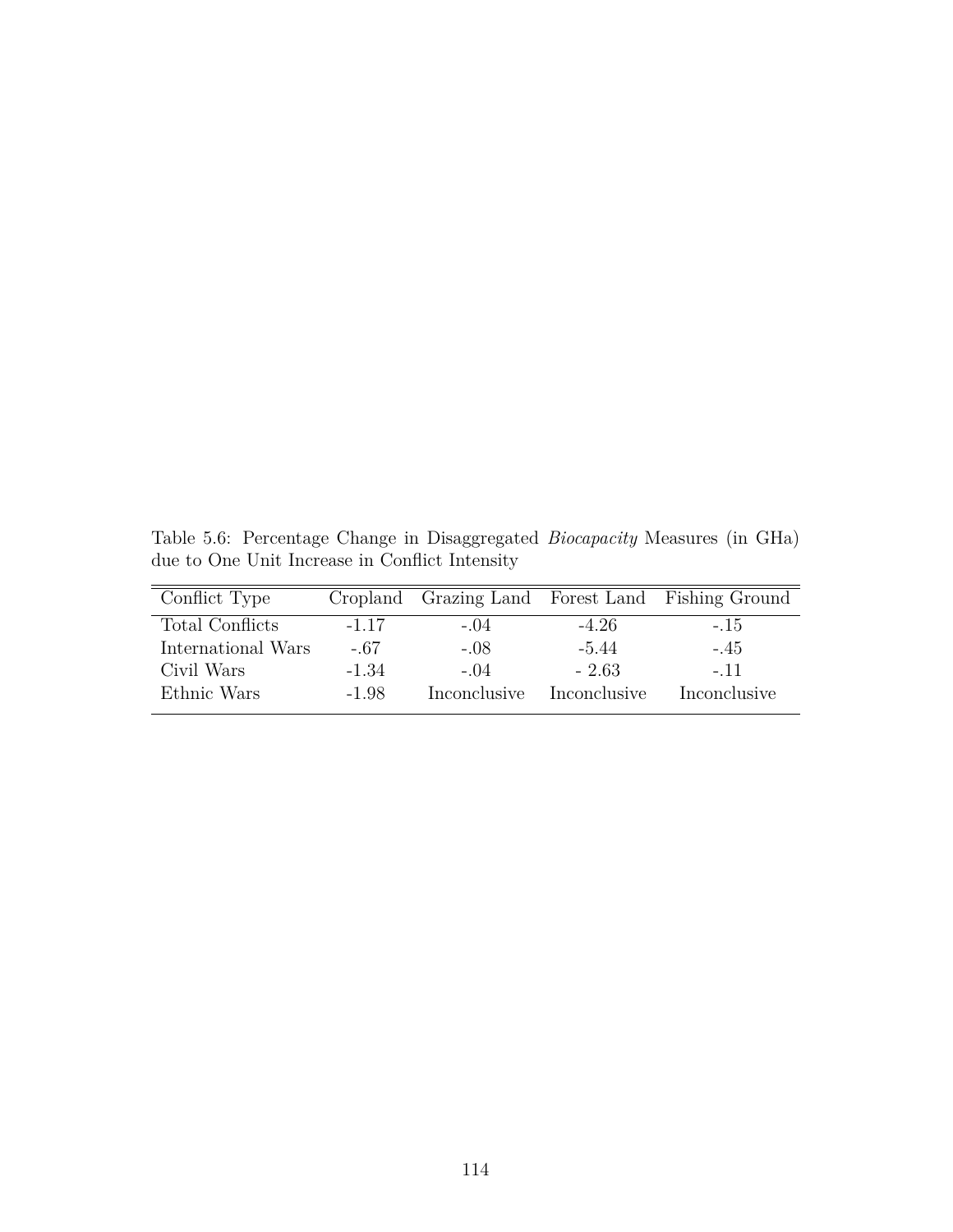Table 5.6: Percentage Change in Disaggregated *Biocapacity* Measures (in GHa) due to One Unit Increase in Conflict Intensity

| Conflict Type | Cropland | Grazing Land | Forest Land | Fishing Ground |
|---|---|---|---|---|
| Total Conflicts | -1.17 | -.04 | -4.26 | -.15 |
| International Wars | -.67 | -.08 | -5.44 | -.45 |
| Civil Wars | -1.34 | -.04 | - 2.63 | -.11 |
| Ethnic Wars | -1.98 | Inconclusive | Inconclusive | Inconclusive |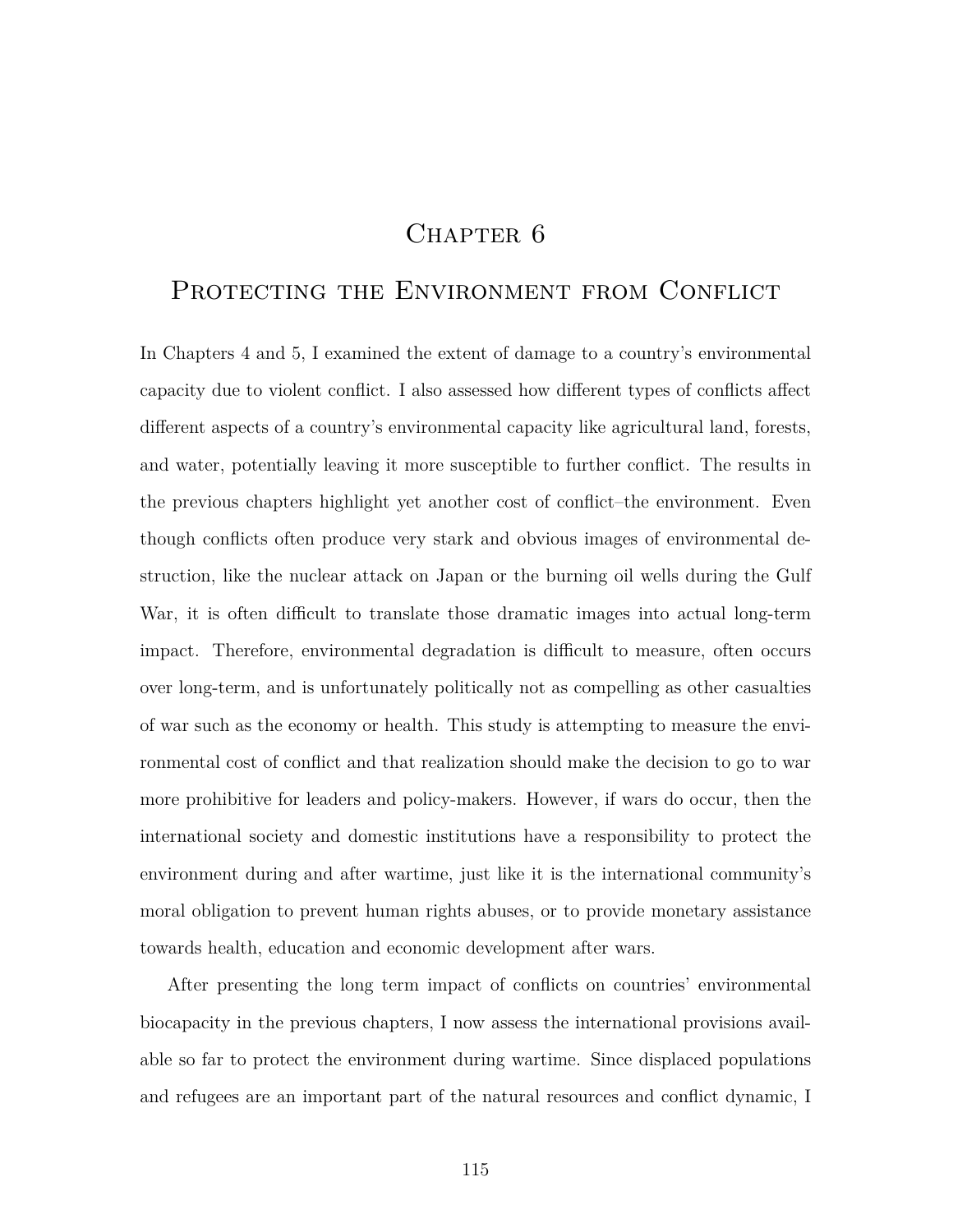# Chapter 6

## Protecting the Environment from Conflict

In Chapters 4 and 5, I examined the extent of damage to a country's environmental capacity due to violent conflict. I also assessed how different types of conflicts affect different aspects of a country's environmental capacity like agricultural land, forests, and water, potentially leaving it more susceptible to further conflict. The results in the previous chapters highlight yet another cost of conflict–the environment. Even though conflicts often produce very stark and obvious images of environmental destruction, like the nuclear attack on Japan or the burning oil wells during the Gulf War, it is often difficult to translate those dramatic images into actual long-term impact. Therefore, environmental degradation is difficult to measure, often occurs over long-term, and is unfortunately politically not as compelling as other casualties of war such as the economy or health. This study is attempting to measure the environmental cost of conflict and that realization should make the decision to go to war more prohibitive for leaders and policy-makers. However, if wars do occur, then the international society and domestic institutions have a responsibility to protect the environment during and after wartime, just like it is the international community's moral obligation to prevent human rights abuses, or to provide monetary assistance towards health, education and economic development after wars.

After presenting the long term impact of conflicts on countries' environmental biocapacity in the previous chapters, I now assess the international provisions available so far to protect the environment during wartime. Since displaced populations and refugees are an important part of the natural resources and conflict dynamic, I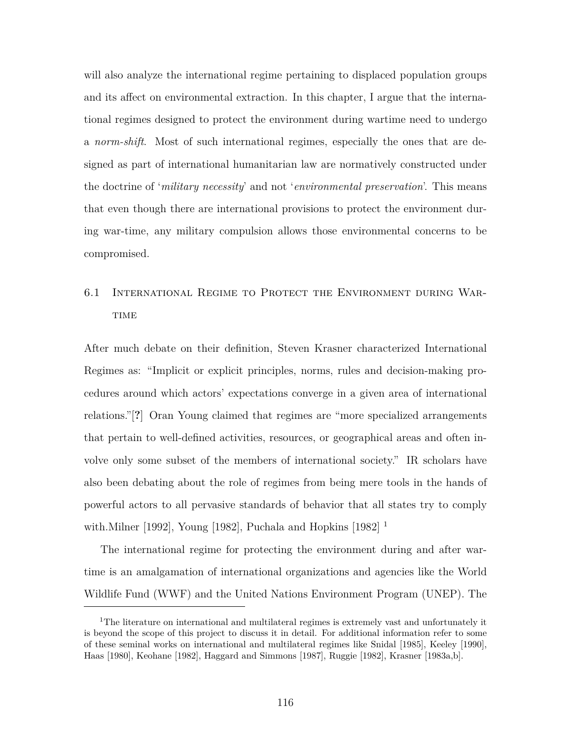will also analyze the international regime pertaining to displaced population groups and its affect on environmental extraction. In this chapter, I argue that the international regimes designed to protect the environment during wartime need to undergo a *norm-shift*. Most of such international regimes, especially the ones that are designed as part of international humanitarian law are normatively constructed under the doctrine of '*military necessity*' and not '*environmental preservation*'. This means that even though there are international provisions to protect the environment during war-time, any military compulsion allows those environmental concerns to be compromised.

## 6.1 International Regime to Protect the Environment during Wartime

After much debate on their definition, Steven Krasner characterized International Regimes as: "Implicit or explicit principles, norms, rules and decision-making procedures around which actors' expectations converge in a given area of international relations."[?] Oran Young claimed that regimes are "more specialized arrangements that pertain to well-defined activities, resources, or geographical areas and often involve only some subset of the members of international society." IR scholars have also been debating about the role of regimes from being mere tools in the hands of powerful actors to all pervasive standards of behavior that all states try to comply with.Milner [1992], Young [1982], Puchala and Hopkins [1982] [1]

The international regime for protecting the environment during and after wartime is an amalgamation of international organizations and agencies like the World Wildlife Fund (WWF) and the United Nations Environment Program (UNEP). The

[1] The literature on international and multilateral regimes is extremely vast and unfortunately it is beyond the scope of this project to discuss it in detail. For additional information refer to some of these seminal works on international and multilateral regimes like Snidal [1985], Keeley [1990], Haas [1980], Keohane [1982], Haggard and Simmons [1987], Ruggie [1982], Krasner [1983a,b].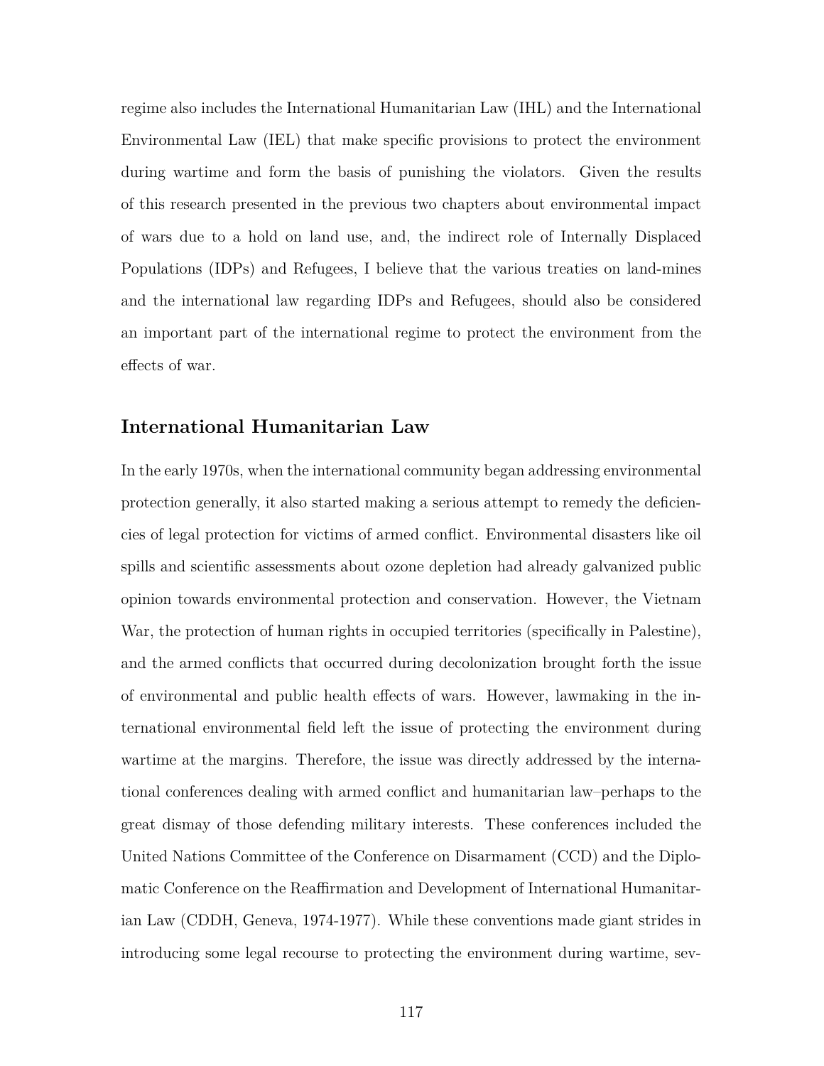regime also includes the International Humanitarian Law (IHL) and the International Environmental Law (IEL) that make specific provisions to protect the environment during wartime and form the basis of punishing the violators. Given the results of this research presented in the previous two chapters about environmental impact of wars due to a hold on land use, and, the indirect role of Internally Displaced Populations (IDPs) and Refugees, I believe that the various treaties on land-mines and the international law regarding IDPs and Refugees, should also be considered an important part of the international regime to protect the environment from the effects of war.

## International Humanitarian Law

In the early 1970s, when the international community began addressing environmental protection generally, it also started making a serious attempt to remedy the deficiencies of legal protection for victims of armed conflict. Environmental disasters like oil spills and scientific assessments about ozone depletion had already galvanized public opinion towards environmental protection and conservation. However, the Vietnam War, the protection of human rights in occupied territories (specifically in Palestine), and the armed conflicts that occurred during decolonization brought forth the issue of environmental and public health effects of wars. However, lawmaking in the international environmental field left the issue of protecting the environment during wartime at the margins. Therefore, the issue was directly addressed by the international conferences dealing with armed conflict and humanitarian law–perhaps to the great dismay of those defending military interests. These conferences included the United Nations Committee of the Conference on Disarmament (CCD) and the Diplomatic Conference on the Reaffirmation and Development of International Humanitarian Law (CDDH, Geneva, 1974-1977). While these conventions made giant strides in introducing some legal recourse to protecting the environment during wartime, sev-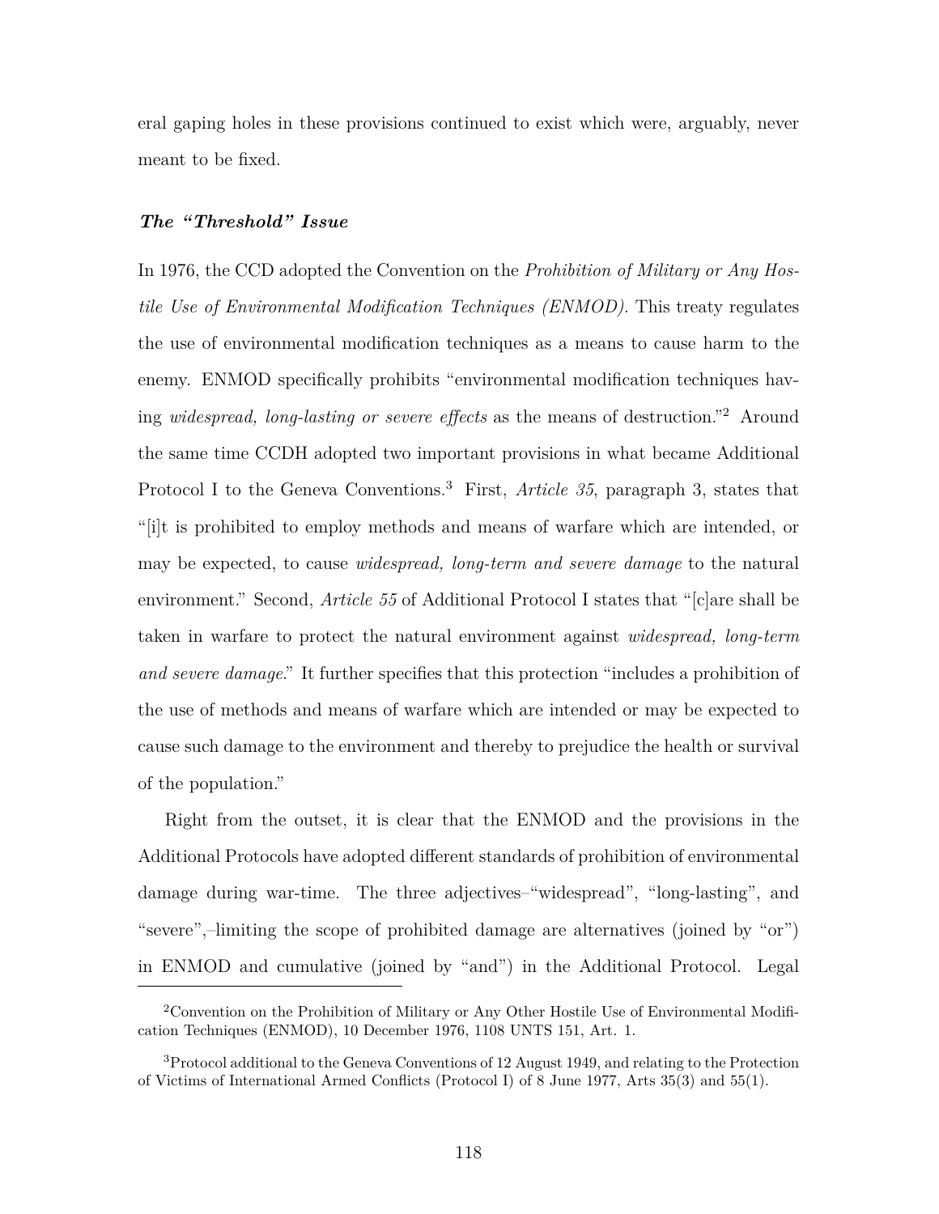eral gaping holes in these provisions continued to exist which were, arguably, never meant to be fixed.

### ***The "Threshold" Issue***

In 1976, the CCD adopted the Convention on the *Prohibition of Military or Any Hostile Use of Environmental Modification Techniques (ENMOD)*. This treaty regulates the use of environmental modification techniques as a means to cause harm to the enemy. ENMOD specifically prohibits "environmental modification techniques having *widespread, long-lasting or severe effects* as the means of destruction."[2] Around the same time CCDH adopted two important provisions in what became Additional Protocol I to the Geneva Conventions.[3] First, *Article 35*, paragraph 3, states that "[i]t is prohibited to employ methods and means of warfare which are intended, or may be expected, to cause *widespread, long-term and severe damage* to the natural environment." Second, *Article 55* of Additional Protocol I states that "[c]are shall be taken in warfare to protect the natural environment against *widespread, long-term and severe damage*." It further specifies that this protection "includes a prohibition of the use of methods and means of warfare which are intended or may be expected to cause such damage to the environment and thereby to prejudice the health or survival of the population."

Right from the outset, it is clear that the ENMOD and the provisions in the Additional Protocols have adopted different standards of prohibition of environmental damage during war-time. The three adjectives–"widespread", "long-lasting", and "severe",–limiting the scope of prohibited damage are alternatives (joined by "or") in ENMOD and cumulative (joined by "and") in the Additional Protocol. Legal

---

[2] Convention on the Prohibition of Military or Any Other Hostile Use of Environmental Modification Techniques (ENMOD), 10 December 1976, 1108 UNTS 151, Art. 1.

[3] Protocol additional to the Geneva Conventions of 12 August 1949, and relating to the Protection of Victims of International Armed Conflicts (Protocol I) of 8 June 1977, Arts 35(3) and 55(1).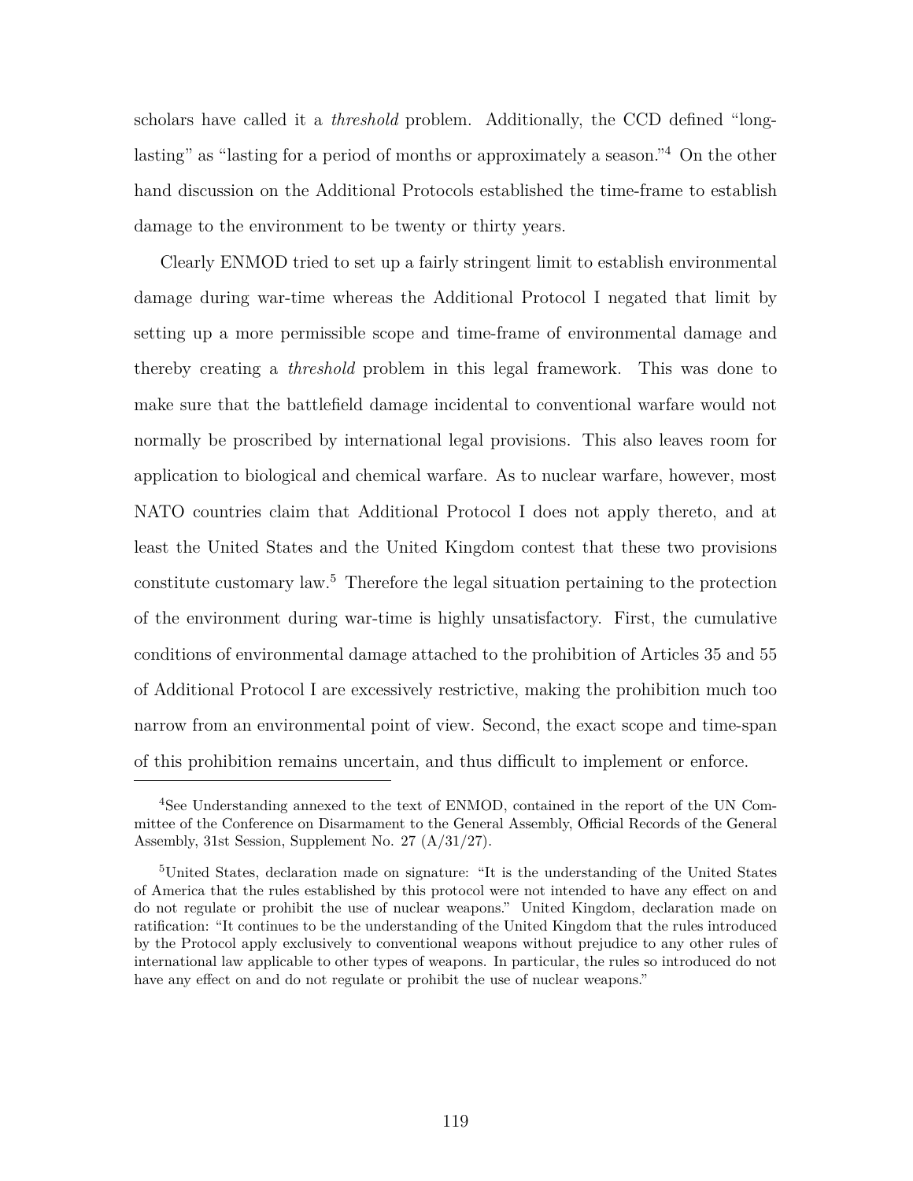scholars have called it a *threshold* problem. Additionally, the CCD defined "long-lasting" as "lasting for a period of months or approximately a season."[4] On the other hand discussion on the Additional Protocols established the time-frame to establish damage to the environment to be twenty or thirty years.

Clearly ENMOD tried to set up a fairly stringent limit to establish environmental damage during war-time whereas the Additional Protocol I negated that limit by setting up a more permissible scope and time-frame of environmental damage and thereby creating a *threshold* problem in this legal framework. This was done to make sure that the battlefield damage incidental to conventional warfare would not normally be proscribed by international legal provisions. This also leaves room for application to biological and chemical warfare. As to nuclear warfare, however, most NATO countries claim that Additional Protocol I does not apply thereto, and at least the United States and the United Kingdom contest that these two provisions constitute customary law.[5] Therefore the legal situation pertaining to the protection of the environment during war-time is highly unsatisfactory. First, the cumulative conditions of environmental damage attached to the prohibition of Articles 35 and 55 of Additional Protocol I are excessively restrictive, making the prohibition much too narrow from an environmental point of view. Second, the exact scope and time-span of this prohibition remains uncertain, and thus difficult to implement or enforce.

---

[4] See Understanding annexed to the text of ENMOD, contained in the report of the UN Committee of the Conference on Disarmament to the General Assembly, Official Records of the General Assembly, 31st Session, Supplement No. 27 (A/31/27).

[5] United States, declaration made on signature: "It is the understanding of the United States of America that the rules established by this protocol were not intended to have any effect on and do not regulate or prohibit the use of nuclear weapons." United Kingdom, declaration made on ratification: "It continues to be the understanding of the United Kingdom that the rules introduced by the Protocol apply exclusively to conventional weapons without prejudice to any other rules of international law applicable to other types of weapons. In particular, the rules so introduced do not have any effect on and do not regulate or prohibit the use of nuclear weapons."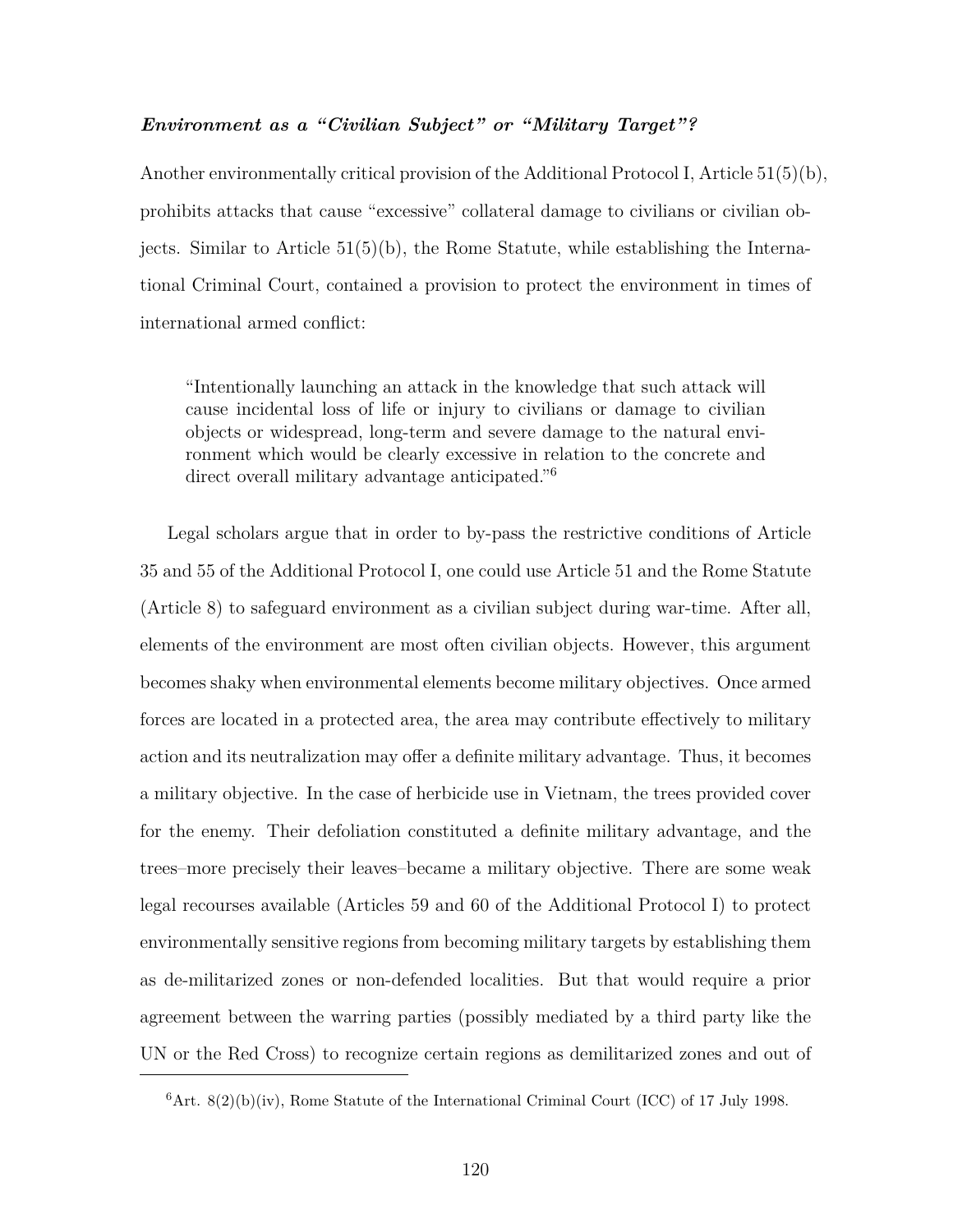### ***Environment as a "Civilian Subject" or "Military Target"?***

Another environmentally critical provision of the Additional Protocol I, Article 51(5)(b), prohibits attacks that cause "excessive" collateral damage to civilians or civilian objects. Similar to Article 51(5)(b), the Rome Statute, while establishing the International Criminal Court, contained a provision to protect the environment in times of international armed conflict:

> "Intentionally launching an attack in the knowledge that such attack will cause incidental loss of life or injury to civilians or damage to civilian objects or widespread, long-term and severe damage to the natural environment which would be clearly excessive in relation to the concrete and direct overall military advantage anticipated."[6]

Legal scholars argue that in order to by-pass the restrictive conditions of Article 35 and 55 of the Additional Protocol I, one could use Article 51 and the Rome Statute (Article 8) to safeguard environment as a civilian subject during war-time. After all, elements of the environment are most often civilian objects. However, this argument becomes shaky when environmental elements become military objectives. Once armed forces are located in a protected area, the area may contribute effectively to military action and its neutralization may offer a definite military advantage. Thus, it becomes a military objective. In the case of herbicide use in Vietnam, the trees provided cover for the enemy. Their defoliation constituted a definite military advantage, and the trees–more precisely their leaves–became a military objective. There are some weak legal recourses available (Articles 59 and 60 of the Additional Protocol I) to protect environmentally sensitive regions from becoming military targets by establishing them as de-militarized zones or non-defended localities. But that would require a prior agreement between the warring parties (possibly mediated by a third party like the UN or the Red Cross) to recognize certain regions as demilitarized zones and out of

[6] Art. 8(2)(b)(iv), Rome Statute of the International Criminal Court (ICC) of 17 July 1998.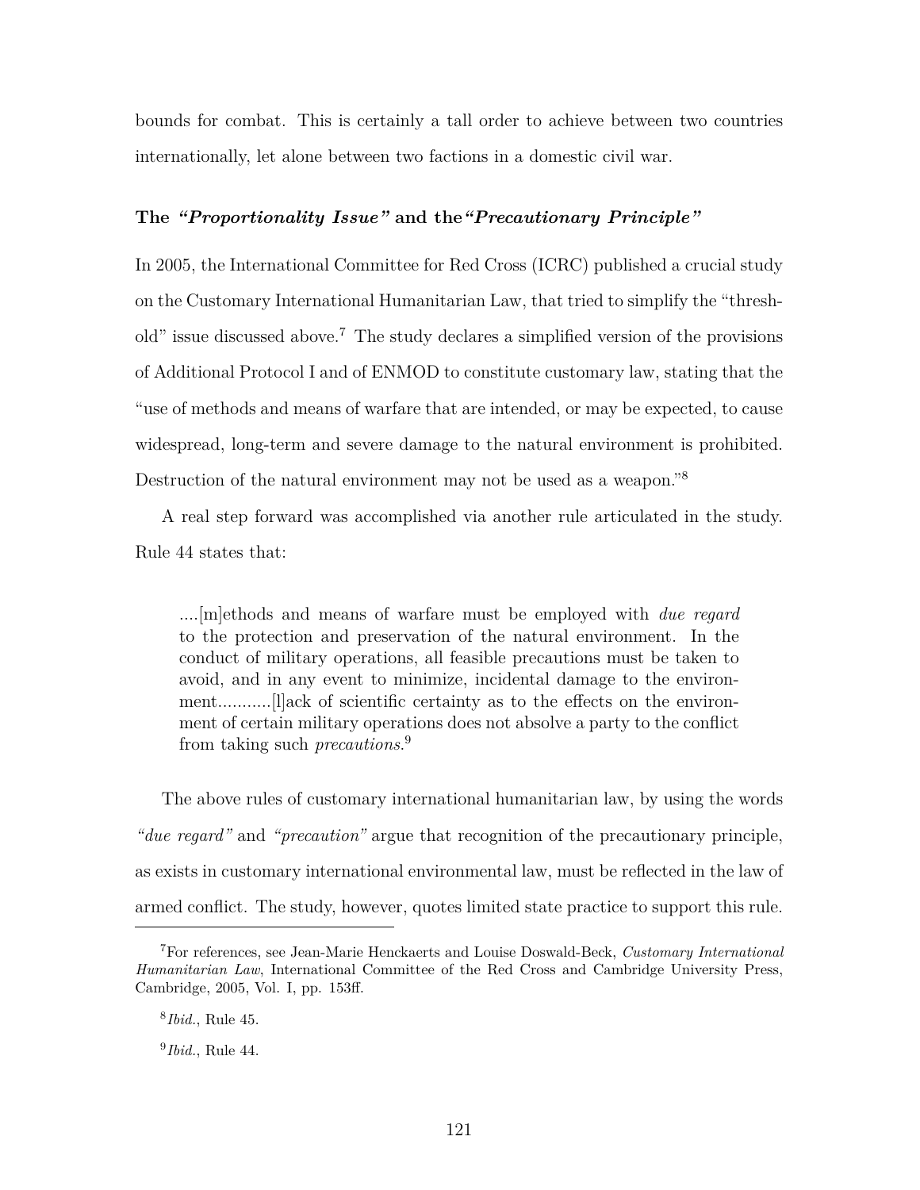bounds for combat. This is certainly a tall order to achieve between two countries internationally, let alone between two factions in a domestic civil war.

### The *"Proportionality Issue"* and the *"Precautionary Principle"*

In 2005, the International Committee for Red Cross (ICRC) published a crucial study on the Customary International Humanitarian Law, that tried to simplify the "threshold" issue discussed above.[7] The study declares a simplified version of the provisions of Additional Protocol I and of ENMOD to constitute customary law, stating that the "use of methods and means of warfare that are intended, or may be expected, to cause widespread, long-term and severe damage to the natural environment is prohibited. Destruction of the natural environment may not be used as a weapon."[8]

A real step forward was accomplished via another rule articulated in the study. Rule 44 states that:

> ....[m]ethods and means of warfare must be employed with *due regard* to the protection and preservation of the natural environment. In the conduct of military operations, all feasible precautions must be taken to avoid, and in any event to minimize, incidental damage to the environment...........[l]ack of scientific certainty as to the effects on the environment of certain military operations does not absolve a party to the conflict from taking such *precautions*.[9]

The above rules of customary international humanitarian law, by using the words *"due regard"* and *"precaution"* argue that recognition of the precautionary principle, as exists in customary international environmental law, must be reflected in the law of armed conflict. The study, however, quotes limited state practice to support this rule.

---

[7] For references, see Jean-Marie Henckaerts and Louise Doswald-Beck, *Customary International Humanitarian Law*, International Committee of the Red Cross and Cambridge University Press, Cambridge, 2005, Vol. I, pp. 153ff.

[8] *Ibid.*, Rule 45.

[9] *Ibid.*, Rule 44.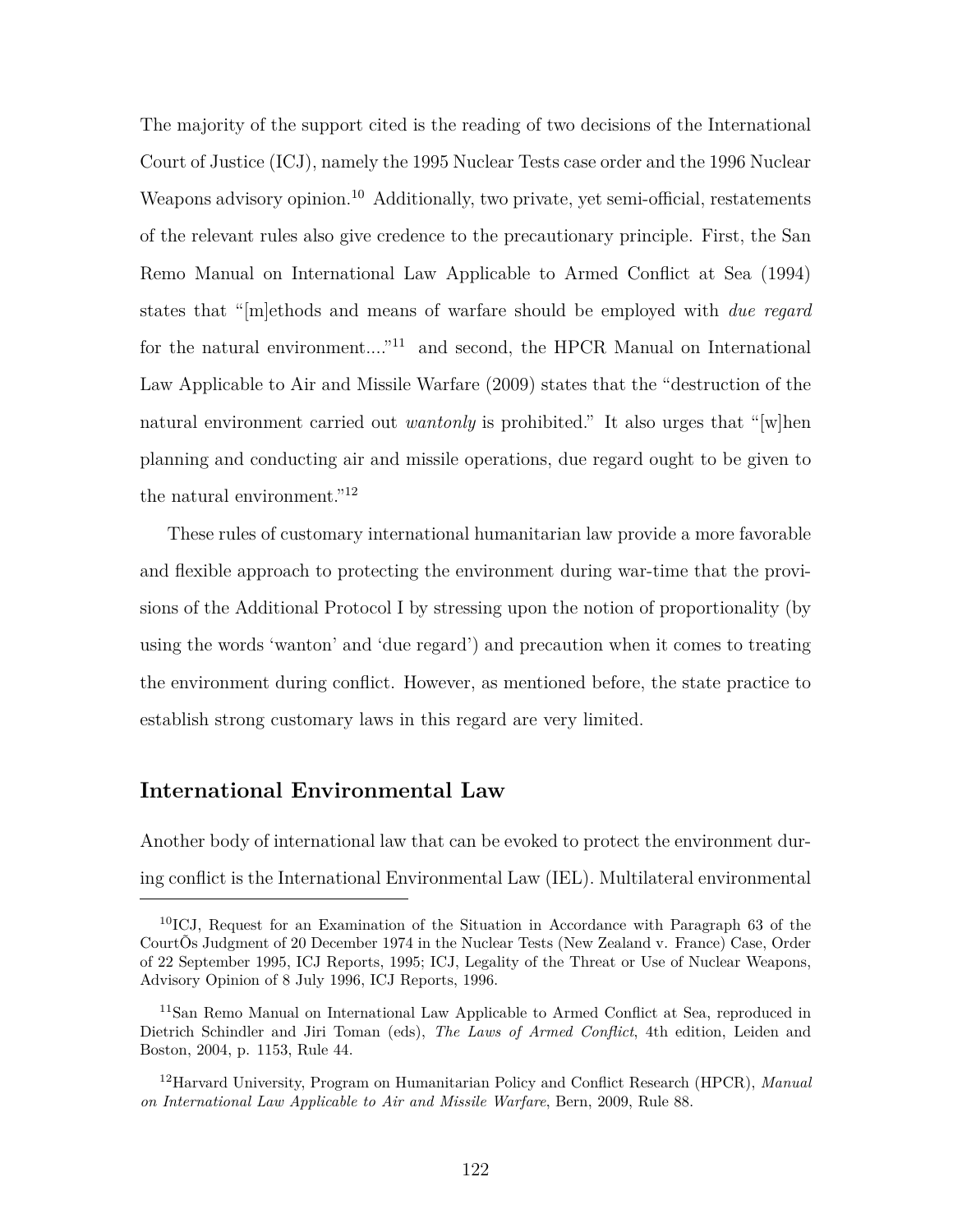The majority of the support cited is the reading of two decisions of the International Court of Justice (ICJ), namely the 1995 Nuclear Tests case order and the 1996 Nuclear Weapons advisory opinion.[10] Additionally, two private, yet semi-official, restatements of the relevant rules also give credence to the precautionary principle. First, the San Remo Manual on International Law Applicable to Armed Conflict at Sea (1994) states that "[m]ethods and means of warfare should be employed with *due regard* for the natural environment...."[11] and second, the HPCR Manual on International Law Applicable to Air and Missile Warfare (2009) states that the "destruction of the natural environment carried out *wantonly* is prohibited." It also urges that "[w]hen planning and conducting air and missile operations, due regard ought to be given to the natural environment."[12]

These rules of customary international humanitarian law provide a more favorable and flexible approach to protecting the environment during war-time that the provisions of the Additional Protocol I by stressing upon the notion of proportionality (by using the words 'wanton' and 'due regard') and precaution when it comes to treating the environment during conflict. However, as mentioned before, the state practice to establish strong customary laws in this regard are very limited.

## International Environmental Law

Another body of international law that can be evoked to protect the environment during conflict is the International Environmental Law (IEL). Multilateral environmental

---

[10] ICJ, Request for an Examination of the Situation in Accordance with Paragraph 63 of the CourtÕs Judgment of 20 December 1974 in the Nuclear Tests (New Zealand v. France) Case, Order of 22 September 1995, ICJ Reports, 1995; ICJ, Legality of the Threat or Use of Nuclear Weapons, Advisory Opinion of 8 July 1996, ICJ Reports, 1996.

[11] San Remo Manual on International Law Applicable to Armed Conflict at Sea, reproduced in Dietrich Schindler and Jiri Toman (eds), *The Laws of Armed Conflict*, 4th edition, Leiden and Boston, 2004, p. 1153, Rule 44.

[12] Harvard University, Program on Humanitarian Policy and Conflict Research (HPCR), *Manual on International Law Applicable to Air and Missile Warfare*, Bern, 2009, Rule 88.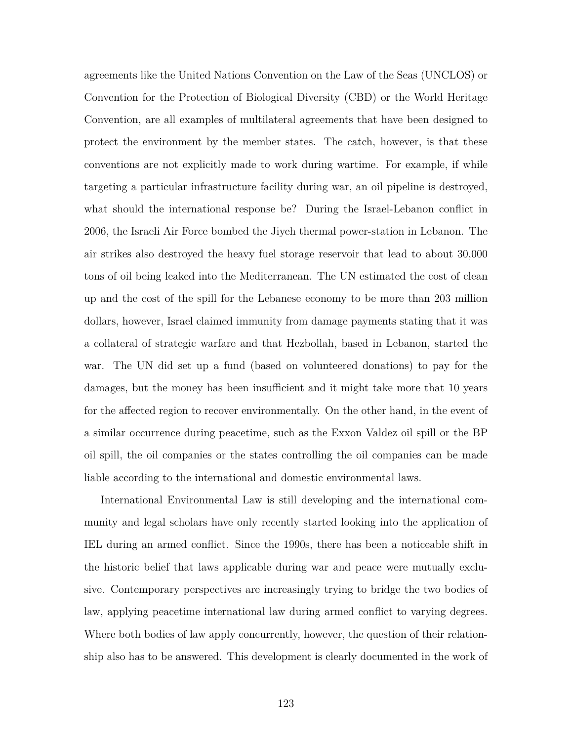agreements like the United Nations Convention on the Law of the Seas (UNCLOS) or Convention for the Protection of Biological Diversity (CBD) or the World Heritage Convention, are all examples of multilateral agreements that have been designed to protect the environment by the member states. The catch, however, is that these conventions are not explicitly made to work during wartime. For example, if while targeting a particular infrastructure facility during war, an oil pipeline is destroyed, what should the international response be? During the Israel-Lebanon conflict in 2006, the Israeli Air Force bombed the Jiyeh thermal power-station in Lebanon. The air strikes also destroyed the heavy fuel storage reservoir that lead to about 30,000 tons of oil being leaked into the Mediterranean. The UN estimated the cost of clean up and the cost of the spill for the Lebanese economy to be more than 203 million dollars, however, Israel claimed immunity from damage payments stating that it was a collateral of strategic warfare and that Hezbollah, based in Lebanon, started the war. The UN did set up a fund (based on volunteered donations) to pay for the damages, but the money has been insufficient and it might take more that 10 years for the affected region to recover environmentally. On the other hand, in the event of a similar occurrence during peacetime, such as the Exxon Valdez oil spill or the BP oil spill, the oil companies or the states controlling the oil companies can be made liable according to the international and domestic environmental laws.

International Environmental Law is still developing and the international community and legal scholars have only recently started looking into the application of IEL during an armed conflict. Since the 1990s, there has been a noticeable shift in the historic belief that laws applicable during war and peace were mutually exclusive. Contemporary perspectives are increasingly trying to bridge the two bodies of law, applying peacetime international law during armed conflict to varying degrees. Where both bodies of law apply concurrently, however, the question of their relationship also has to be answered. This development is clearly documented in the work of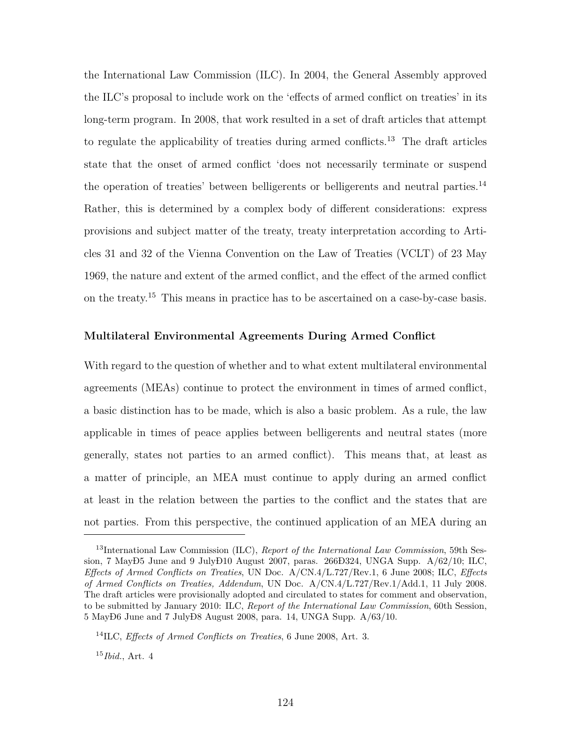the International Law Commission (ILC). In 2004, the General Assembly approved the ILC's proposal to include work on the 'effects of armed conflict on treaties' in its long-term program. In 2008, that work resulted in a set of draft articles that attempt to regulate the applicability of treaties during armed conflicts.[13] The draft articles state that the onset of armed conflict 'does not necessarily terminate or suspend the operation of treaties' between belligerents or belligerents and neutral parties.[14] Rather, this is determined by a complex body of different considerations: express provisions and subject matter of the treaty, treaty interpretation according to Articles 31 and 32 of the Vienna Convention on the Law of Treaties (VCLT) of 23 May 1969, the nature and extent of the armed conflict, and the effect of the armed conflict on the treaty.[15] This means in practice has to be ascertained on a case-by-case basis.

### Multilateral Environmental Agreements During Armed Conflict

With regard to the question of whether and to what extent multilateral environmental agreements (MEAs) continue to protect the environment in times of armed conflict, a basic distinction has to be made, which is also a basic problem. As a rule, the law applicable in times of peace applies between belligerents and neutral states (more generally, states not parties to an armed conflict). This means that, at least as a matter of principle, an MEA must continue to apply during an armed conflict at least in the relation between the parties to the conflict and the states that are not parties. From this perspective, the continued application of an MEA during an

---

[13] International Law Commission (ILC), *Report of the International Law Commission*, 59th Session, 7 MayÐ5 June and 9 JulyÐ10 August 2007, paras. 266Ð324, UNGA Supp. A/62/10; ILC, *Effects of Armed Conflicts on Treaties*, UN Doc. A/CN.4/L.727/Rev.1, 6 June 2008; ILC, *Effects of Armed Conflicts on Treaties, Addendum*, UN Doc. A/CN.4/L.727/Rev.1/Add.1, 11 July 2008. The draft articles were provisionally adopted and circulated to states for comment and observation, to be submitted by January 2010: ILC, *Report of the International Law Commission*, 60th Session, 5 MayÐ6 June and 7 JulyÐ8 August 2008, para. 14, UNGA Supp. A/63/10.

[14] ILC, *Effects of Armed Conflicts on Treaties*, 6 June 2008, Art. 3.

[15] *Ibid.*, Art. 4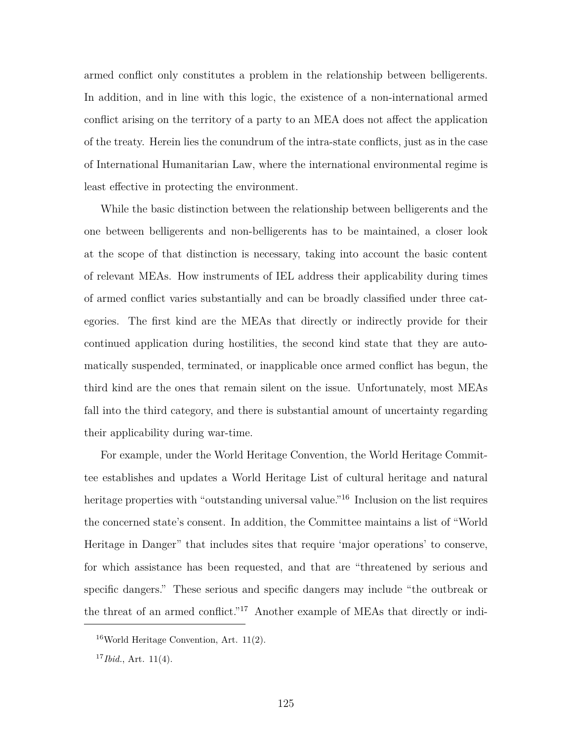armed conflict only constitutes a problem in the relationship between belligerents. In addition, and in line with this logic, the existence of a non-international armed conflict arising on the territory of a party to an MEA does not affect the application of the treaty. Herein lies the conundrum of the intra-state conflicts, just as in the case of International Humanitarian Law, where the international environmental regime is least effective in protecting the environment.

While the basic distinction between the relationship between belligerents and the one between belligerents and non-belligerents has to be maintained, a closer look at the scope of that distinction is necessary, taking into account the basic content of relevant MEAs. How instruments of IEL address their applicability during times of armed conflict varies substantially and can be broadly classified under three categories. The first kind are the MEAs that directly or indirectly provide for their continued application during hostilities, the second kind state that they are automatically suspended, terminated, or inapplicable once armed conflict has begun, the third kind are the ones that remain silent on the issue. Unfortunately, most MEAs fall into the third category, and there is substantial amount of uncertainty regarding their applicability during war-time.

For example, under the World Heritage Convention, the World Heritage Committee establishes and updates a World Heritage List of cultural heritage and natural heritage properties with "outstanding universal value."[16] Inclusion on the list requires the concerned state's consent. In addition, the Committee maintains a list of "World Heritage in Danger" that includes sites that require 'major operations' to conserve, for which assistance has been requested, and that are "threatened by serious and specific dangers." These serious and specific dangers may include "the outbreak or the threat of an armed conflict."[17] Another example of MEAs that directly or indi-

[16] World Heritage Convention, Art. 11(2).

[17] *Ibid.*, Art. 11(4).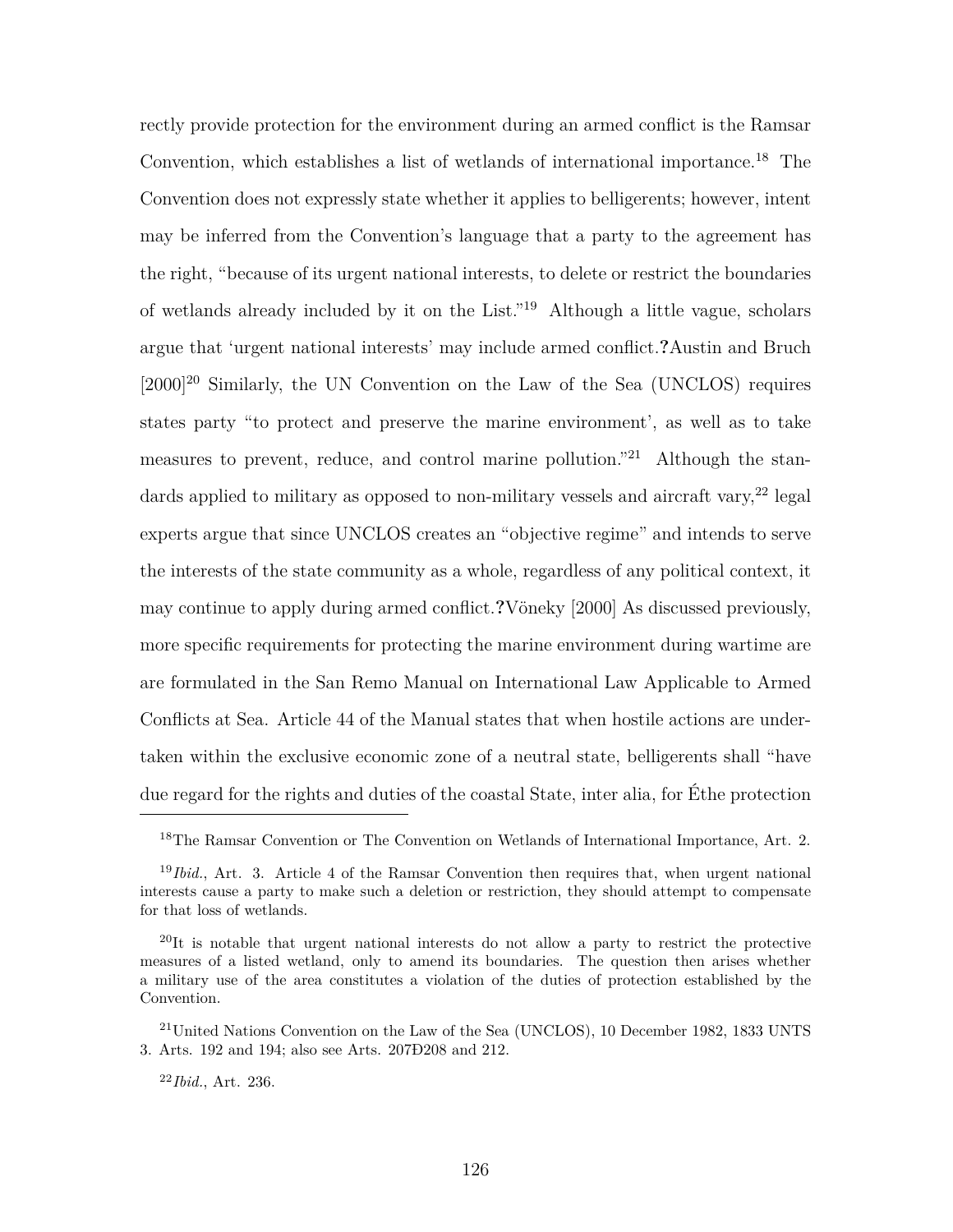rectly provide protection for the environment during an armed conflict is the Ramsar Convention, which establishes a list of wetlands of international importance.[18] The Convention does not expressly state whether it applies to belligerents; however, intent may be inferred from the Convention's language that a party to the agreement has the right, "because of its urgent national interests, to delete or restrict the boundaries of wetlands already included by it on the List."[19] Although a little vague, scholars argue that 'urgent national interests' may include armed conflict.**?**Austin and Bruch [2000][20] Similarly, the UN Convention on the Law of the Sea (UNCLOS) requires states party "to protect and preserve the marine environment', as well as to take measures to prevent, reduce, and control marine pollution."[21] Although the standards applied to military as opposed to non-military vessels and aircraft vary,[22] legal experts argue that since UNCLOS creates an "objective regime" and intends to serve the interests of the state community as a whole, regardless of any political context, it may continue to apply during armed conflict.**?**Vöneky [2000] As discussed previously, more specific requirements for protecting the marine environment during wartime are are formulated in the San Remo Manual on International Law Applicable to Armed Conflicts at Sea. Article 44 of the Manual states that when hostile actions are undertaken within the exclusive economic zone of a neutral state, belligerents shall "have due regard for the rights and duties of the coastal State, inter alia, for Éthe protection

[18]The Ramsar Convention or The Convention on Wetlands of International Importance, Art. 2.

[19]*Ibid.*, Art. 3. Article 4 of the Ramsar Convention then requires that, when urgent national interests cause a party to make such a deletion or restriction, they should attempt to compensate for that loss of wetlands.

[20]It is notable that urgent national interests do not allow a party to restrict the protective measures of a listed wetland, only to amend its boundaries. The question then arises whether a military use of the area constitutes a violation of the duties of protection established by the Convention.

[21]United Nations Convention on the Law of the Sea (UNCLOS), 10 December 1982, 1833 UNTS 3. Arts. 192 and 194; also see Arts. 207Ð208 and 212.

[22]*Ibid.*, Art. 236.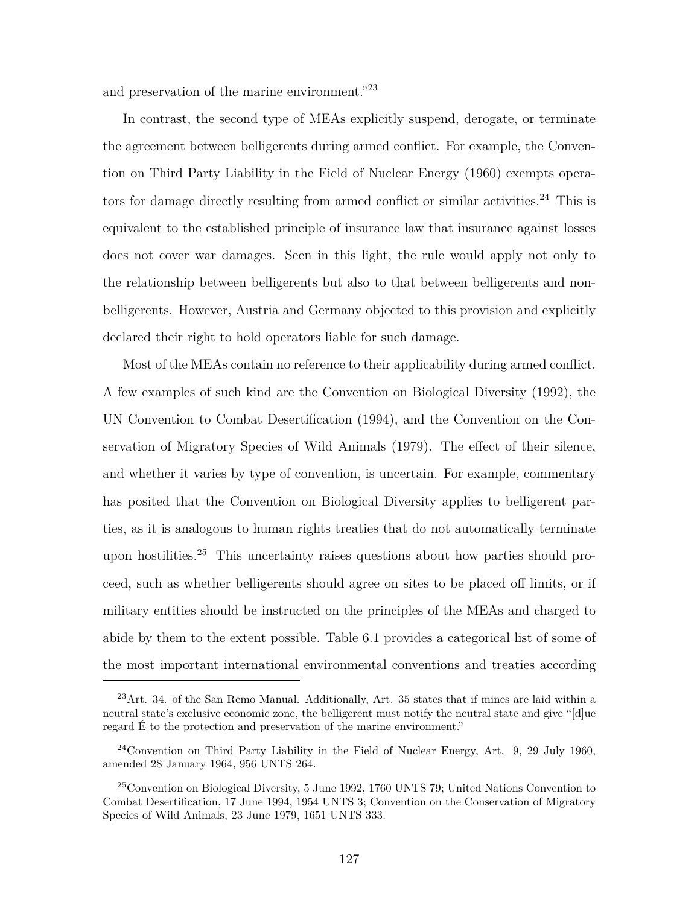and preservation of the marine environment."[23]

In contrast, the second type of MEAs explicitly suspend, derogate, or terminate the agreement between belligerents during armed conflict. For example, the Convention on Third Party Liability in the Field of Nuclear Energy (1960) exempts operators for damage directly resulting from armed conflict or similar activities.[24] This is equivalent to the established principle of insurance law that insurance against losses does not cover war damages. Seen in this light, the rule would apply not only to the relationship between belligerents but also to that between belligerents and non-belligerents. However, Austria and Germany objected to this provision and explicitly declared their right to hold operators liable for such damage.

Most of the MEAs contain no reference to their applicability during armed conflict. A few examples of such kind are the Convention on Biological Diversity (1992), the UN Convention to Combat Desertification (1994), and the Convention on the Conservation of Migratory Species of Wild Animals (1979). The effect of their silence, and whether it varies by type of convention, is uncertain. For example, commentary has posited that the Convention on Biological Diversity applies to belligerent parties, as it is analogous to human rights treaties that do not automatically terminate upon hostilities.[25] This uncertainty raises questions about how parties should proceed, such as whether belligerents should agree on sites to be placed off limits, or if military entities should be instructed on the principles of the MEAs and charged to abide by them to the extent possible. Table 6.1 provides a categorical list of some of the most important international environmental conventions and treaties according

---

[23] Art. 34. of the San Remo Manual. Additionally, Art. 35 states that if mines are laid within a neutral state's exclusive economic zone, the belligerent must notify the neutral state and give "[d]ue regard É to the protection and preservation of the marine environment."

[24] Convention on Third Party Liability in the Field of Nuclear Energy, Art. 9, 29 July 1960, amended 28 January 1964, 956 UNTS 264.

[25] Convention on Biological Diversity, 5 June 1992, 1760 UNTS 79; United Nations Convention to Combat Desertification, 17 June 1994, 1954 UNTS 3; Convention on the Conservation of Migratory Species of Wild Animals, 23 June 1979, 1651 UNTS 333.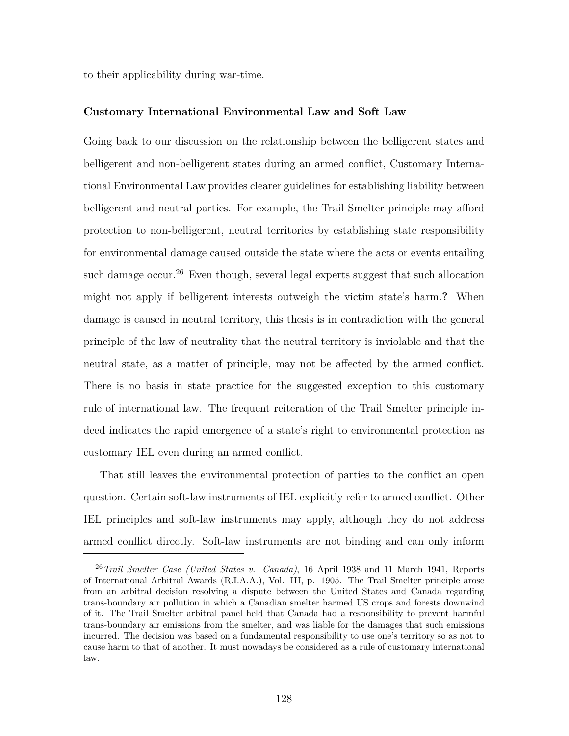to their applicability during war-time.

### Customary International Environmental Law and Soft Law

Going back to our discussion on the relationship between the belligerent states and belligerent and non-belligerent states during an armed conflict, Customary International Environmental Law provides clearer guidelines for establishing liability between belligerent and neutral parties. For example, the Trail Smelter principle may afford protection to non-belligerent, neutral territories by establishing state responsibility for environmental damage caused outside the state where the acts or events entailing such damage occur.[26] Even though, several legal experts suggest that such allocation might not apply if belligerent interests outweigh the victim state's harm.**?** When damage is caused in neutral territory, this thesis is in contradiction with the general principle of the law of neutrality that the neutral territory is inviolable and that the neutral state, as a matter of principle, may not be affected by the armed conflict. There is no basis in state practice for the suggested exception to this customary rule of international law. The frequent reiteration of the Trail Smelter principle indeed indicates the rapid emergence of a state's right to environmental protection as customary IEL even during an armed conflict.

That still leaves the environmental protection of parties to the conflict an open question. Certain soft-law instruments of IEL explicitly refer to armed conflict. Other IEL principles and soft-law instruments may apply, although they do not address armed conflict directly. Soft-law instruments are not binding and can only inform

---

[26] *Trail Smelter Case (United States v. Canada)*, 16 April 1938 and 11 March 1941, Reports of International Arbitral Awards (R.I.A.A.), Vol. III, p. 1905. The Trail Smelter principle arose from an arbitral decision resolving a dispute between the United States and Canada regarding trans-boundary air pollution in which a Canadian smelter harmed US crops and forests downwind of it. The Trail Smelter arbitral panel held that Canada had a responsibility to prevent harmful trans-boundary air emissions from the smelter, and was liable for the damages that such emissions incurred. The decision was based on a fundamental responsibility to use one's territory so as not to cause harm to that of another. It must nowadays be considered as a rule of customary international law.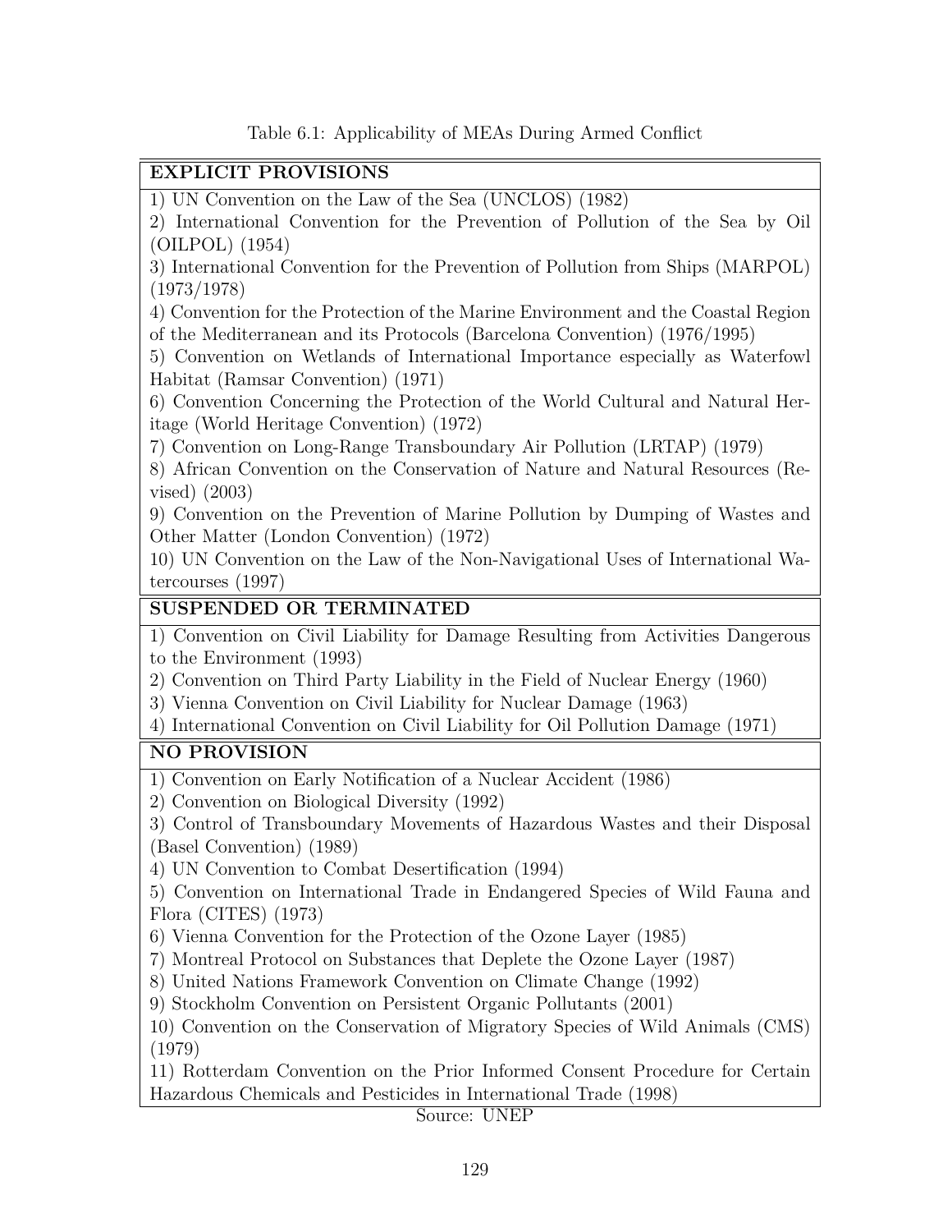Table 6.1: Applicability of MEAs During Armed Conflict

| EXPLICIT PROVISIONS |
|---|
| 1) UN Convention on the Law of the Sea (UNCLOS) (1982) |
| 2) International Convention for the Prevention of Pollution of the Sea by Oil (OILPOL) (1954) |
| 3) International Convention for the Prevention of Pollution from Ships (MARPOL) (1973/1978) |
| 4) Convention for the Protection of the Marine Environment and the Coastal Region of the Mediterranean and its Protocols (Barcelona Convention) (1976/1995) |
| 5) Convention on Wetlands of International Importance especially as Waterfowl Habitat (Ramsar Convention) (1971) |
| 6) Convention Concerning the Protection of the World Cultural and Natural Heritage (World Heritage Convention) (1972) |
| 7) Convention on Long-Range Transboundary Air Pollution (LRTAP) (1979) |
| 8) African Convention on the Conservation of Nature and Natural Resources (Revised) (2003) |
| 9) Convention on the Prevention of Marine Pollution by Dumping of Wastes and Other Matter (London Convention) (1972) |
| 10) UN Convention on the Law of the Non-Navigational Uses of International Watercourses (1997) |
| **SUSPENDED OR TERMINATED** |
| 1) Convention on Civil Liability for Damage Resulting from Activities Dangerous to the Environment (1993) |
| 2) Convention on Third Party Liability in the Field of Nuclear Energy (1960) |
| 3) Vienna Convention on Civil Liability for Nuclear Damage (1963) |
| 4) International Convention on Civil Liability for Oil Pollution Damage (1971) |
| **NO PROVISION** |
| 1) Convention on Early Notification of a Nuclear Accident (1986) |
| 2) Convention on Biological Diversity (1992) |
| 3) Control of Transboundary Movements of Hazardous Wastes and their Disposal (Basel Convention) (1989) |
| 4) UN Convention to Combat Desertification (1994) |
| 5) Convention on International Trade in Endangered Species of Wild Fauna and Flora (CITES) (1973) |
| 6) Vienna Convention for the Protection of the Ozone Layer (1985) |
| 7) Montreal Protocol on Substances that Deplete the Ozone Layer (1987) |
| 8) United Nations Framework Convention on Climate Change (1992) |
| 9) Stockholm Convention on Persistent Organic Pollutants (2001) |
| 10) Convention on the Conservation of Migratory Species of Wild Animals (CMS) (1979) |
| 11) Rotterdam Convention on the Prior Informed Consent Procedure for Certain Hazardous Chemicals and Pesticides in International Trade (1998) |

Source: UNEP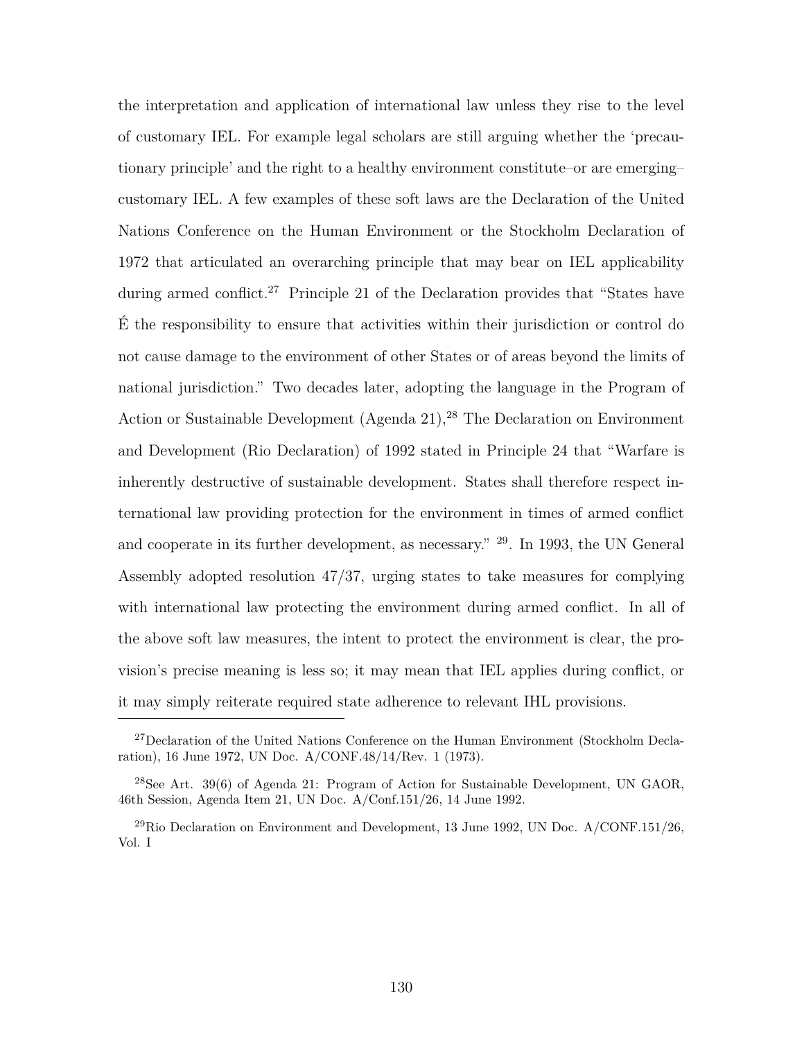the interpretation and application of international law unless they rise to the level of customary IEL. For example legal scholars are still arguing whether the 'precautionary principle' and the right to a healthy environment constitute–or are emerging–customary IEL. A few examples of these soft laws are the Declaration of the United Nations Conference on the Human Environment or the Stockholm Declaration of 1972 that articulated an overarching principle that may bear on IEL applicability during armed conflict.[27] Principle 21 of the Declaration provides that "States have É the responsibility to ensure that activities within their jurisdiction or control do not cause damage to the environment of other States or of areas beyond the limits of national jurisdiction." Two decades later, adopting the language in the Program of Action or Sustainable Development (Agenda 21),[28] The Declaration on Environment and Development (Rio Declaration) of 1992 stated in Principle 24 that "Warfare is inherently destructive of sustainable development. States shall therefore respect international law providing protection for the environment in times of armed conflict and cooperate in its further development, as necessary." [29]. In 1993, the UN General Assembly adopted resolution 47/37, urging states to take measures for complying with international law protecting the environment during armed conflict. In all of the above soft law measures, the intent to protect the environment is clear, the provision's precise meaning is less so; it may mean that IEL applies during conflict, or it may simply reiterate required state adherence to relevant IHL provisions.

[27] Declaration of the United Nations Conference on the Human Environment (Stockholm Declaration), 16 June 1972, UN Doc. A/CONF.48/14/Rev. 1 (1973).

[28] See Art. 39(6) of Agenda 21: Program of Action for Sustainable Development, UN GAOR, 46th Session, Agenda Item 21, UN Doc. A/Conf.151/26, 14 June 1992.

[29] Rio Declaration on Environment and Development, 13 June 1992, UN Doc. A/CONF.151/26, Vol. I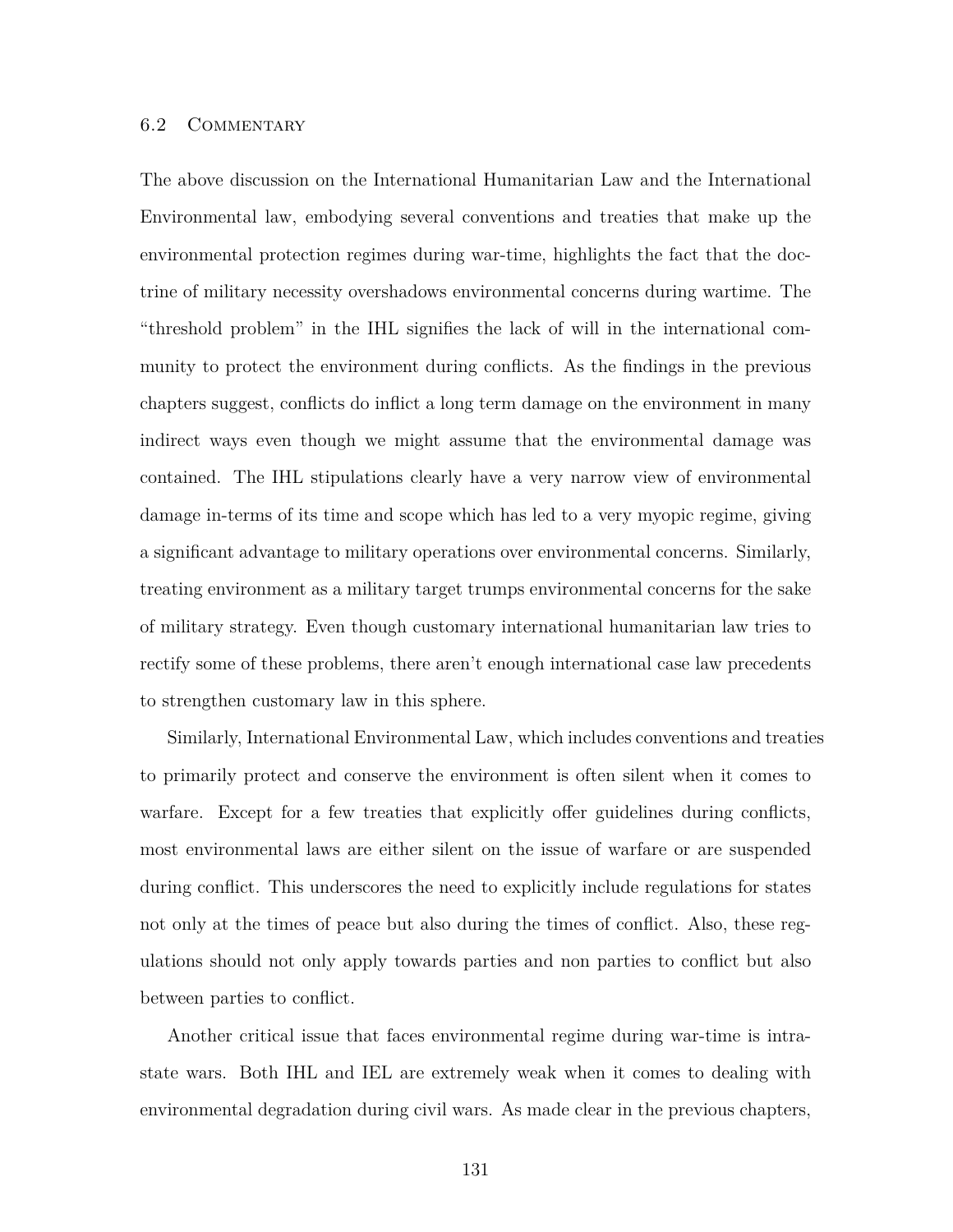## 6.2 Commentary

The above discussion on the International Humanitarian Law and the International Environmental law, embodying several conventions and treaties that make up the environmental protection regimes during war-time, highlights the fact that the doctrine of military necessity overshadows environmental concerns during wartime. The "threshold problem" in the IHL signifies the lack of will in the international community to protect the environment during conflicts. As the findings in the previous chapters suggest, conflicts do inflict a long term damage on the environment in many indirect ways even though we might assume that the environmental damage was contained. The IHL stipulations clearly have a very narrow view of environmental damage in-terms of its time and scope which has led to a very myopic regime, giving a significant advantage to military operations over environmental concerns. Similarly, treating environment as a military target trumps environmental concerns for the sake of military strategy. Even though customary international humanitarian law tries to rectify some of these problems, there aren't enough international case law precedents to strengthen customary law in this sphere.

Similarly, International Environmental Law, which includes conventions and treaties to primarily protect and conserve the environment is often silent when it comes to warfare. Except for a few treaties that explicitly offer guidelines during conflicts, most environmental laws are either silent on the issue of warfare or are suspended during conflict. This underscores the need to explicitly include regulations for states not only at the times of peace but also during the times of conflict. Also, these regulations should not only apply towards parties and non parties to conflict but also between parties to conflict.

Another critical issue that faces environmental regime during war-time is intra-state wars. Both IHL and IEL are extremely weak when it comes to dealing with environmental degradation during civil wars. As made clear in the previous chapters,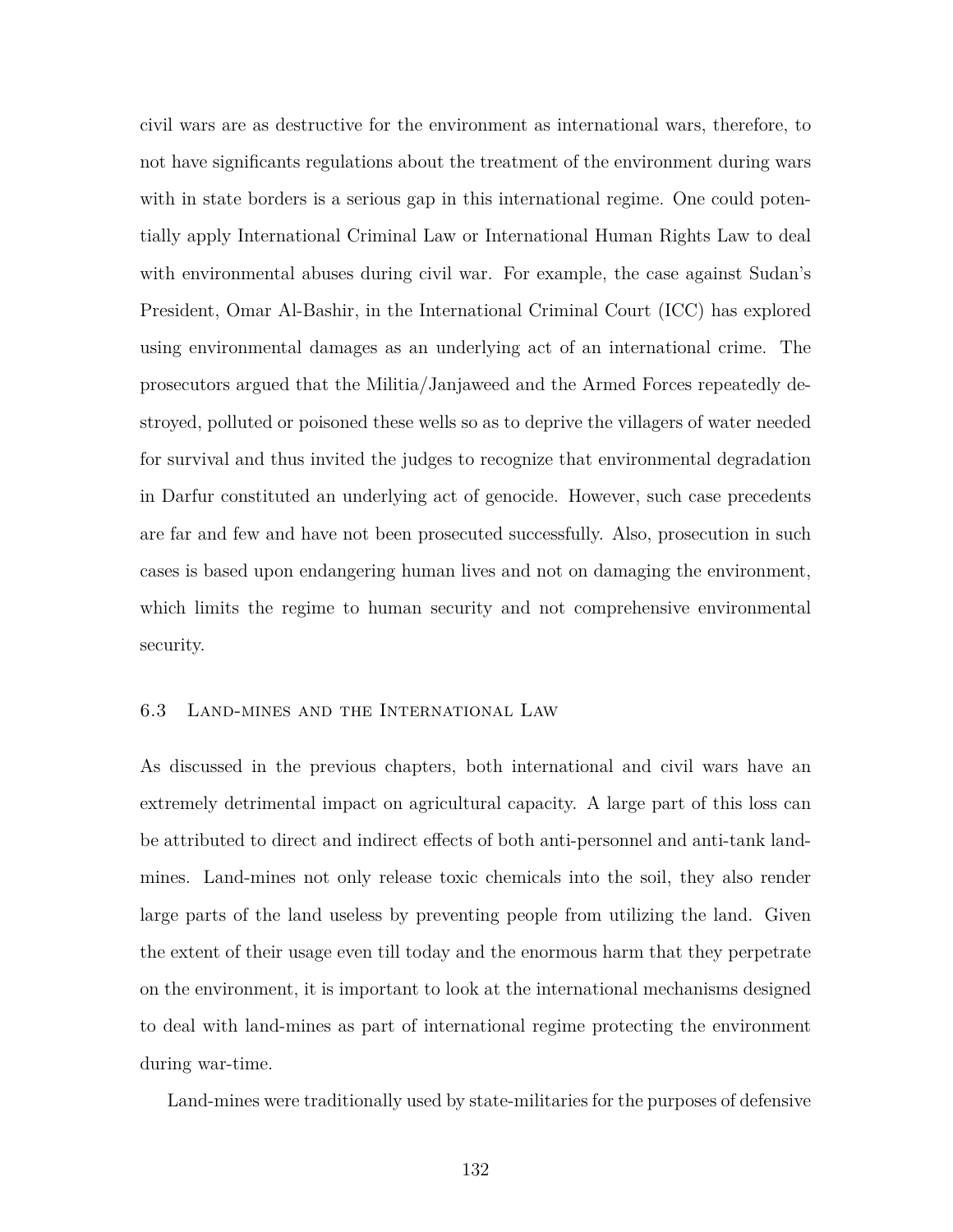civil wars are as destructive for the environment as international wars, therefore, to not have significants regulations about the treatment of the environment during wars with in state borders is a serious gap in this international regime. One could potentially apply International Criminal Law or International Human Rights Law to deal with environmental abuses during civil war. For example, the case against Sudan's President, Omar Al-Bashir, in the International Criminal Court (ICC) has explored using environmental damages as an underlying act of an international crime. The prosecutors argued that the Militia/Janjaweed and the Armed Forces repeatedly destroyed, polluted or poisoned these wells so as to deprive the villagers of water needed for survival and thus invited the judges to recognize that environmental degradation in Darfur constituted an underlying act of genocide. However, such case precedents are far and few and have not been prosecuted successfully. Also, prosecution in such cases is based upon endangering human lives and not on damaging the environment, which limits the regime to human security and not comprehensive environmental security.

### 6.3 Land-mines and the International Law

As discussed in the previous chapters, both international and civil wars have an extremely detrimental impact on agricultural capacity. A large part of this loss can be attributed to direct and indirect effects of both anti-personnel and anti-tank land-mines. Land-mines not only release toxic chemicals into the soil, they also render large parts of the land useless by preventing people from utilizing the land. Given the extent of their usage even till today and the enormous harm that they perpetrate on the environment, it is important to look at the international mechanisms designed to deal with land-mines as part of international regime protecting the environment during war-time.

Land-mines were traditionally used by state-militaries for the purposes of defensive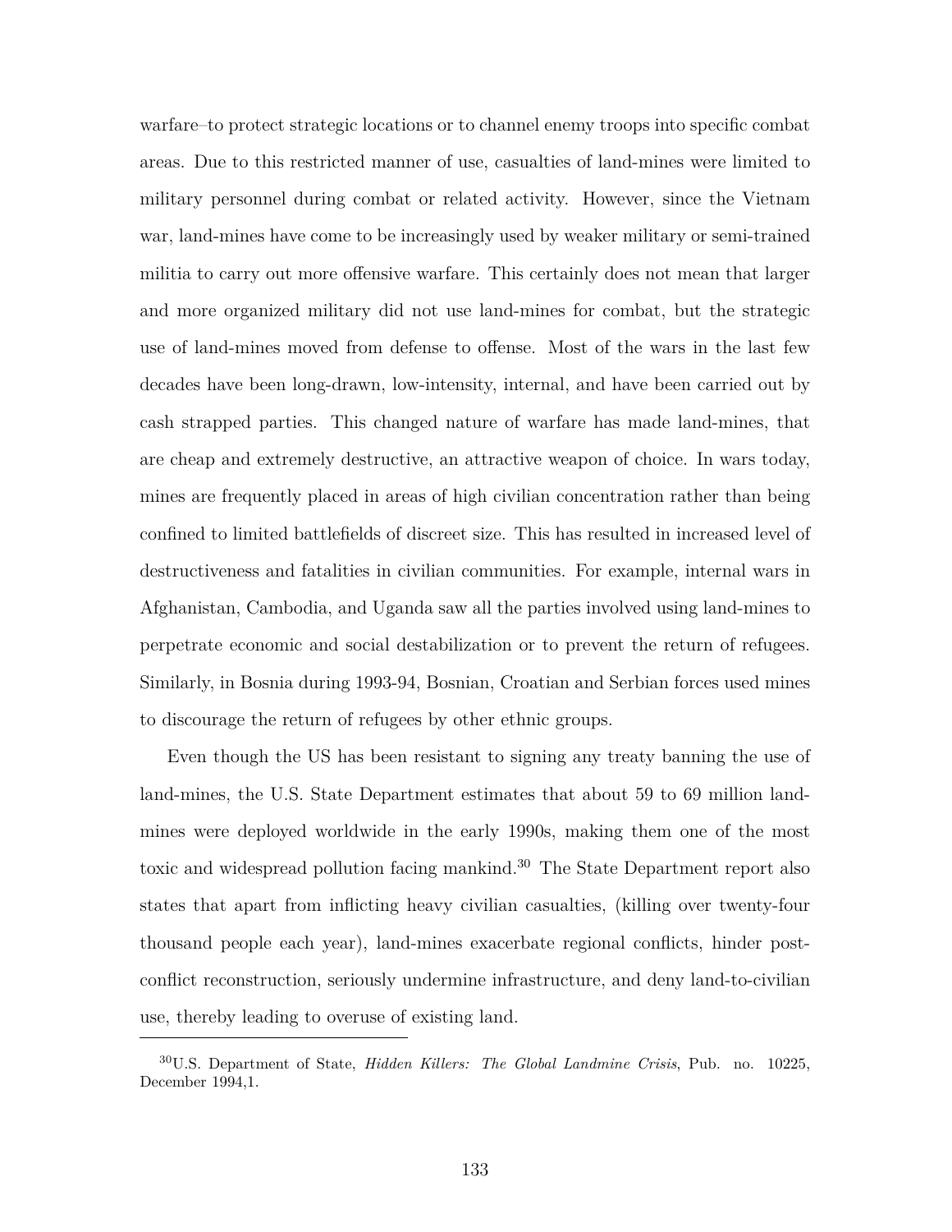warfare–to protect strategic locations or to channel enemy troops into specific combat areas. Due to this restricted manner of use, casualties of land-mines were limited to military personnel during combat or related activity. However, since the Vietnam war, land-mines have come to be increasingly used by weaker military or semi-trained militia to carry out more offensive warfare. This certainly does not mean that larger and more organized military did not use land-mines for combat, but the strategic use of land-mines moved from defense to offense. Most of the wars in the last few decades have been long-drawn, low-intensity, internal, and have been carried out by cash strapped parties. This changed nature of warfare has made land-mines, that are cheap and extremely destructive, an attractive weapon of choice. In wars today, mines are frequently placed in areas of high civilian concentration rather than being confined to limited battlefields of discreet size. This has resulted in increased level of destructiveness and fatalities in civilian communities. For example, internal wars in Afghanistan, Cambodia, and Uganda saw all the parties involved using land-mines to perpetrate economic and social destabilization or to prevent the return of refugees. Similarly, in Bosnia during 1993-94, Bosnian, Croatian and Serbian forces used mines to discourage the return of refugees by other ethnic groups.

Even though the US has been resistant to signing any treaty banning the use of land-mines, the U.S. State Department estimates that about 59 to 69 million land-mines were deployed worldwide in the early 1990s, making them one of the most toxic and widespread pollution facing mankind.[30] The State Department report also states that apart from inflicting heavy civilian casualties, (killing over twenty-four thousand people each year), land-mines exacerbate regional conflicts, hinder post-conflict reconstruction, seriously undermine infrastructure, and deny land-to-civilian use, thereby leading to overuse of existing land.

[30] U.S. Department of State, *Hidden Killers: The Global Landmine Crisis*, Pub. no. 10225, December 1994,1.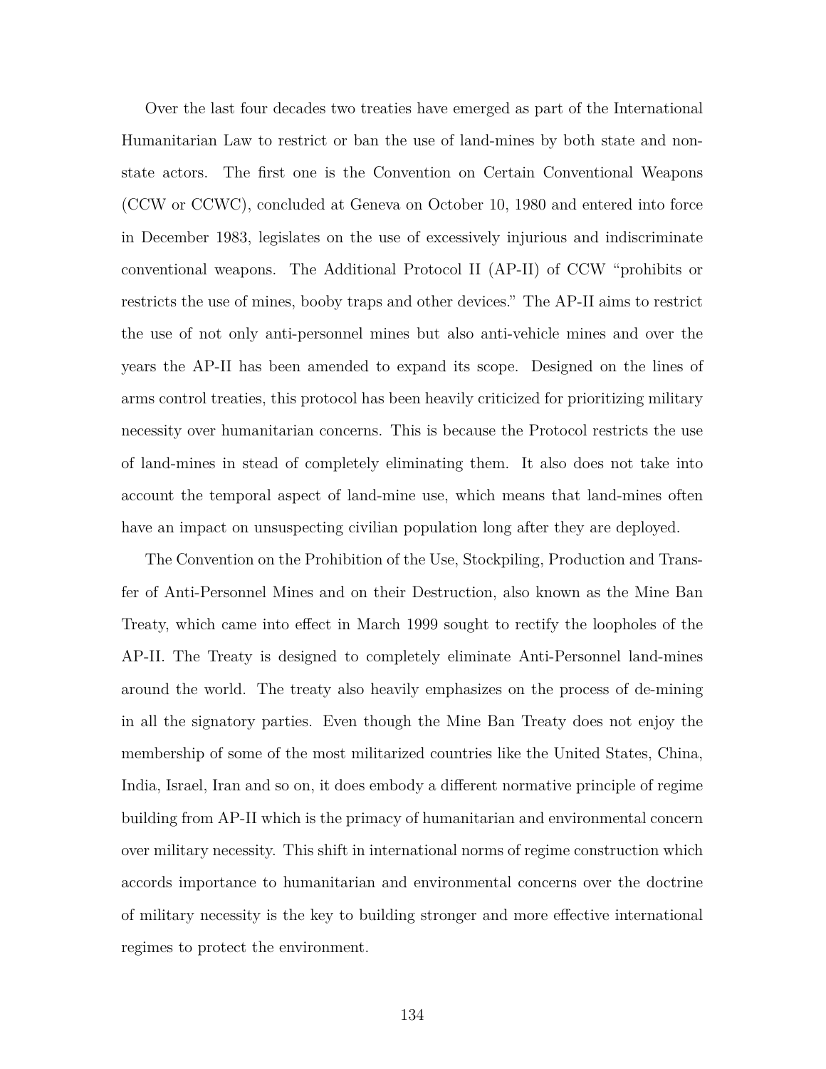Over the last four decades two treaties have emerged as part of the International Humanitarian Law to restrict or ban the use of land-mines by both state and non-state actors. The first one is the Convention on Certain Conventional Weapons (CCW or CCWC), concluded at Geneva on October 10, 1980 and entered into force in December 1983, legislates on the use of excessively injurious and indiscriminate conventional weapons. The Additional Protocol II (AP-II) of CCW "prohibits or restricts the use of mines, booby traps and other devices." The AP-II aims to restrict the use of not only anti-personnel mines but also anti-vehicle mines and over the years the AP-II has been amended to expand its scope. Designed on the lines of arms control treaties, this protocol has been heavily criticized for prioritizing military necessity over humanitarian concerns. This is because the Protocol restricts the use of land-mines in stead of completely eliminating them. It also does not take into account the temporal aspect of land-mine use, which means that land-mines often have an impact on unsuspecting civilian population long after they are deployed.

The Convention on the Prohibition of the Use, Stockpiling, Production and Transfer of Anti-Personnel Mines and on their Destruction, also known as the Mine Ban Treaty, which came into effect in March 1999 sought to rectify the loopholes of the AP-II. The Treaty is designed to completely eliminate Anti-Personnel land-mines around the world. The treaty also heavily emphasizes on the process of de-mining in all the signatory parties. Even though the Mine Ban Treaty does not enjoy the membership of some of the most militarized countries like the United States, China, India, Israel, Iran and so on, it does embody a different normative principle of regime building from AP-II which is the primacy of humanitarian and environmental concern over military necessity. This shift in international norms of regime construction which accords importance to humanitarian and environmental concerns over the doctrine of military necessity is the key to building stronger and more effective international regimes to protect the environment.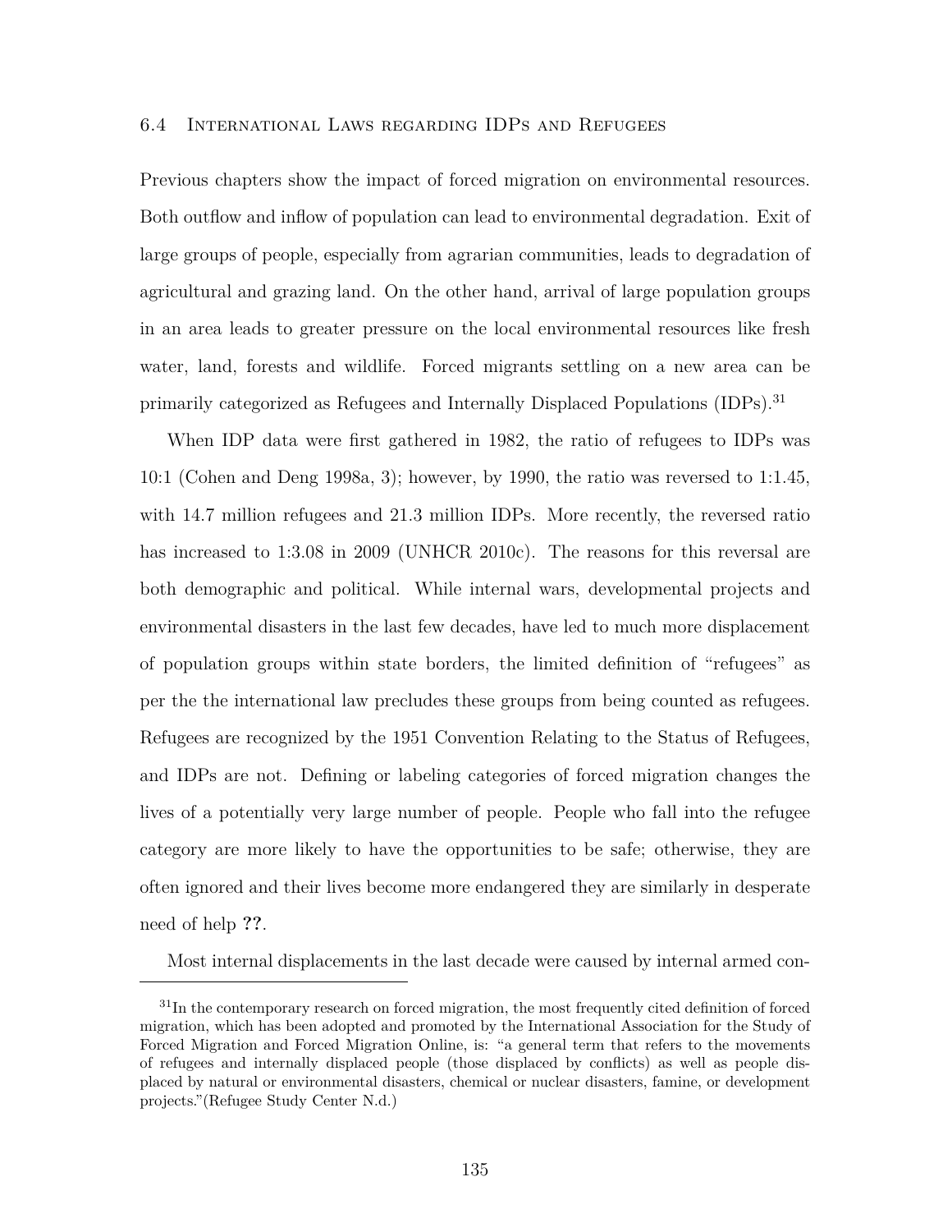### 6.4 International Laws regarding IDPs and Refugees

Previous chapters show the impact of forced migration on environmental resources. Both outflow and inflow of population can lead to environmental degradation. Exit of large groups of people, especially from agrarian communities, leads to degradation of agricultural and grazing land. On the other hand, arrival of large population groups in an area leads to greater pressure on the local environmental resources like fresh water, land, forests and wildlife. Forced migrants settling on a new area can be primarily categorized as Refugees and Internally Displaced Populations (IDPs).[31]

When IDP data were first gathered in 1982, the ratio of refugees to IDPs was 10:1 (Cohen and Deng 1998a, 3); however, by 1990, the ratio was reversed to 1:1.45, with 14.7 million refugees and 21.3 million IDPs. More recently, the reversed ratio has increased to 1:3.08 in 2009 (UNHCR 2010c). The reasons for this reversal are both demographic and political. While internal wars, developmental projects and environmental disasters in the last few decades, have led to much more displacement of population groups within state borders, the limited definition of "refugees" as per the the international law precludes these groups from being counted as refugees. Refugees are recognized by the 1951 Convention Relating to the Status of Refugees, and IDPs are not. Defining or labeling categories of forced migration changes the lives of a potentially very large number of people. People who fall into the refugee category are more likely to have the opportunities to be safe; otherwise, they are often ignored and their lives become more endangered they are similarly in desperate need of help **??**.

Most internal displacements in the last decade were caused by internal armed con-

[31] In the contemporary research on forced migration, the most frequently cited definition of forced migration, which has been adopted and promoted by the International Association for the Study of Forced Migration and Forced Migration Online, is: "a general term that refers to the movements of refugees and internally displaced people (those displaced by conflicts) as well as people displaced by natural or environmental disasters, chemical or nuclear disasters, famine, or development projects."(Refugee Study Center N.d.)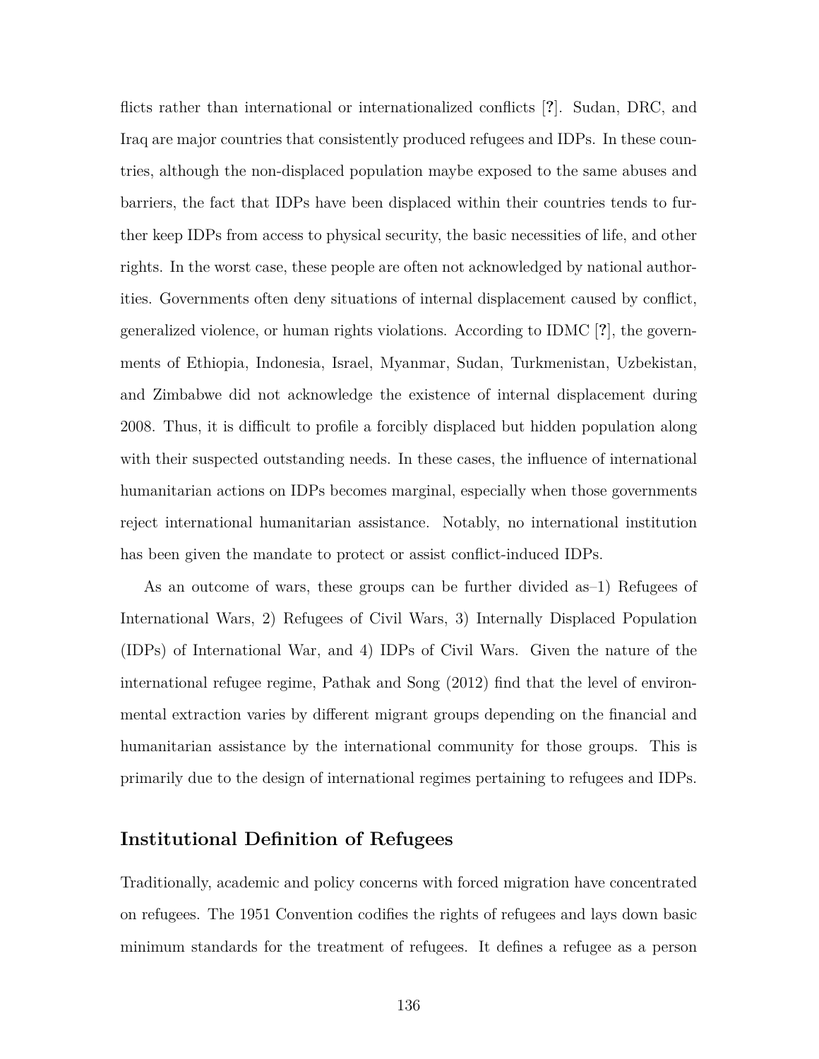flicts rather than international or internationalized conflicts [?]. Sudan, DRC, and Iraq are major countries that consistently produced refugees and IDPs. In these countries, although the non-displaced population maybe exposed to the same abuses and barriers, the fact that IDPs have been displaced within their countries tends to further keep IDPs from access to physical security, the basic necessities of life, and other rights. In the worst case, these people are often not acknowledged by national authorities. Governments often deny situations of internal displacement caused by conflict, generalized violence, or human rights violations. According to IDMC [?], the governments of Ethiopia, Indonesia, Israel, Myanmar, Sudan, Turkmenistan, Uzbekistan, and Zimbabwe did not acknowledge the existence of internal displacement during 2008. Thus, it is difficult to profile a forcibly displaced but hidden population along with their suspected outstanding needs. In these cases, the influence of international humanitarian actions on IDPs becomes marginal, especially when those governments reject international humanitarian assistance. Notably, no international institution has been given the mandate to protect or assist conflict-induced IDPs.

As an outcome of wars, these groups can be further divided as–1) Refugees of International Wars, 2) Refugees of Civil Wars, 3) Internally Displaced Population (IDPs) of International War, and 4) IDPs of Civil Wars. Given the nature of the international refugee regime, Pathak and Song (2012) find that the level of environmental extraction varies by different migrant groups depending on the financial and humanitarian assistance by the international community for those groups. This is primarily due to the design of international regimes pertaining to refugees and IDPs.

## Institutional Definition of Refugees

Traditionally, academic and policy concerns with forced migration have concentrated on refugees. The 1951 Convention codifies the rights of refugees and lays down basic minimum standards for the treatment of refugees. It defines a refugee as a person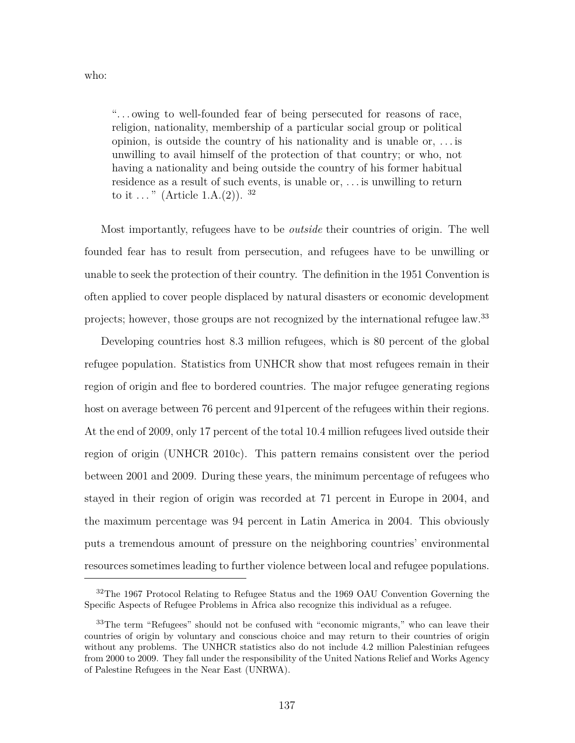who:

> "...owing to well-founded fear of being persecuted for reasons of race, religion, nationality, membership of a particular social group or political opinion, is outside the country of his nationality and is unable or, ...is unwilling to avail himself of the protection of that country; or who, not having a nationality and being outside the country of his former habitual residence as a result of such events, is unable or, ...is unwilling to return to it ..." (Article 1.A.(2)). [32]

Most importantly, refugees have to be *outside* their countries of origin. The well founded fear has to result from persecution, and refugees have to be unwilling or unable to seek the protection of their country. The definition in the 1951 Convention is often applied to cover people displaced by natural disasters or economic development projects; however, those groups are not recognized by the international refugee law.[33]

Developing countries host 8.3 million refugees, which is 80 percent of the global refugee population. Statistics from UNHCR show that most refugees remain in their region of origin and flee to bordered countries. The major refugee generating regions host on average between 76 percent and 91percent of the refugees within their regions. At the end of 2009, only 17 percent of the total 10.4 million refugees lived outside their region of origin (UNHCR 2010c). This pattern remains consistent over the period between 2001 and 2009. During these years, the minimum percentage of refugees who stayed in their region of origin was recorded at 71 percent in Europe in 2004, and the maximum percentage was 94 percent in Latin America in 2004. This obviously puts a tremendous amount of pressure on the neighboring countries' environmental resources sometimes leading to further violence between local and refugee populations.

---

[32] The 1967 Protocol Relating to Refugee Status and the 1969 OAU Convention Governing the Specific Aspects of Refugee Problems in Africa also recognize this individual as a refugee.

[33] The term "Refugees" should not be confused with "economic migrants," who can leave their countries of origin by voluntary and conscious choice and may return to their countries of origin without any problems. The UNHCR statistics also do not include 4.2 million Palestinian refugees from 2000 to 2009. They fall under the responsibility of the United Nations Relief and Works Agency of Palestine Refugees in the Near East (UNRWA).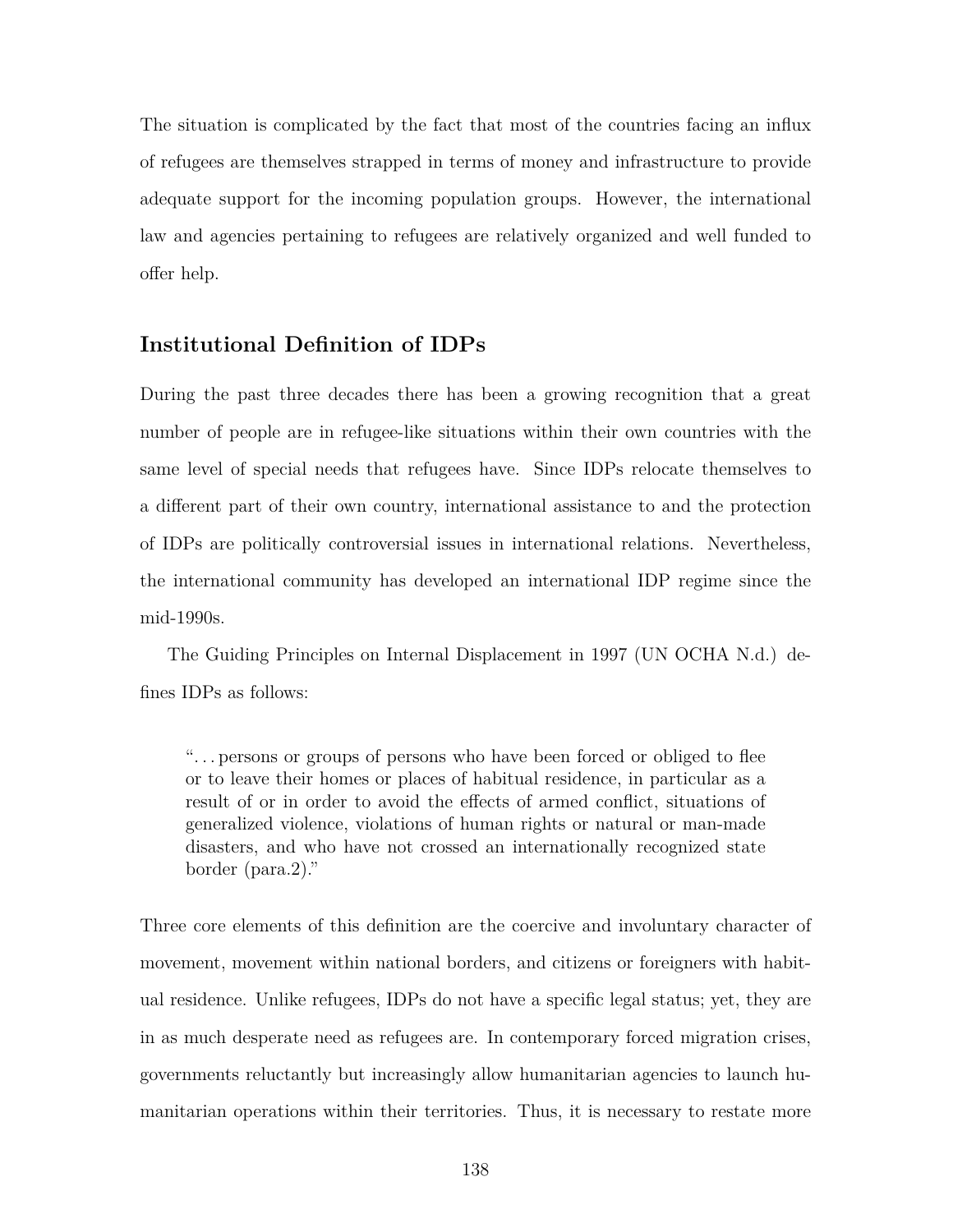The situation is complicated by the fact that most of the countries facing an influx of refugees are themselves strapped in terms of money and infrastructure to provide adequate support for the incoming population groups. However, the international law and agencies pertaining to refugees are relatively organized and well funded to offer help.

## Institutional Definition of IDPs

During the past three decades there has been a growing recognition that a great number of people are in refugee-like situations within their own countries with the same level of special needs that refugees have. Since IDPs relocate themselves to a different part of their own country, international assistance to and the protection of IDPs are politically controversial issues in international relations. Nevertheless, the international community has developed an international IDP regime since the mid-1990s.

The Guiding Principles on Internal Displacement in 1997 (UN OCHA N.d.) defines IDPs as follows:

> "... persons or groups of persons who have been forced or obliged to flee or to leave their homes or places of habitual residence, in particular as a result of or in order to avoid the effects of armed conflict, situations of generalized violence, violations of human rights or natural or man-made disasters, and who have not crossed an internationally recognized state border (para.2)."

Three core elements of this definition are the coercive and involuntary character of movement, movement within national borders, and citizens or foreigners with habitual residence. Unlike refugees, IDPs do not have a specific legal status; yet, they are in as much desperate need as refugees are. In contemporary forced migration crises, governments reluctantly but increasingly allow humanitarian agencies to launch humanitarian operations within their territories. Thus, it is necessary to restate more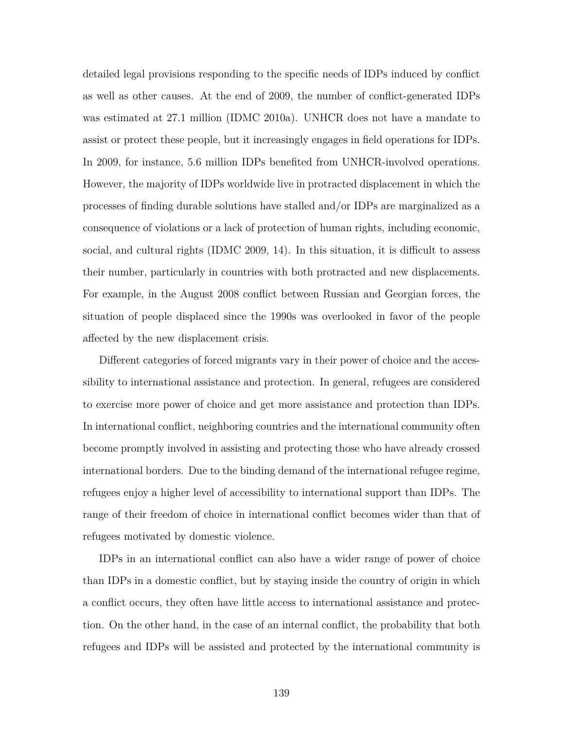detailed legal provisions responding to the specific needs of IDPs induced by conflict as well as other causes. At the end of 2009, the number of conflict-generated IDPs was estimated at 27.1 million (IDMC 2010a). UNHCR does not have a mandate to assist or protect these people, but it increasingly engages in field operations for IDPs. In 2009, for instance, 5.6 million IDPs benefited from UNHCR-involved operations. However, the majority of IDPs worldwide live in protracted displacement in which the processes of finding durable solutions have stalled and/or IDPs are marginalized as a consequence of violations or a lack of protection of human rights, including economic, social, and cultural rights (IDMC 2009, 14). In this situation, it is difficult to assess their number, particularly in countries with both protracted and new displacements. For example, in the August 2008 conflict between Russian and Georgian forces, the situation of people displaced since the 1990s was overlooked in favor of the people affected by the new displacement crisis.

Different categories of forced migrants vary in their power of choice and the accessibility to international assistance and protection. In general, refugees are considered to exercise more power of choice and get more assistance and protection than IDPs. In international conflict, neighboring countries and the international community often become promptly involved in assisting and protecting those who have already crossed international borders. Due to the binding demand of the international refugee regime, refugees enjoy a higher level of accessibility to international support than IDPs. The range of their freedom of choice in international conflict becomes wider than that of refugees motivated by domestic violence.

IDPs in an international conflict can also have a wider range of power of choice than IDPs in a domestic conflict, but by staying inside the country of origin in which a conflict occurs, they often have little access to international assistance and protection. On the other hand, in the case of an internal conflict, the probability that both refugees and IDPs will be assisted and protected by the international community is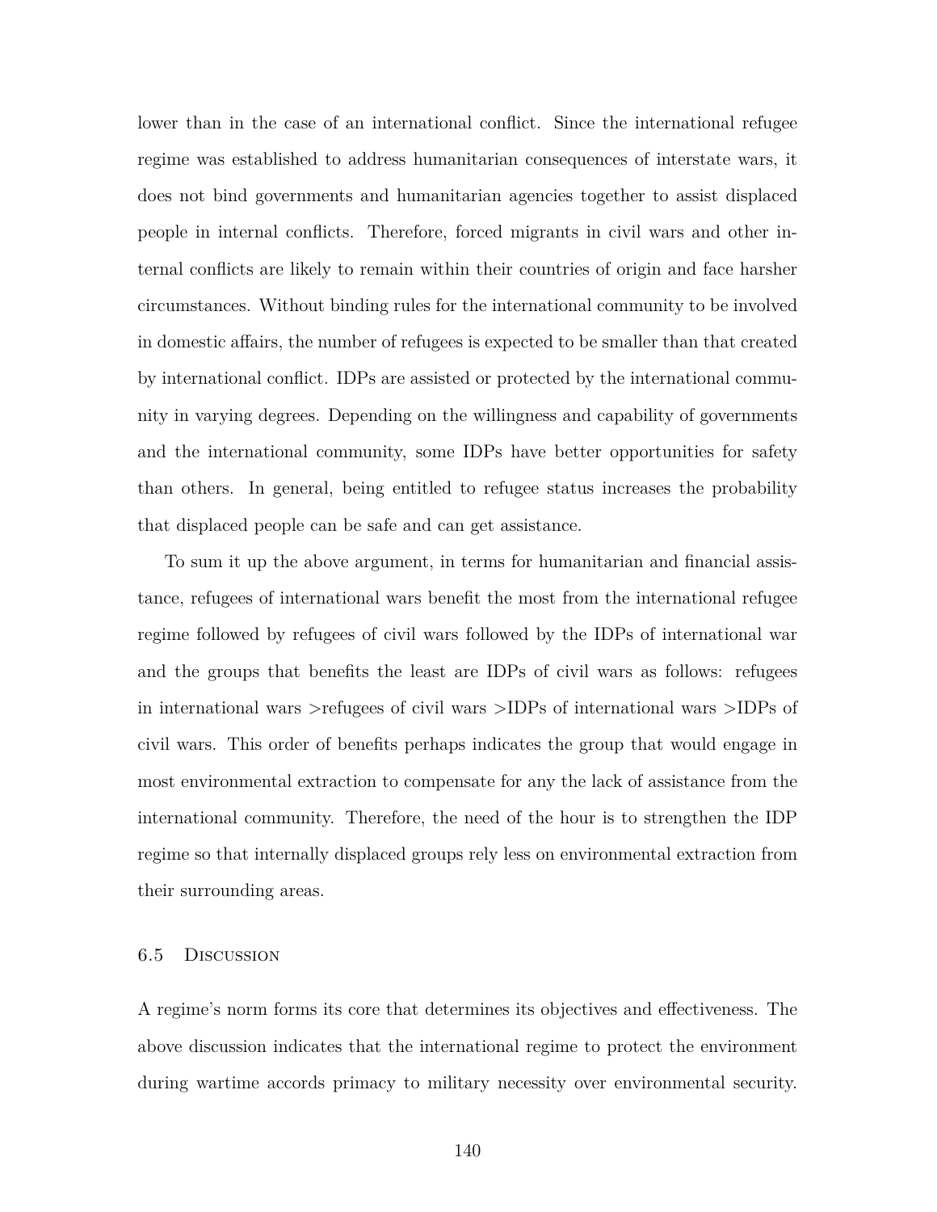lower than in the case of an international conflict. Since the international refugee regime was established to address humanitarian consequences of interstate wars, it does not bind governments and humanitarian agencies together to assist displaced people in internal conflicts. Therefore, forced migrants in civil wars and other internal conflicts are likely to remain within their countries of origin and face harsher circumstances. Without binding rules for the international community to be involved in domestic affairs, the number of refugees is expected to be smaller than that created by international conflict. IDPs are assisted or protected by the international community in varying degrees. Depending on the willingness and capability of governments and the international community, some IDPs have better opportunities for safety than others. In general, being entitled to refugee status increases the probability that displaced people can be safe and can get assistance.

To sum it up the above argument, in terms for humanitarian and financial assistance, refugees of international wars benefit the most from the international refugee regime followed by refugees of civil wars followed by the IDPs of international war and the groups that benefits the least are IDPs of civil wars as follows: refugees in international wars >refugees of civil wars >IDPs of international wars >IDPs of civil wars. This order of benefits perhaps indicates the group that would engage in most environmental extraction to compensate for any the lack of assistance from the international community. Therefore, the need of the hour is to strengthen the IDP regime so that internally displaced groups rely less on environmental extraction from their surrounding areas.

### 6.5 Discussion

A regime's norm forms its core that determines its objectives and effectiveness. The above discussion indicates that the international regime to protect the environment during wartime accords primacy to military necessity over environmental security.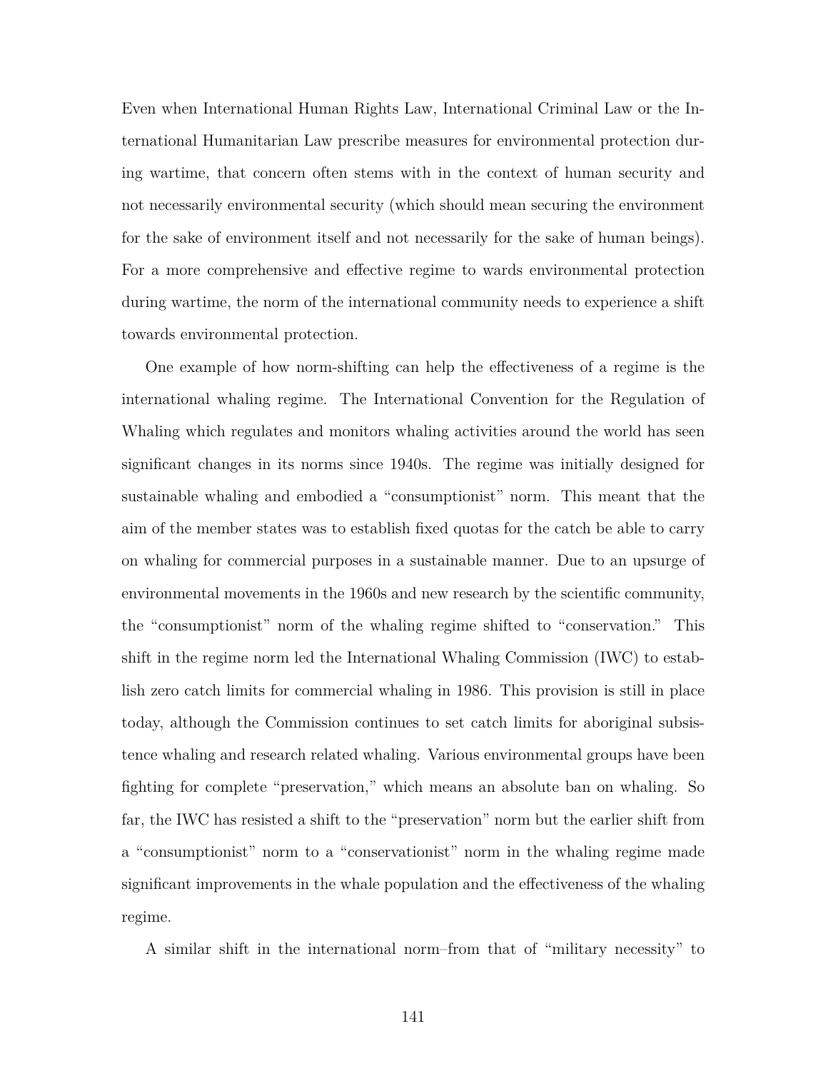Even when International Human Rights Law, International Criminal Law or the International Humanitarian Law prescribe measures for environmental protection during wartime, that concern often stems with in the context of human security and not necessarily environmental security (which should mean securing the environment for the sake of environment itself and not necessarily for the sake of human beings). For a more comprehensive and effective regime to wards environmental protection during wartime, the norm of the international community needs to experience a shift towards environmental protection.

One example of how norm-shifting can help the effectiveness of a regime is the international whaling regime. The International Convention for the Regulation of Whaling which regulates and monitors whaling activities around the world has seen significant changes in its norms since 1940s. The regime was initially designed for sustainable whaling and embodied a "consumptionist" norm. This meant that the aim of the member states was to establish fixed quotas for the catch be able to carry on whaling for commercial purposes in a sustainable manner. Due to an upsurge of environmental movements in the 1960s and new research by the scientific community, the "consumptionist" norm of the whaling regime shifted to "conservation." This shift in the regime norm led the International Whaling Commission (IWC) to establish zero catch limits for commercial whaling in 1986. This provision is still in place today, although the Commission continues to set catch limits for aboriginal subsistence whaling and research related whaling. Various environmental groups have been fighting for complete "preservation," which means an absolute ban on whaling. So far, the IWC has resisted a shift to the "preservation" norm but the earlier shift from a "consumptionist" norm to a "conservationist" norm in the whaling regime made significant improvements in the whale population and the effectiveness of the whaling regime.

A similar shift in the international norm–from that of "military necessity" to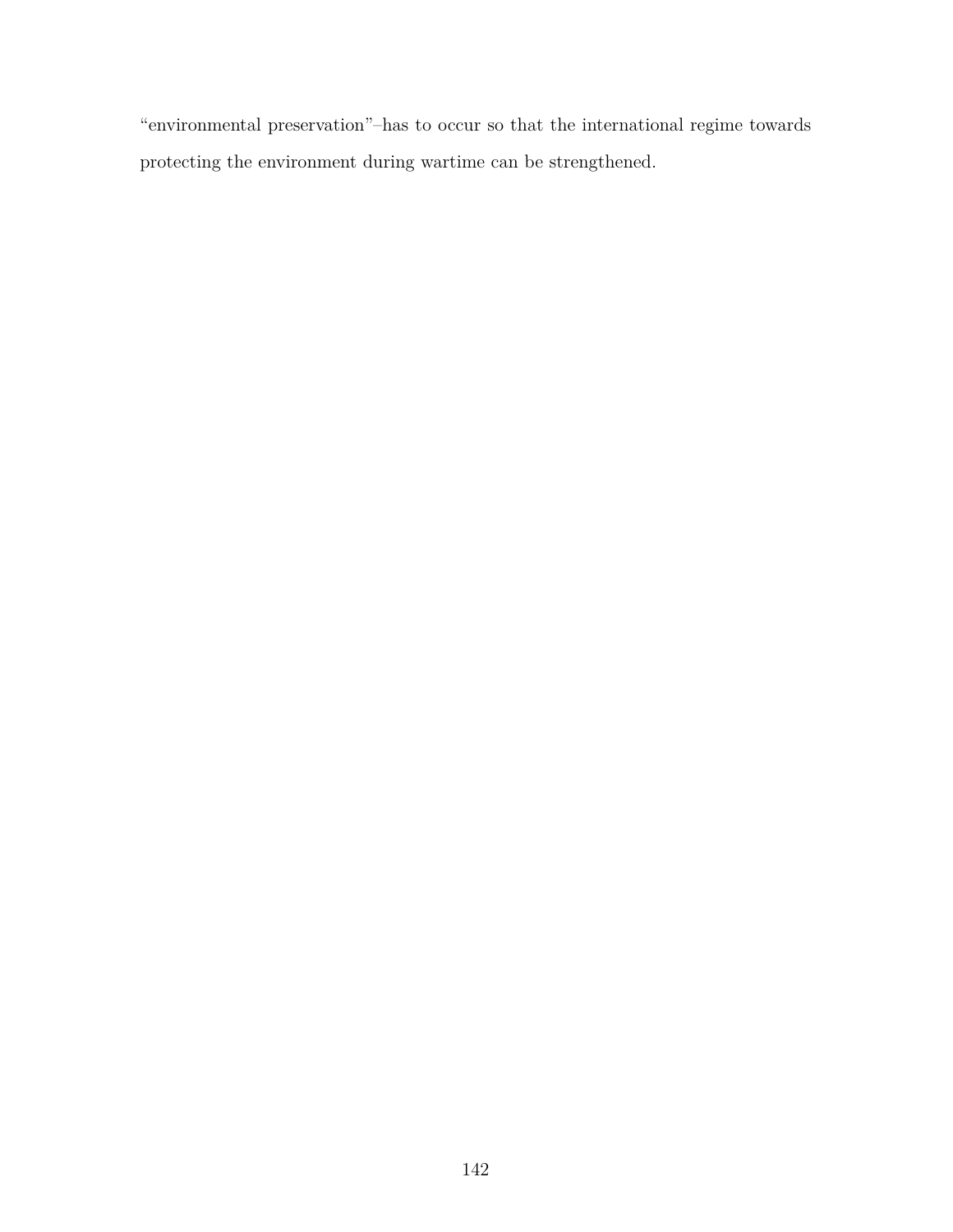"environmental preservation"–has to occur so that the international regime towards protecting the environment during wartime can be strengthened.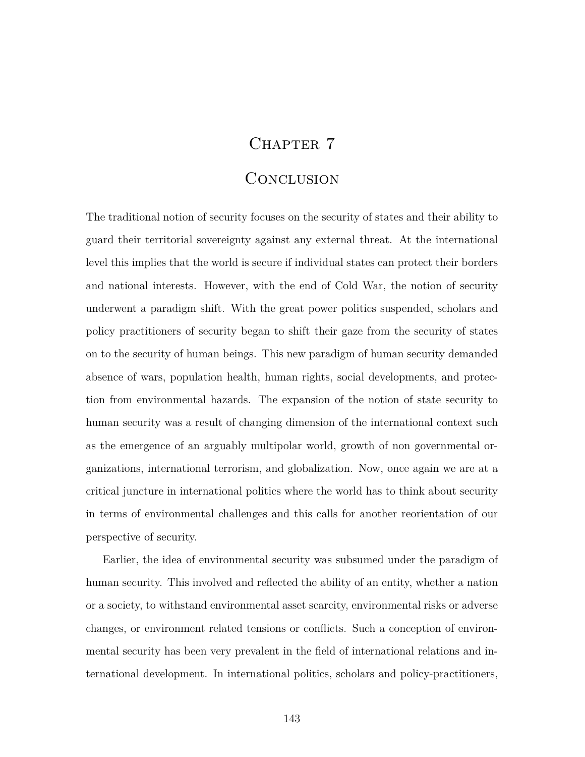# Chapter 7

# Conclusion

The traditional notion of security focuses on the security of states and their ability to guard their territorial sovereignty against any external threat. At the international level this implies that the world is secure if individual states can protect their borders and national interests. However, with the end of Cold War, the notion of security underwent a paradigm shift. With the great power politics suspended, scholars and policy practitioners of security began to shift their gaze from the security of states on to the security of human beings. This new paradigm of human security demanded absence of wars, population health, human rights, social developments, and protection from environmental hazards. The expansion of the notion of state security to human security was a result of changing dimension of the international context such as the emergence of an arguably multipolar world, growth of non governmental organizations, international terrorism, and globalization. Now, once again we are at a critical juncture in international politics where the world has to think about security in terms of environmental challenges and this calls for another reorientation of our perspective of security.

Earlier, the idea of environmental security was subsumed under the paradigm of human security. This involved and reflected the ability of an entity, whether a nation or a society, to withstand environmental asset scarcity, environmental risks or adverse changes, or environment related tensions or conflicts. Such a conception of environmental security has been very prevalent in the field of international relations and international development. In international politics, scholars and policy-practitioners,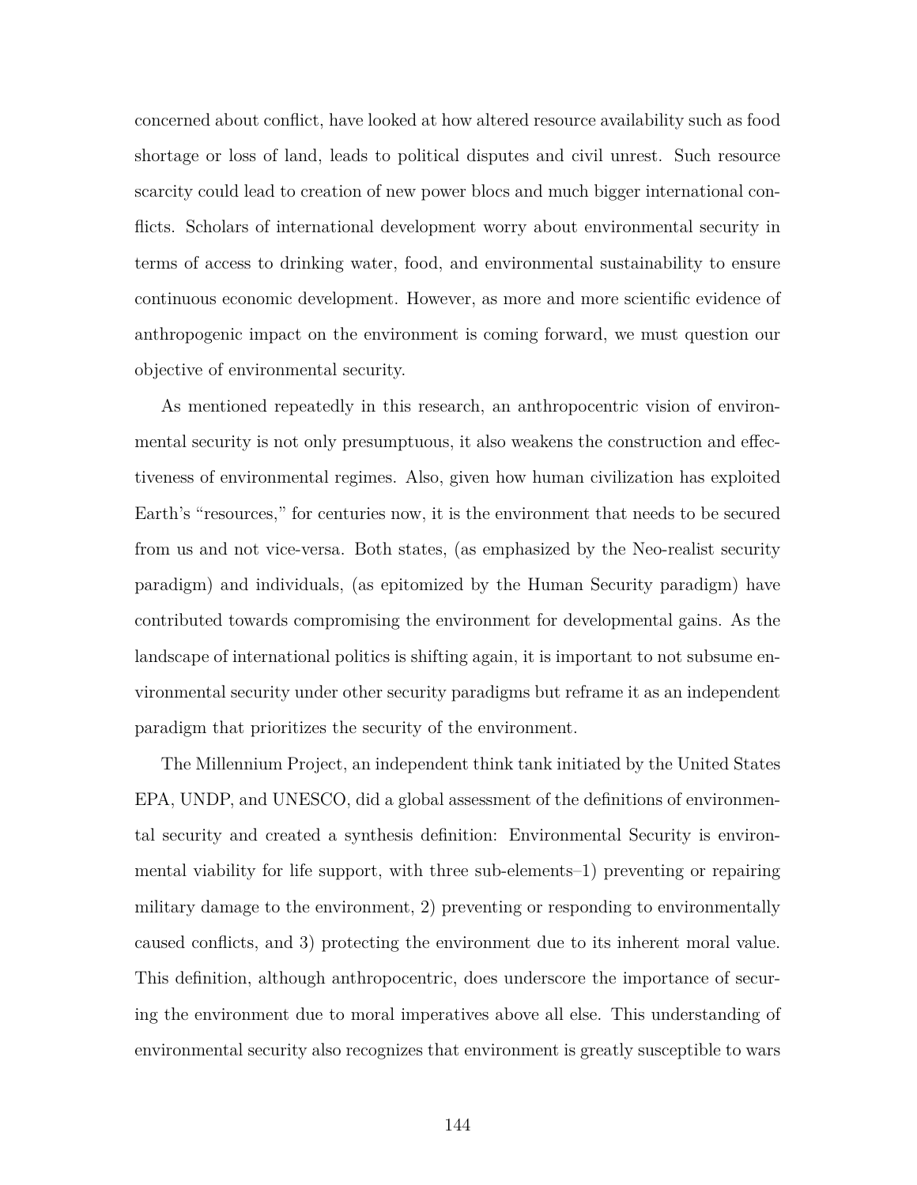concerned about conflict, have looked at how altered resource availability such as food shortage or loss of land, leads to political disputes and civil unrest. Such resource scarcity could lead to creation of new power blocs and much bigger international conflicts. Scholars of international development worry about environmental security in terms of access to drinking water, food, and environmental sustainability to ensure continuous economic development. However, as more and more scientific evidence of anthropogenic impact on the environment is coming forward, we must question our objective of environmental security.

As mentioned repeatedly in this research, an anthropocentric vision of environmental security is not only presumptuous, it also weakens the construction and effectiveness of environmental regimes. Also, given how human civilization has exploited Earth's "resources," for centuries now, it is the environment that needs to be secured from us and not vice-versa. Both states, (as emphasized by the Neo-realist security paradigm) and individuals, (as epitomized by the Human Security paradigm) have contributed towards compromising the environment for developmental gains. As the landscape of international politics is shifting again, it is important to not subsume environmental security under other security paradigms but reframe it as an independent paradigm that prioritizes the security of the environment.

The Millennium Project, an independent think tank initiated by the United States EPA, UNDP, and UNESCO, did a global assessment of the definitions of environmental security and created a synthesis definition: Environmental Security is environmental viability for life support, with three sub-elements–1) preventing or repairing military damage to the environment, 2) preventing or responding to environmentally caused conflicts, and 3) protecting the environment due to its inherent moral value. This definition, although anthropocentric, does underscore the importance of securing the environment due to moral imperatives above all else. This understanding of environmental security also recognizes that environment is greatly susceptible to wars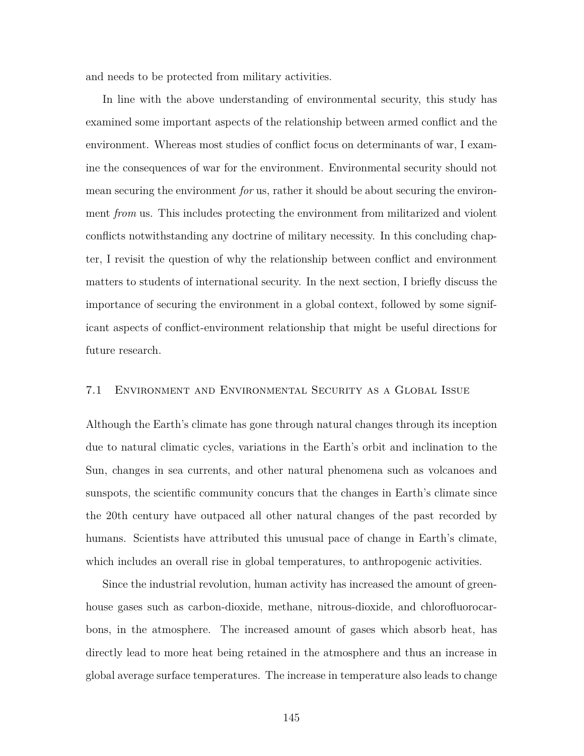and needs to be protected from military activities.

In line with the above understanding of environmental security, this study has examined some important aspects of the relationship between armed conflict and the environment. Whereas most studies of conflict focus on determinants of war, I examine the consequences of war for the environment. Environmental security should not mean securing the environment *for* us, rather it should be about securing the environment *from* us. This includes protecting the environment from militarized and violent conflicts notwithstanding any doctrine of military necessity. In this concluding chapter, I revisit the question of why the relationship between conflict and environment matters to students of international security. In the next section, I briefly discuss the importance of securing the environment in a global context, followed by some significant aspects of conflict-environment relationship that might be useful directions for future research.

## 7.1 Environment and Environmental Security as a Global Issue

Although the Earth's climate has gone through natural changes through its inception due to natural climatic cycles, variations in the Earth's orbit and inclination to the Sun, changes in sea currents, and other natural phenomena such as volcanoes and sunspots, the scientific community concurs that the changes in Earth's climate since the 20th century have outpaced all other natural changes of the past recorded by humans. Scientists have attributed this unusual pace of change in Earth's climate, which includes an overall rise in global temperatures, to anthropogenic activities.

Since the industrial revolution, human activity has increased the amount of greenhouse gases such as carbon-dioxide, methane, nitrous-dioxide, and chlorofluorocarbons, in the atmosphere. The increased amount of gases which absorb heat, has directly lead to more heat being retained in the atmosphere and thus an increase in global average surface temperatures. The increase in temperature also leads to change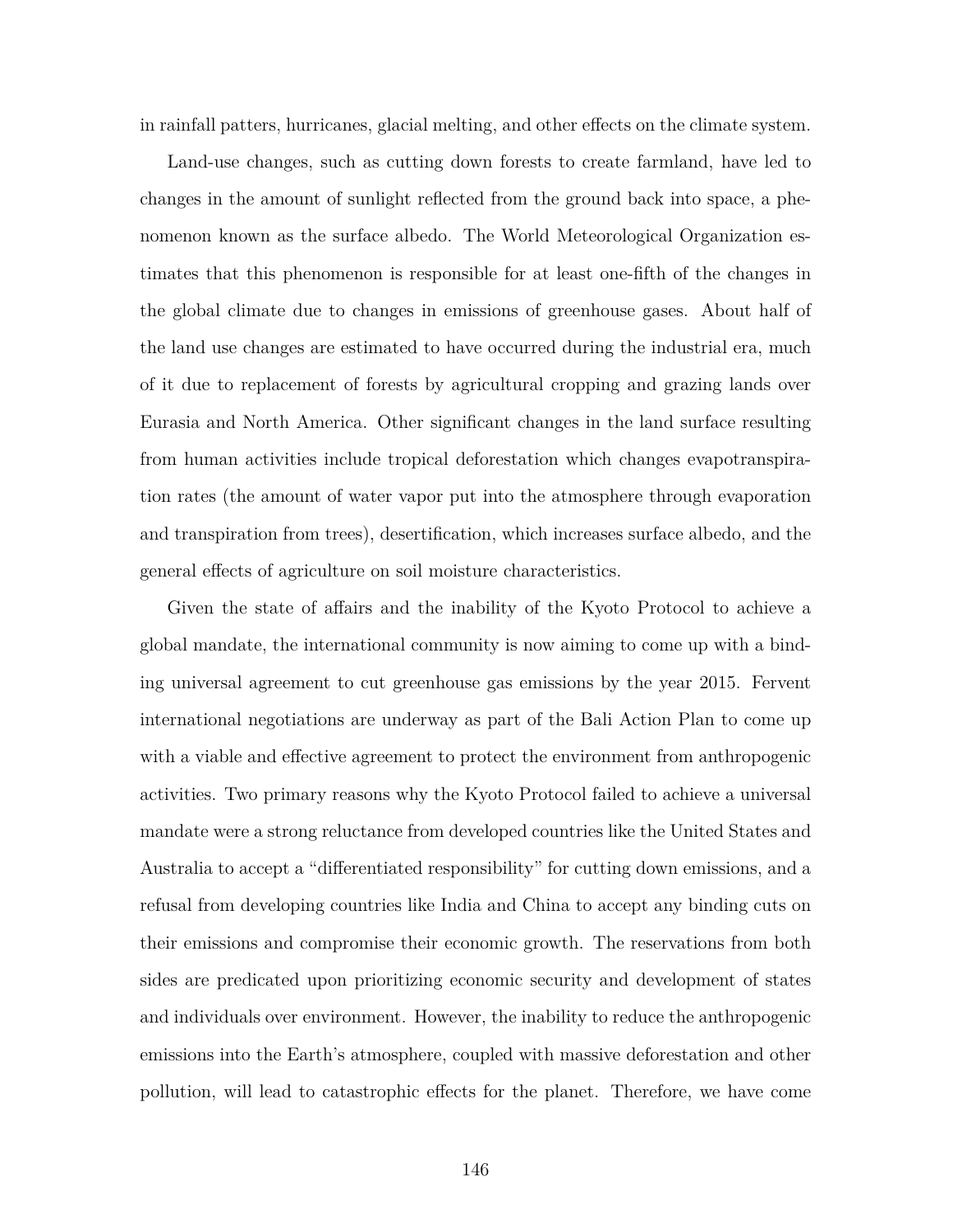in rainfall patters, hurricanes, glacial melting, and other effects on the climate system.

Land-use changes, such as cutting down forests to create farmland, have led to changes in the amount of sunlight reflected from the ground back into space, a phenomenon known as the surface albedo. The World Meteorological Organization estimates that this phenomenon is responsible for at least one-fifth of the changes in the global climate due to changes in emissions of greenhouse gases. About half of the land use changes are estimated to have occurred during the industrial era, much of it due to replacement of forests by agricultural cropping and grazing lands over Eurasia and North America. Other significant changes in the land surface resulting from human activities include tropical deforestation which changes evapotranspiration rates (the amount of water vapor put into the atmosphere through evaporation and transpiration from trees), desertification, which increases surface albedo, and the general effects of agriculture on soil moisture characteristics.

Given the state of affairs and the inability of the Kyoto Protocol to achieve a global mandate, the international community is now aiming to come up with a binding universal agreement to cut greenhouse gas emissions by the year 2015. Fervent international negotiations are underway as part of the Bali Action Plan to come up with a viable and effective agreement to protect the environment from anthropogenic activities. Two primary reasons why the Kyoto Protocol failed to achieve a universal mandate were a strong reluctance from developed countries like the United States and Australia to accept a "differentiated responsibility" for cutting down emissions, and a refusal from developing countries like India and China to accept any binding cuts on their emissions and compromise their economic growth. The reservations from both sides are predicated upon prioritizing economic security and development of states and individuals over environment. However, the inability to reduce the anthropogenic emissions into the Earth's atmosphere, coupled with massive deforestation and other pollution, will lead to catastrophic effects for the planet. Therefore, we have come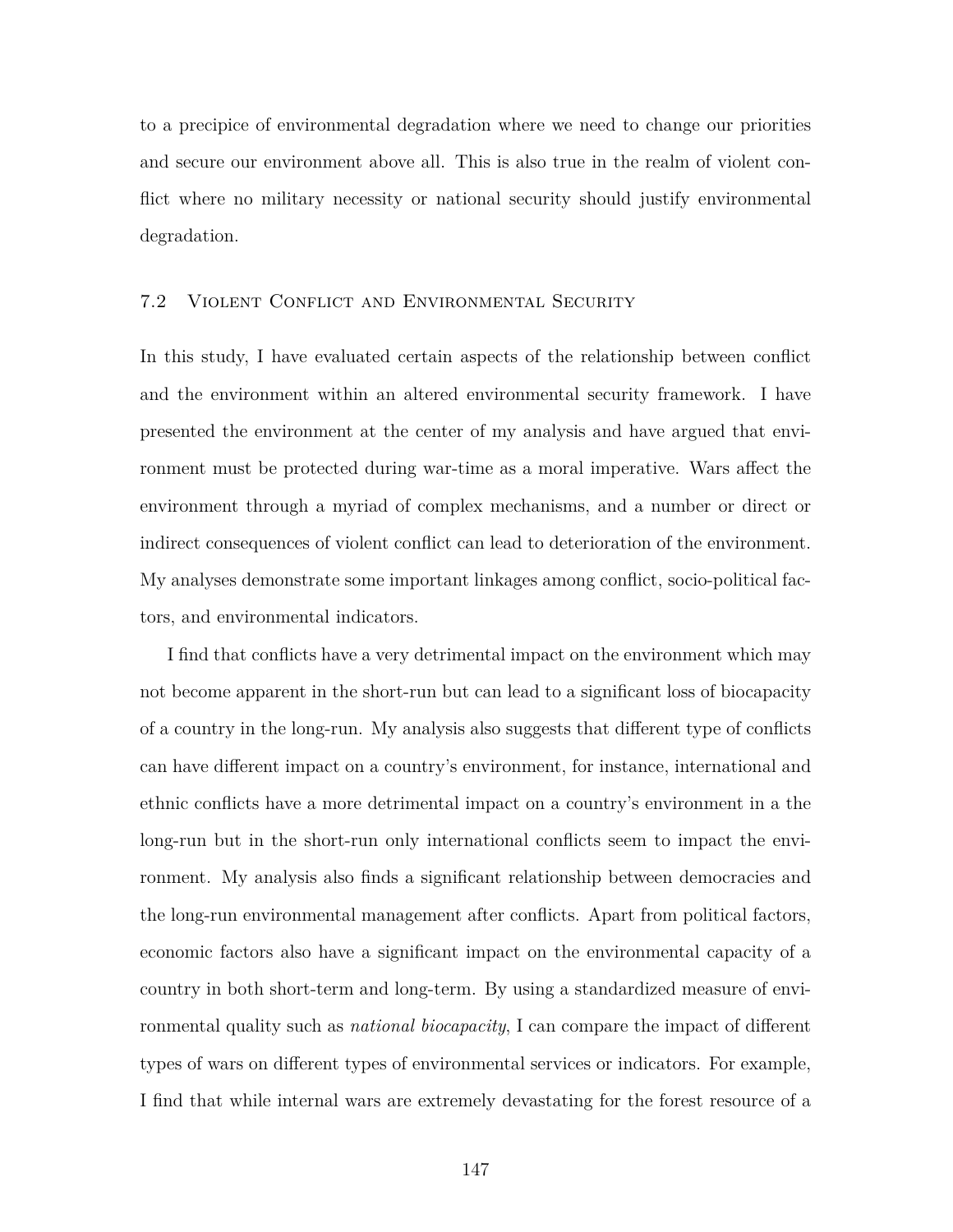to a precipice of environmental degradation where we need to change our priorities and secure our environment above all. This is also true in the realm of violent conflict where no military necessity or national security should justify environmental degradation.

## 7.2 Violent Conflict and Environmental Security

In this study, I have evaluated certain aspects of the relationship between conflict and the environment within an altered environmental security framework. I have presented the environment at the center of my analysis and have argued that environment must be protected during war-time as a moral imperative. Wars affect the environment through a myriad of complex mechanisms, and a number or direct or indirect consequences of violent conflict can lead to deterioration of the environment. My analyses demonstrate some important linkages among conflict, socio-political factors, and environmental indicators.

I find that conflicts have a very detrimental impact on the environment which may not become apparent in the short-run but can lead to a significant loss of biocapacity of a country in the long-run. My analysis also suggests that different type of conflicts can have different impact on a country's environment, for instance, international and ethnic conflicts have a more detrimental impact on a country's environment in a the long-run but in the short-run only international conflicts seem to impact the environment. My analysis also finds a significant relationship between democracies and the long-run environmental management after conflicts. Apart from political factors, economic factors also have a significant impact on the environmental capacity of a country in both short-term and long-term. By using a standardized measure of environmental quality such as *national biocapacity*, I can compare the impact of different types of wars on different types of environmental services or indicators. For example, I find that while internal wars are extremely devastating for the forest resource of a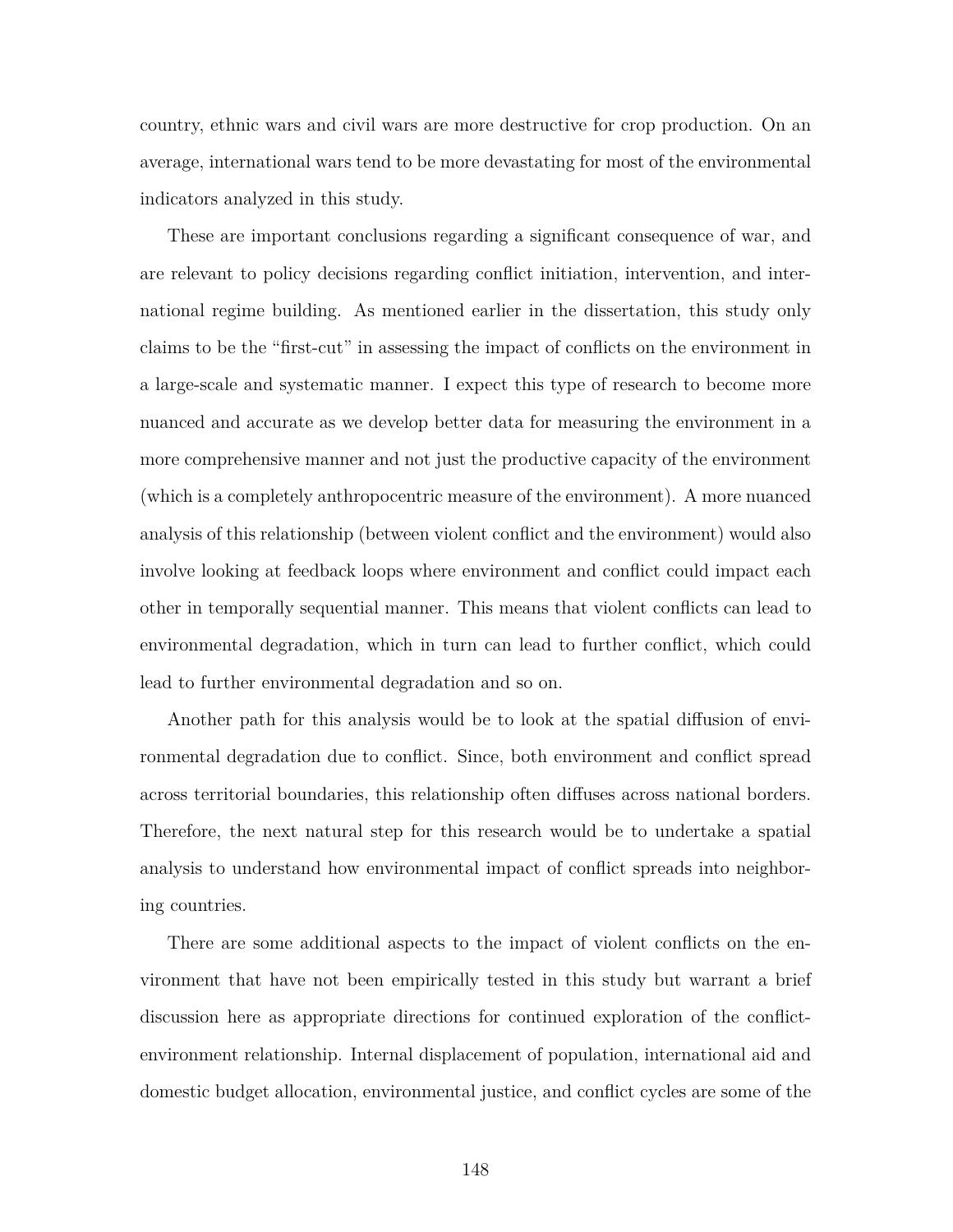country, ethnic wars and civil wars are more destructive for crop production. On an average, international wars tend to be more devastating for most of the environmental indicators analyzed in this study.

These are important conclusions regarding a significant consequence of war, and are relevant to policy decisions regarding conflict initiation, intervention, and international regime building. As mentioned earlier in the dissertation, this study only claims to be the "first-cut" in assessing the impact of conflicts on the environment in a large-scale and systematic manner. I expect this type of research to become more nuanced and accurate as we develop better data for measuring the environment in a more comprehensive manner and not just the productive capacity of the environment (which is a completely anthropocentric measure of the environment). A more nuanced analysis of this relationship (between violent conflict and the environment) would also involve looking at feedback loops where environment and conflict could impact each other in temporally sequential manner. This means that violent conflicts can lead to environmental degradation, which in turn can lead to further conflict, which could lead to further environmental degradation and so on.

Another path for this analysis would be to look at the spatial diffusion of environmental degradation due to conflict. Since, both environment and conflict spread across territorial boundaries, this relationship often diffuses across national borders. Therefore, the next natural step for this research would be to undertake a spatial analysis to understand how environmental impact of conflict spreads into neighboring countries.

There are some additional aspects to the impact of violent conflicts on the environment that have not been empirically tested in this study but warrant a brief discussion here as appropriate directions for continued exploration of the conflict-environment relationship. Internal displacement of population, international aid and domestic budget allocation, environmental justice, and conflict cycles are some of the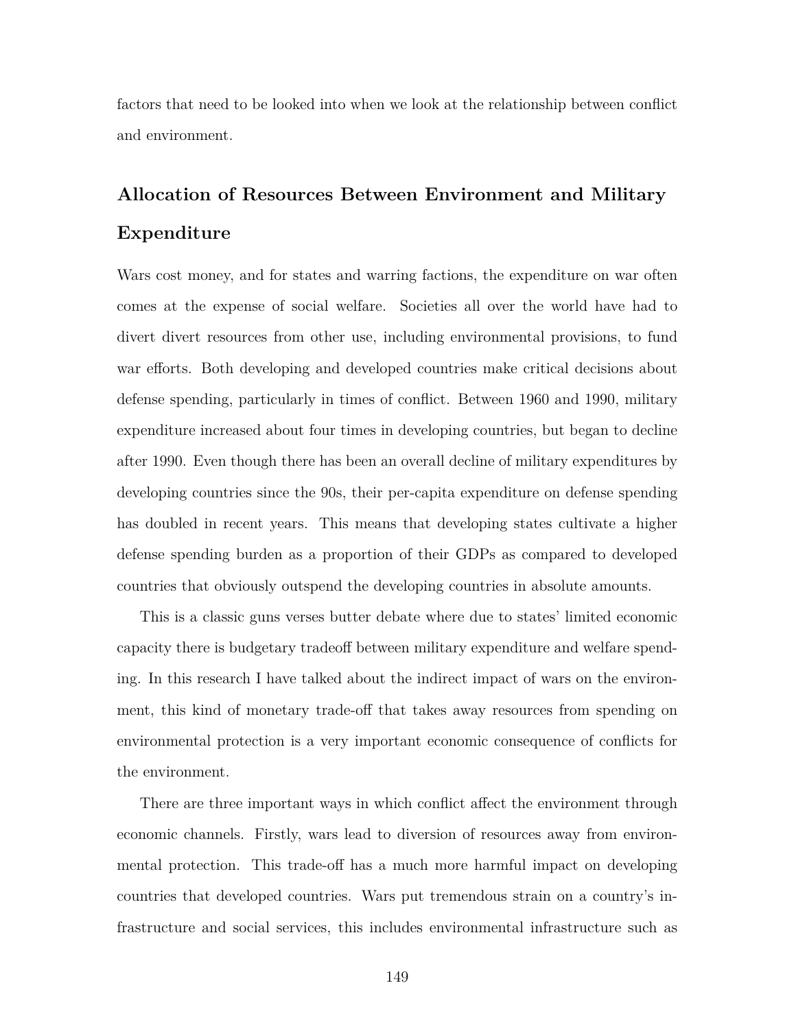factors that need to be looked into when we look at the relationship between conflict and environment.

## Allocation of Resources Between Environment and Military Expenditure

Wars cost money, and for states and warring factions, the expenditure on war often comes at the expense of social welfare. Societies all over the world have had to divert divert resources from other use, including environmental provisions, to fund war efforts. Both developing and developed countries make critical decisions about defense spending, particularly in times of conflict. Between 1960 and 1990, military expenditure increased about four times in developing countries, but began to decline after 1990. Even though there has been an overall decline of military expenditures by developing countries since the 90s, their per-capita expenditure on defense spending has doubled in recent years. This means that developing states cultivate a higher defense spending burden as a proportion of their GDPs as compared to developed countries that obviously outspend the developing countries in absolute amounts.

This is a classic guns verses butter debate where due to states' limited economic capacity there is budgetary tradeoff between military expenditure and welfare spending. In this research I have talked about the indirect impact of wars on the environment, this kind of monetary trade-off that takes away resources from spending on environmental protection is a very important economic consequence of conflicts for the environment.

There are three important ways in which conflict affect the environment through economic channels. Firstly, wars lead to diversion of resources away from environmental protection. This trade-off has a much more harmful impact on developing countries that developed countries. Wars put tremendous strain on a country's infrastructure and social services, this includes environmental infrastructure such as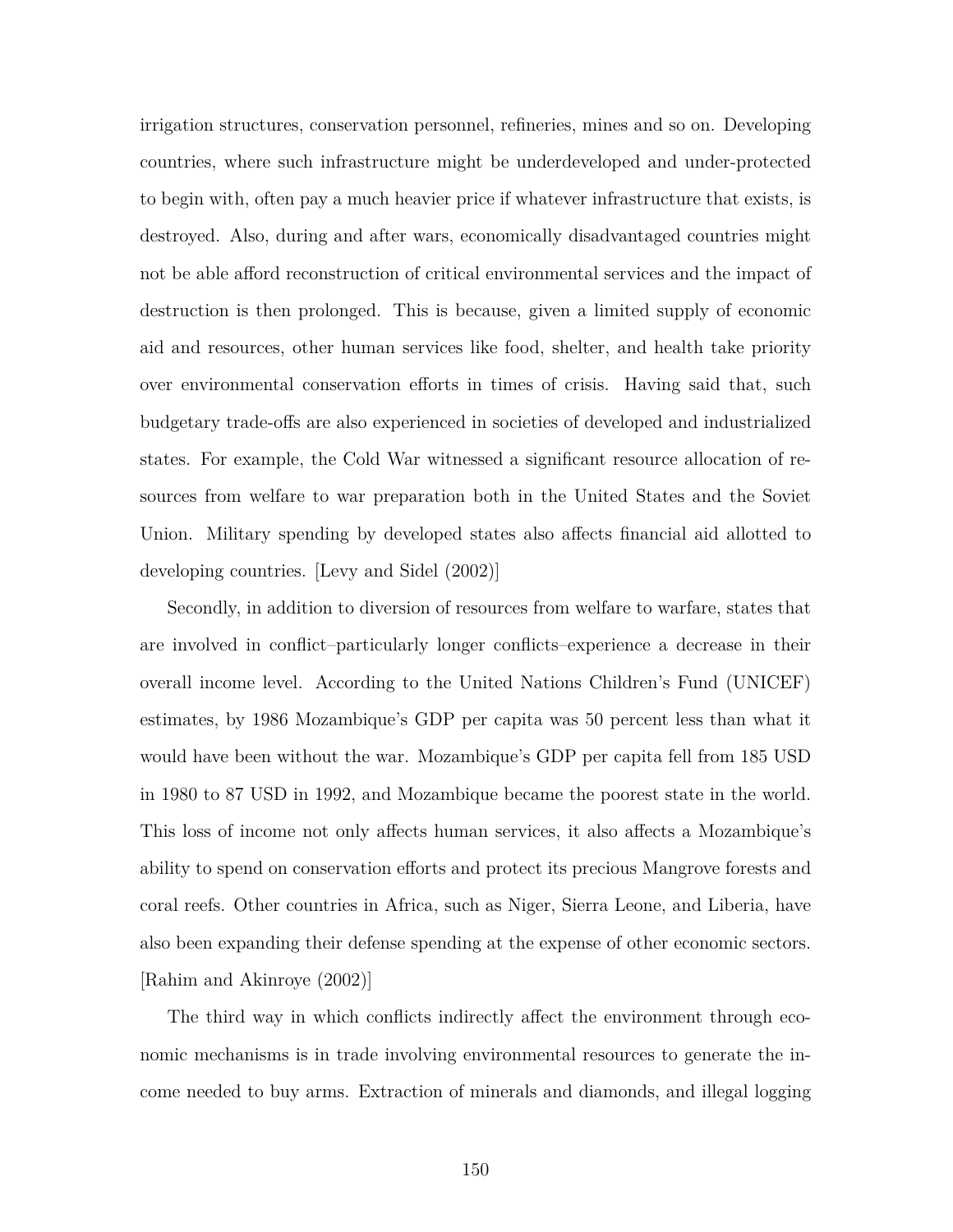irrigation structures, conservation personnel, refineries, mines and so on. Developing countries, where such infrastructure might be underdeveloped and under-protected to begin with, often pay a much heavier price if whatever infrastructure that exists, is destroyed. Also, during and after wars, economically disadvantaged countries might not be able afford reconstruction of critical environmental services and the impact of destruction is then prolonged. This is because, given a limited supply of economic aid and resources, other human services like food, shelter, and health take priority over environmental conservation efforts in times of crisis. Having said that, such budgetary trade-offs are also experienced in societies of developed and industrialized states. For example, the Cold War witnessed a significant resource allocation of resources from welfare to war preparation both in the United States and the Soviet Union. Military spending by developed states also affects financial aid allotted to developing countries. [Levy and Sidel (2002)]

Secondly, in addition to diversion of resources from welfare to warfare, states that are involved in conflict–particularly longer conflicts–experience a decrease in their overall income level. According to the United Nations Children's Fund (UNICEF) estimates, by 1986 Mozambique's GDP per capita was 50 percent less than what it would have been without the war. Mozambique's GDP per capita fell from 185 USD in 1980 to 87 USD in 1992, and Mozambique became the poorest state in the world. This loss of income not only affects human services, it also affects a Mozambique's ability to spend on conservation efforts and protect its precious Mangrove forests and coral reefs. Other countries in Africa, such as Niger, Sierra Leone, and Liberia, have also been expanding their defense spending at the expense of other economic sectors. [Rahim and Akinroye (2002)]

The third way in which conflicts indirectly affect the environment through economic mechanisms is in trade involving environmental resources to generate the income needed to buy arms. Extraction of minerals and diamonds, and illegal logging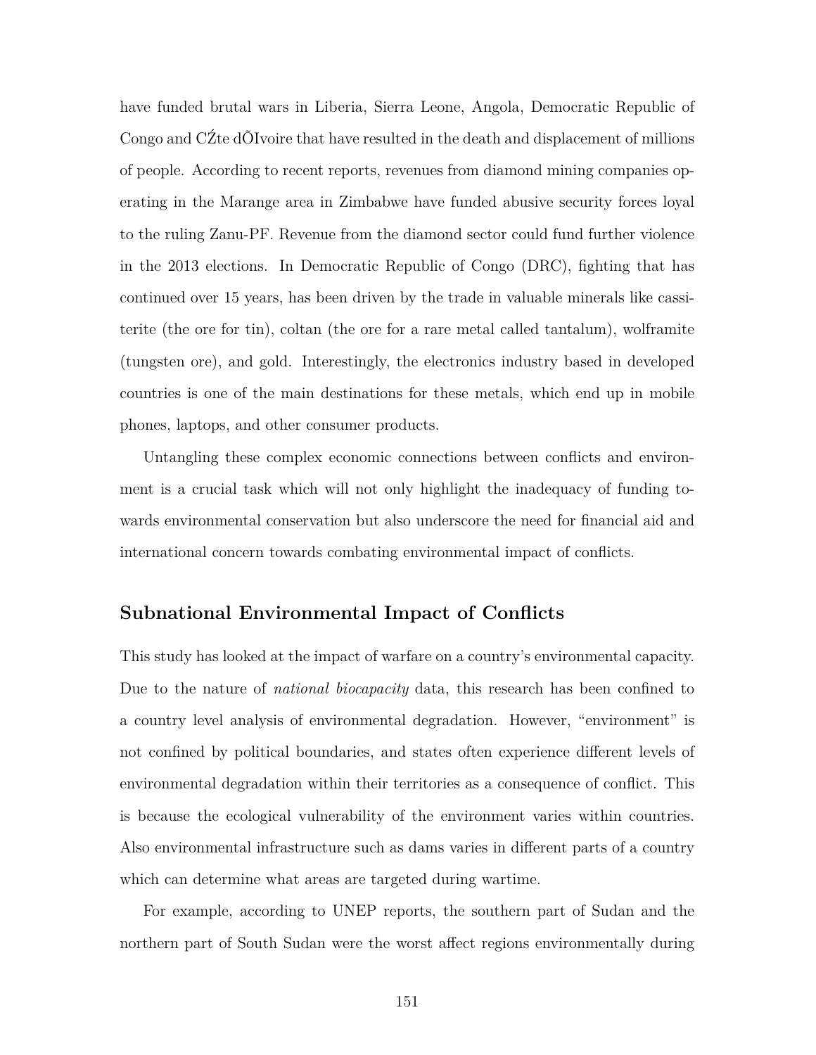have funded brutal wars in Liberia, Sierra Leone, Angola, Democratic Republic of Congo and CŹte dÕIvoire that have resulted in the death and displacement of millions of people. According to recent reports, revenues from diamond mining companies operating in the Marange area in Zimbabwe have funded abusive security forces loyal to the ruling Zanu-PF. Revenue from the diamond sector could fund further violence in the 2013 elections. In Democratic Republic of Congo (DRC), fighting that has continued over 15 years, has been driven by the trade in valuable minerals like cassiterite (the ore for tin), coltan (the ore for a rare metal called tantalum), wolframite (tungsten ore), and gold. Interestingly, the electronics industry based in developed countries is one of the main destinations for these metals, which end up in mobile phones, laptops, and other consumer products.

Untangling these complex economic connections between conflicts and environment is a crucial task which will not only highlight the inadequacy of funding towards environmental conservation but also underscore the need for financial aid and international concern towards combating environmental impact of conflicts.

## Subnational Environmental Impact of Conflicts

This study has looked at the impact of warfare on a country's environmental capacity. Due to the nature of *national biocapacity* data, this research has been confined to a country level analysis of environmental degradation. However, "environment" is not confined by political boundaries, and states often experience different levels of environmental degradation within their territories as a consequence of conflict. This is because the ecological vulnerability of the environment varies within countries. Also environmental infrastructure such as dams varies in different parts of a country which can determine what areas are targeted during wartime.

For example, according to UNEP reports, the southern part of Sudan and the northern part of South Sudan were the worst affect regions environmentally during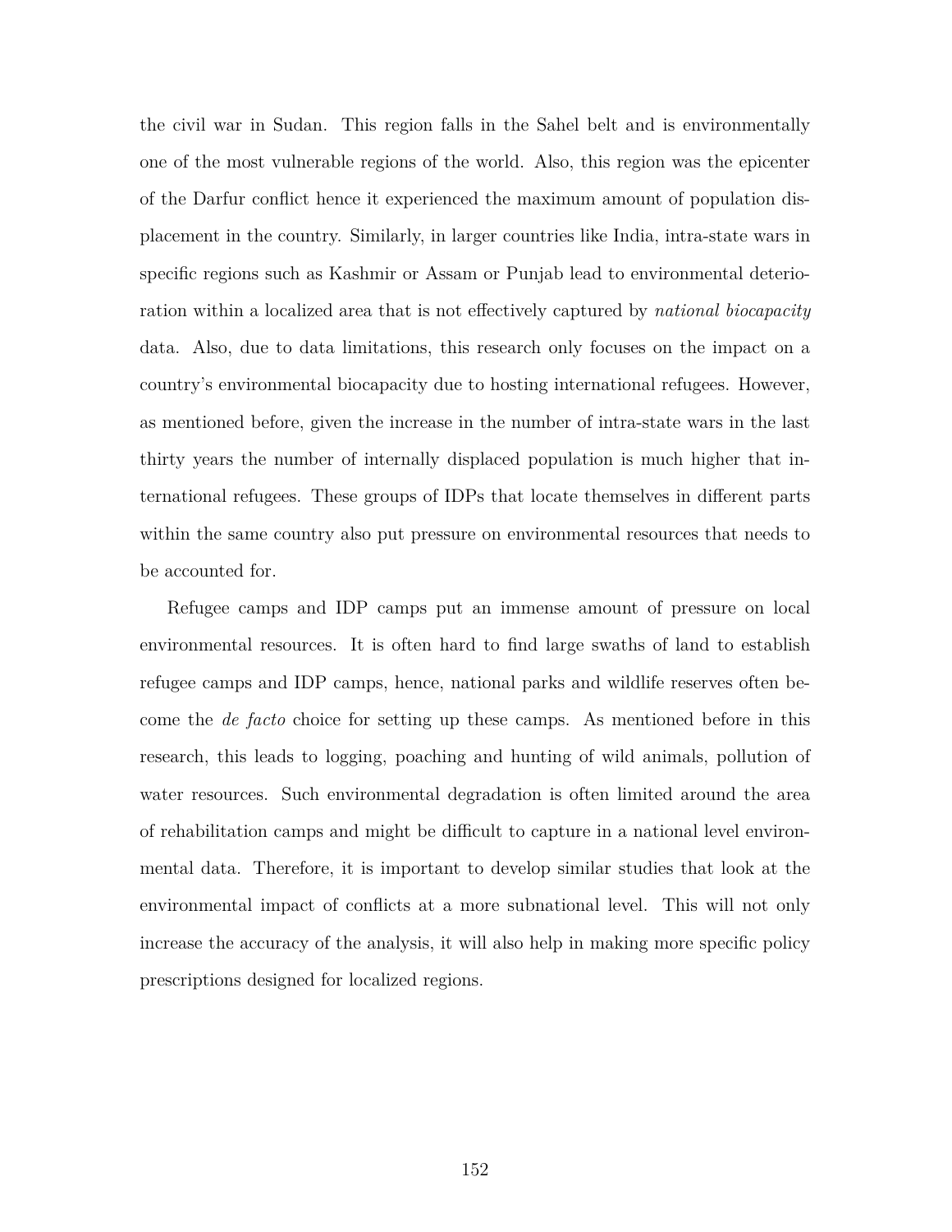the civil war in Sudan. This region falls in the Sahel belt and is environmentally one of the most vulnerable regions of the world. Also, this region was the epicenter of the Darfur conflict hence it experienced the maximum amount of population displacement in the country. Similarly, in larger countries like India, intra-state wars in specific regions such as Kashmir or Assam or Punjab lead to environmental deterioration within a localized area that is not effectively captured by *national biocapacity* data. Also, due to data limitations, this research only focuses on the impact on a country's environmental biocapacity due to hosting international refugees. However, as mentioned before, given the increase in the number of intra-state wars in the last thirty years the number of internally displaced population is much higher that international refugees. These groups of IDPs that locate themselves in different parts within the same country also put pressure on environmental resources that needs to be accounted for.

Refugee camps and IDP camps put an immense amount of pressure on local environmental resources. It is often hard to find large swaths of land to establish refugee camps and IDP camps, hence, national parks and wildlife reserves often become the *de facto* choice for setting up these camps. As mentioned before in this research, this leads to logging, poaching and hunting of wild animals, pollution of water resources. Such environmental degradation is often limited around the area of rehabilitation camps and might be difficult to capture in a national level environmental data. Therefore, it is important to develop similar studies that look at the environmental impact of conflicts at a more subnational level. This will not only increase the accuracy of the analysis, it will also help in making more specific policy prescriptions designed for localized regions.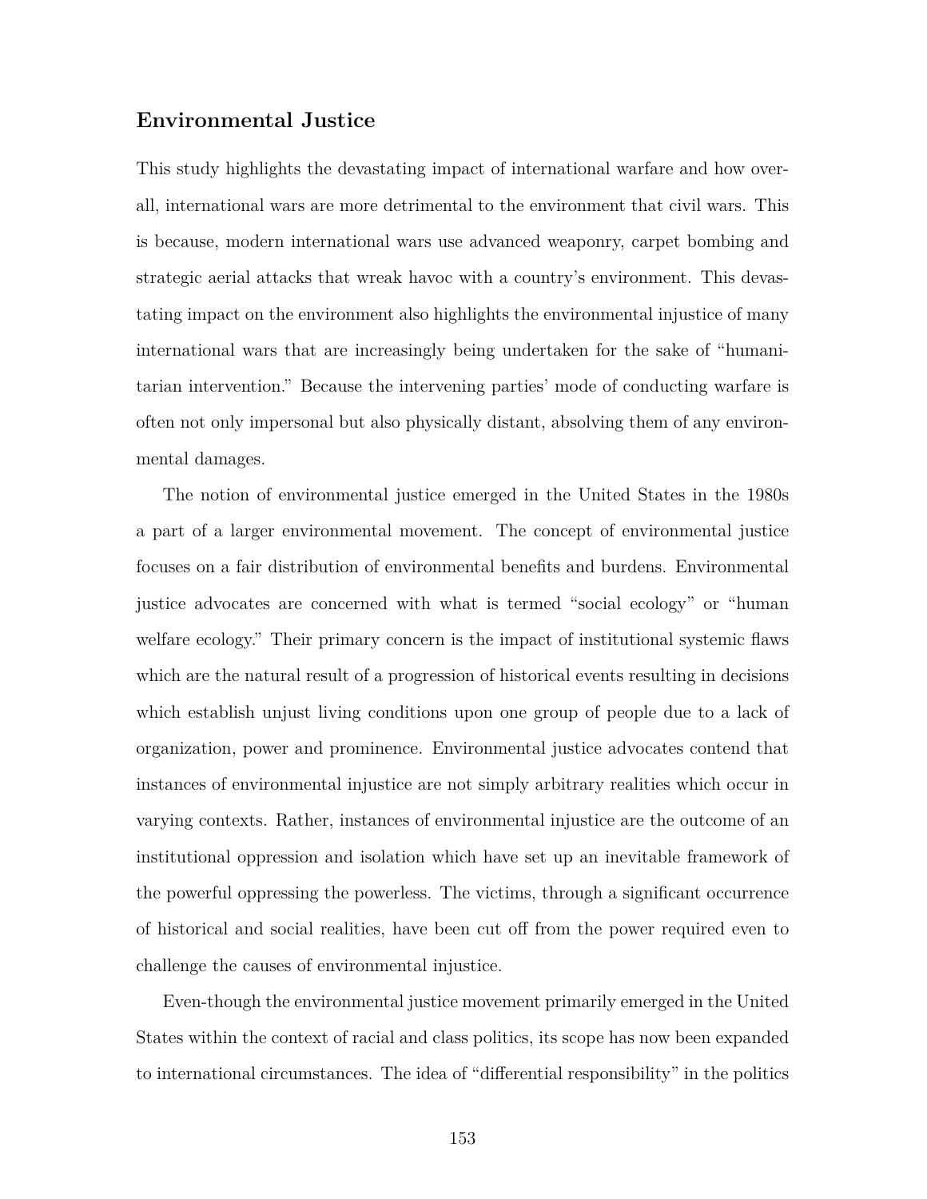### Environmental Justice

This study highlights the devastating impact of international warfare and how overall, international wars are more detrimental to the environment that civil wars. This is because, modern international wars use advanced weaponry, carpet bombing and strategic aerial attacks that wreak havoc with a country's environment. This devastating impact on the environment also highlights the environmental injustice of many international wars that are increasingly being undertaken for the sake of "humanitarian intervention." Because the intervening parties' mode of conducting warfare is often not only impersonal but also physically distant, absolving them of any environmental damages.

The notion of environmental justice emerged in the United States in the 1980s a part of a larger environmental movement. The concept of environmental justice focuses on a fair distribution of environmental benefits and burdens. Environmental justice advocates are concerned with what is termed "social ecology" or "human welfare ecology." Their primary concern is the impact of institutional systemic flaws which are the natural result of a progression of historical events resulting in decisions which establish unjust living conditions upon one group of people due to a lack of organization, power and prominence. Environmental justice advocates contend that instances of environmental injustice are not simply arbitrary realities which occur in varying contexts. Rather, instances of environmental injustice are the outcome of an institutional oppression and isolation which have set up an inevitable framework of the powerful oppressing the powerless. The victims, through a significant occurrence of historical and social realities, have been cut off from the power required even to challenge the causes of environmental injustice.

Even-though the environmental justice movement primarily emerged in the United States within the context of racial and class politics, its scope has now been expanded to international circumstances. The idea of "differential responsibility" in the politics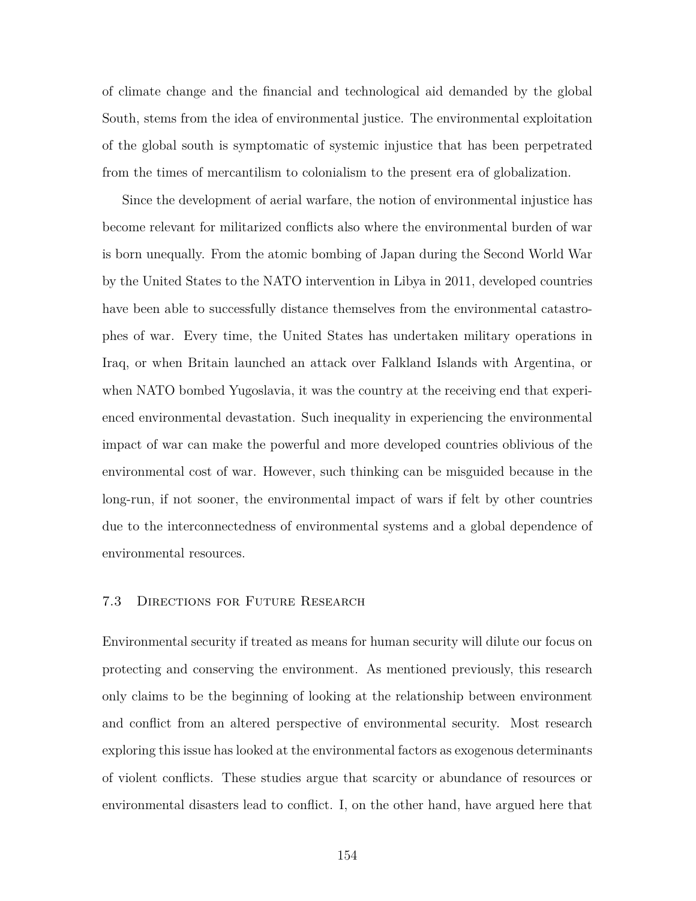of climate change and the financial and technological aid demanded by the global South, stems from the idea of environmental justice. The environmental exploitation of the global south is symptomatic of systemic injustice that has been perpetrated from the times of mercantilism to colonialism to the present era of globalization.

Since the development of aerial warfare, the notion of environmental injustice has become relevant for militarized conflicts also where the environmental burden of war is born unequally. From the atomic bombing of Japan during the Second World War by the United States to the NATO intervention in Libya in 2011, developed countries have been able to successfully distance themselves from the environmental catastrophes of war. Every time, the United States has undertaken military operations in Iraq, or when Britain launched an attack over Falkland Islands with Argentina, or when NATO bombed Yugoslavia, it was the country at the receiving end that experienced environmental devastation. Such inequality in experiencing the environmental impact of war can make the powerful and more developed countries oblivious of the environmental cost of war. However, such thinking can be misguided because in the long-run, if not sooner, the environmental impact of wars if felt by other countries due to the interconnectedness of environmental systems and a global dependence of environmental resources.

### 7.3 Directions for Future Research

Environmental security if treated as means for human security will dilute our focus on protecting and conserving the environment. As mentioned previously, this research only claims to be the beginning of looking at the relationship between environment and conflict from an altered perspective of environmental security. Most research exploring this issue has looked at the environmental factors as exogenous determinants of violent conflicts. These studies argue that scarcity or abundance of resources or environmental disasters lead to conflict. I, on the other hand, have argued here that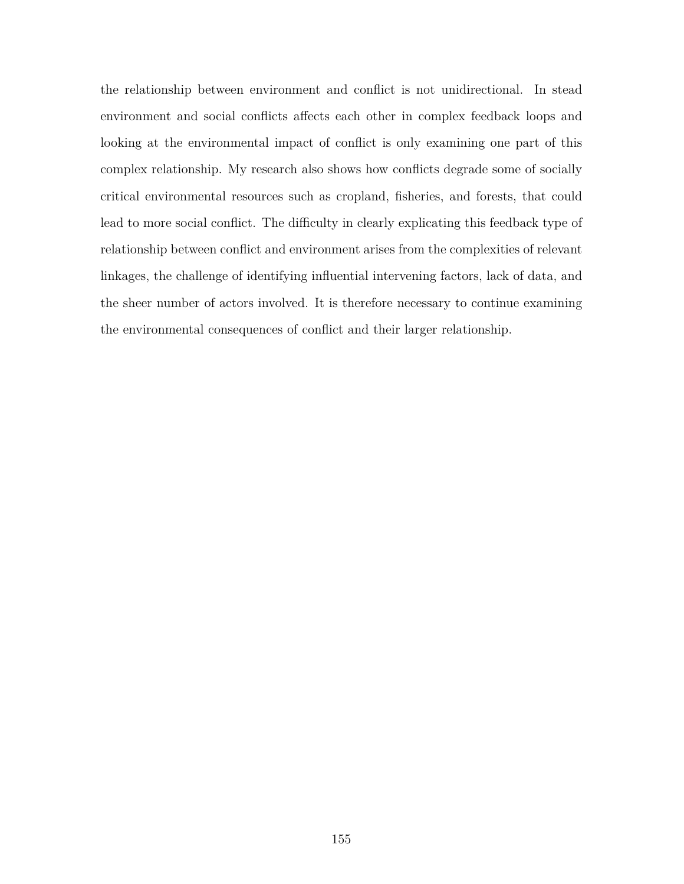the relationship between environment and conflict is not unidirectional. In stead environment and social conflicts affects each other in complex feedback loops and looking at the environmental impact of conflict is only examining one part of this complex relationship. My research also shows how conflicts degrade some of socially critical environmental resources such as cropland, fisheries, and forests, that could lead to more social conflict. The difficulty in clearly explicating this feedback type of relationship between conflict and environment arises from the complexities of relevant linkages, the challenge of identifying influential intervening factors, lack of data, and the sheer number of actors involved. It is therefore necessary to continue examining the environmental consequences of conflict and their larger relationship.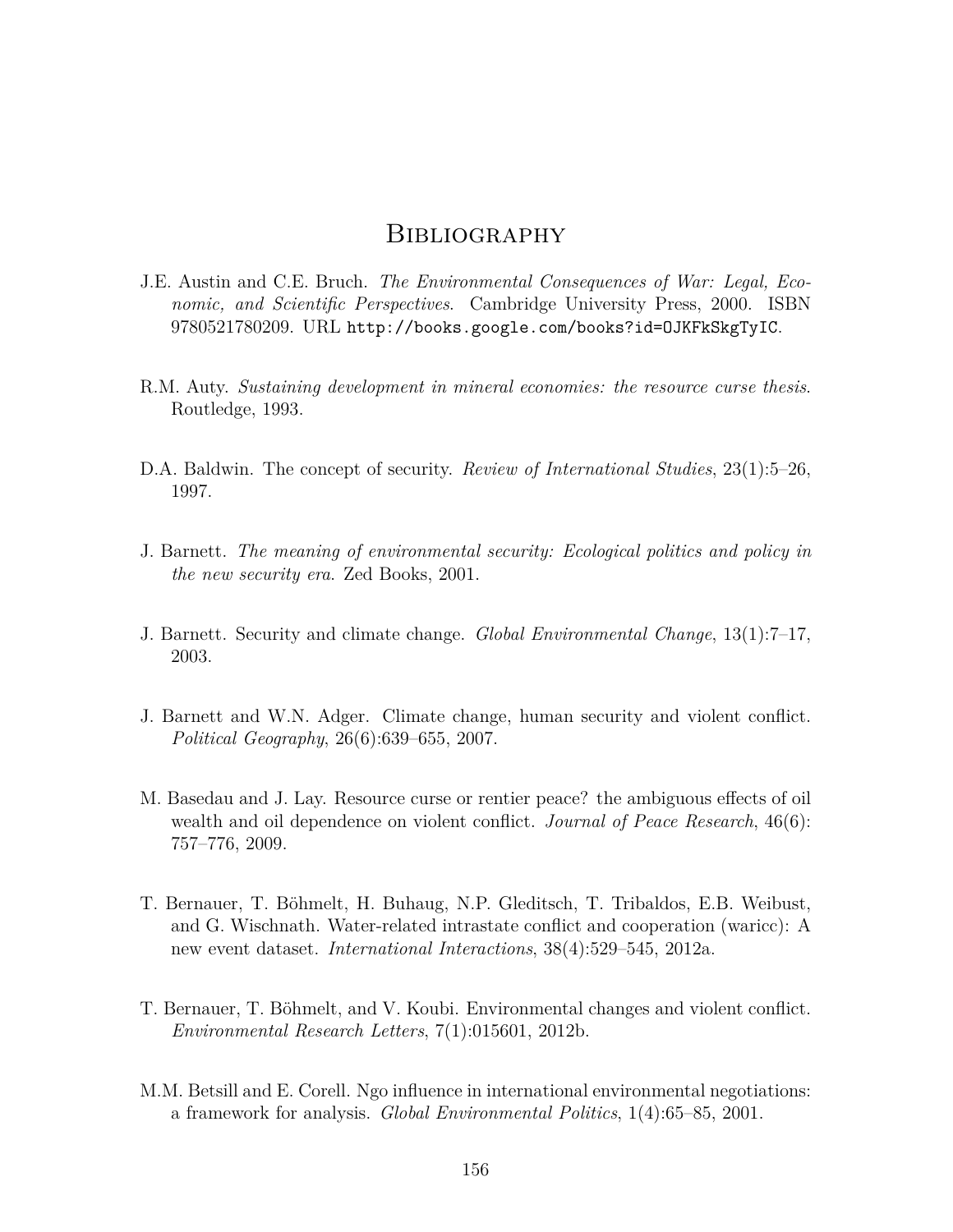# Bibliography

J.E. Austin and C.E. Bruch. *The Environmental Consequences of War: Legal, Economic, and Scientific Perspectives*. Cambridge University Press, 2000. ISBN 9780521780209. URL http://books.google.com/books?id=OJKFkSkgTyIC.

R.M. Auty. *Sustaining development in mineral economies: the resource curse thesis*. Routledge, 1993.

D.A. Baldwin. The concept of security. *Review of International Studies*, 23(1):5–26, 1997.

J. Barnett. *The meaning of environmental security: Ecological politics and policy in the new security era*. Zed Books, 2001.

J. Barnett. Security and climate change. *Global Environmental Change*, 13(1):7–17, 2003.

J. Barnett and W.N. Adger. Climate change, human security and violent conflict. *Political Geography*, 26(6):639–655, 2007.

M. Basedau and J. Lay. Resource curse or rentier peace? the ambiguous effects of oil wealth and oil dependence on violent conflict. *Journal of Peace Research*, 46(6): 757–776, 2009.

T. Bernauer, T. Böhmelt, H. Buhaug, N.P. Gleditsch, T. Tribaldos, E.B. Weibust, and G. Wischnath. Water-related intrastate conflict and cooperation (waricc): A new event dataset. *International Interactions*, 38(4):529–545, 2012a.

T. Bernauer, T. Böhmelt, and V. Koubi. Environmental changes and violent conflict. *Environmental Research Letters*, 7(1):015601, 2012b.

M.M. Betsill and E. Corell. Ngo influence in international environmental negotiations: a framework for analysis. *Global Environmental Politics*, 1(4):65–85, 2001.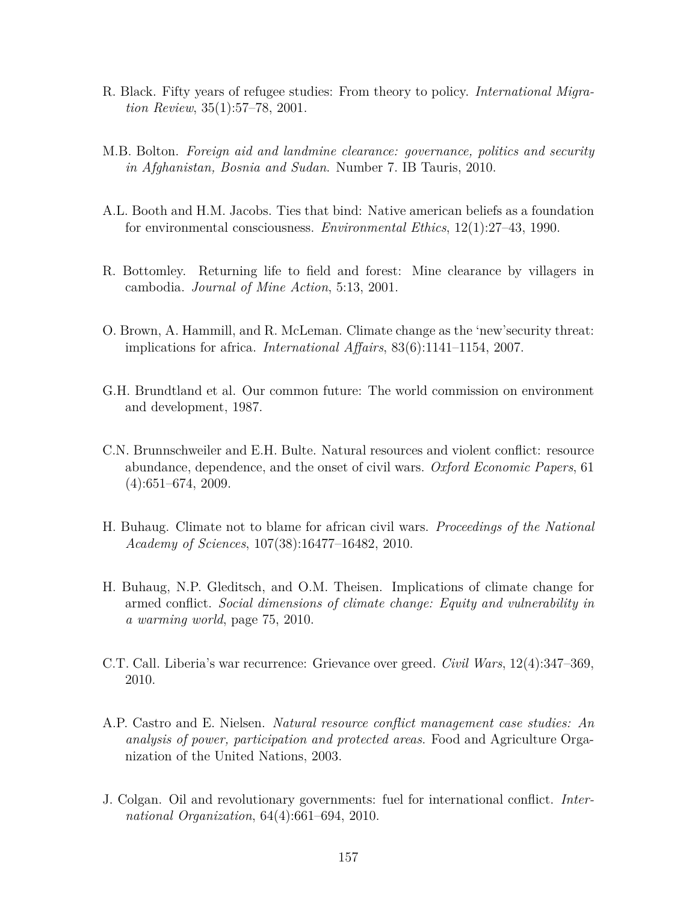R. Black. Fifty years of refugee studies: From theory to policy. *International Migration Review*, 35(1):57–78, 2001.

M.B. Bolton. *Foreign aid and landmine clearance: governance, politics and security in Afghanistan, Bosnia and Sudan*. Number 7. IB Tauris, 2010.

A.L. Booth and H.M. Jacobs. Ties that bind: Native american beliefs as a foundation for environmental consciousness. *Environmental Ethics*, 12(1):27–43, 1990.

R. Bottomley. Returning life to field and forest: Mine clearance by villagers in cambodia. *Journal of Mine Action*, 5:13, 2001.

O. Brown, A. Hammill, and R. McLeman. Climate change as the 'new'security threat: implications for africa. *International Affairs*, 83(6):1141–1154, 2007.

G.H. Brundtland et al. Our common future: The world commission on environment and development, 1987.

C.N. Brunnschweiler and E.H. Bulte. Natural resources and violent conflict: resource abundance, dependence, and the onset of civil wars. *Oxford Economic Papers*, 61 (4):651–674, 2009.

H. Buhaug. Climate not to blame for african civil wars. *Proceedings of the National Academy of Sciences*, 107(38):16477–16482, 2010.

H. Buhaug, N.P. Gleditsch, and O.M. Theisen. Implications of climate change for armed conflict. *Social dimensions of climate change: Equity and vulnerability in a warming world*, page 75, 2010.

C.T. Call. Liberia's war recurrence: Grievance over greed. *Civil Wars*, 12(4):347–369, 2010.

A.P. Castro and E. Nielsen. *Natural resource conflict management case studies: An analysis of power, participation and protected areas*. Food and Agriculture Organization of the United Nations, 2003.

J. Colgan. Oil and revolutionary governments: fuel for international conflict. *International Organization*, 64(4):661–694, 2010.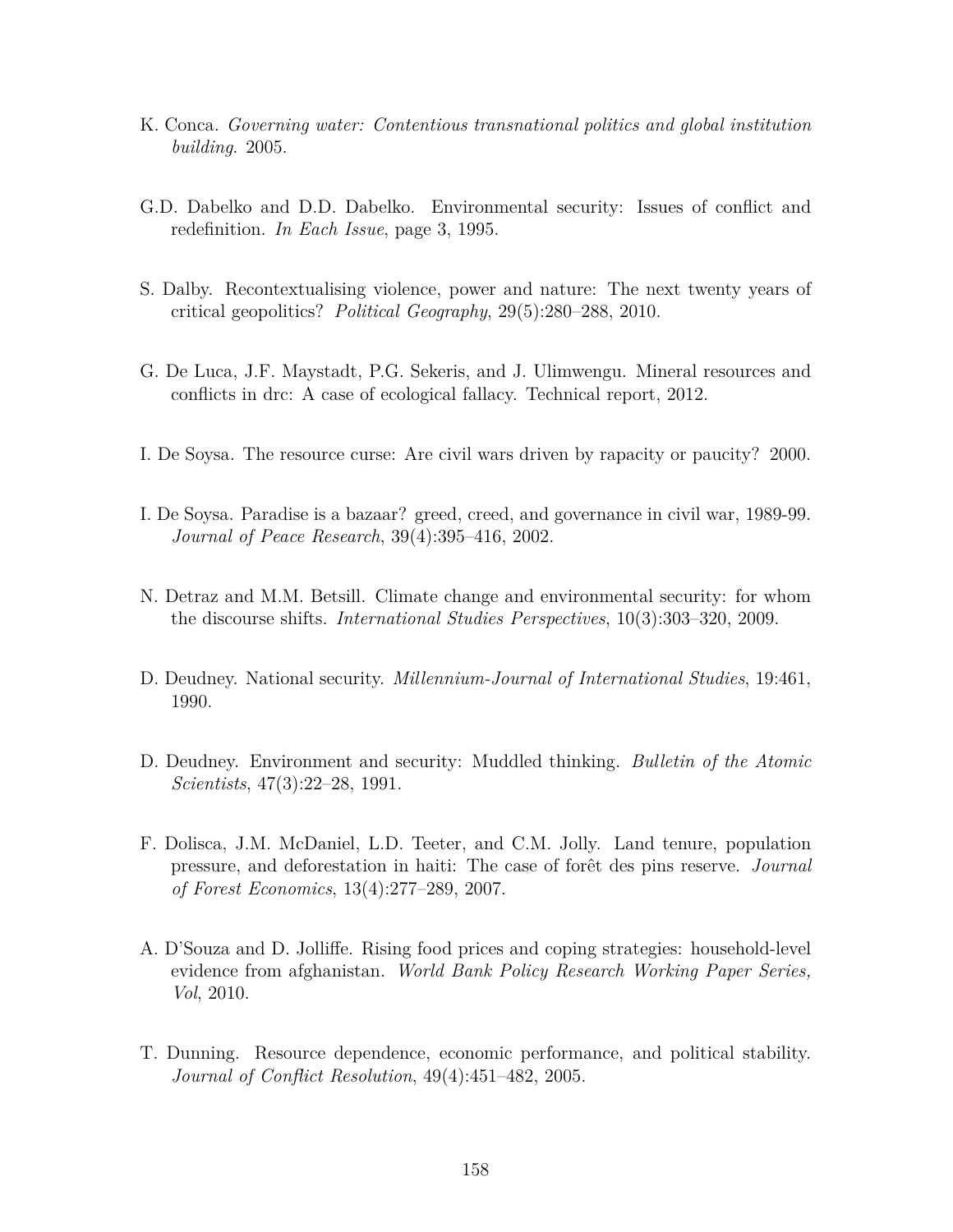K. Conca. *Governing water: Contentious transnational politics and global institution building*. 2005.

G.D. Dabelko and D.D. Dabelko. Environmental security: Issues of conflict and redefinition. *In Each Issue*, page 3, 1995.

S. Dalby. Recontextualising violence, power and nature: The next twenty years of critical geopolitics? *Political Geography*, 29(5):280–288, 2010.

G. De Luca, J.F. Maystadt, P.G. Sekeris, and J. Ulimwengu. Mineral resources and conflicts in drc: A case of ecological fallacy. Technical report, 2012.

I. De Soysa. The resource curse: Are civil wars driven by rapacity or paucity? 2000.

I. De Soysa. Paradise is a bazaar? greed, creed, and governance in civil war, 1989-99. *Journal of Peace Research*, 39(4):395–416, 2002.

N. Detraz and M.M. Betsill. Climate change and environmental security: for whom the discourse shifts. *International Studies Perspectives*, 10(3):303–320, 2009.

D. Deudney. National security. *Millennium-Journal of International Studies*, 19:461, 1990.

D. Deudney. Environment and security: Muddled thinking. *Bulletin of the Atomic Scientists*, 47(3):22–28, 1991.

F. Dolisca, J.M. McDaniel, L.D. Teeter, and C.M. Jolly. Land tenure, population pressure, and deforestation in haiti: The case of forêt des pins reserve. *Journal of Forest Economics*, 13(4):277–289, 2007.

A. D'Souza and D. Jolliffe. Rising food prices and coping strategies: household-level evidence from afghanistan. *World Bank Policy Research Working Paper Series, Vol*, 2010.

T. Dunning. Resource dependence, economic performance, and political stability. *Journal of Conflict Resolution*, 49(4):451–482, 2005.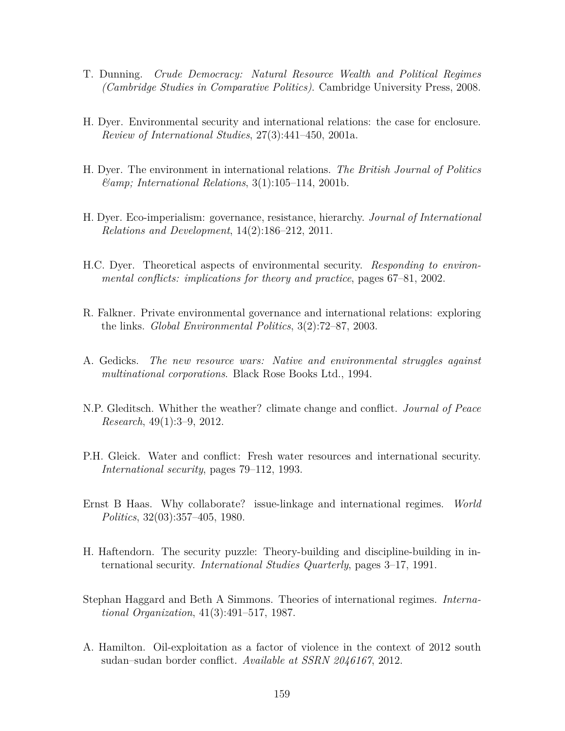T. Dunning. *Crude Democracy: Natural Resource Wealth and Political Regimes (Cambridge Studies in Comparative Politics)*. Cambridge University Press, 2008.

H. Dyer. Environmental security and international relations: the case for enclosure. *Review of International Studies*, 27(3):441–450, 2001a.

H. Dyer. The environment in international relations. *The British Journal of Politics &amp; International Relations*, 3(1):105–114, 2001b.

H. Dyer. Eco-imperialism: governance, resistance, hierarchy. *Journal of International Relations and Development*, 14(2):186–212, 2011.

H.C. Dyer. Theoretical aspects of environmental security. *Responding to environmental conflicts: implications for theory and practice*, pages 67–81, 2002.

R. Falkner. Private environmental governance and international relations: exploring the links. *Global Environmental Politics*, 3(2):72–87, 2003.

A. Gedicks. *The new resource wars: Native and environmental struggles against multinational corporations*. Black Rose Books Ltd., 1994.

N.P. Gleditsch. Whither the weather? climate change and conflict. *Journal of Peace Research*, 49(1):3–9, 2012.

P.H. Gleick. Water and conflict: Fresh water resources and international security. *International security*, pages 79–112, 1993.

Ernst B Haas. Why collaborate? issue-linkage and international regimes. *World Politics*, 32(03):357–405, 1980.

H. Haftendorn. The security puzzle: Theory-building and discipline-building in international security. *International Studies Quarterly*, pages 3–17, 1991.

Stephan Haggard and Beth A Simmons. Theories of international regimes. *International Organization*, 41(3):491–517, 1987.

A. Hamilton. Oil-exploitation as a factor of violence in the context of 2012 south sudan–sudan border conflict. *Available at SSRN 2046167*, 2012.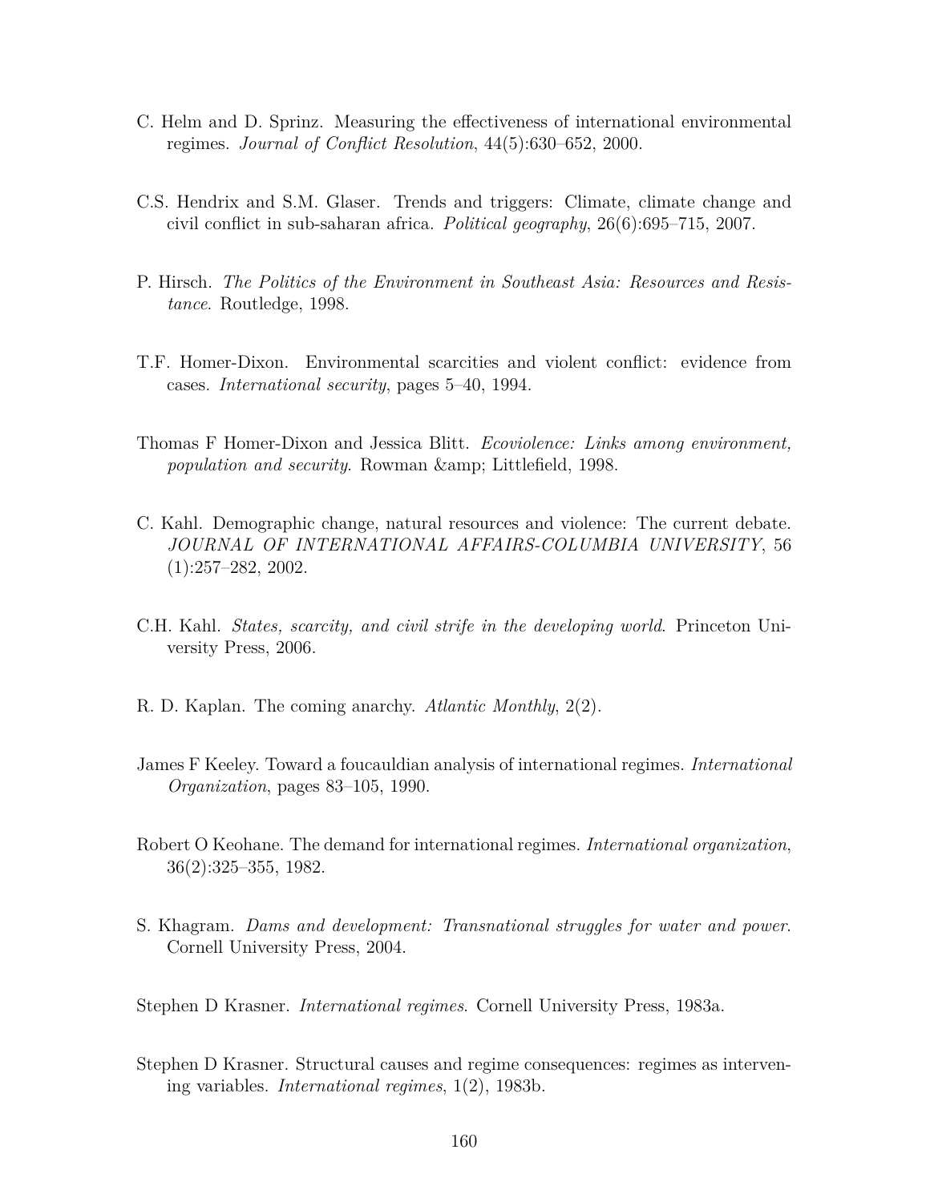C. Helm and D. Sprinz. Measuring the effectiveness of international environmental regimes. *Journal of Conflict Resolution*, 44(5):630–652, 2000.

C.S. Hendrix and S.M. Glaser. Trends and triggers: Climate, climate change and civil conflict in sub-saharan africa. *Political geography*, 26(6):695–715, 2007.

P. Hirsch. *The Politics of the Environment in Southeast Asia: Resources and Resistance*. Routledge, 1998.

T.F. Homer-Dixon. Environmental scarcities and violent conflict: evidence from cases. *International security*, pages 5–40, 1994.

Thomas F Homer-Dixon and Jessica Blitt. *Ecoviolence: Links among environment, population and security*. Rowman &amp; Littlefield, 1998.

C. Kahl. Demographic change, natural resources and violence: The current debate. *JOURNAL OF INTERNATIONAL AFFAIRS-COLUMBIA UNIVERSITY*, 56 (1):257–282, 2002.

C.H. Kahl. *States, scarcity, and civil strife in the developing world*. Princeton University Press, 2006.

R. D. Kaplan. The coming anarchy. *Atlantic Monthly*, 2(2).

James F Keeley. Toward a foucauldian analysis of international regimes. *International Organization*, pages 83–105, 1990.

Robert O Keohane. The demand for international regimes. *International organization*, 36(2):325–355, 1982.

S. Khagram. *Dams and development: Transnational struggles for water and power*. Cornell University Press, 2004.

Stephen D Krasner. *International regimes*. Cornell University Press, 1983a.

Stephen D Krasner. Structural causes and regime consequences: regimes as intervening variables. *International regimes*, 1(2), 1983b.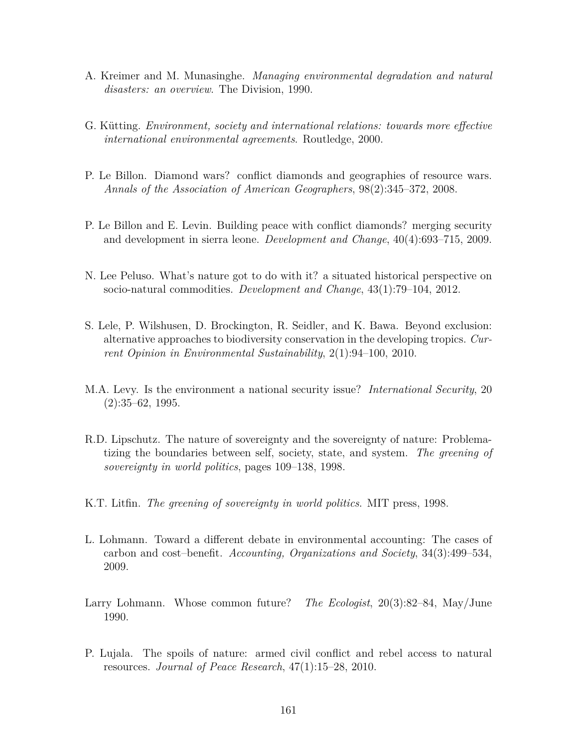A. Kreimer and M. Munasinghe. *Managing environmental degradation and natural disasters: an overview*. The Division, 1990.

G. Kütting. *Environment, society and international relations: towards more effective international environmental agreements*. Routledge, 2000.

P. Le Billon. Diamond wars? conflict diamonds and geographies of resource wars. *Annals of the Association of American Geographers*, 98(2):345–372, 2008.

P. Le Billon and E. Levin. Building peace with conflict diamonds? merging security and development in sierra leone. *Development and Change*, 40(4):693–715, 2009.

N. Lee Peluso. What's nature got to do with it? a situated historical perspective on socio-natural commodities. *Development and Change*, 43(1):79–104, 2012.

S. Lele, P. Wilshusen, D. Brockington, R. Seidler, and K. Bawa. Beyond exclusion: alternative approaches to biodiversity conservation in the developing tropics. *Current Opinion in Environmental Sustainability*, 2(1):94–100, 2010.

M.A. Levy. Is the environment a national security issue? *International Security*, 20 (2):35–62, 1995.

R.D. Lipschutz. The nature of sovereignty and the sovereignty of nature: Problematizing the boundaries between self, society, state, and system. *The greening of sovereignty in world politics*, pages 109–138, 1998.

K.T. Litfin. *The greening of sovereignty in world politics*. MIT press, 1998.

L. Lohmann. Toward a different debate in environmental accounting: The cases of carbon and cost–benefit. *Accounting, Organizations and Society*, 34(3):499–534, 2009.

Larry Lohmann. Whose common future? *The Ecologist*, 20(3):82–84, May/June 1990.

P. Lujala. The spoils of nature: armed civil conflict and rebel access to natural resources. *Journal of Peace Research*, 47(1):15–28, 2010.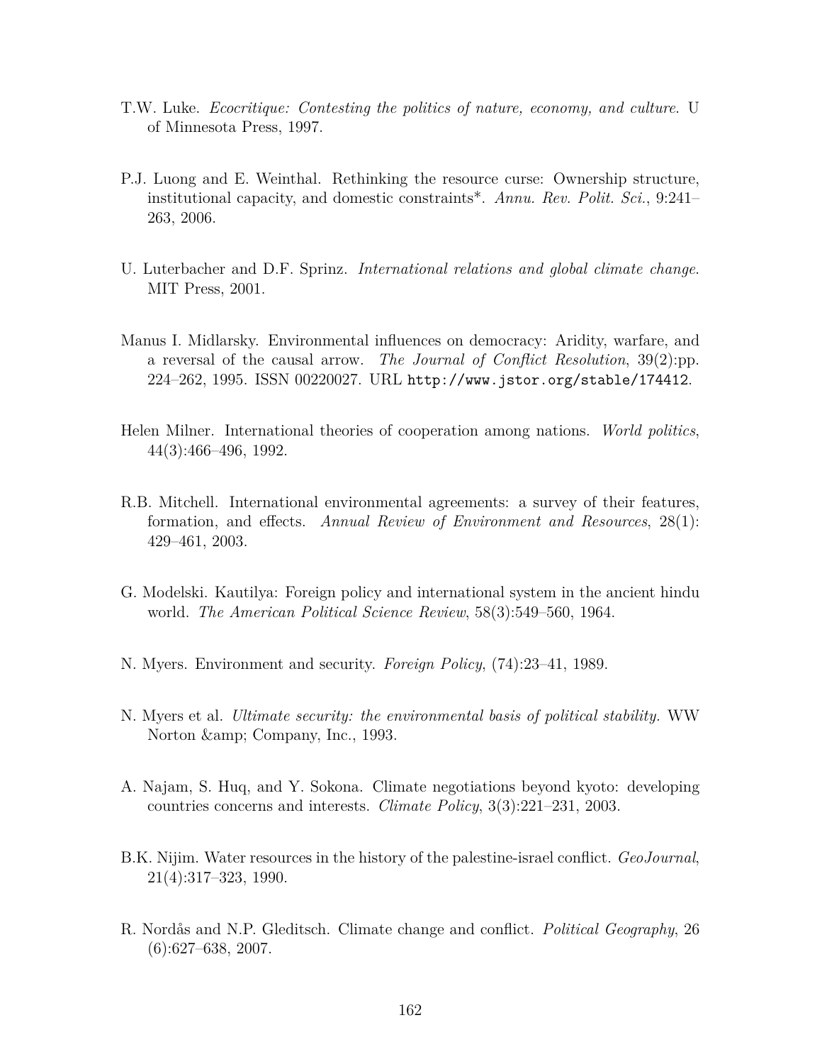T.W. Luke. *Ecocritique: Contesting the politics of nature, economy, and culture*. U of Minnesota Press, 1997.

P.J. Luong and E. Weinthal. Rethinking the resource curse: Ownership structure, institutional capacity, and domestic constraints*. *Annu. Rev. Polit. Sci.*, 9:241–263, 2006.

U. Luterbacher and D.F. Sprinz. *International relations and global climate change*. MIT Press, 2001.

Manus I. Midlarsky. Environmental influences on democracy: Aridity, warfare, and a reversal of the causal arrow. *The Journal of Conflict Resolution*, 39(2):pp. 224–262, 1995. ISSN 00220027. URL `http://www.jstor.org/stable/174412`.

Helen Milner. International theories of cooperation among nations. *World politics*, 44(3):466–496, 1992.

R.B. Mitchell. International environmental agreements: a survey of their features, formation, and effects. *Annual Review of Environment and Resources*, 28(1): 429–461, 2003.

G. Modelski. Kautilya: Foreign policy and international system in the ancient hindu world. *The American Political Science Review*, 58(3):549–560, 1964.

N. Myers. Environment and security. *Foreign Policy*, (74):23–41, 1989.

N. Myers et al. *Ultimate security: the environmental basis of political stability.* WW Norton &amp; Company, Inc., 1993.

A. Najam, S. Huq, and Y. Sokona. Climate negotiations beyond kyoto: developing countries concerns and interests. *Climate Policy*, 3(3):221–231, 2003.

B.K. Nijim. Water resources in the history of the palestine-israel conflict. *GeoJournal*, 21(4):317–323, 1990.

R. Nordås and N.P. Gleditsch. Climate change and conflict. *Political Geography*, 26 (6):627–638, 2007.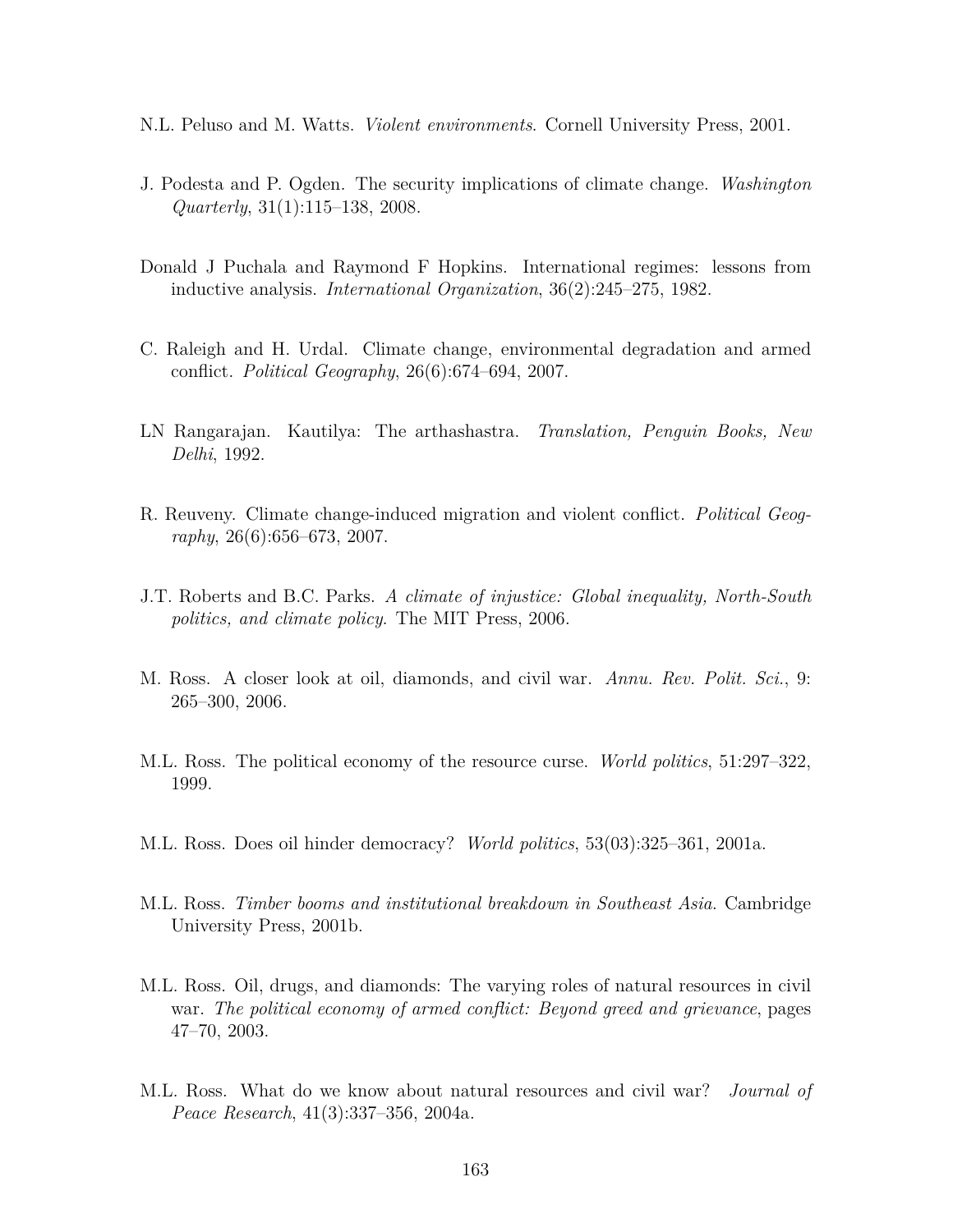N.L. Peluso and M. Watts. *Violent environments*. Cornell University Press, 2001.

J. Podesta and P. Ogden. The security implications of climate change. *Washington Quarterly*, 31(1):115–138, 2008.

Donald J Puchala and Raymond F Hopkins. International regimes: lessons from inductive analysis. *International Organization*, 36(2):245–275, 1982.

C. Raleigh and H. Urdal. Climate change, environmental degradation and armed conflict. *Political Geography*, 26(6):674–694, 2007.

LN Rangarajan. Kautilya: The arthashastra. *Translation, Penguin Books, New Delhi*, 1992.

R. Reuveny. Climate change-induced migration and violent conflict. *Political Geography*, 26(6):656–673, 2007.

J.T. Roberts and B.C. Parks. *A climate of injustice: Global inequality, North-South politics, and climate policy*. The MIT Press, 2006.

M. Ross. A closer look at oil, diamonds, and civil war. *Annu. Rev. Polit. Sci.*, 9: 265–300, 2006.

M.L. Ross. The political economy of the resource curse. *World politics*, 51:297–322, 1999.

M.L. Ross. Does oil hinder democracy? *World politics*, 53(03):325–361, 2001a.

M.L. Ross. *Timber booms and institutional breakdown in Southeast Asia*. Cambridge University Press, 2001b.

M.L. Ross. Oil, drugs, and diamonds: The varying roles of natural resources in civil war. *The political economy of armed conflict: Beyond greed and grievance*, pages 47–70, 2003.

M.L. Ross. What do we know about natural resources and civil war? *Journal of Peace Research*, 41(3):337–356, 2004a.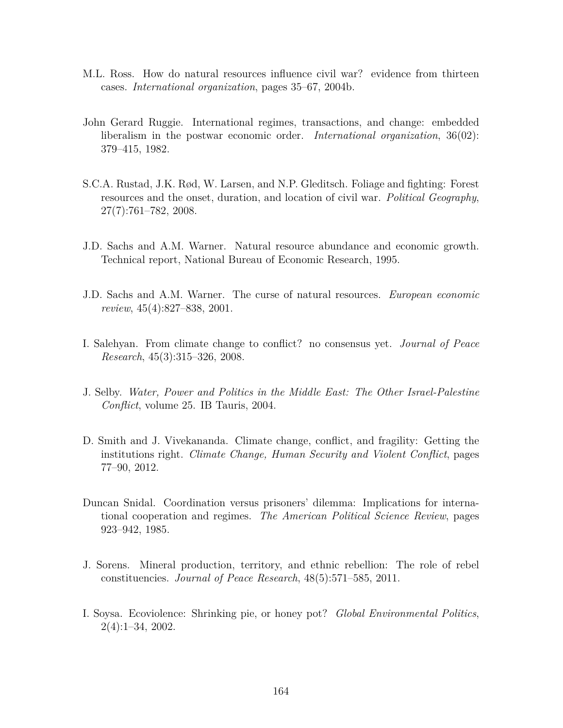M.L. Ross. How do natural resources influence civil war? evidence from thirteen cases. *International organization*, pages 35–67, 2004b.

John Gerard Ruggie. International regimes, transactions, and change: embedded liberalism in the postwar economic order. *International organization*, 36(02): 379–415, 1982.

S.C.A. Rustad, J.K. Rød, W. Larsen, and N.P. Gleditsch. Foliage and fighting: Forest resources and the onset, duration, and location of civil war. *Political Geography*, 27(7):761–782, 2008.

J.D. Sachs and A.M. Warner. Natural resource abundance and economic growth. Technical report, National Bureau of Economic Research, 1995.

J.D. Sachs and A.M. Warner. The curse of natural resources. *European economic review*, 45(4):827–838, 2001.

I. Salehyan. From climate change to conflict? no consensus yet. *Journal of Peace Research*, 45(3):315–326, 2008.

J. Selby. *Water, Power and Politics in the Middle East: The Other Israel-Palestine Conflict*, volume 25. IB Tauris, 2004.

D. Smith and J. Vivekananda. Climate change, conflict, and fragility: Getting the institutions right. *Climate Change, Human Security and Violent Conflict*, pages 77–90, 2012.

Duncan Snidal. Coordination versus prisoners' dilemma: Implications for international cooperation and regimes. *The American Political Science Review*, pages 923–942, 1985.

J. Sorens. Mineral production, territory, and ethnic rebellion: The role of rebel constituencies. *Journal of Peace Research*, 48(5):571–585, 2011.

I. Soysa. Ecoviolence: Shrinking pie, or honey pot? *Global Environmental Politics*, 2(4):1–34, 2002.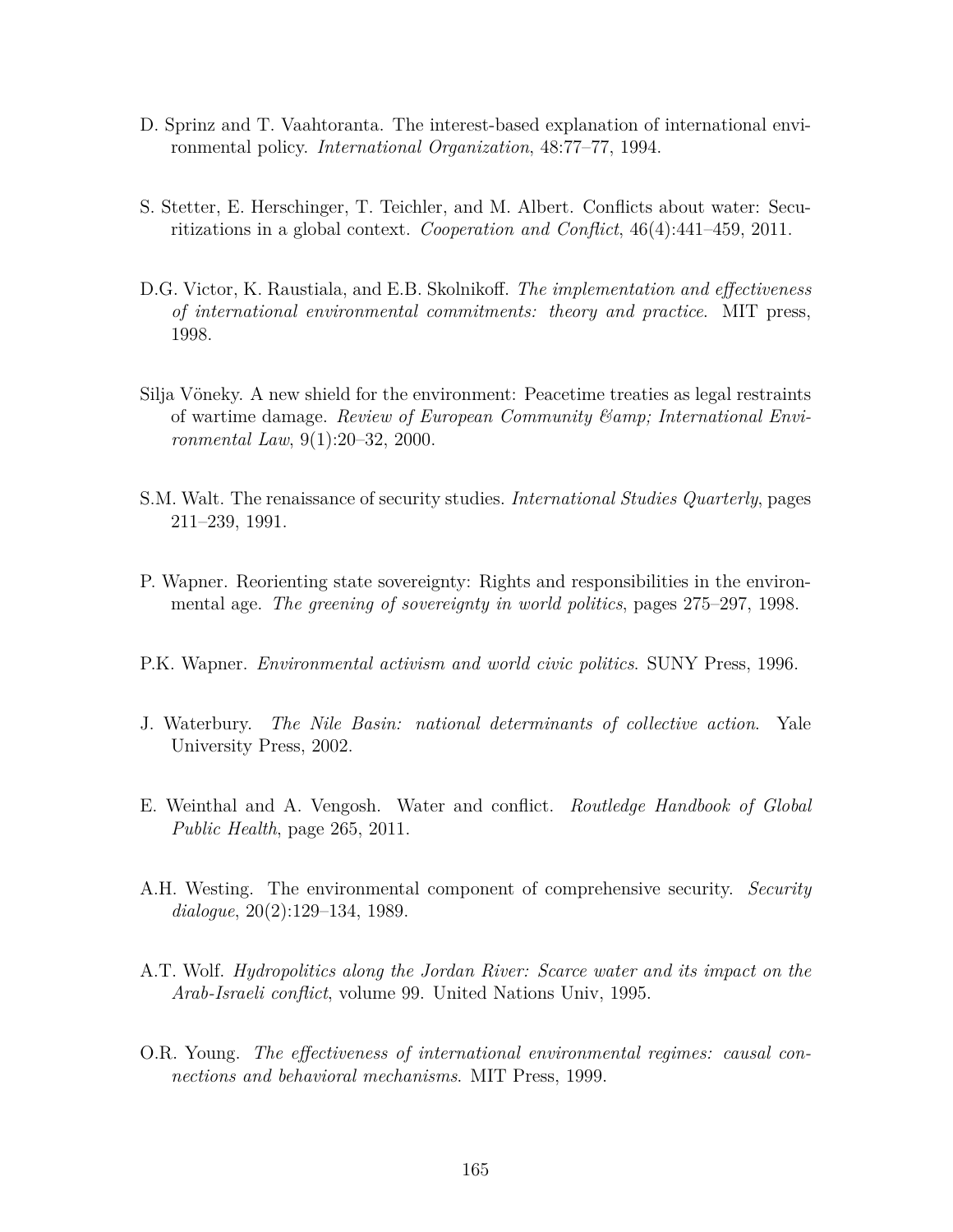D. Sprinz and T. Vaahtoranta. The interest-based explanation of international environmental policy. *International Organization*, 48:77–77, 1994.

S. Stetter, E. Herschinger, T. Teichler, and M. Albert. Conflicts about water: Securitizations in a global context. *Cooperation and Conflict*, 46(4):441–459, 2011.

D.G. Victor, K. Raustiala, and E.B. Skolnikoff. *The implementation and effectiveness of international environmental commitments: theory and practice*. MIT press, 1998.

Silja Vöneky. A new shield for the environment: Peacetime treaties as legal restraints of wartime damage. *Review of European Community &amp; International Environmental Law*, 9(1):20–32, 2000.

S.M. Walt. The renaissance of security studies. *International Studies Quarterly*, pages 211–239, 1991.

P. Wapner. Reorienting state sovereignty: Rights and responsibilities in the environmental age. *The greening of sovereignty in world politics*, pages 275–297, 1998.

P.K. Wapner. *Environmental activism and world civic politics*. SUNY Press, 1996.

J. Waterbury. *The Nile Basin: national determinants of collective action*. Yale University Press, 2002.

E. Weinthal and A. Vengosh. Water and conflict. *Routledge Handbook of Global Public Health*, page 265, 2011.

A.H. Westing. The environmental component of comprehensive security. *Security dialogue*, 20(2):129–134, 1989.

A.T. Wolf. *Hydropolitics along the Jordan River: Scarce water and its impact on the Arab-Israeli conflict*, volume 99. United Nations Univ, 1995.

O.R. Young. *The effectiveness of international environmental regimes: causal connections and behavioral mechanisms*. MIT Press, 1999.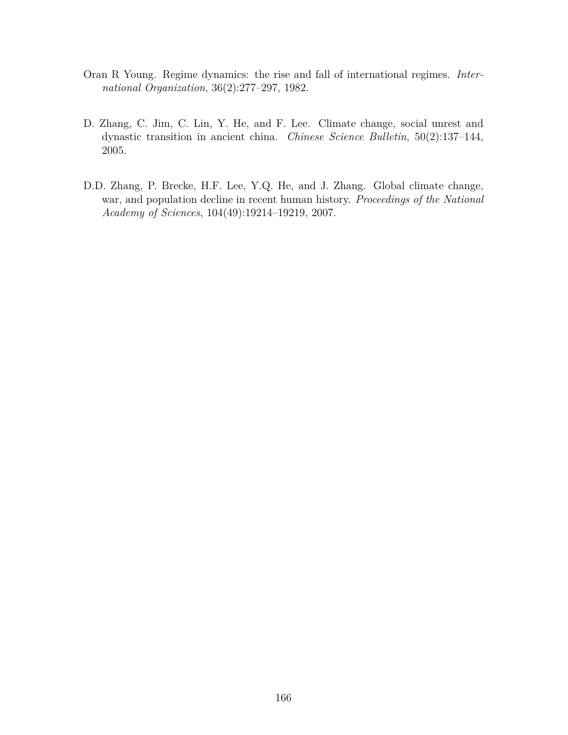Oran R Young. Regime dynamics: the rise and fall of international regimes. *International Organization*, 36(2):277–297, 1982.

D. Zhang, C. Jim, C. Lin, Y. He, and F. Lee. Climate change, social unrest and dynastic transition in ancient china. *Chinese Science Bulletin*, 50(2):137–144, 2005.

D.D. Zhang, P. Brecke, H.F. Lee, Y.Q. He, and J. Zhang. Global climate change, war, and population decline in recent human history. *Proceedings of the National Academy of Sciences*, 104(49):19214–19219, 2007.